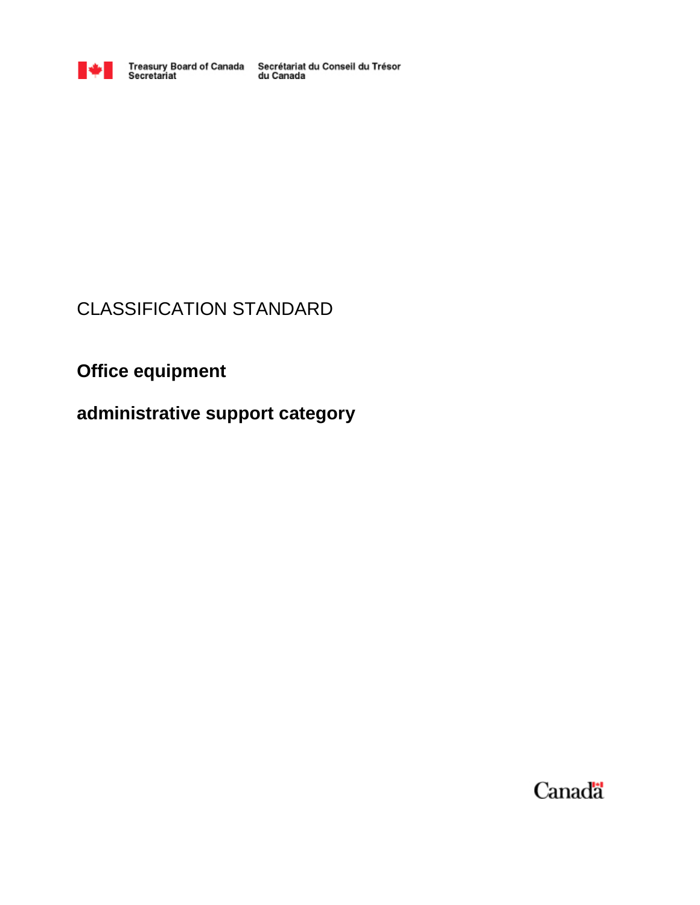Treasury Board of Canada Secretariat | Secrétariat du Conseil du Trésor du Canada

CLASSIFICATION STANDARD

# Office equipment

# administrative support category

Canada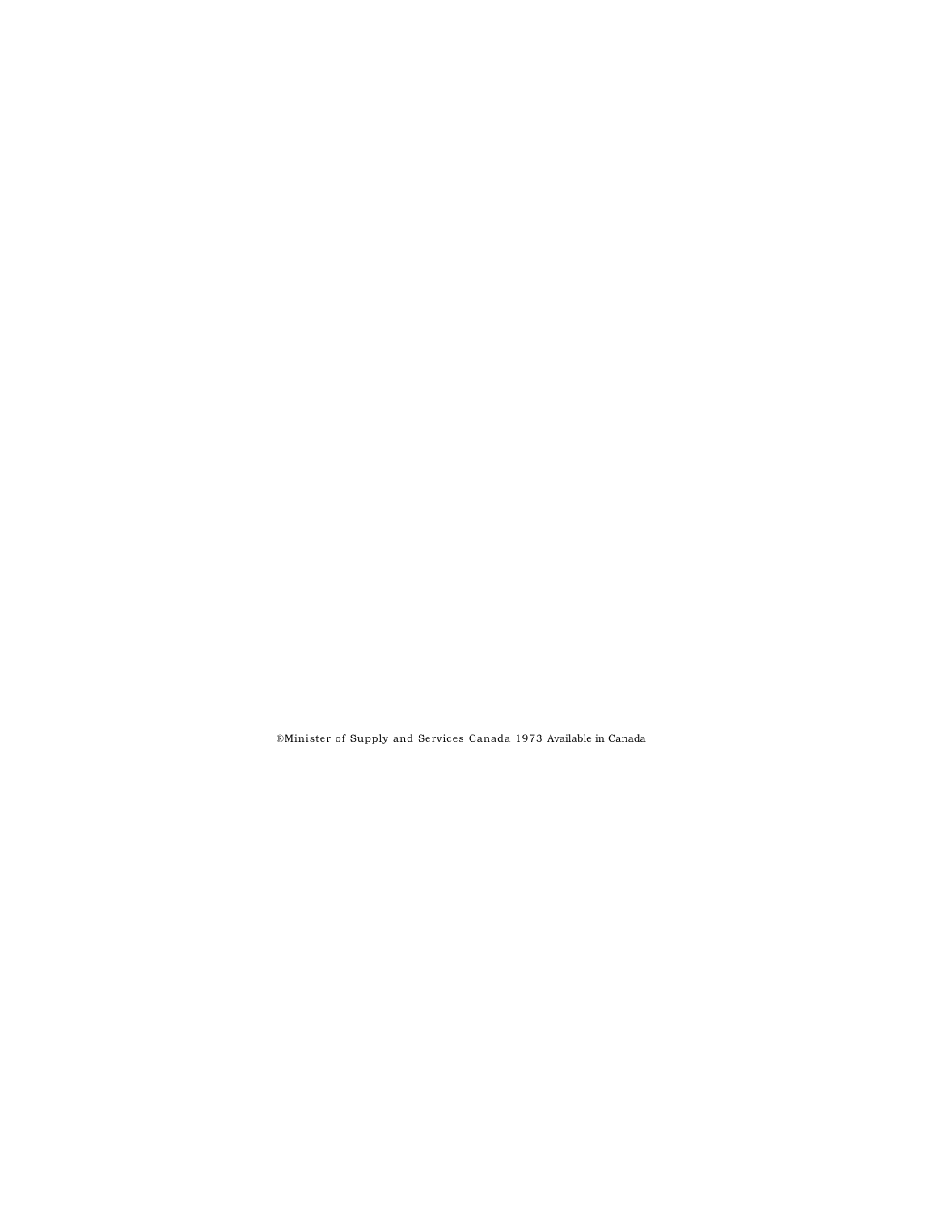®Minister of Supply and Services Canada 1973 Available in Canada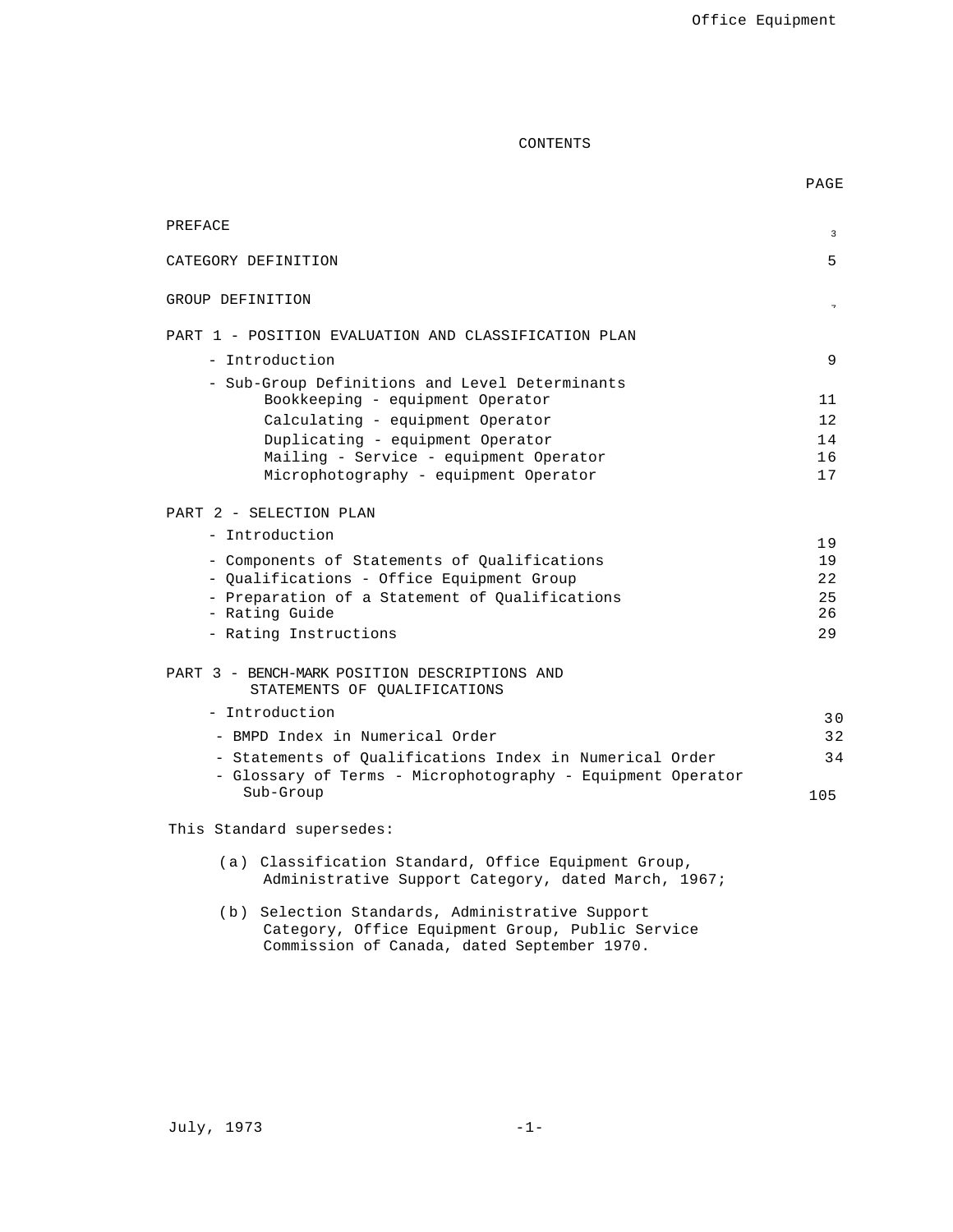# CONTENTS

| | PAGE |
|---|---|
| PREFACE | 3 |
| CATEGORY DEFINITION | 5 |
| GROUP DEFINITION | 7 |
| PART 1 - POSITION EVALUATION AND CLASSIFICATION PLAN | |
| - Introduction | 9 |
| - Sub-Group Definitions and Level Determinants | |
| Bookkeeping - equipment Operator | 11 |
| Calculating - equipment Operator | 12 |
| Duplicating - equipment Operator | 14 |
| Mailing - Service - equipment Operator | 16 |
| Microphotography - equipment Operator | 17 |
| PART 2 - SELECTION PLAN | |
| - Introduction | 19 |
| - Components of Statements of Qualifications | 19 |
| - Qualifications - Office Equipment Group | 22 |
| - Preparation of a Statement of Qualifications | 25 |
| - Rating Guide | 26 |
| - Rating Instructions | 29 |
| PART 3 - BENCH-MARK POSITION DESCRIPTIONS AND STATEMENTS OF QUALIFICATIONS | |
| - Introduction | 30 |
| - BMPD Index in Numerical Order | 32 |
| - Statements of Qualifications Index in Numerical Order | 34 |
| - Glossary of Terms - Microphotography - Equipment Operator Sub-Group | 105 |

This Standard supersedes:

(a) Classification Standard, Office Equipment Group, Administrative Support Category, dated March, 1967;

(b) Selection Standards, Administrative Support Category, Office Equipment Group, Public Service Commission of Canada, dated September 1970.

July, 1973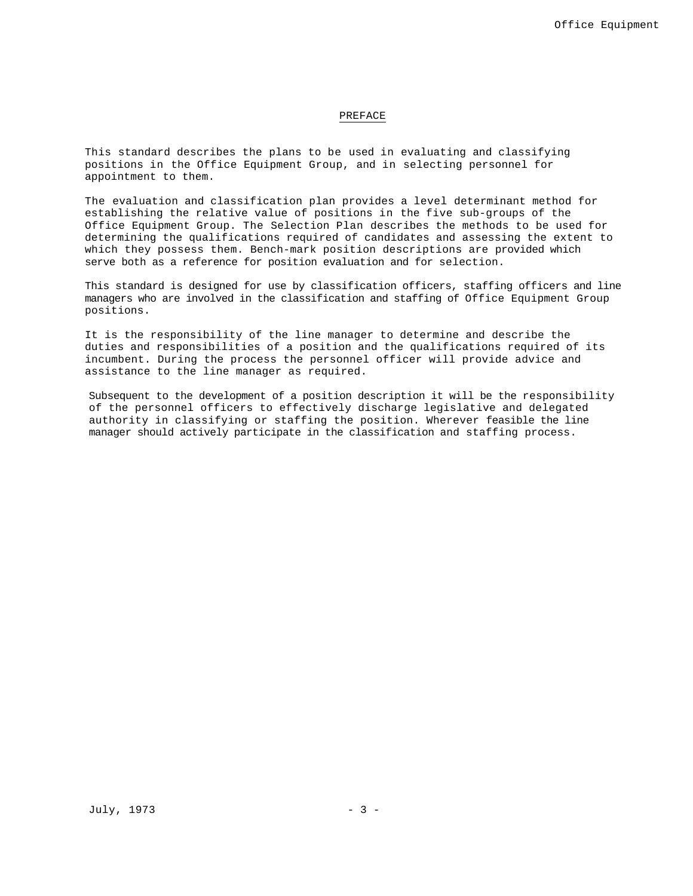## PREFACE

This standard describes the plans to be used in evaluating and classifying positions in the Office Equipment Group, and in selecting personnel for appointment to them.

The evaluation and classification plan provides a level determinant method for establishing the relative value of positions in the five sub-groups of the Office Equipment Group. The Selection Plan describes the methods to be used for determining the qualifications required of candidates and assessing the extent to which they possess them. Bench-mark position descriptions are provided which serve both as a reference for position evaluation and for selection.

This standard is designed for use by classification officers, staffing officers and line managers who are involved in the classification and staffing of Office Equipment Group positions.

It is the responsibility of the line manager to determine and describe the duties and responsibilities of a position and the qualifications required of its incumbent. During the process the personnel officer will provide advice and assistance to the line manager as required.

Subsequent to the development of a position description it will be the responsibility of the personnel officers to effectively discharge legislative and delegated authority in classifying or staffing the position. Wherever feasible the line manager should actively participate in the classification and staffing process.

July, 1973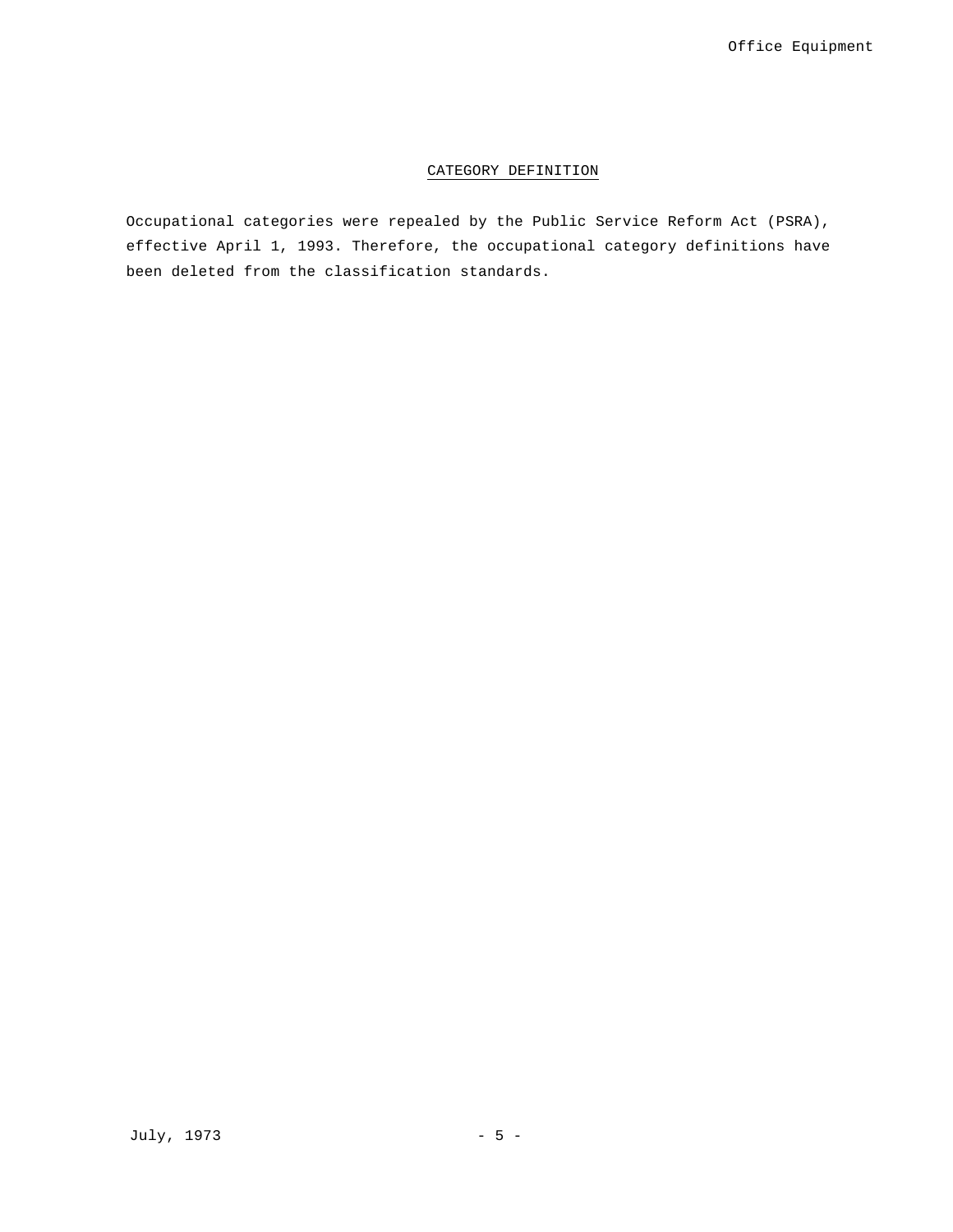## CATEGORY DEFINITION

Occupational categories were repealed by the Public Service Reform Act (PSRA), effective April 1, 1993. Therefore, the occupational category definitions have been deleted from the classification standards.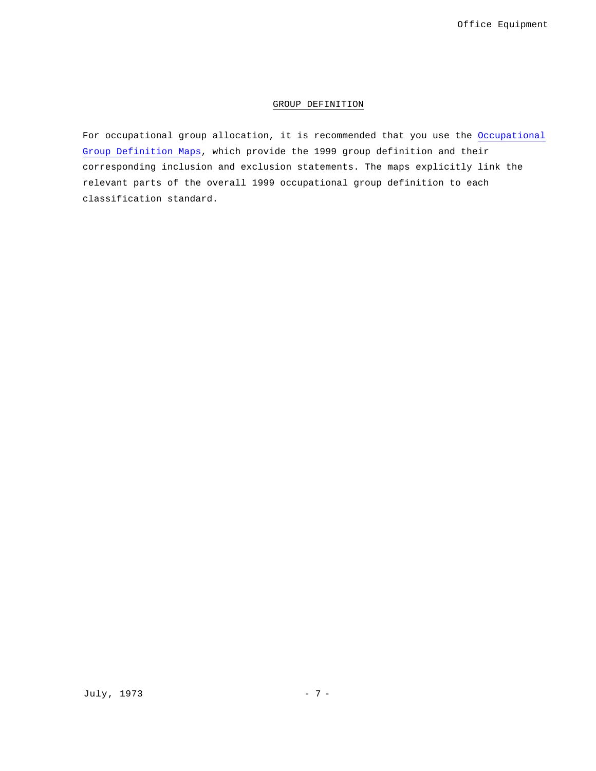## GROUP DEFINITION

For occupational group allocation, it is recommended that you use the Occupational Group Definition Maps, which provide the 1999 group definition and their corresponding inclusion and exclusion statements. The maps explicitly link the relevant parts of the overall 1999 occupational group definition to each classification standard.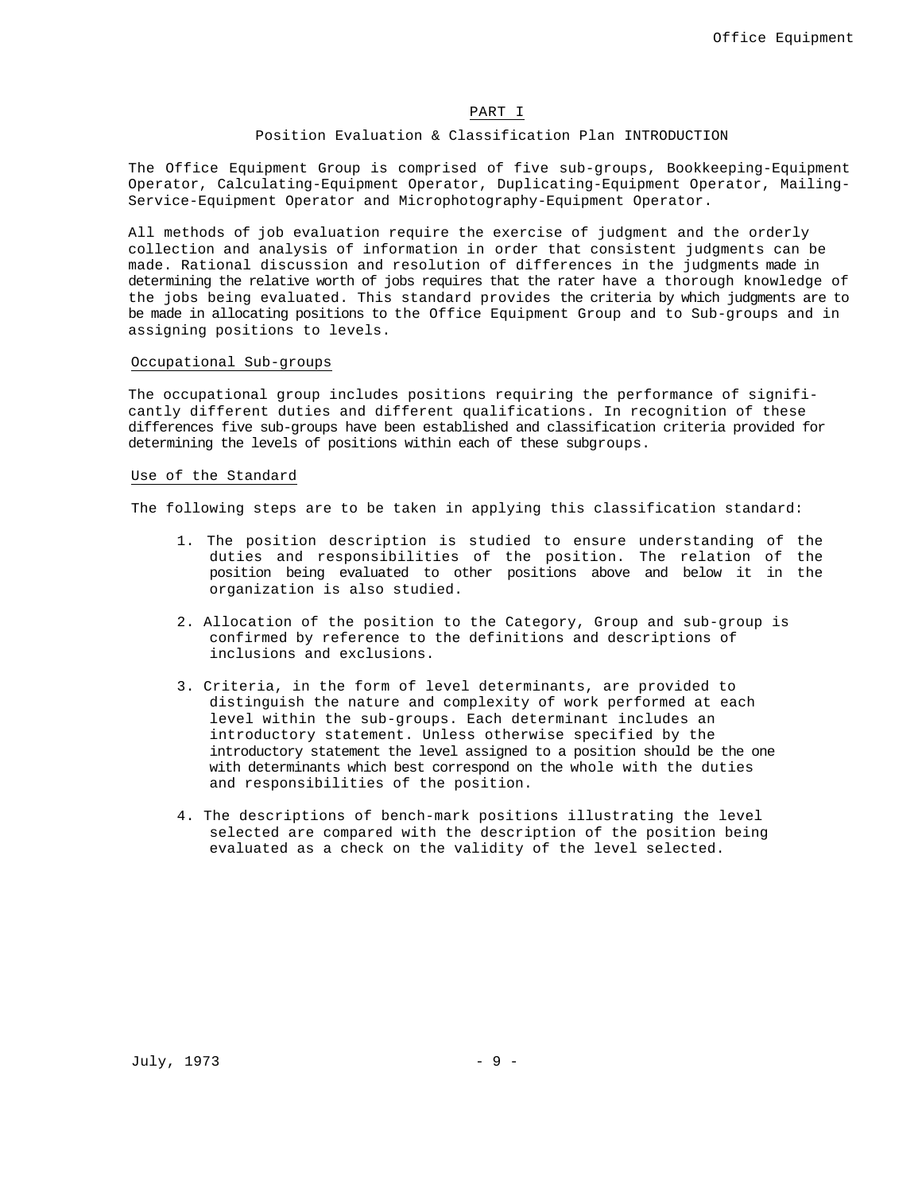## PART I

### Position Evaluation & Classification Plan INTRODUCTION

The Office Equipment Group is comprised of five sub-groups, Bookkeeping-Equipment Operator, Calculating-Equipment Operator, Duplicating-Equipment Operator, Mailing-Service-Equipment Operator and Microphotography-Equipment Operator.

All methods of job evaluation require the exercise of judgment and the orderly collection and analysis of information in order that consistent judgments can be made. Rational discussion and resolution of differences in the judgments made in determining the relative worth of jobs requires that the rater have a thorough knowledge of the jobs being evaluated. This standard provides the criteria by which judgments are to be made in allocating positions to the Office Equipment Group and to Sub-groups and in assigning positions to levels.

### Occupational Sub-groups

The occupational group includes positions requiring the performance of significantly different duties and different qualifications. In recognition of these differences five sub-groups have been established and classification criteria provided for determining the levels of positions within each of these subgroups.

### Use of the Standard

The following steps are to be taken in applying this classification standard:

1. The position description is studied to ensure understanding of the duties and responsibilities of the position. The relation of the position being evaluated to other positions above and below it in the organization is also studied.

2. Allocation of the position to the Category, Group and sub-group is confirmed by reference to the definitions and descriptions of inclusions and exclusions.

3. Criteria, in the form of level determinants, are provided to distinguish the nature and complexity of work performed at each level within the sub-groups. Each determinant includes an introductory statement. Unless otherwise specified by the introductory statement the level assigned to a position should be the one with determinants which best correspond on the whole with the duties and responsibilities of the position.

4. The descriptions of bench-mark positions illustrating the level selected are compared with the description of the position being evaluated as a check on the validity of the level selected.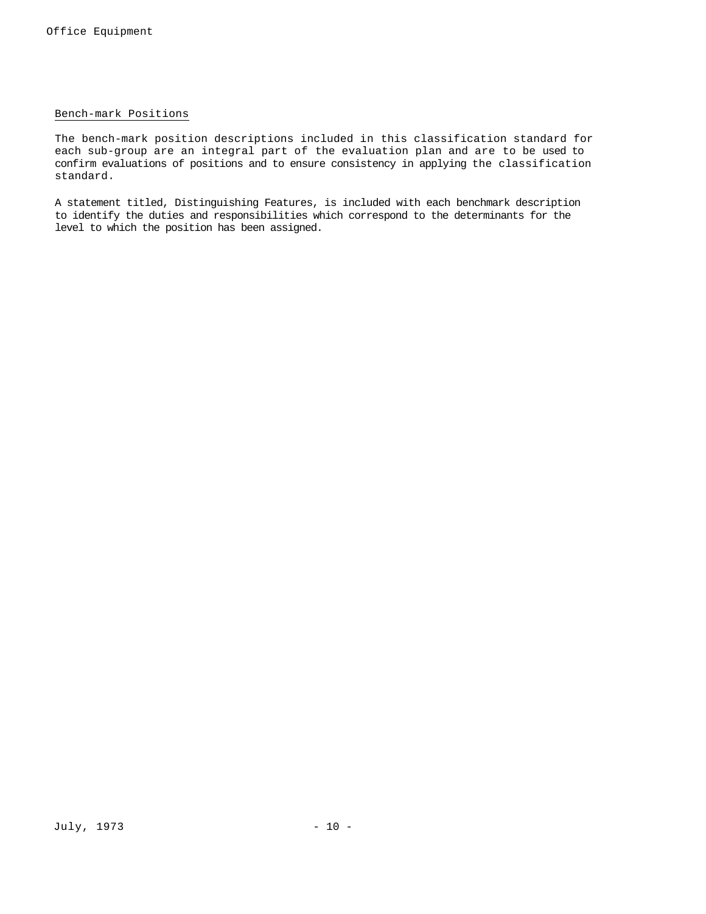## Bench-mark Positions

The bench-mark position descriptions included in this classification standard for each sub-group are an integral part of the evaluation plan and are to be used to confirm evaluations of positions and to ensure consistency in applying the classification standard.

A statement titled, Distinguishing Features, is included with each benchmark description to identify the duties and responsibilities which correspond to the determinants for the level to which the position has been assigned.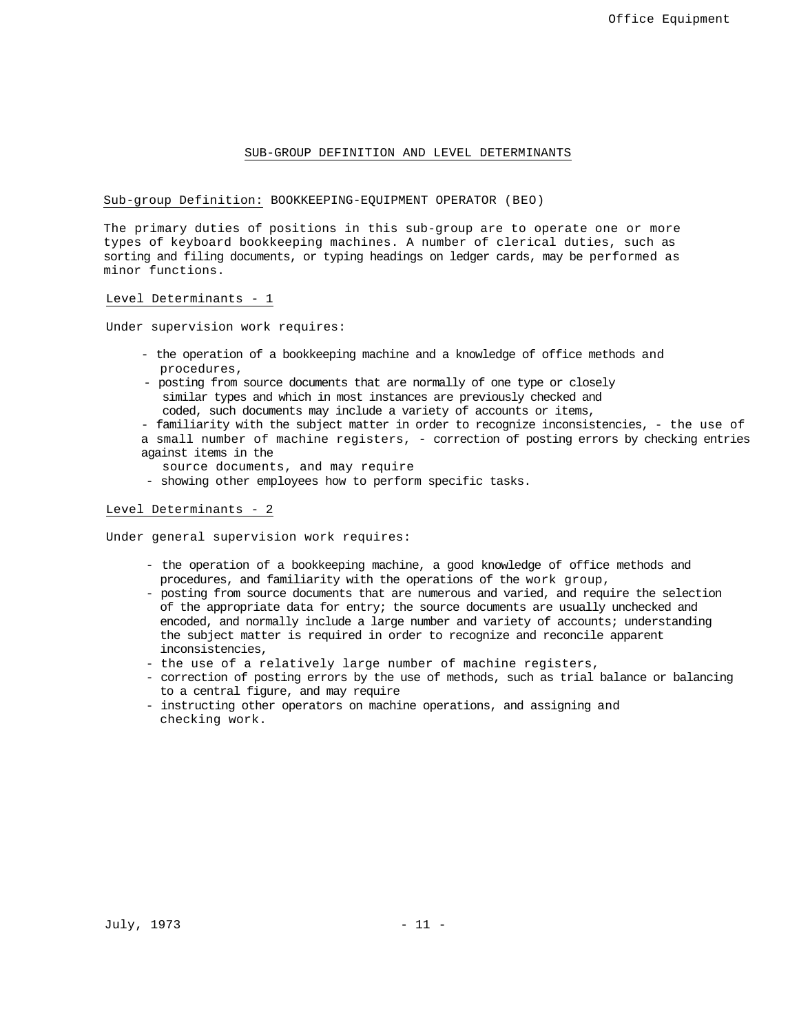## SUB-GROUP DEFINITION AND LEVEL DETERMINANTS

Sub-group Definition: BOOKKEEPING-EQUIPMENT OPERATOR (BEO)

The primary duties of positions in this sub-group are to operate one or more types of keyboard bookkeeping machines. A number of clerical duties, such as sorting and filing documents, or typing headings on ledger cards, may be performed as minor functions.

### Level Determinants - 1

Under supervision work requires:

- the operation of a bookkeeping machine and a knowledge of office methods and procedures,
- posting from source documents that are normally of one type or closely similar types and which in most instances are previously checked and coded, such documents may include a variety of accounts or items,
- familiarity with the subject matter in order to recognize inconsistencies,
- the use of a small number of machine registers,
- correction of posting errors by checking entries against items in the source documents, and may require
- showing other employees how to perform specific tasks.

### Level Determinants - 2

Under general supervision work requires:

- the operation of a bookkeeping machine, a good knowledge of office methods and procedures, and familiarity with the operations of the work group,
- posting from source documents that are numerous and varied, and require the selection of the appropriate data for entry; the source documents are usually unchecked and encoded, and normally include a large number and variety of accounts; understanding the subject matter is required in order to recognize and reconcile apparent inconsistencies,
- the use of a relatively large number of machine registers,
- correction of posting errors by the use of methods, such as trial balance or balancing to a central figure, and may require
- instructing other operators on machine operations, and assigning and checking work.

July, 1973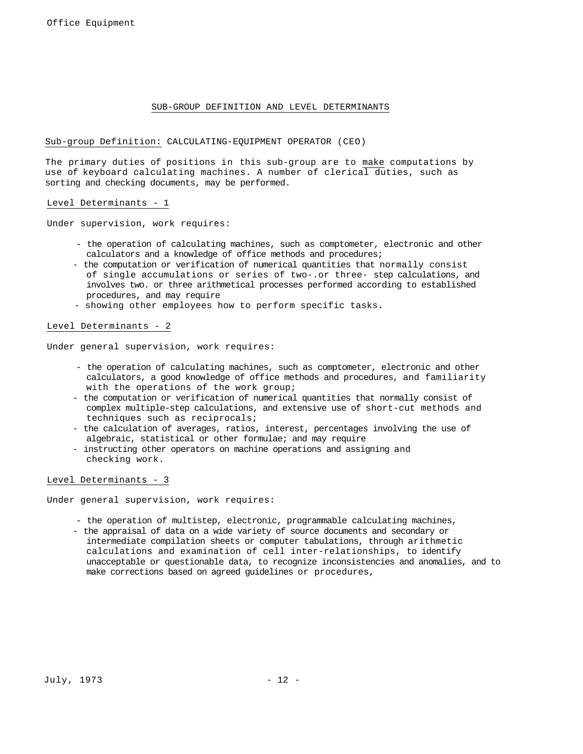## SUB-GROUP DEFINITION AND LEVEL DETERMINANTS

Sub-group Definition: CALCULATING-EQUIPMENT OPERATOR (CEO)

The primary duties of positions in this sub-group are to make computations by use of keyboard calculating machines. A number of clerical duties, such as sorting and checking documents, may be performed.

### Level Determinants - 1

Under supervision, work requires:

- the operation of calculating machines, such as comptometer, electronic and other calculators and a knowledge of office methods and procedures;
- the computation or verification of numerical quantities that normally consist of single accumulations or series of two-.or three- step calculations, and involves two. or three arithmetical processes performed according to established procedures, and may require
- showing other employees how to perform specific tasks.

### Level Determinants - 2

Under general supervision, work requires:

- the operation of calculating machines, such as comptometer, electronic and other calculators, a good knowledge of office methods and procedures, and familiarity with the operations of the work group;
- the computation or verification of numerical quantities that normally consist of complex multiple-step calculations, and extensive use of short-cut methods and techniques such as reciprocals;
- the calculation of averages, ratios, interest, percentages involving the use of algebraic, statistical or other formulae; and may require
- instructing other operators on machine operations and assigning and checking work.

### Level Determinants - 3

Under general supervision, work requires:

- the operation of multistep, electronic, programmable calculating machines,
- the appraisal of data on a wide variety of source documents and secondary or intermediate compilation sheets or computer tabulations, through arithmetic calculations and examination of cell inter-relationships, to identify unacceptable or questionable data, to recognize inconsistencies and anomalies, and to make corrections based on agreed guidelines or procedures,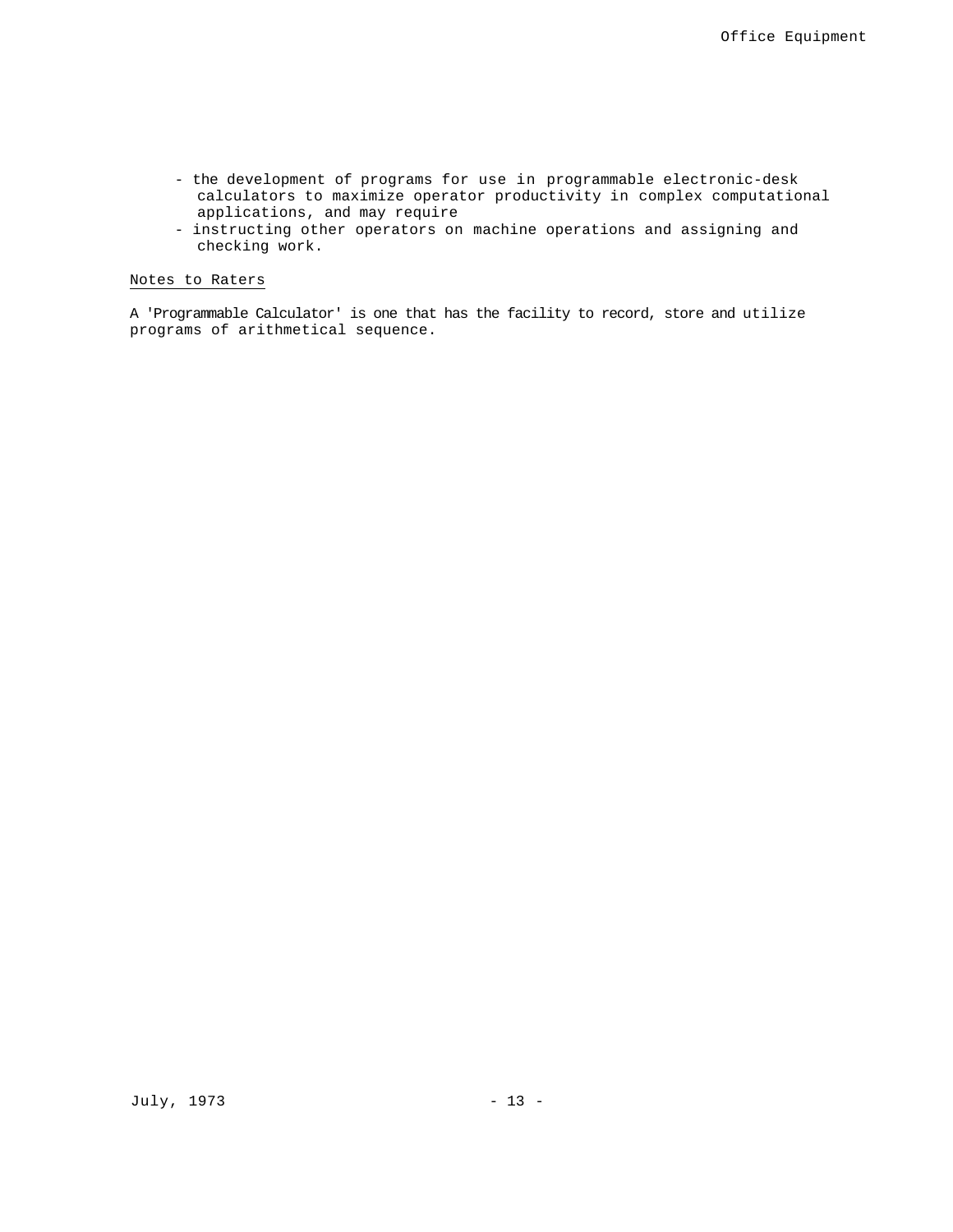- the development of programs for use in programmable electronic-desk calculators to maximize operator productivity in complex computational applications, and may require
- instructing other operators on machine operations and assigning and checking work.

Notes to Raters

A 'Programmable Calculator' is one that has the facility to record, store and utilize programs of arithmetical sequence.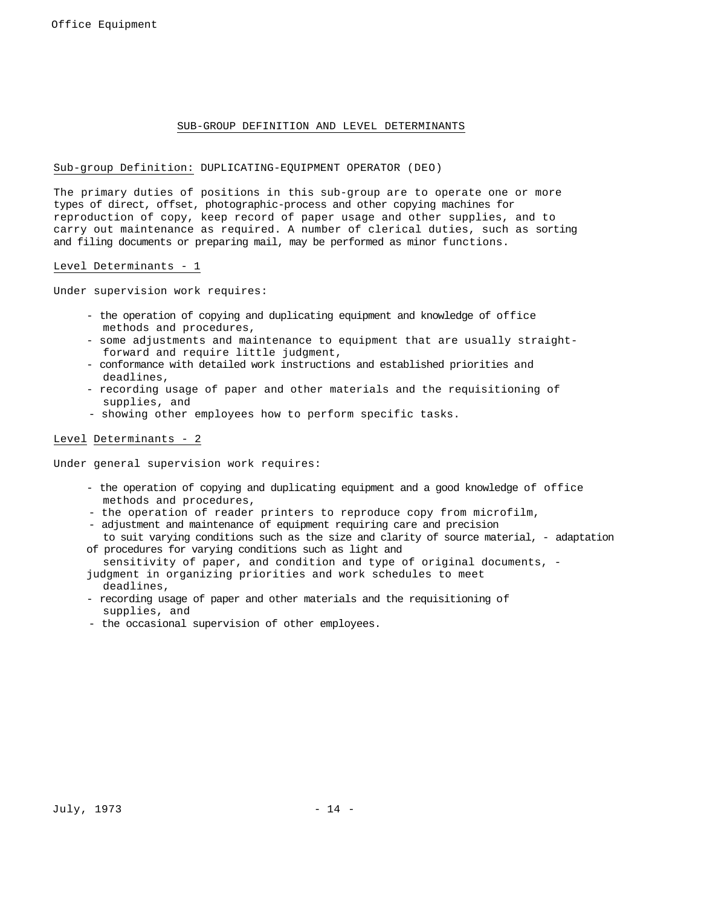## SUB-GROUP DEFINITION AND LEVEL DETERMINANTS

Sub-group Definition: DUPLICATING-EQUIPMENT OPERATOR (DEO)

The primary duties of positions in this sub-group are to operate one or more types of direct, offset, photographic-process and other copying machines for reproduction of copy, keep record of paper usage and other supplies, and to carry out maintenance as required. A number of clerical duties, such as sorting and filing documents or preparing mail, may be performed as minor functions.

### Level Determinants - 1

Under supervision work requires:

- the operation of copying and duplicating equipment and knowledge of office methods and procedures,
- some adjustments and maintenance to equipment that are usually straightforward and require little judgment,
- conformance with detailed work instructions and established priorities and deadlines,
- recording usage of paper and other materials and the requisitioning of supplies, and
- showing other employees how to perform specific tasks.

### Level Determinants - 2

Under general supervision work requires:

- the operation of copying and duplicating equipment and a good knowledge of office methods and procedures,
- the operation of reader printers to reproduce copy from microfilm,
- adjustment and maintenance of equipment requiring care and precision to suit varying conditions such as the size and clarity of source material,
- adaptation of procedures for varying conditions such as light and sensitivity of paper, and condition and type of original documents,
- judgment in organizing priorities and work schedules to meet deadlines,
- recording usage of paper and other materials and the requisitioning of supplies, and
- the occasional supervision of other employees.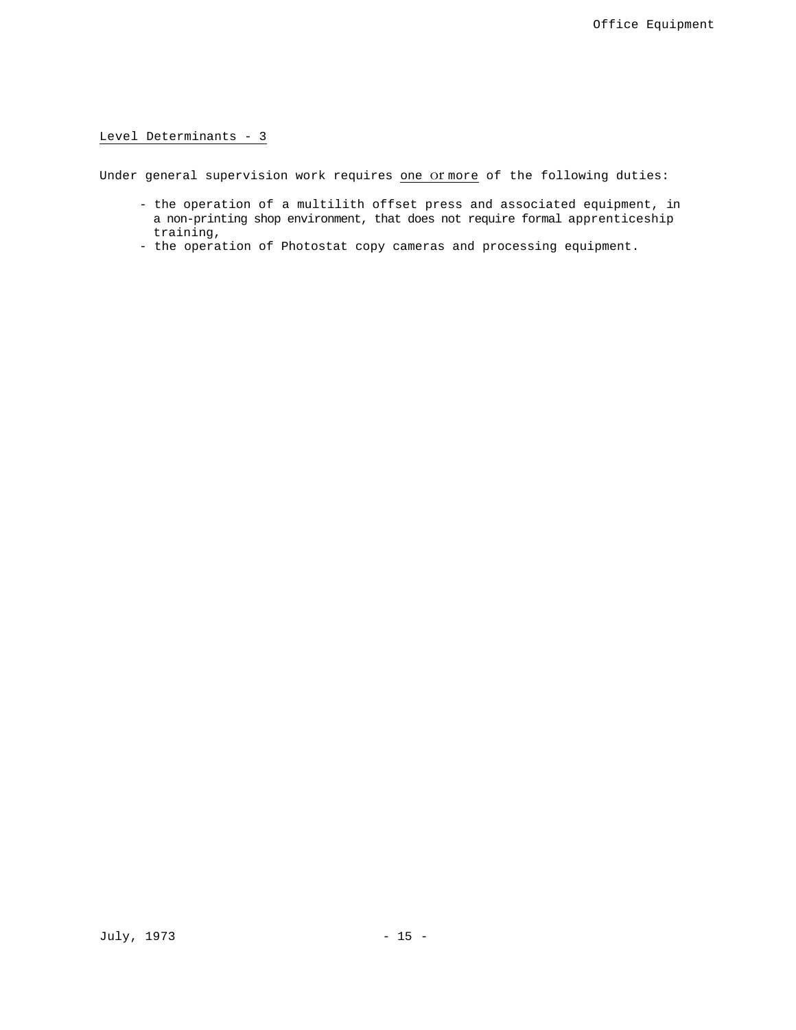Level Determinants - 3

Under general supervision work requires one or more of the following duties:

- the operation of a multilith offset press and associated equipment, in a non-printing shop environment, that does not require formal apprenticeship training,
- the operation of Photostat copy cameras and processing equipment.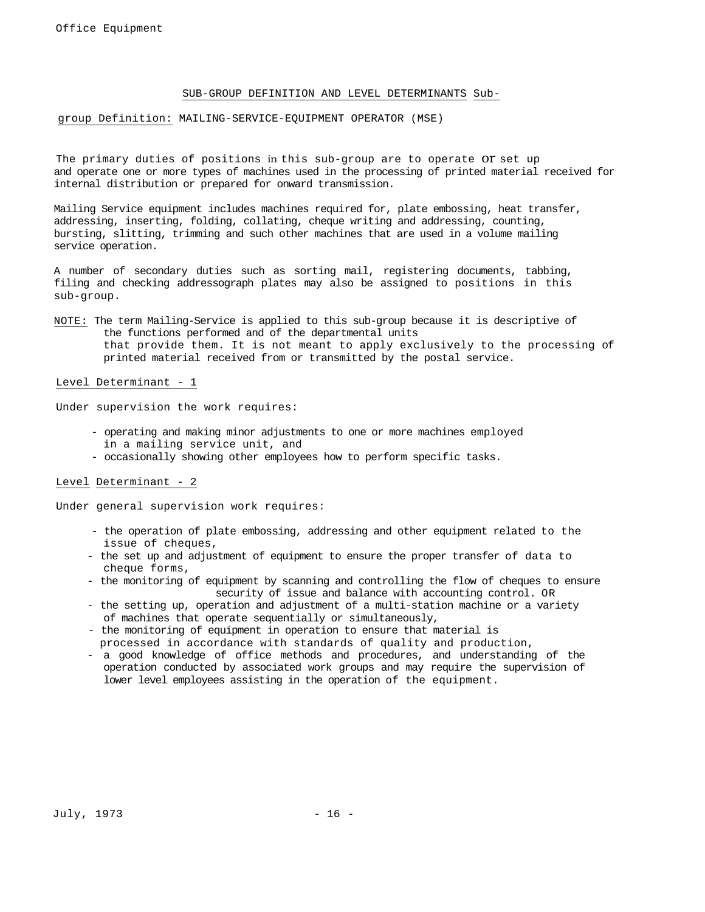## SUB-GROUP DEFINITION AND LEVEL DETERMINANTS

Sub-group Definition: MAILING-SERVICE-EQUIPMENT OPERATOR (MSE)

The primary duties of positions in this sub-group are to operate or set up and operate one or more types of machines used in the processing of printed material received for internal distribution or prepared for onward transmission.

Mailing Service equipment includes machines required for, plate embossing, heat transfer, addressing, inserting, folding, collating, cheque writing and addressing, counting, bursting, slitting, trimming and such other machines that are used in a volume mailing service operation.

A number of secondary duties such as sorting mail, registering documents, tabbing, filing and checking addressograph plates may also be assigned to positions in this sub-group.

NOTE: The term Mailing-Service is applied to this sub-group because it is descriptive of the functions performed and of the departmental units that provide them. It is not meant to apply exclusively to the processing of printed material received from or transmitted by the postal service.

### Level Determinant - 1

Under supervision the work requires:

- operating and making minor adjustments to one or more machines employed in a mailing service unit, and
- occasionally showing other employees how to perform specific tasks.

### Level Determinant - 2

Under general supervision work requires:

- the operation of plate embossing, addressing and other equipment related to the issue of cheques,
- the set up and adjustment of equipment to ensure the proper transfer of data to cheque forms,
- the monitoring of equipment by scanning and controlling the flow of cheques to ensure security of issue and balance with accounting control. OR
- the setting up, operation and adjustment of a multi-station machine or a variety of machines that operate sequentially or simultaneously,
- the monitoring of equipment in operation to ensure that material is processed in accordance with standards of quality and production,
- a good knowledge of office methods and procedures, and understanding of the operation conducted by associated work groups and may require the supervision of lower level employees assisting in the operation of the equipment.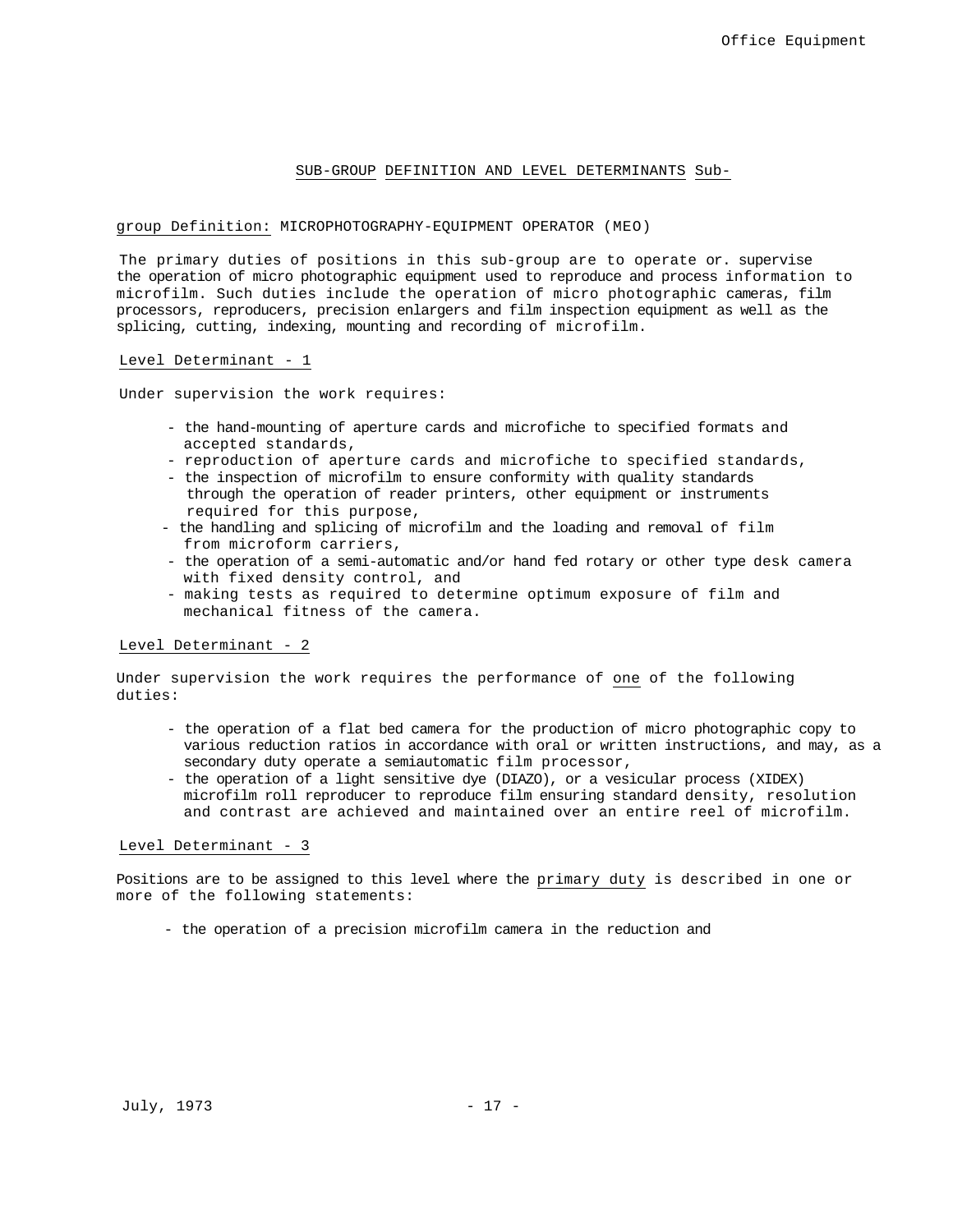## SUB-GROUP DEFINITION AND LEVEL DETERMINANTS

Sub-group Definition: MICROPHOTOGRAPHY-EQUIPMENT OPERATOR (MEO)

The primary duties of positions in this sub-group are to operate or. supervise the operation of micro photographic equipment used to reproduce and process information to microfilm. Such duties include the operation of micro photographic cameras, film processors, reproducers, precision enlargers and film inspection equipment as well as the splicing, cutting, indexing, mounting and recording of microfilm.

### Level Determinant - 1

Under supervision the work requires:

- the hand-mounting of aperture cards and microfiche to specified formats and accepted standards,
- reproduction of aperture cards and microfiche to specified standards,
- the inspection of microfilm to ensure conformity with quality standards through the operation of reader printers, other equipment or instruments required for this purpose,
- the handling and splicing of microfilm and the loading and removal of film from microform carriers,
- the operation of a semi-automatic and/or hand fed rotary or other type desk camera with fixed density control, and
- making tests as required to determine optimum exposure of film and mechanical fitness of the camera.

### Level Determinant - 2

Under supervision the work requires the performance of one of the following duties:

- the operation of a flat bed camera for the production of micro photographic copy to various reduction ratios in accordance with oral or written instructions, and may, as a secondary duty operate a semiautomatic film processor,
- the operation of a light sensitive dye (DIAZO), or a vesicular process (XIDEX) microfilm roll reproducer to reproduce film ensuring standard density, resolution and contrast are achieved and maintained over an entire reel of microfilm.

### Level Determinant - 3

Positions are to be assigned to this level where the primary duty is described in one or more of the following statements:

- the operation of a precision microfilm camera in the reduction and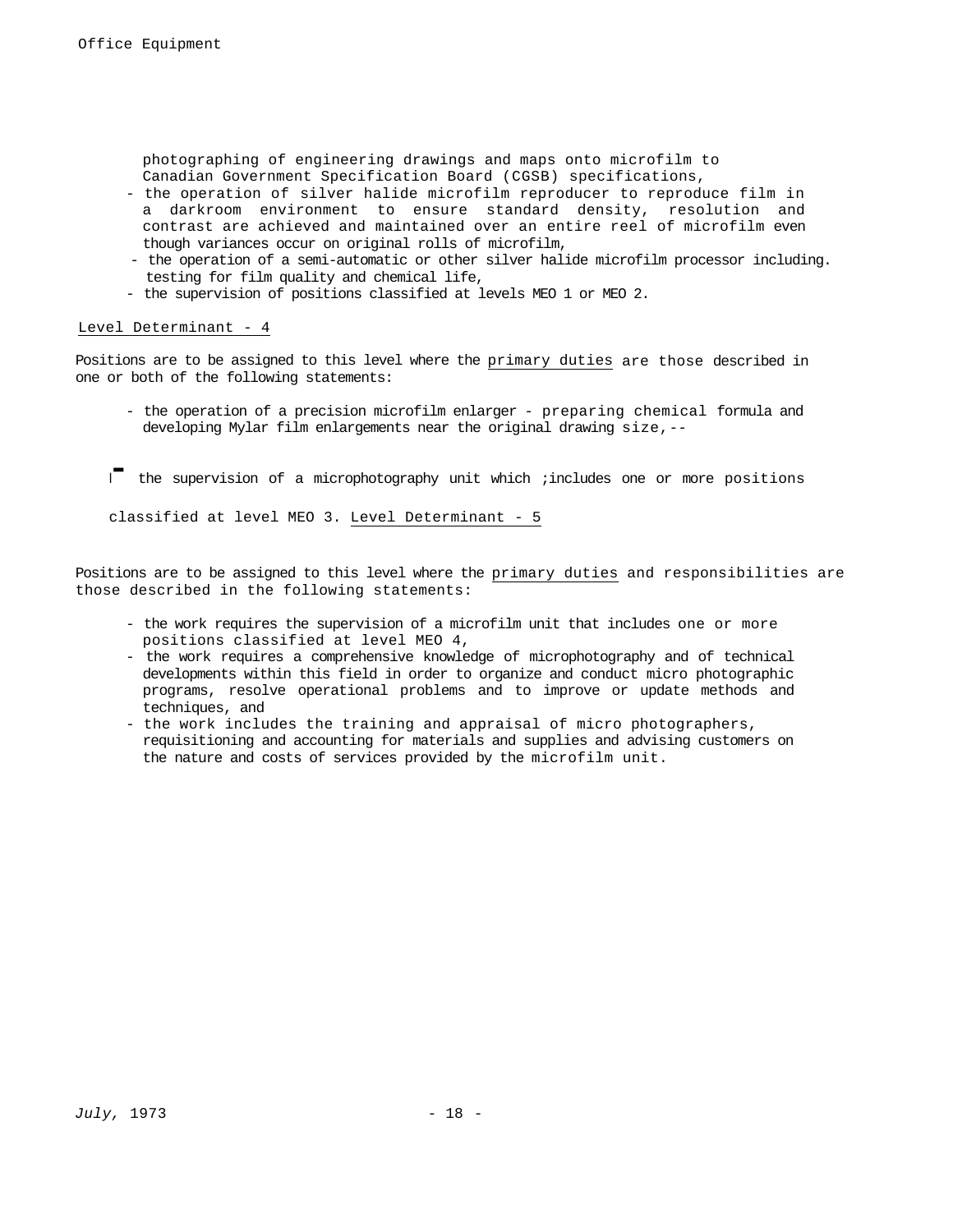- photographing of engineering drawings and maps onto microfilm to Canadian Government Specification Board (CGSB) specifications,
- the operation of silver halide microfilm reproducer to reproduce film in a darkroom environment to ensure standard density, resolution and contrast are achieved and maintained over an entire reel of microfilm even though variances occur on original rolls of microfilm,
- the operation of a semi-automatic or other silver halide microfilm processor including. testing for film quality and chemical life,
- the supervision of positions classified at levels MEO 1 or MEO 2.

Level Determinant - 4

Positions are to be assigned to this level where the primary duties are those described in one or both of the following statements:

- the operation of a precision microfilm enlarger - preparing chemical formula and developing Mylar film enlargements near the original drawing size,--
- the supervision of a microphotography unit which ;includes one or more positions classified at level MEO 3.

Level Determinant - 5

Positions are to be assigned to this level where the primary duties and responsibilities are those described in the following statements:

- the work requires the supervision of a microfilm unit that includes one or more positions classified at level MEO 4,
- the work requires a comprehensive knowledge of microphotography and of technical developments within this field in order to organize and conduct micro photographic programs, resolve operational problems and to improve or update methods and techniques, and
- the work includes the training and appraisal of micro photographers, requisitioning and accounting for materials and supplies and advising customers on the nature and costs of services provided by the microfilm unit.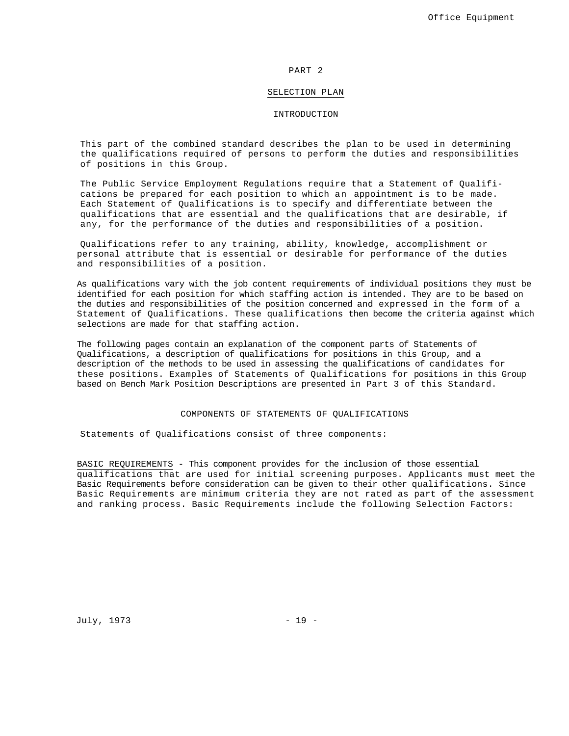# PART 2

## SELECTION PLAN

### INTRODUCTION

This part of the combined standard describes the plan to be used in determining the qualifications required of persons to perform the duties and responsibilities of positions in this Group.

The Public Service Employment Regulations require that a Statement of Qualifications be prepared for each position to which an appointment is to be made. Each Statement of Qualifications is to specify and differentiate between the qualifications that are essential and the qualifications that are desirable, if any, for the performance of the duties and responsibilities of a position.

Qualifications refer to any training, ability, knowledge, accomplishment or personal attribute that is essential or desirable for performance of the duties and responsibilities of a position.

As qualifications vary with the job content requirements of individual positions they must be identified for each position for which staffing action is intended. They are to be based on the duties and responsibilities of the position concerned and expressed in the form of a Statement of Qualifications. These qualifications then become the criteria against which selections are made for that staffing action.

The following pages contain an explanation of the component parts of Statements of Qualifications, a description of qualifications for positions in this Group, and a description of the methods to be used in assessing the qualifications of candidates for these positions. Examples of Statements of Qualifications for positions in this Group based on Bench Mark Position Descriptions are presented in Part 3 of this Standard.

### COMPONENTS OF STATEMENTS OF QUALIFICATIONS

Statements of Qualifications consist of three components:

BASIC REQUIREMENTS - This component provides for the inclusion of those essential qualifications that are used for initial screening purposes. Applicants must meet the Basic Requirements before consideration can be given to their other qualifications. Since Basic Requirements are minimum criteria they are not rated as part of the assessment and ranking process. Basic Requirements include the following Selection Factors: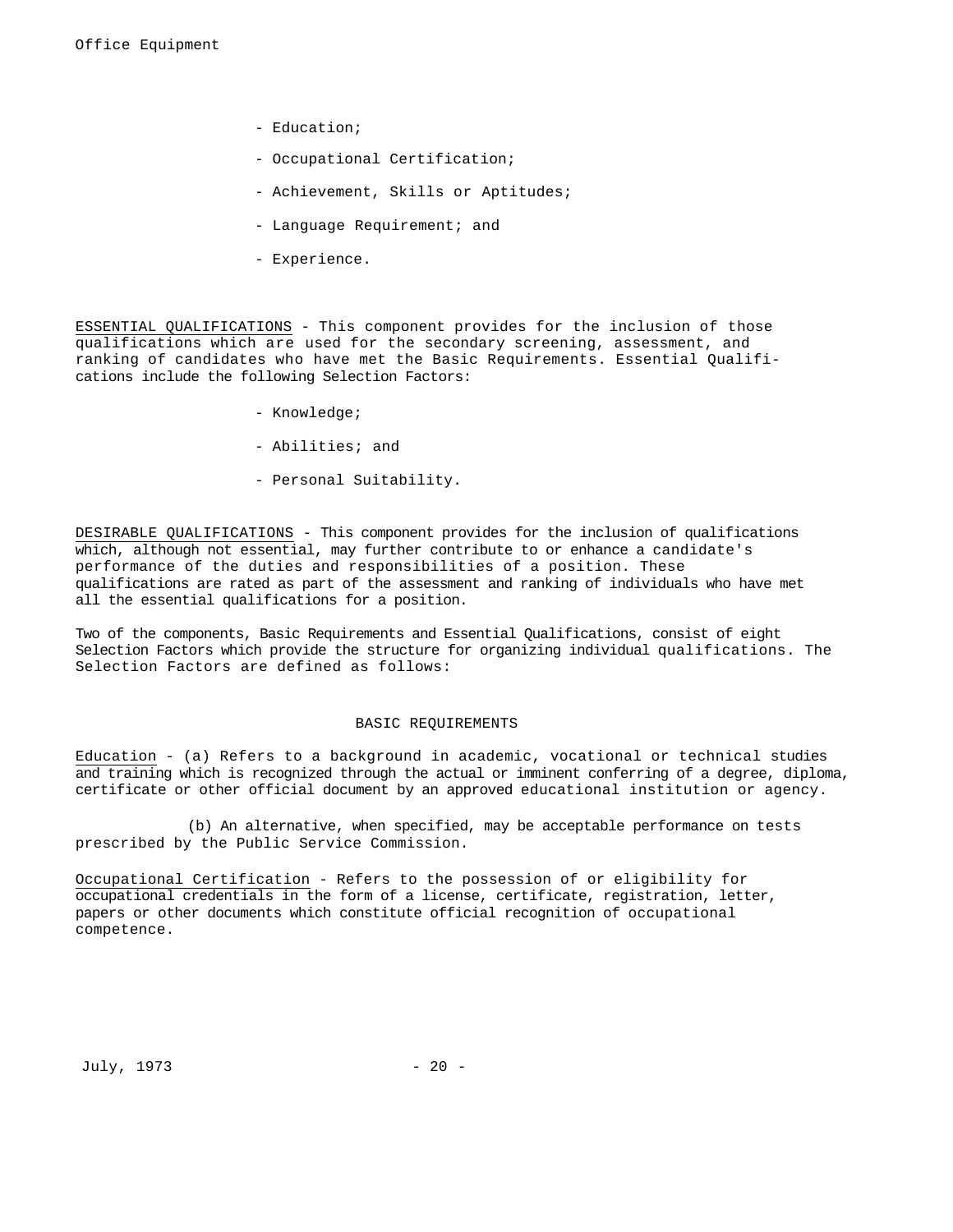- Education;
- Occupational Certification;
- Achievement, Skills or Aptitudes;
- Language Requirement; and
- Experience.

ESSENTIAL QUALIFICATIONS - This component provides for the inclusion of those qualifications which are used for the secondary screening, assessment, and ranking of candidates who have met the Basic Requirements. Essential Qualifications include the following Selection Factors:

- Knowledge;
- Abilities; and
- Personal Suitability.

DESIRABLE QUALIFICATIONS - This component provides for the inclusion of qualifications which, although not essential, may further contribute to or enhance a candidate's performance of the duties and responsibilities of a position. These qualifications are rated as part of the assessment and ranking of individuals who have met all the essential qualifications for a position.

Two of the components, Basic Requirements and Essential Qualifications, consist of eight Selection Factors which provide the structure for organizing individual qualifications. The Selection Factors are defined as follows:

## BASIC REQUIREMENTS

Education - (a) Refers to a background in academic, vocational or technical studies and training which is recognized through the actual or imminent conferring of a degree, diploma, certificate or other official document by an approved educational institution or agency.

(b) An alternative, when specified, may be acceptable performance on tests prescribed by the Public Service Commission.

Occupational Certification - Refers to the possession of or eligibility for occupational credentials in the form of a license, certificate, registration, letter, papers or other documents which constitute official recognition of occupational competence.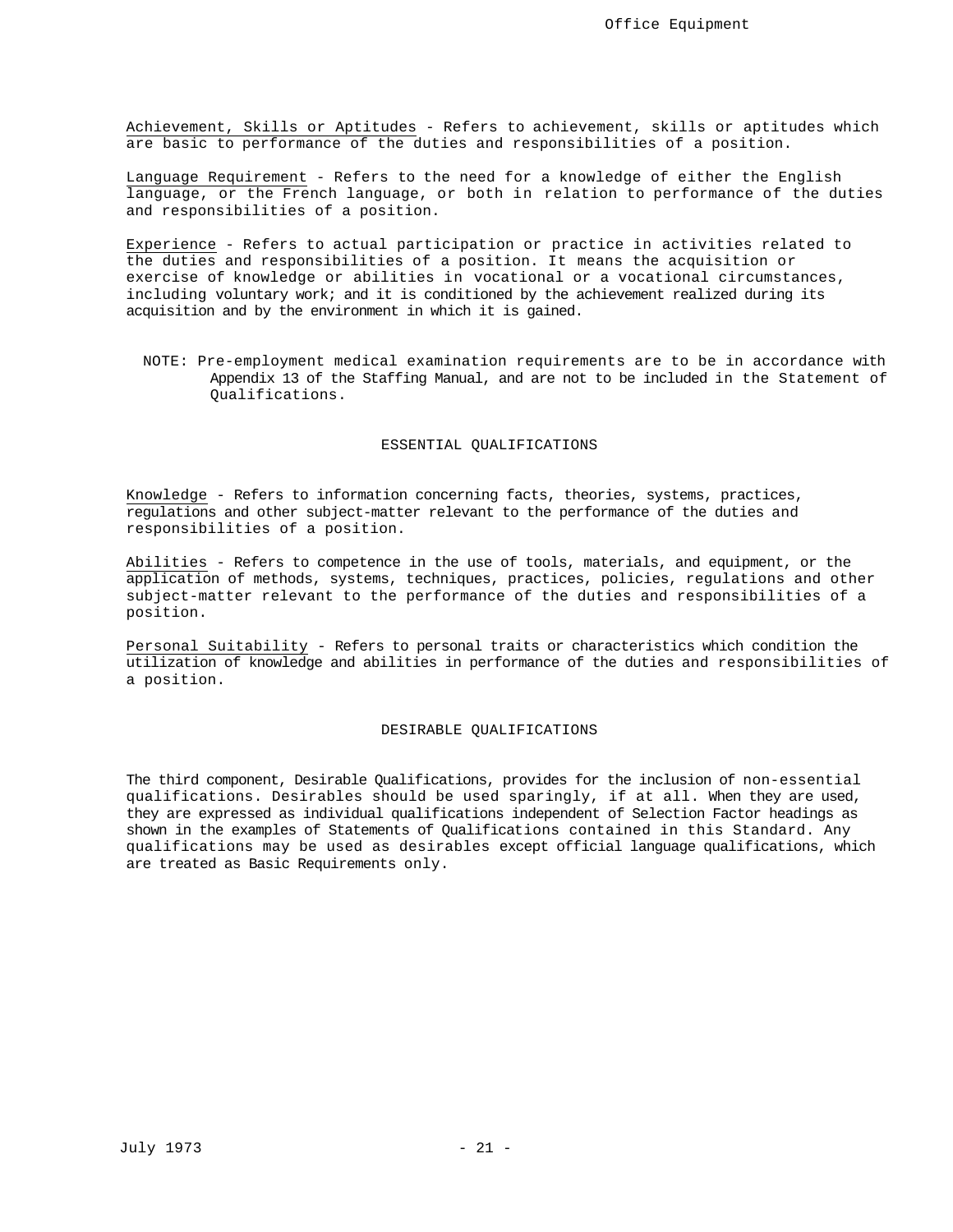Achievement, Skills or Aptitudes - Refers to achievement, skills or aptitudes which are basic to performance of the duties and responsibilities of a position.

Language Requirement - Refers to the need for a knowledge of either the English language, or the French language, or both in relation to performance of the duties and responsibilities of a position.

Experience - Refers to actual participation or practice in activities related to the duties and responsibilities of a position. It means the acquisition or exercise of knowledge or abilities in vocational or a vocational circumstances, including voluntary work; and it is conditioned by the achievement realized during its acquisition and by the environment in which it is gained.

NOTE: Pre-employment medical examination requirements are to be in accordance with Appendix 13 of the Staffing Manual, and are not to be included in the Statement of Qualifications.

## ESSENTIAL QUALIFICATIONS

Knowledge - Refers to information concerning facts, theories, systems, practices, regulations and other subject-matter relevant to the performance of the duties and responsibilities of a position.

Abilities - Refers to competence in the use of tools, materials, and equipment, or the application of methods, systems, techniques, practices, policies, regulations and other subject-matter relevant to the performance of the duties and responsibilities of a position.

Personal Suitability - Refers to personal traits or characteristics which condition the utilization of knowledge and abilities in performance of the duties and responsibilities of a position.

## DESIRABLE QUALIFICATIONS

The third component, Desirable Qualifications, provides for the inclusion of non-essential qualifications. Desirables should be used sparingly, if at all. When they are used, they are expressed as individual qualifications independent of Selection Factor headings as shown in the examples of Statements of Qualifications contained in this Standard. Any qualifications may be used as desirables except official language qualifications, which are treated as Basic Requirements only.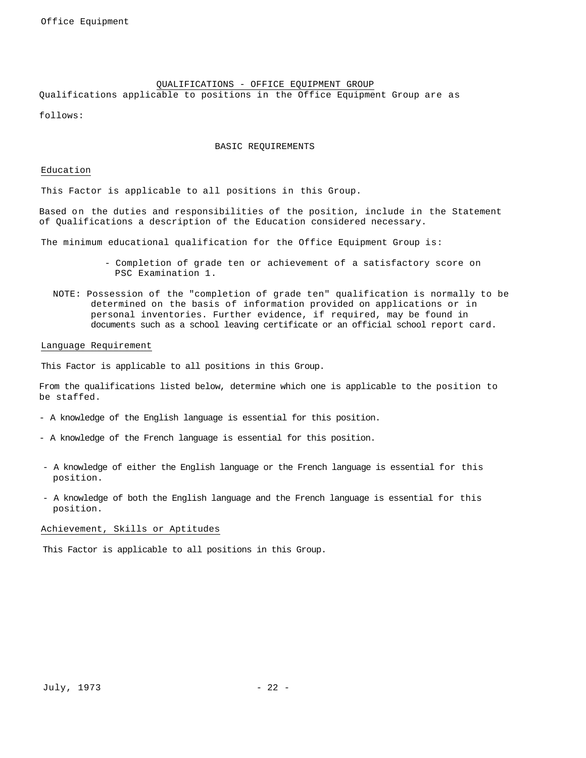## QUALIFICATIONS - OFFICE EQUIPMENT GROUP

Qualifications applicable to positions in the Office Equipment Group are as follows:

### BASIC REQUIREMENTS

#### Education

This Factor is applicable to all positions in this Group.

Based on the duties and responsibilities of the position, include in the Statement of Qualifications a description of the Education considered necessary.

The minimum educational qualification for the Office Equipment Group is:

- Completion of grade ten or achievement of a satisfactory score on PSC Examination 1.

NOTE: Possession of the "completion of grade ten" qualification is normally to be determined on the basis of information provided on applications or in personal inventories. Further evidence, if required, may be found in documents such as a school leaving certificate or an official school report card.

#### Language Requirement

This Factor is applicable to all positions in this Group.

From the qualifications listed below, determine which one is applicable to the position to be staffed.

- A knowledge of the English language is essential for this position.
- A knowledge of the French language is essential for this position.
- A knowledge of either the English language or the French language is essential for this position.
- A knowledge of both the English language and the French language is essential for this position.

#### Achievement, Skills or Aptitudes

This Factor is applicable to all positions in this Group.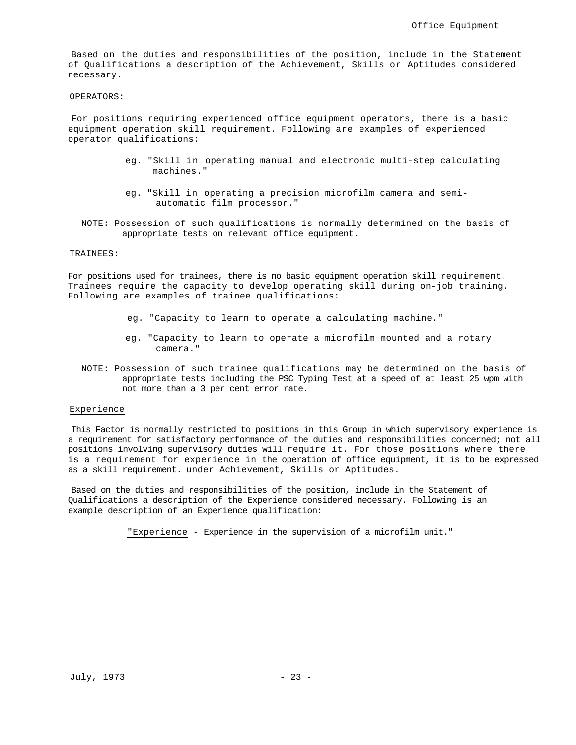Based on the duties and responsibilities of the position, include in the Statement of Qualifications a description of the Achievement, Skills or Aptitudes considered necessary.

OPERATORS:

For positions requiring experienced office equipment operators, there is a basic equipment operation skill requirement. Following are examples of experienced operator qualifications:

> eg. "Skill in operating manual and electronic multi-step calculating machines."
>
> eg. "Skill in operating a precision microfilm camera and semi-automatic film processor."

NOTE: Possession of such qualifications is normally determined on the basis of appropriate tests on relevant office equipment.

TRAINEES:

For positions used for trainees, there is no basic equipment operation skill requirement. Trainees require the capacity to develop operating skill during on-job training. Following are examples of trainee qualifications:

> eg. "Capacity to learn to operate a calculating machine."
>
> eg. "Capacity to learn to operate a microfilm mounted and a rotary camera."

NOTE: Possession of such trainee qualifications may be determined on the basis of appropriate tests including the PSC Typing Test at a speed of at least 25 wpm with not more than a 3 per cent error rate.

<u>Experience</u>

This Factor is normally restricted to positions in this Group in which supervisory experience is a requirement for satisfactory performance of the duties and responsibilities concerned; not all positions involving supervisory duties will require it. For those positions where there is a requirement for experience in the operation of office equipment, it is to be expressed as a skill requirement. under <u>Achievement, Skills or Aptitudes.</u>

Based on the duties and responsibilities of the position, include in the Statement of Qualifications a description of the Experience considered necessary. Following is an example description of an Experience qualification:

> "<u>Experience</u> - Experience in the supervision of a microfilm unit."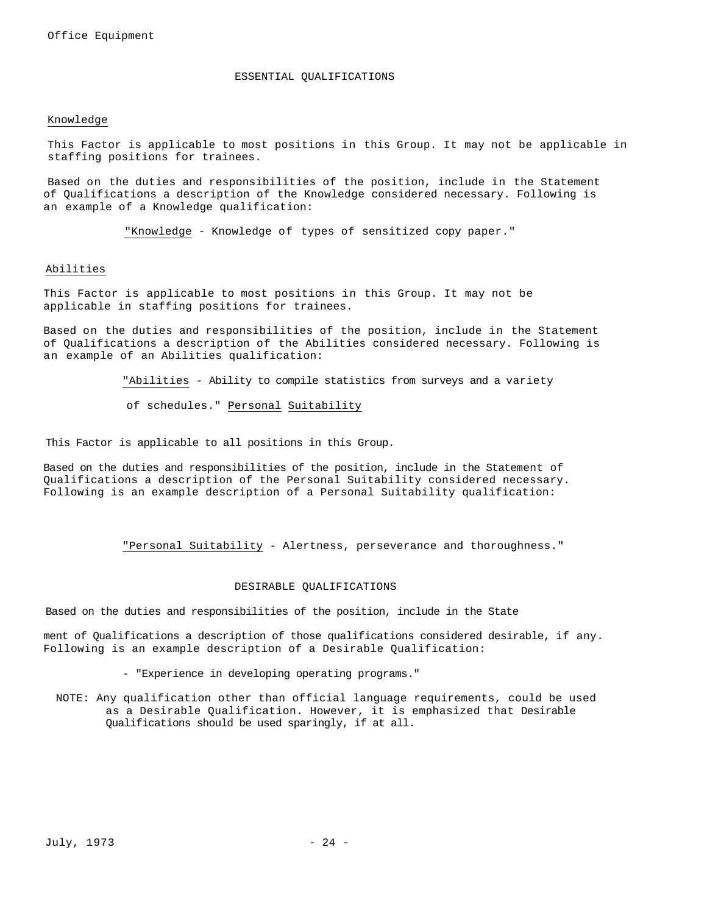## ESSENTIAL QUALIFICATIONS

### Knowledge

This Factor is applicable to most positions in this Group. It may not be applicable in staffing positions for trainees.

Based on the duties and responsibilities of the position, include in the Statement of Qualifications a description of the Knowledge considered necessary. Following is an example of a Knowledge qualification:

> "Knowledge - Knowledge of types of sensitized copy paper."

### Abilities

This Factor is applicable to most positions in this Group. It may not be applicable in staffing positions for trainees.

Based on the duties and responsibilities of the position, include in the Statement of Qualifications a description of the Abilities considered necessary. Following is an example of an Abilities qualification:

> "Abilities - Ability to compile statistics from surveys and a variety of schedules."

### Personal Suitability

This Factor is applicable to all positions in this Group.

Based on the duties and responsibilities of the position, include in the Statement of Qualifications a description of the Personal Suitability considered necessary. Following is an example description of a Personal Suitability qualification:

> "Personal Suitability - Alertness, perseverance and thoroughness."

## DESIRABLE QUALIFICATIONS

Based on the duties and responsibilities of the position, include in the Statement of Qualifications a description of those qualifications considered desirable, if any. Following is an example description of a Desirable Qualification:

> - "Experience in developing operating programs."

NOTE: Any qualification other than official language requirements, could be used as a Desirable Qualification. However, it is emphasized that Desirable Qualifications should be used sparingly, if at all.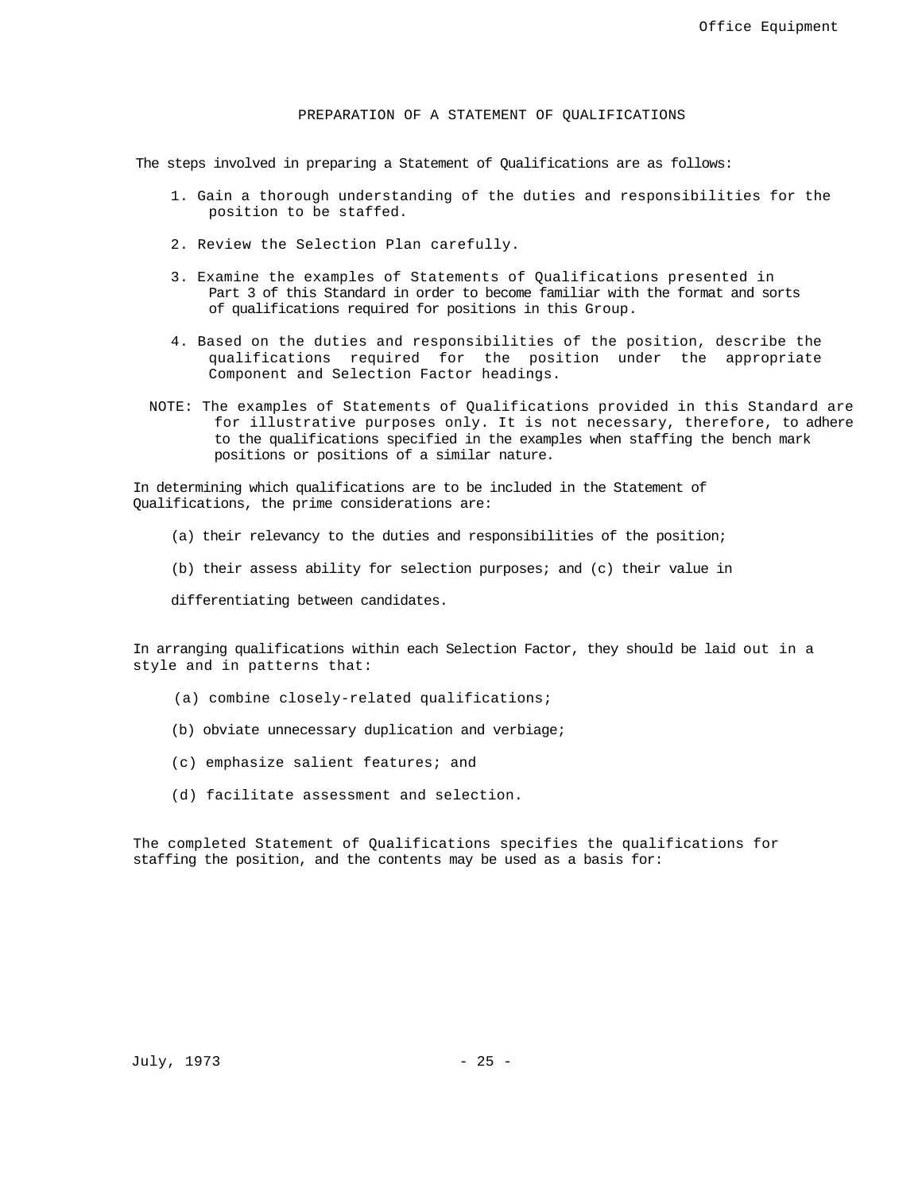## PREPARATION OF A STATEMENT OF QUALIFICATIONS

The steps involved in preparing a Statement of Qualifications are as follows:

1. Gain a thorough understanding of the duties and responsibilities for the position to be staffed.
2. Review the Selection Plan carefully.
3. Examine the examples of Statements of Qualifications presented in Part 3 of this Standard in order to become familiar with the format and sorts of qualifications required for positions in this Group.
4. Based on the duties and responsibilities of the position, describe the qualifications required for the position under the appropriate Component and Selection Factor headings.

NOTE: The examples of Statements of Qualifications provided in this Standard are for illustrative purposes only. It is not necessary, therefore, to adhere to the qualifications specified in the examples when staffing the bench mark positions or positions of a similar nature.

In determining which qualifications are to be included in the Statement of Qualifications, the prime considerations are:

(a) their relevancy to the duties and responsibilities of the position;

(b) their assess ability for selection purposes; and (c) their value in

differentiating between candidates.

In arranging qualifications within each Selection Factor, they should be laid out in a style and in patterns that:

(a) combine closely-related qualifications;

(b) obviate unnecessary duplication and verbiage;

(c) emphasize salient features; and

(d) facilitate assessment and selection.

The completed Statement of Qualifications specifies the qualifications for staffing the position, and the contents may be used as a basis for: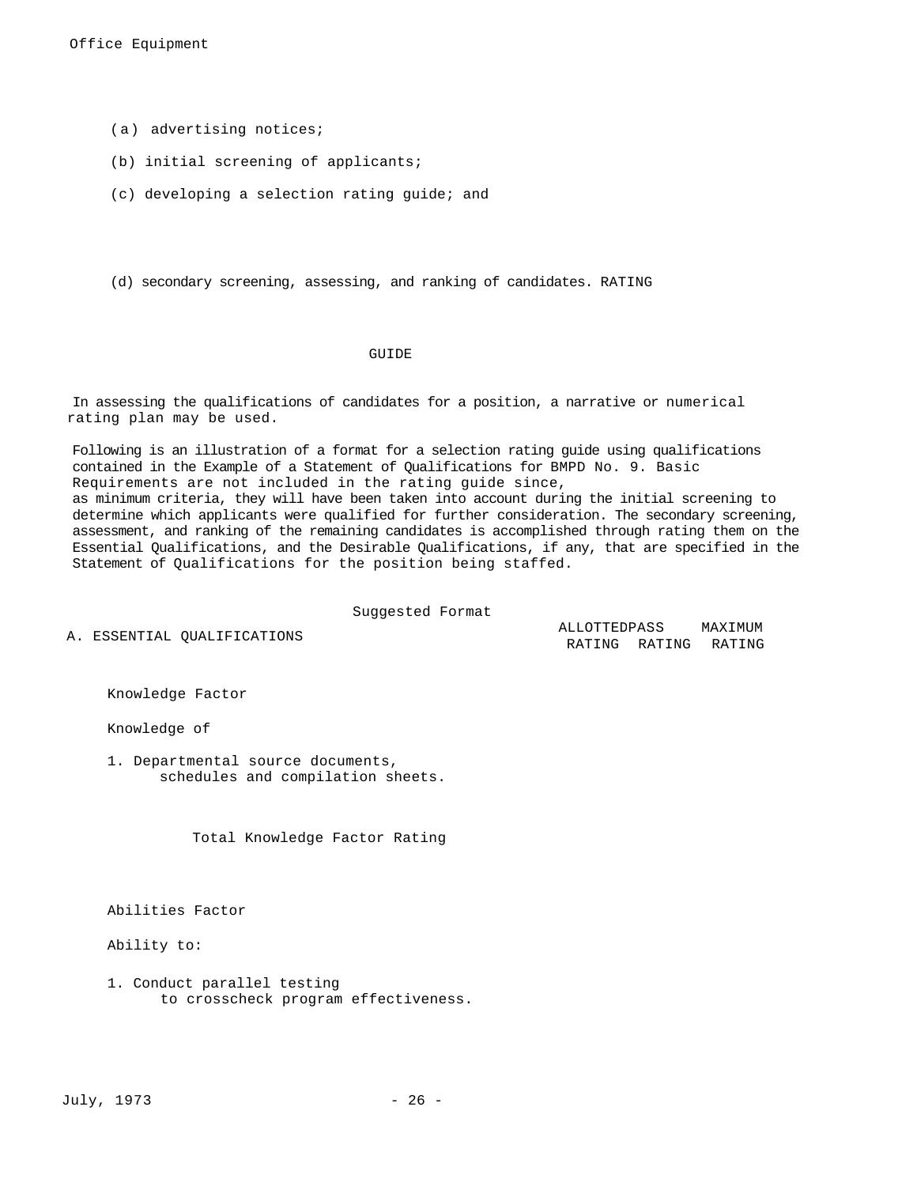(a) advertising notices;

(b) initial screening of applicants;

(c) developing a selection rating guide; and

(d) secondary screening, assessing, and ranking of candidates.

## RATING GUIDE

In assessing the qualifications of candidates for a position, a narrative or numerical rating plan may be used.

Following is an illustration of a format for a selection rating guide using qualifications contained in the Example of a Statement of Qualifications for BMPD No. 9. Basic Requirements are not included in the rating guide since, as minimum criteria, they will have been taken into account during the initial screening to determine which applicants were qualified for further consideration. The secondary screening, assessment, and ranking of the remaining candidates is accomplished through rating them on the Essential Qualifications, and the Desirable Qualifications, if any, that are specified in the Statement of Qualifications for the position being staffed.

### Suggested Format

| A. ESSENTIAL QUALIFICATIONS | ALLOTTED RATING | PASS RATING | MAXIMUM RATING |
|---|---|---|---|
| Knowledge Factor | | | |
| Knowledge of | | | |
| 1. Departmental source documents, schedules and compilation sheets. | | | |
| Total Knowledge Factor Rating | | | |
| Abilities Factor | | | |
| Ability to: | | | |
| 1. Conduct parallel testing to crosscheck program effectiveness. | | | |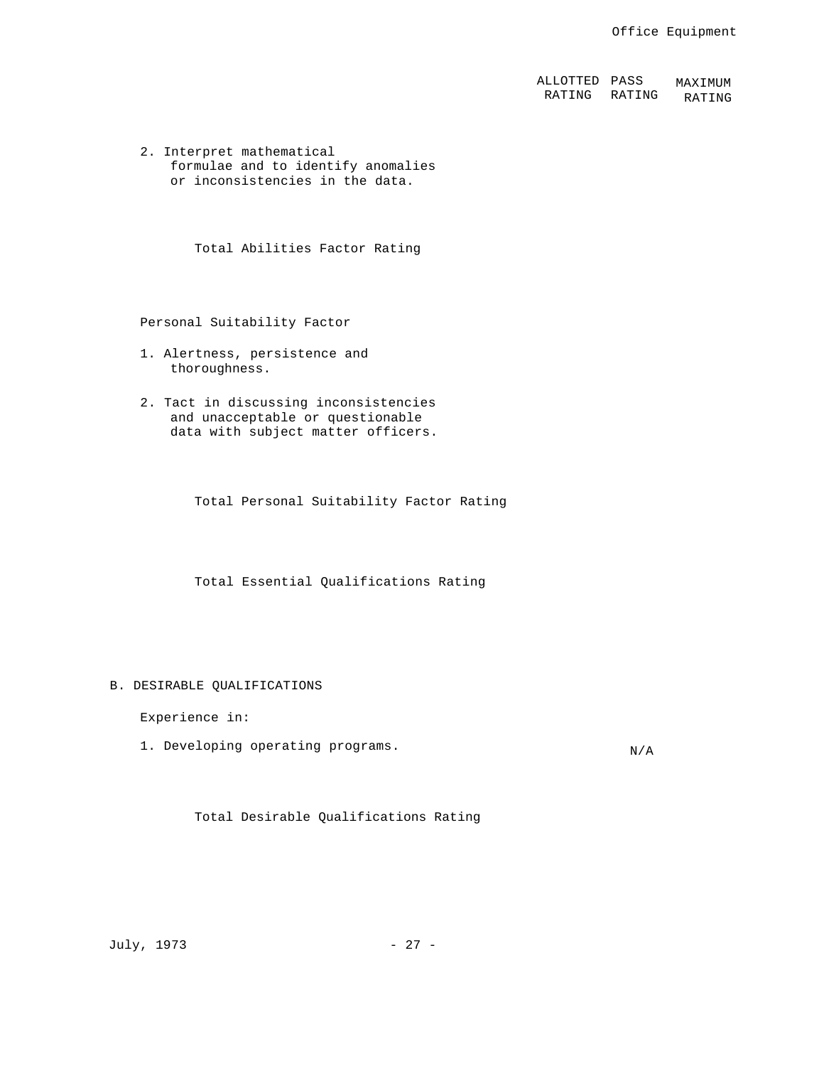| | ALLOTTED RATING | PASS RATING | MAXIMUM RATING |
|---|---|---|---|
| 2. Interpret mathematical formulae and to identify anomalies or inconsistencies in the data. | | | |
| Total Abilities Factor Rating | | | |
| **Personal Suitability Factor** | | | |
| 1. Alertness, persistence and thoroughness. | | | |
| 2. Tact in discussing inconsistencies and unacceptable or questionable data with subject matter officers. | | | |
| Total Personal Suitability Factor Rating | | | |
| Total Essential Qualifications Rating | | | |

## B. DESIRABLE QUALIFICATIONS

| | ALLOTTED RATING | PASS RATING | MAXIMUM RATING |
|---|---|---|---|
| Experience in: | | | |
| 1. Developing operating programs. | | N/A | |
| Total Desirable Qualifications Rating | | | |

July, 1973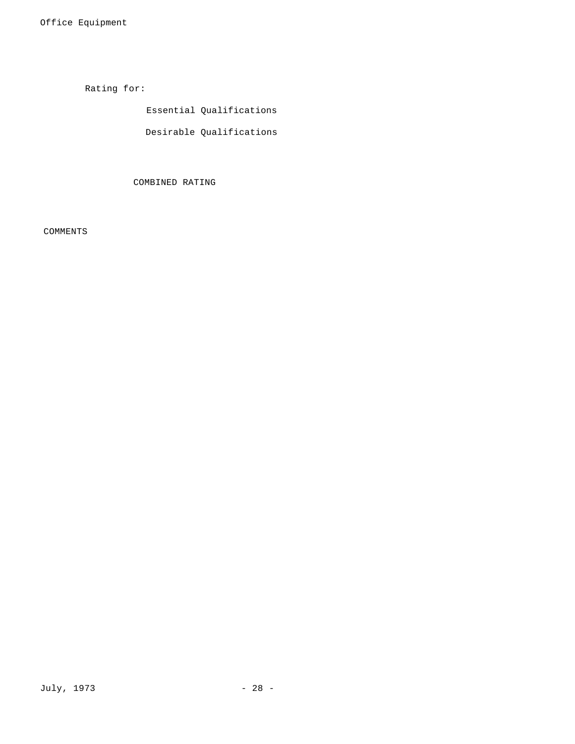Rating for:

Essential Qualifications

Desirable Qualifications

COMBINED RATING

COMMENTS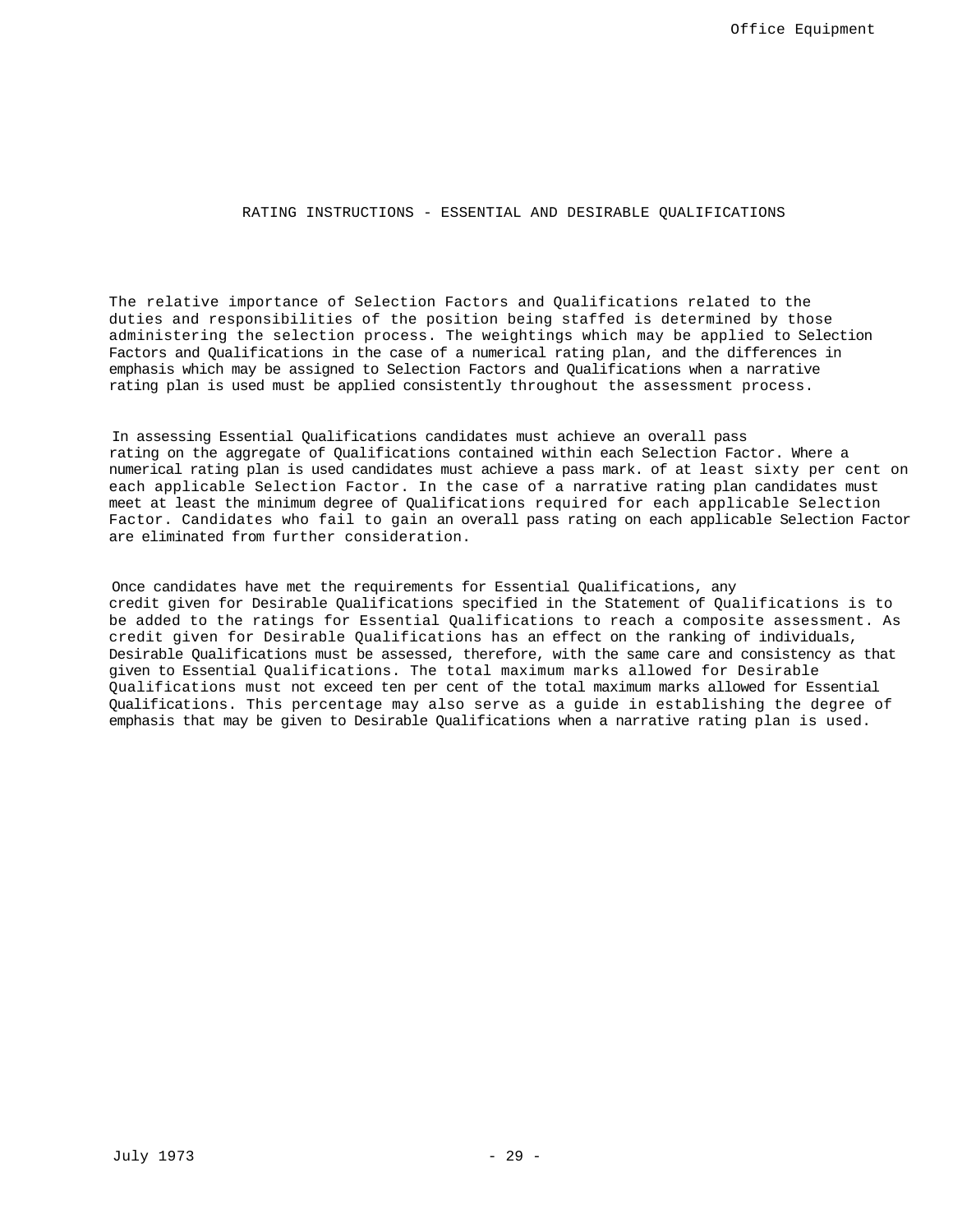## RATING INSTRUCTIONS - ESSENTIAL AND DESIRABLE QUALIFICATIONS

The relative importance of Selection Factors and Qualifications related to the duties and responsibilities of the position being staffed is determined by those administering the selection process. The weightings which may be applied to Selection Factors and Qualifications in the case of a numerical rating plan, and the differences in emphasis which may be assigned to Selection Factors and Qualifications when a narrative rating plan is used must be applied consistently throughout the assessment process.

In assessing Essential Qualifications candidates must achieve an overall pass rating on the aggregate of Qualifications contained within each Selection Factor. Where a numerical rating plan is used candidates must achieve a pass mark. of at least sixty per cent on each applicable Selection Factor. In the case of a narrative rating plan candidates must meet at least the minimum degree of Qualifications required for each applicable Selection Factor. Candidates who fail to gain an overall pass rating on each applicable Selection Factor are eliminated from further consideration.

Once candidates have met the requirements for Essential Qualifications, any credit given for Desirable Qualifications specified in the Statement of Qualifications is to be added to the ratings for Essential Qualifications to reach a composite assessment. As credit given for Desirable Qualifications has an effect on the ranking of individuals, Desirable Qualifications must be assessed, therefore, with the same care and consistency as that given to Essential Qualifications. The total maximum marks allowed for Desirable Qualifications must not exceed ten per cent of the total maximum marks allowed for Essential Qualifications. This percentage may also serve as a guide in establishing the degree of emphasis that may be given to Desirable Qualifications when a narrative rating plan is used.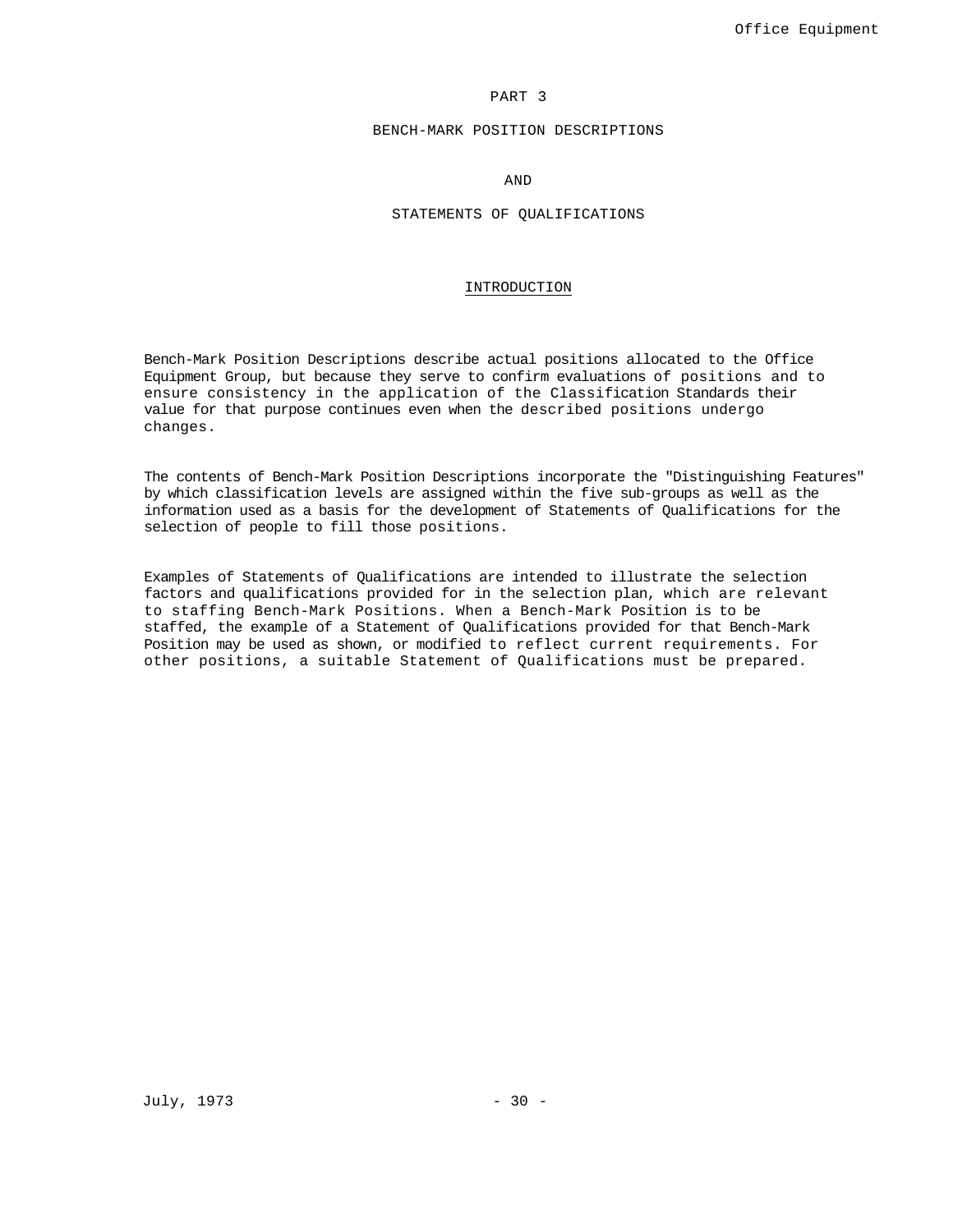# PART 3

## BENCH-MARK POSITION DESCRIPTIONS

## AND

## STATEMENTS OF QUALIFICATIONS

### INTRODUCTION

Bench-Mark Position Descriptions describe actual positions allocated to the Office Equipment Group, but because they serve to confirm evaluations of positions and to ensure consistency in the application of the Classification Standards their value for that purpose continues even when the described positions undergo changes.

The contents of Bench-Mark Position Descriptions incorporate the "Distinguishing Features" by which classification levels are assigned within the five sub-groups as well as the information used as a basis for the development of Statements of Qualifications for the selection of people to fill those positions.

Examples of Statements of Qualifications are intended to illustrate the selection factors and qualifications provided for in the selection plan, which are relevant to staffing Bench-Mark Positions. When a Bench-Mark Position is to be staffed, the example of a Statement of Qualifications provided for that Bench-Mark Position may be used as shown, or modified to reflect current requirements. For other positions, a suitable Statement of Qualifications must be prepared.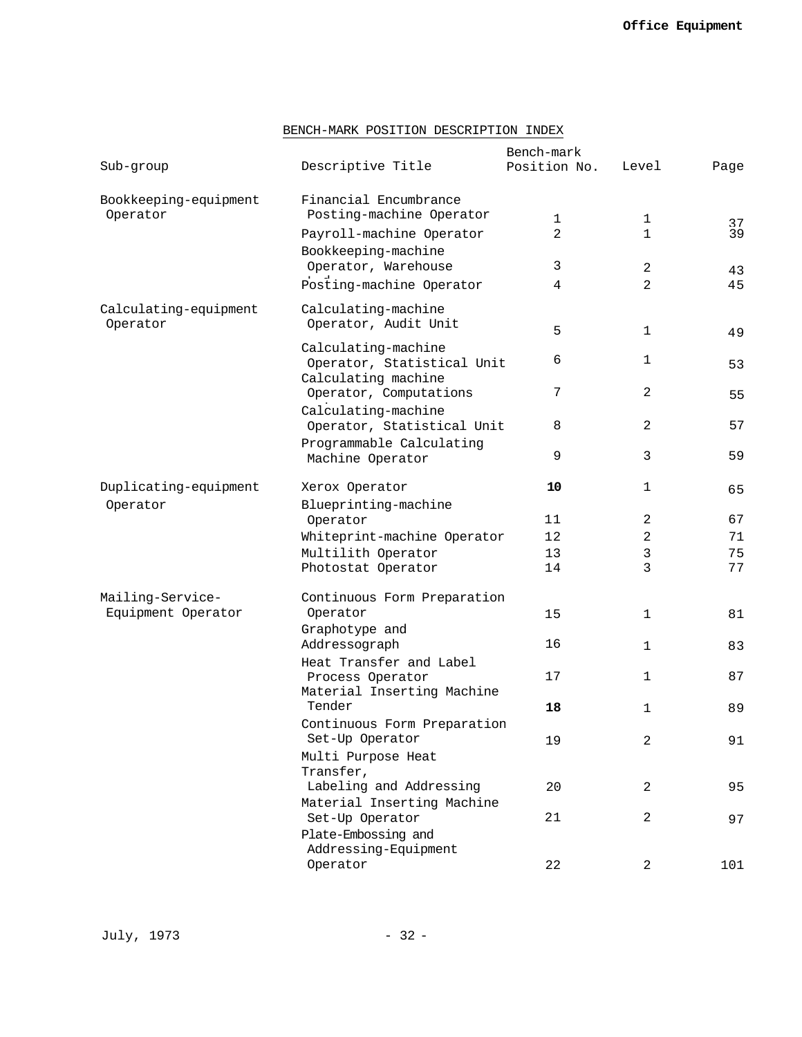## BENCH-MARK POSITION DESCRIPTION INDEX

| Sub-group | Descriptive Title | Bench-mark Position No. | Level | Page |
|---|---|---|---|---|
| Bookkeeping-equipment Operator | Financial Encumbrance Posting-machine Operator | 1 | 1 | 37 |
| | Payroll-machine Operator | 2 | 1 | 39 |
| | Bookkeeping-machine Operator, Warehouse | 3 | 2 | 43 |
| | Posting-machine Operator | 4 | 2 | 45 |
| Calculating-equipment Operator | Calculating-machine Operator, Audit Unit | 5 | 1 | 49 |
| | Calculating-machine Operator, Statistical Unit | 6 | 1 | 53 |
| | Calculating machine Operator, Computations | 7 | 2 | 55 |
| | Calculating-machine Operator, Statistical Unit | 8 | 2 | 57 |
| | Programmable Calculating Machine Operator | 9 | 3 | 59 |
| Duplicating-equipment Operator | Xerox Operator | 10 | 1 | 65 |
| | Blueprinting-machine Operator | 11 | 2 | 67 |
| | Whiteprint-machine Operator | 12 | 2 | 71 |
| | Multilith Operator | 13 | 3 | 75 |
| | Photostat Operator | 14 | 3 | 77 |
| Mailing-Service-Equipment Operator | Continuous Form Preparation Operator | 15 | 1 | 81 |
| | Graphotype and Addressograph | 16 | 1 | 83 |
| | Heat Transfer and Label Process Operator | 17 | 1 | 87 |
| | Material Inserting Machine Tender | 18 | 1 | 89 |
| | Continuous Form Preparation Set-Up Operator | 19 | 2 | 91 |
| | Multi Purpose Heat Transfer, Labeling and Addressing | 20 | 2 | 95 |
| | Material Inserting Machine Set-Up Operator | 21 | 2 | 97 |
| | Plate-Embossing and Addressing-Equipment Operator | 22 | 2 | 101 |

July, 1973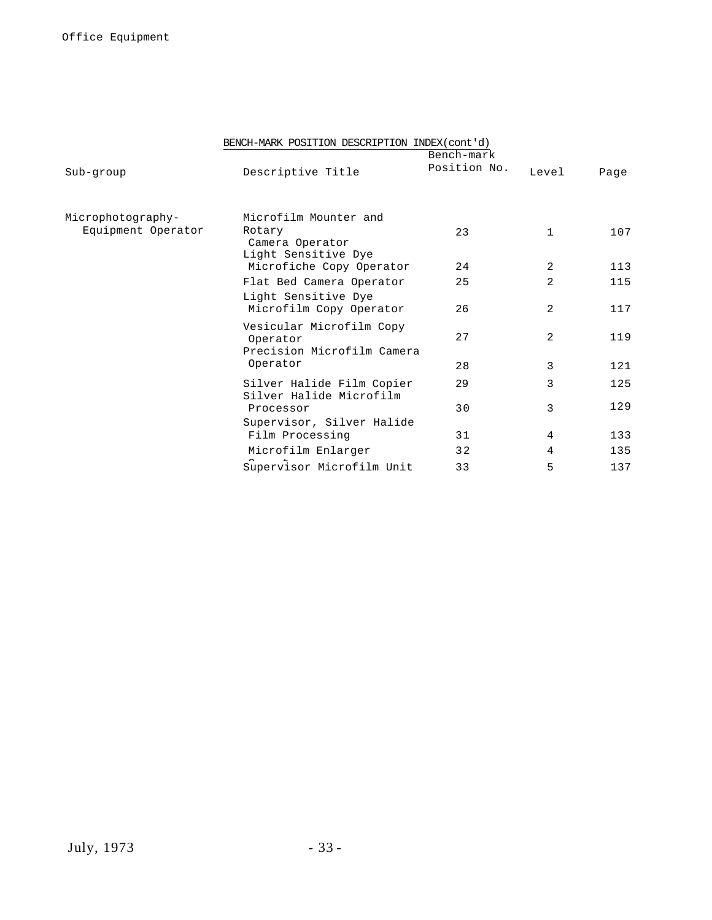BENCH-MARK POSITION DESCRIPTION INDEX(cont'd)

| Sub-group | Descriptive Title | Bench-mark Position No. | Level | Page |
|---|---|---|---|---|
| Microphotography-Equipment Operator | Microfilm Mounter and Rotary Camera Operator | 23 | 1 | 107 |
| | Light Sensitive Dye Microfiche Copy Operator | 24 | 2 | 113 |
| | Flat Bed Camera Operator | 25 | 2 | 115 |
| | Light Sensitive Dye Microfilm Copy Operator | 26 | 2 | 117 |
| | Vesicular Microfilm Copy Operator | 27 | 2 | 119 |
| | Precision Microfilm Camera Operator | 28 | 3 | 121 |
| | Silver Halide Film Copier | 29 | 3 | 125 |
| | Silver Halide Microfilm Processor | 30 | 3 | 129 |
| | Supervisor, Silver Halide Film Processing | 31 | 4 | 133 |
| | Microfilm Enlarger | 32 | 4 | 135 |
| | Supervisor Microfilm Unit | 33 | 5 | 137 |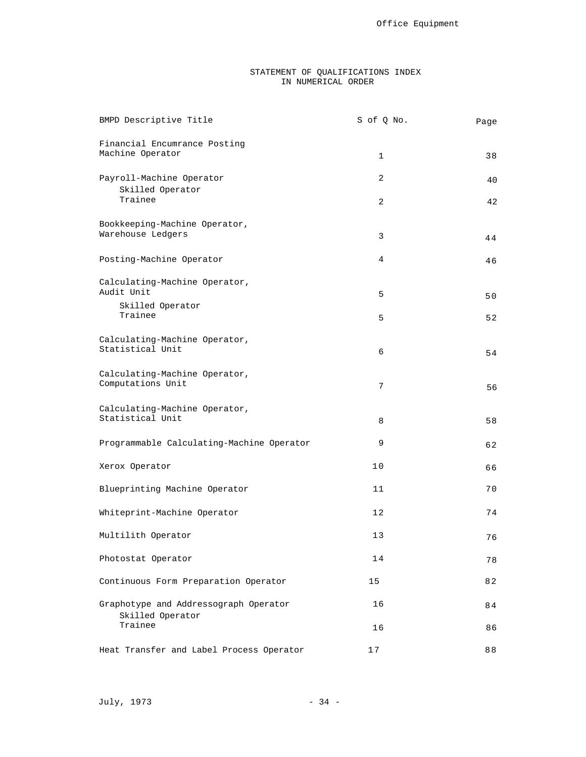## STATEMENT OF QUALIFICATIONS INDEX
## IN NUMERICAL ORDER

| BMPD Descriptive Title | S of Q No. | Page |
|---|---|---|
| Financial Encumrance Posting Machine Operator | 1 | 38 |
| Payroll-Machine Operator<br>Skilled Operator | 2 | 40 |
| Trainee | 2 | 42 |
| Bookkeeping-Machine Operator, Warehouse Ledgers | 3 | 44 |
| Posting-Machine Operator | 4 | 46 |
| Calculating-Machine Operator, Audit Unit<br>Skilled Operator | 5 | 50 |
| Trainee | 5 | 52 |
| Calculating-Machine Operator, Statistical Unit | 6 | 54 |
| Calculating-Machine Operator, Computations Unit | 7 | 56 |
| Calculating-Machine Operator, Statistical Unit | 8 | 58 |
| Programmable Calculating-Machine Operator | 9 | 62 |
| Xerox Operator | 10 | 66 |
| Blueprinting Machine Operator | 11 | 70 |
| Whiteprint-Machine Operator | 12 | 74 |
| Multilith Operator | 13 | 76 |
| Photostat Operator | 14 | 78 |
| Continuous Form Preparation Operator | 15 | 82 |
| Graphotype and Addressograph Operator<br>Skilled Operator | 16 | 84 |
| Trainee | 16 | 86 |
| Heat Transfer and Label Process Operator | 17 | 88 |

July, 1973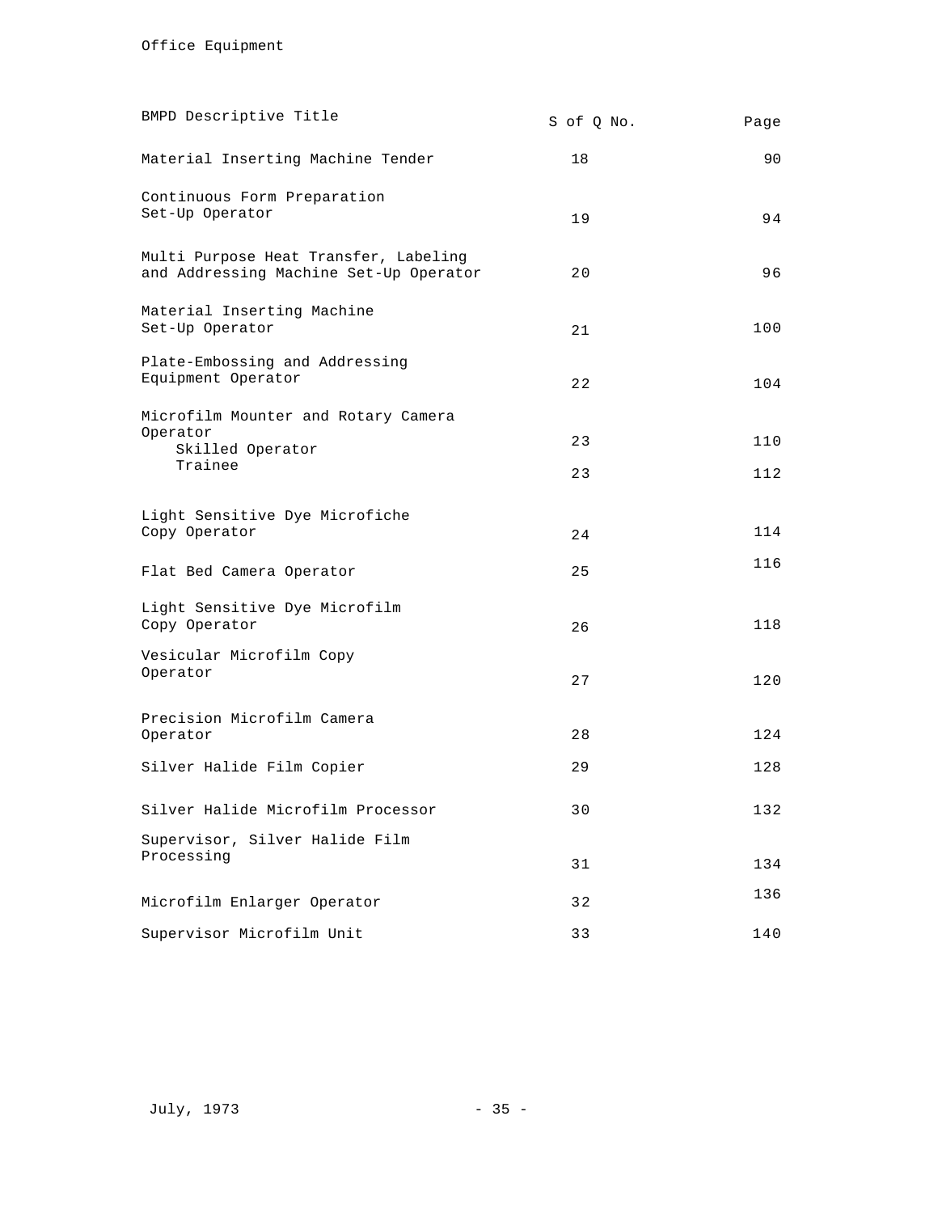Office Equipment

| BMPD Descriptive Title | S of Q No. | Page |
|---|---|---|
| Material Inserting Machine Tender | 18 | 90 |
| Continuous Form Preparation Set-Up Operator | 19 | 94 |
| Multi Purpose Heat Transfer, Labeling and Addressing Machine Set-Up Operator | 20 | 96 |
| Material Inserting Machine Set-Up Operator | 21 | 100 |
| Plate-Embossing and Addressing Equipment Operator | 22 | 104 |
| Microfilm Mounter and Rotary Camera Operator | | |
| Skilled Operator | 23 | 110 |
| Trainee | 23 | 112 |
| Light Sensitive Dye Microfiche Copy Operator | 24 | 114 |
| Flat Bed Camera Operator | 25 | 116 |
| Light Sensitive Dye Microfilm Copy Operator | 26 | 118 |
| Vesicular Microfilm Copy Operator | 27 | 120 |
| Precision Microfilm Camera Operator | 28 | 124 |
| Silver Halide Film Copier | 29 | 128 |
| Silver Halide Microfilm Processor | 30 | 132 |
| Supervisor, Silver Halide Film Processing | 31 | 134 |
| Microfilm Enlarger Operator | 32 | 136 |
| Supervisor Microfilm Unit | 33 | 140 |

July, 1973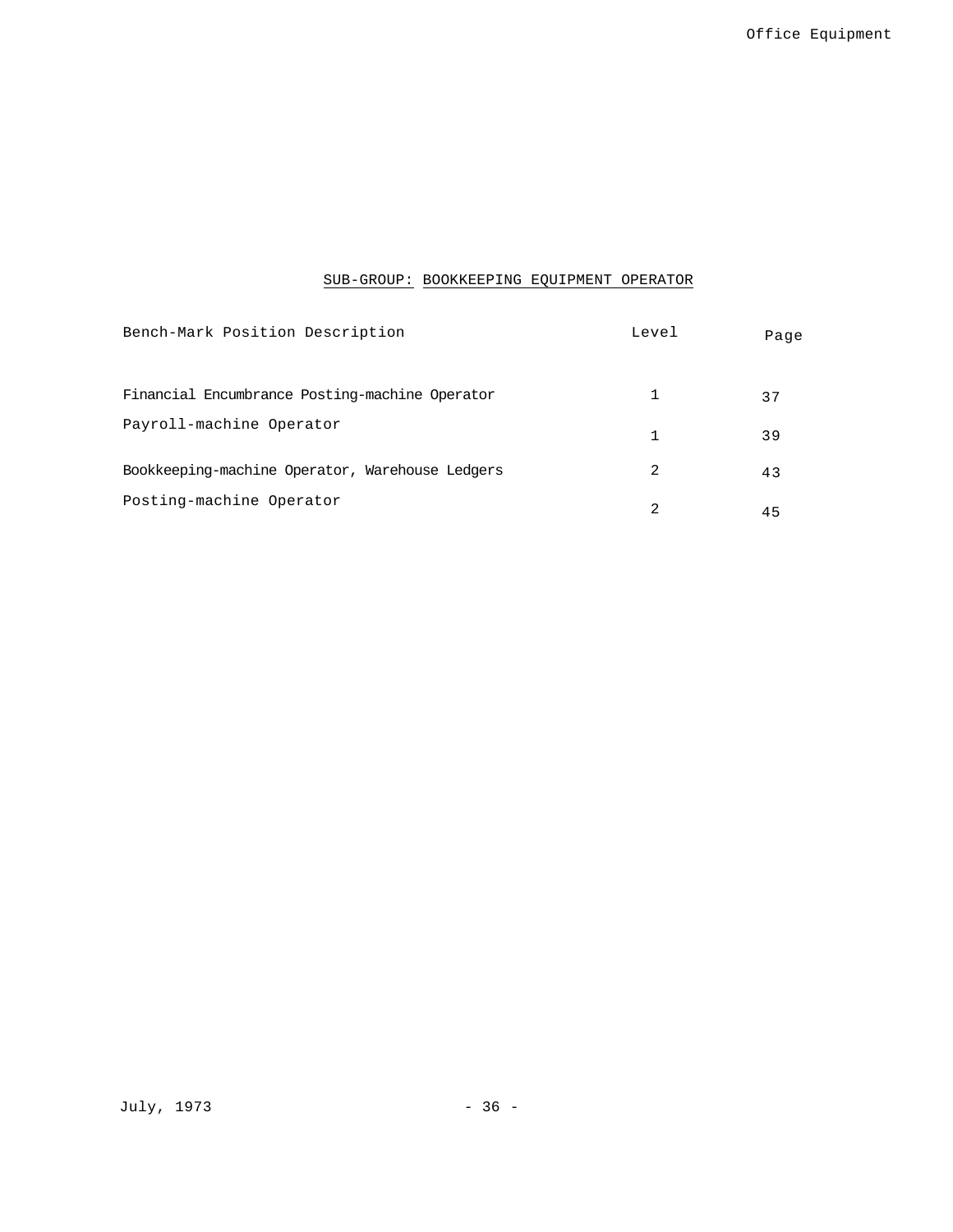## SUB-GROUP: BOOKKEEPING EQUIPMENT OPERATOR

| Bench-Mark Position Description | Level | Page |
|---|---|---|
| Financial Encumbrance Posting-machine Operator | 1 | 37 |
| Payroll-machine Operator | 1 | 39 |
| Bookkeeping-machine Operator, Warehouse Ledgers | 2 | 43 |
| Posting-machine Operator | 2 | 45 |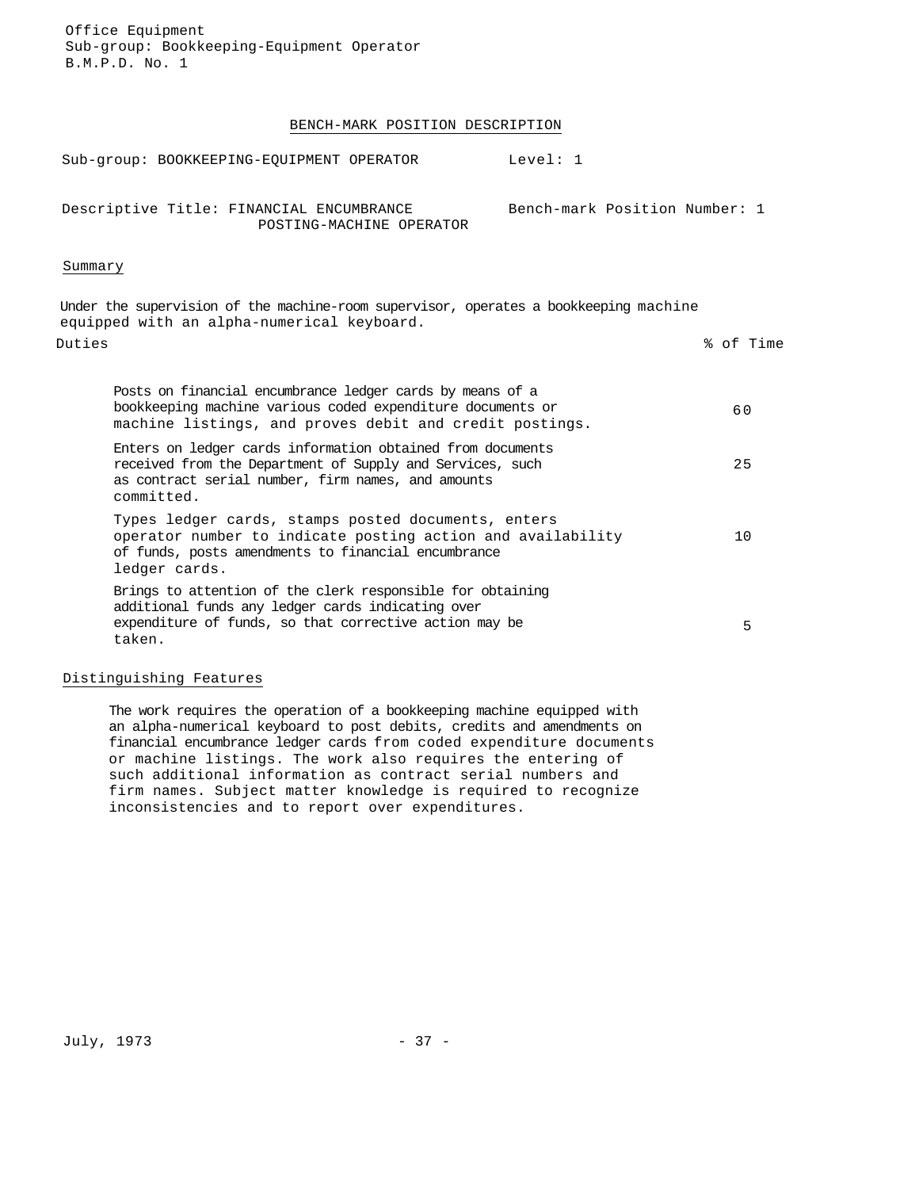Office Equipment
Sub-group: Bookkeeping-Equipment Operator
B.M.P.D. No. 1

## BENCH-MARK POSITION DESCRIPTION

Sub-group: BOOKKEEPING-EQUIPMENT OPERATOR Level: 1

Descriptive Title: FINANCIAL ENCUMBRANCE POSTING-MACHINE OPERATOR Bench-mark Position Number: 1

### Summary

Under the supervision of the machine-room supervisor, operates a bookkeeping machine equipped with an alpha-numerical keyboard.

| Duties | % of Time |
|---|---|
| Posts on financial encumbrance ledger cards by means of a bookkeeping machine various coded expenditure documents or machine listings, and proves debit and credit postings. | 60 |
| Enters on ledger cards information obtained from documents received from the Department of Supply and Services, such as contract serial number, firm names, and amounts committed. | 25 |
| Types ledger cards, stamps posted documents, enters operator number to indicate posting action and availability of funds, posts amendments to financial encumbrance ledger cards. | 10 |
| Brings to attention of the clerk responsible for obtaining additional funds any ledger cards indicating over expenditure of funds, so that corrective action may be taken. | 5 |

### Distinguishing Features

The work requires the operation of a bookkeeping machine equipped with an alpha-numerical keyboard to post debits, credits and amendments on financial encumbrance ledger cards from coded expenditure documents or machine listings. The work also requires the entering of such additional information as contract serial numbers and firm names. Subject matter knowledge is required to recognize inconsistencies and to report over expenditures.

July, 1973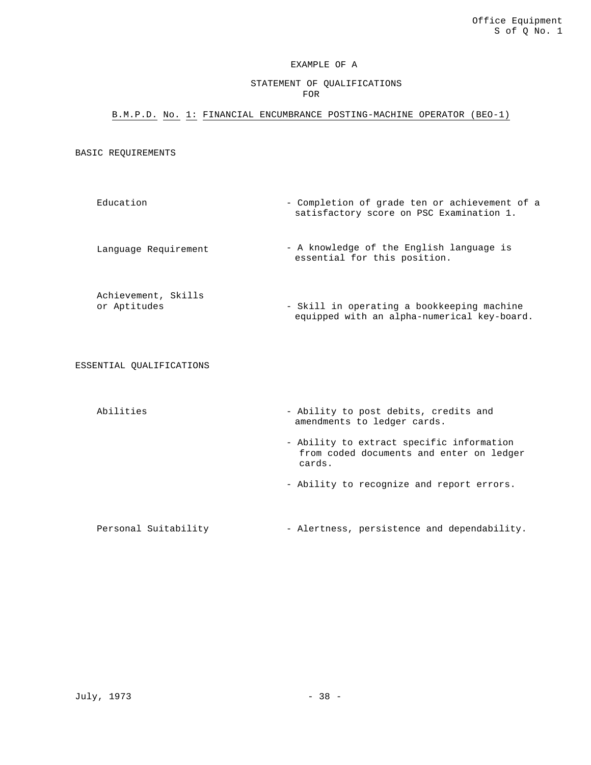Office Equipment
S of Q No. 1

EXAMPLE OF A

STATEMENT OF QUALIFICATIONS
FOR

## B.M.P.D. No. 1: FINANCIAL ENCUMBRANCE POSTING-MACHINE OPERATOR (BEO-1)

### BASIC REQUIREMENTS

| | |
|---|---|
| Education | - Completion of grade ten or achievement of a satisfactory score on PSC Examination 1. |
| Language Requirement | - A knowledge of the English language is essential for this position. |
| Achievement, Skills or Aptitudes | - Skill in operating a bookkeeping machine equipped with an alpha-numerical key-board. |

### ESSENTIAL QUALIFICATIONS

| | |
|---|---|
| Abilities | - Ability to post debits, credits and amendments to ledger cards.<br>- Ability to extract specific information from coded documents and enter on ledger cards.<br>- Ability to recognize and report errors. |
| Personal Suitability | - Alertness, persistence and dependability. |

July, 1973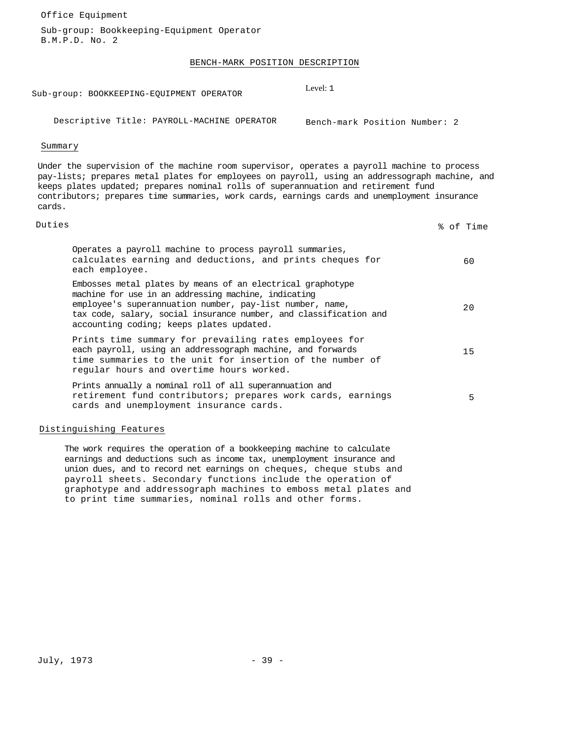Office Equipment

Sub-group: Bookkeeping-Equipment Operator
B.M.P.D. No. 2

# BENCH-MARK POSITION DESCRIPTION

Sub-group: BOOKKEEPING-EQUIPMENT OPERATOR

Level: 1

Descriptive Title: PAYROLL-MACHINE OPERATOR

Bench-mark Position Number: 2

## Summary

Under the supervision of the machine room supervisor, operates a payroll machine to process pay-lists; prepares metal plates for employees on payroll, using an addressograph machine, and keeps plates updated; prepares nominal rolls of superannuation and retirement fund contributors; prepares time summaries, work cards, earnings cards and unemployment insurance cards.

## Duties

| Duties | % of Time |
|---|---|
| Operates a payroll machine to process payroll summaries, calculates earning and deductions, and prints cheques for each employee. | 60 |
| Embosses metal plates by means of an electrical graphotype machine for use in an addressing machine, indicating employee's superannuation number, pay-list number, name, tax code, salary, social insurance number, and classification and accounting coding; keeps plates updated. | 20 |
| Prints time summary for prevailing rates employees for each payroll, using an addressograph machine, and forwards time summaries to the unit for insertion of the number of regular hours and overtime hours worked. | 15 |
| Prints annually a nominal roll of all superannuation and retirement fund contributors; prepares work cards, earnings cards and unemployment insurance cards. | 5 |

## Distinguishing Features

The work requires the operation of a bookkeeping machine to calculate earnings and deductions such as income tax, unemployment insurance and union dues, and to record net earnings on cheques, cheque stubs and payroll sheets. Secondary functions include the operation of graphotype and addressograph machines to emboss metal plates and to print time summaries, nominal rolls and other forms.

July, 1973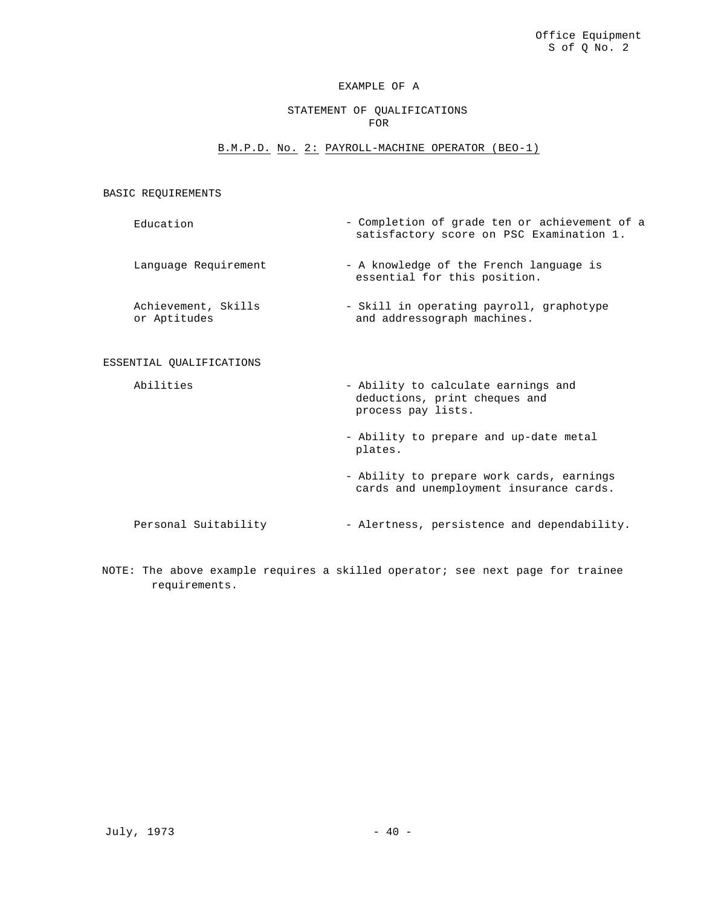Office Equipment
S of Q No. 2

EXAMPLE OF A

STATEMENT OF QUALIFICATIONS
FOR

B.M.P.D. No. 2: PAYROLL-MACHINE OPERATOR (BEO-1)

BASIC REQUIREMENTS

| | |
|---|---|
| Education | - Completion of grade ten or achievement of a satisfactory score on PSC Examination 1. |
| Language Requirement | - A knowledge of the French language is essential for this position. |
| Achievement, Skills or Aptitudes | - Skill in operating payroll, graphotype and addressograph machines. |

ESSENTIAL QUALIFICATIONS

| | |
|---|---|
| Abilities | - Ability to calculate earnings and deductions, print cheques and process pay lists. |
| | - Ability to prepare and up-date metal plates. |
| | - Ability to prepare work cards, earnings cards and unemployment insurance cards. |
| Personal Suitability | - Alertness, persistence and dependability. |

NOTE: The above example requires a skilled operator; see next page for trainee requirements.

July, 1973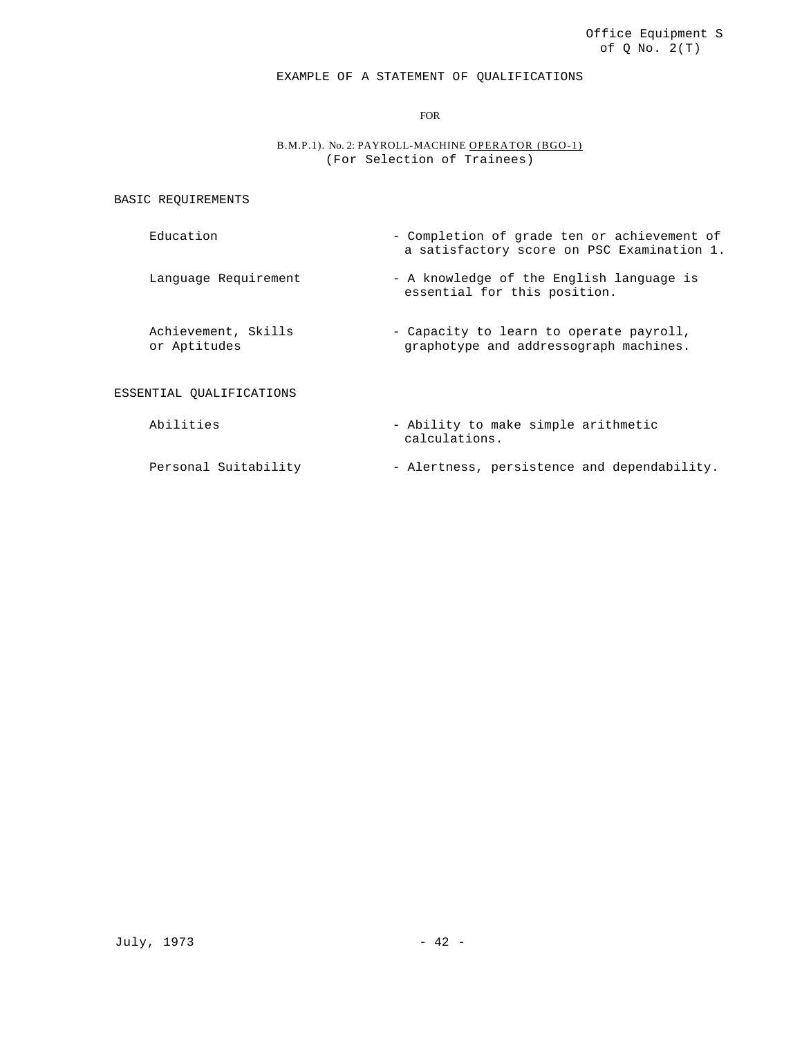Office Equipment S of Q No. 2(T)

# EXAMPLE OF A STATEMENT OF QUALIFICATIONS

FOR

B.M.P.1). No. 2: PAYROLL-MACHINE OPERATOR (BGO-1)
(For Selection of Trainees)

## BASIC REQUIREMENTS

| | |
|---|---|
| Education | - Completion of grade ten or achievement of a satisfactory score on PSC Examination 1. |
| Language Requirement | - A knowledge of the English language is essential for this position. |
| Achievement, Skills or Aptitudes | - Capacity to learn to operate payroll, graphotype and addressograph machines. |

## ESSENTIAL QUALIFICATIONS

| | |
|---|---|
| Abilities | - Ability to make simple arithmetic calculations. |
| Personal Suitability | - Alertness, persistence and dependability. |

July, 1973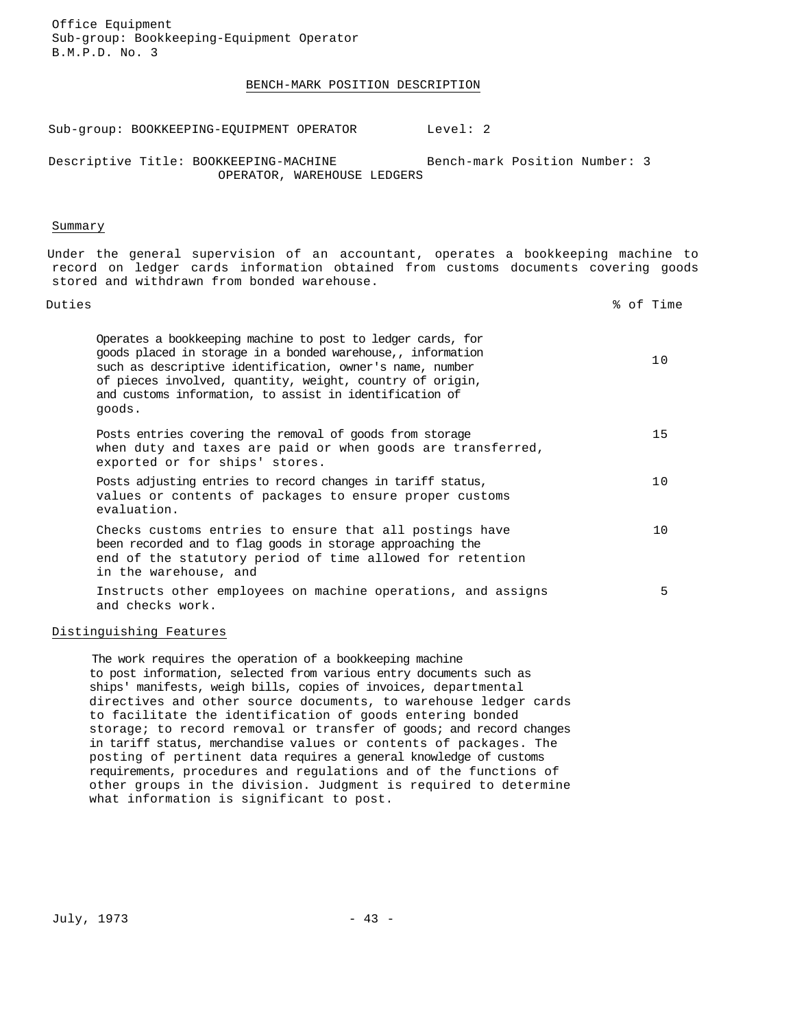Office Equipment
Sub-group: Bookkeeping-Equipment Operator
B.M.P.D. No. 3

## BENCH-MARK POSITION DESCRIPTION

Sub-group: BOOKKEEPING-EQUIPMENT OPERATOR    Level: 2

Descriptive Title: BOOKKEEPING-MACHINE OPERATOR, WAREHOUSE LEDGERS    Bench-mark Position Number: 3

### Summary

Under the general supervision of an accountant, operates a bookkeeping machine to record on ledger cards information obtained from customs documents covering goods stored and withdrawn from bonded warehouse.

| Duties | % of Time |
|---|---|
| Operates a bookkeeping machine to post to ledger cards, for goods placed in storage in a bonded warehouse,, information such as descriptive identification, owner's name, number of pieces involved, quantity, weight, country of origin, and customs information, to assist in identification of goods. | 10 |
| Posts entries covering the removal of goods from storage when duty and taxes are paid or when goods are transferred, exported or for ships' stores. | 15 |
| Posts adjusting entries to record changes in tariff status, values or contents of packages to ensure proper customs evaluation. | 10 |
| Checks customs entries to ensure that all postings have been recorded and to flag goods in storage approaching the end of the statutory period of time allowed for retention in the warehouse, and | 10 |
| Instructs other employees on machine operations, and assigns and checks work. | 5 |

### Distinguishing Features

The work requires the operation of a bookkeeping machine to post information, selected from various entry documents such as ships' manifests, weigh bills, copies of invoices, departmental directives and other source documents, to warehouse ledger cards to facilitate the identification of goods entering bonded storage; to record removal or transfer of goods; and record changes in tariff status, merchandise values or contents of packages. The posting of pertinent data requires a general knowledge of customs requirements, procedures and regulations and of the functions of other groups in the division. Judgment is required to determine what information is significant to post.

July, 1973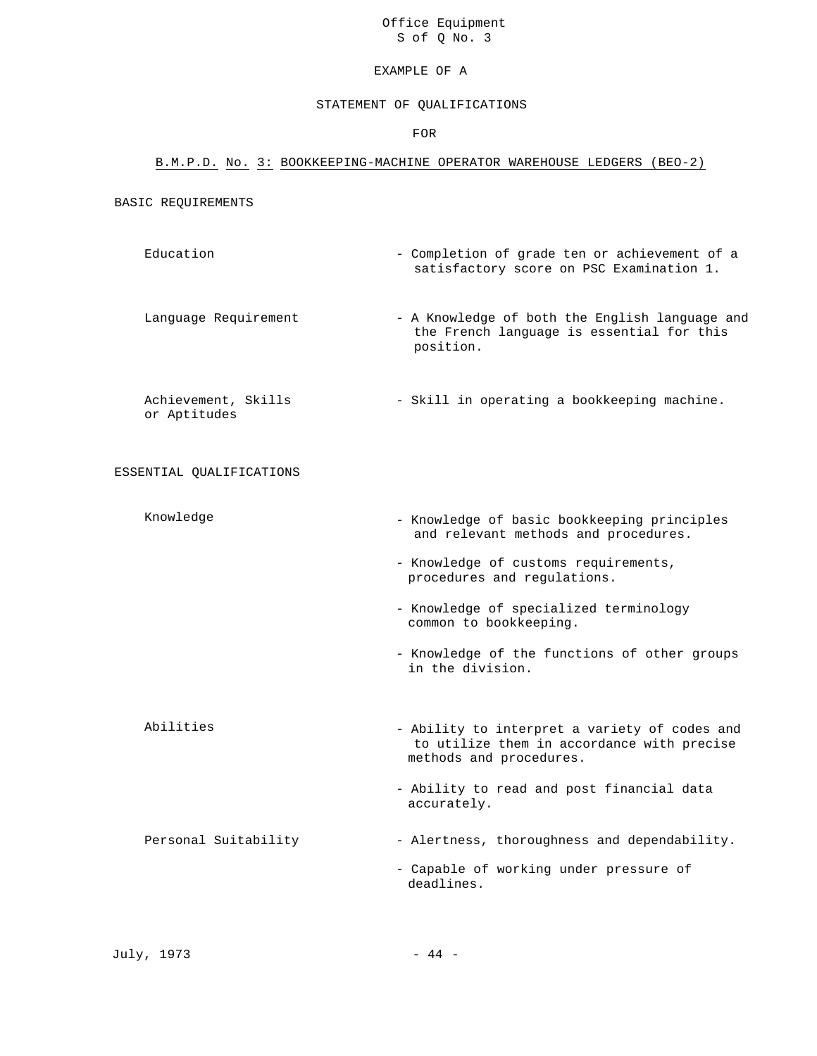Office Equipment
S of Q No. 3

# EXAMPLE OF A

# STATEMENT OF QUALIFICATIONS

# FOR

## B.M.P.D. No. 3: BOOKKEEPING-MACHINE OPERATOR WAREHOUSE LEDGERS (BEO-2)

### BASIC REQUIREMENTS

| | |
|---|---|
| Education | - Completion of grade ten or achievement of a satisfactory score on PSC Examination 1. |
| Language Requirement | - A Knowledge of both the English language and the French language is essential for this position. |
| Achievement, Skills or Aptitudes | - Skill in operating a bookkeeping machine. |

### ESSENTIAL QUALIFICATIONS

| | |
|---|---|
| Knowledge | - Knowledge of basic bookkeeping principles and relevant methods and procedures. |
| | - Knowledge of customs requirements, procedures and regulations. |
| | - Knowledge of specialized terminology common to bookkeeping. |
| | - Knowledge of the functions of other groups in the division. |
| Abilities | - Ability to interpret a variety of codes and to utilize them in accordance with precise methods and procedures. |
| | - Ability to read and post financial data accurately. |
| Personal Suitability | - Alertness, thoroughness and dependability. |
| | - Capable of working under pressure of deadlines. |

July, 1973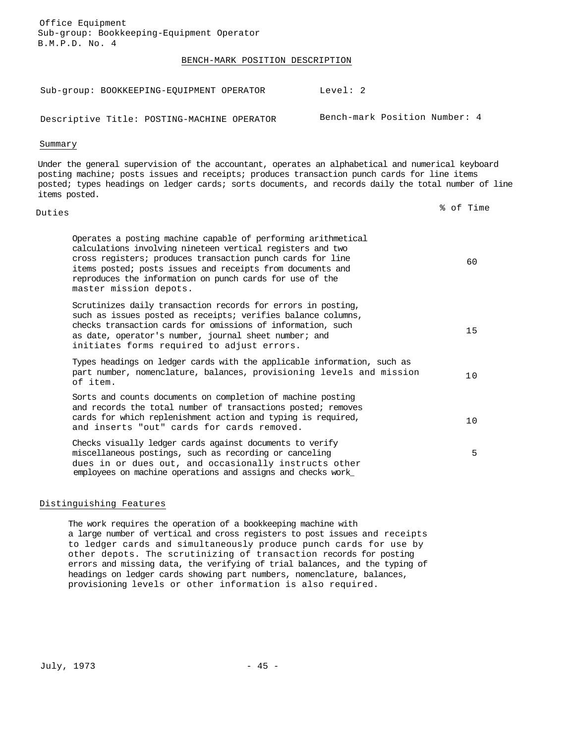Office Equipment
Sub-group: Bookkeeping-Equipment Operator
B.M.P.D. No. 4

# BENCH-MARK POSITION DESCRIPTION

Sub-group: BOOKKEEPING-EQUIPMENT OPERATOR — Level: 2

Descriptive Title: POSTING-MACHINE OPERATOR — Bench-mark Position Number: 4

## Summary

Under the general supervision of the accountant, operates an alphabetical and numerical keyboard posting machine; posts issues and receipts; produces transaction punch cards for line items posted; types headings on ledger cards; sorts documents, and records daily the total number of line items posted.

| Duties | % of Time |
|---|---|
| Operates a posting machine capable of performing arithmetical calculations involving nineteen vertical registers and two cross registers; produces transaction punch cards for line items posted; posts issues and receipts from documents and reproduces the information on punch cards for use of the master mission depots. | 60 |
| Scrutinizes daily transaction records for errors in posting, such as issues posted as receipts; verifies balance columns, checks transaction cards for omissions of information, such as date, operator's number, journal sheet number; and initiates forms required to adjust errors. | 15 |
| Types headings on ledger cards with the applicable information, such as part number, nomenclature, balances, provisioning levels and mission of item. | 10 |
| Sorts and counts documents on completion of machine posting and records the total number of transactions posted; removes cards for which replenishment action and typing is required, and inserts "out" cards for cards removed. | 10 |
| Checks visually ledger cards against documents to verify miscellaneous postings, such as recording or canceling dues in or dues out, and occasionally instructs other employees on machine operations and assigns and checks work_ | 5 |

## Distinguishing Features

The work requires the operation of a bookkeeping machine with a large number of vertical and cross registers to post issues and receipts to ledger cards and simultaneously produce punch cards for use by other depots. The scrutinizing of transaction records for posting errors and missing data, the verifying of trial balances, and the typing of headings on ledger cards showing part numbers, nomenclature, balances, provisioning levels or other information is also required.

July, 1973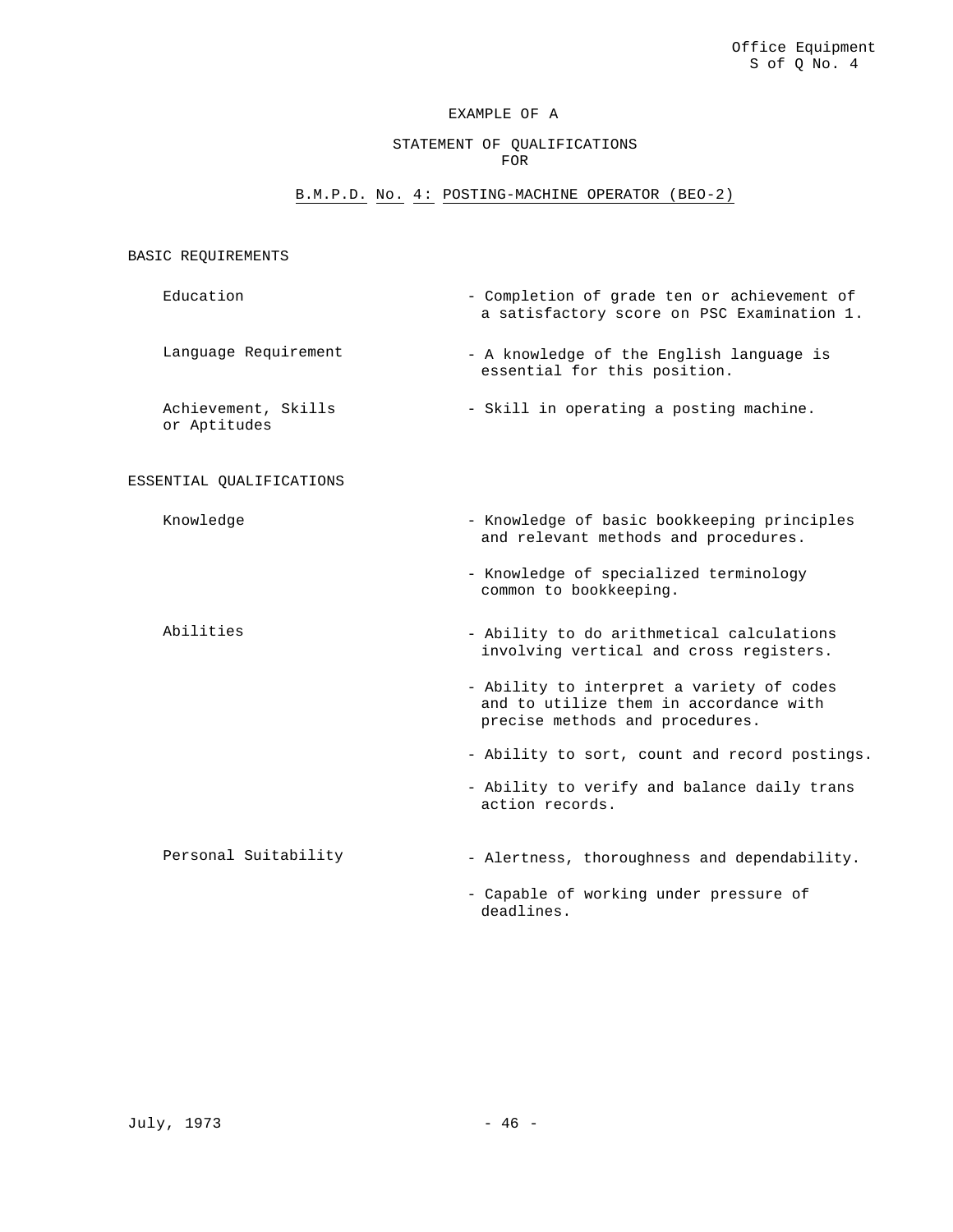Office Equipment
S of Q No. 4

# EXAMPLE OF A

## STATEMENT OF QUALIFICATIONS FOR

## B.M.P.D. No. 4: POSTING-MACHINE OPERATOR (BEO-2)

### BASIC REQUIREMENTS

| | |
|---|---|
| Education | - Completion of grade ten or achievement of a satisfactory score on PSC Examination 1. |
| Language Requirement | - A knowledge of the English language is essential for this position. |
| Achievement, Skills or Aptitudes | - Skill in operating a posting machine. |

### ESSENTIAL QUALIFICATIONS

| | |
|---|---|
| Knowledge | - Knowledge of basic bookkeeping principles and relevant methods and procedures.<br>- Knowledge of specialized terminology common to bookkeeping. |
| Abilities | - Ability to do arithmetical calculations involving vertical and cross registers.<br>- Ability to interpret a variety of codes and to utilize them in accordance with precise methods and procedures.<br>- Ability to sort, count and record postings.<br>- Ability to verify and balance daily trans action records. |
| Personal Suitability | - Alertness, thoroughness and dependability.<br>- Capable of working under pressure of deadlines. |

July, 1973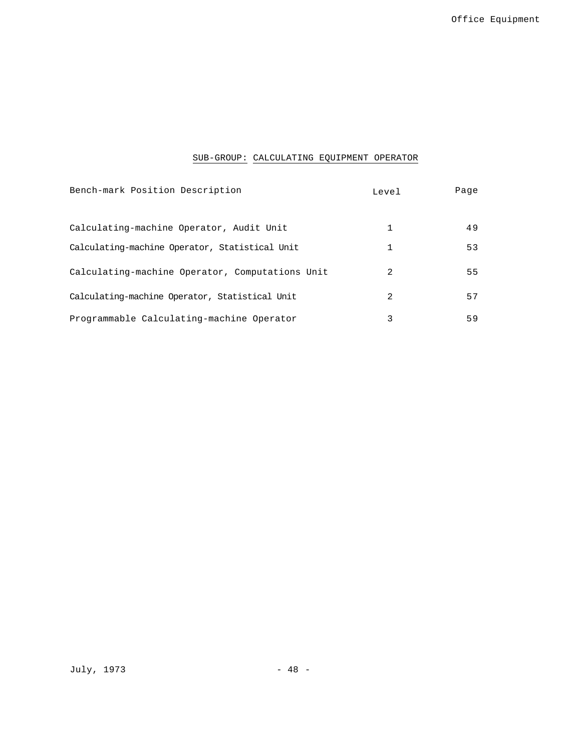## SUB-GROUP: CALCULATING EQUIPMENT OPERATOR

| Bench-mark Position Description | Level | Page |
|---|---|---|
| Calculating-machine Operator, Audit Unit | 1 | 49 |
| Calculating-machine Operator, Statistical Unit | 1 | 53 |
| Calculating-machine Operator, Computations Unit | 2 | 55 |
| Calculating-machine Operator, Statistical Unit | 2 | 57 |
| Programmable Calculating-machine Operator | 3 | 59 |

July, 1973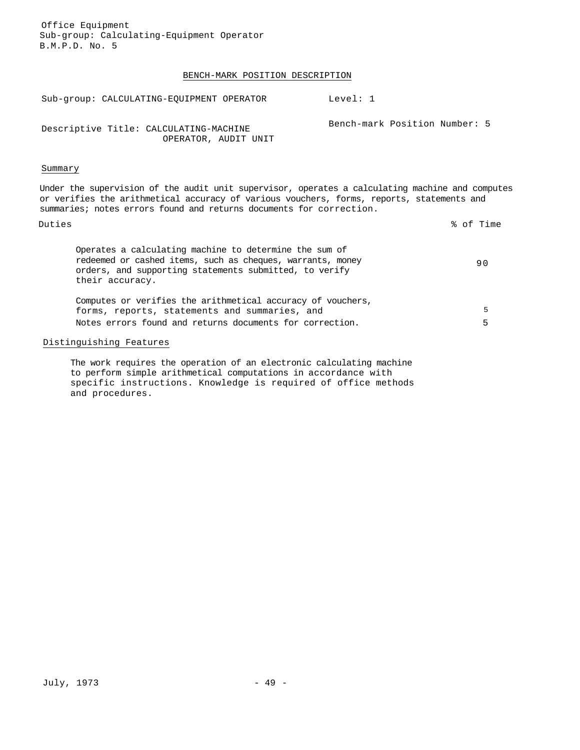Office Equipment
Sub-group: Calculating-Equipment Operator
B.M.P.D. No. 5

## BENCH-MARK POSITION DESCRIPTION

| | |
|---|---|
| Sub-group: CALCULATING-EQUIPMENT OPERATOR | Level: 1 |
| Descriptive Title: CALCULATING-MACHINE OPERATOR, AUDIT UNIT | Bench-mark Position Number: 5 |

### Summary

Under the supervision of the audit unit supervisor, operates a calculating machine and computes or verifies the arithmetical accuracy of various vouchers, forms, reports, statements and summaries; notes errors found and returns documents for correction.

| Duties | % of Time |
|---|---|
| Operates a calculating machine to determine the sum of redeemed or cashed items, such as cheques, warrants, money orders, and supporting statements submitted, to verify their accuracy. | 90 |
| Computes or verifies the arithmetical accuracy of vouchers, forms, reports, statements and summaries, and | 5 |
| Notes errors found and returns documents for correction. | 5 |

### Distinguishing Features

The work requires the operation of an electronic calculating machine to perform simple arithmetical computations in accordance with specific instructions. Knowledge is required of office methods and procedures.

July, 1973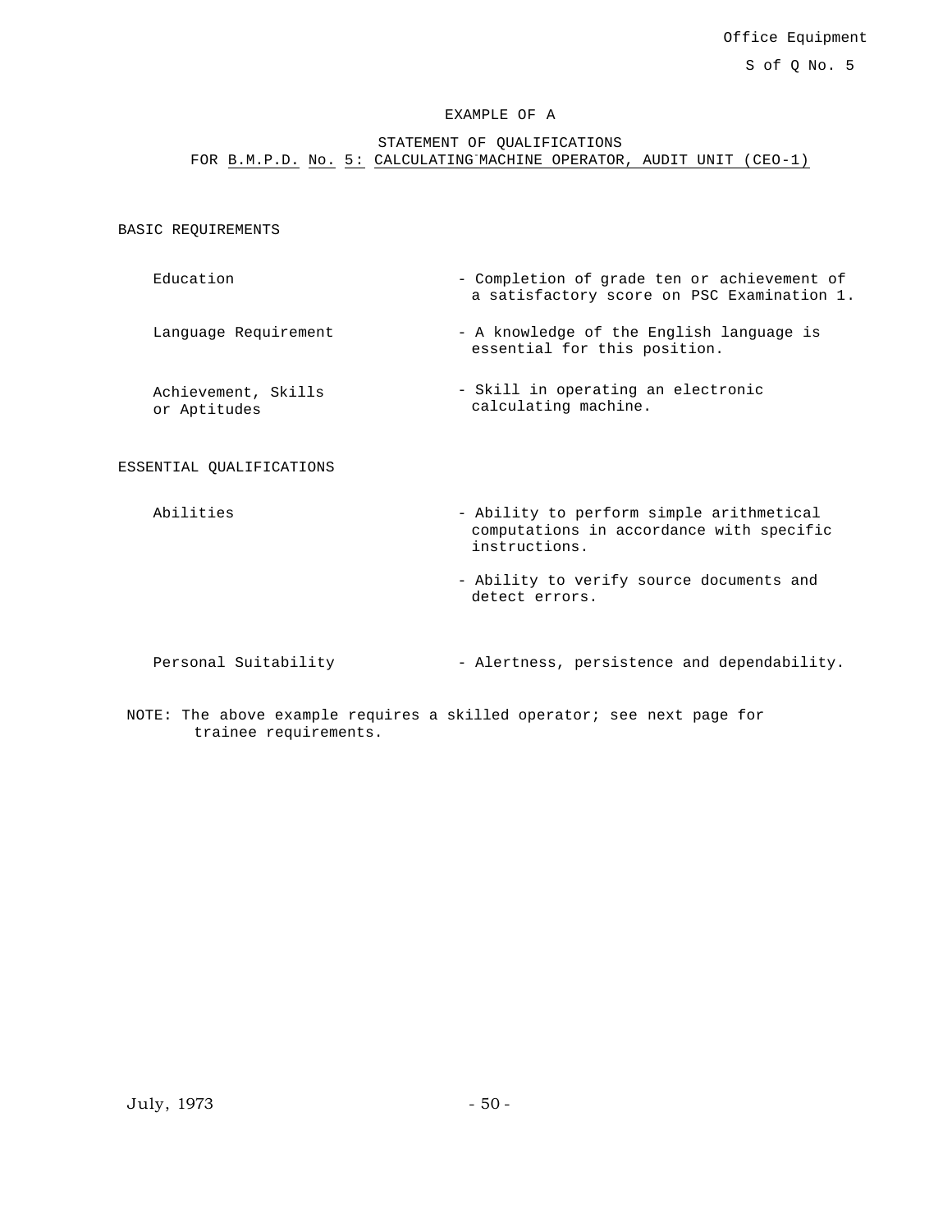EXAMPLE OF A

STATEMENT OF QUALIFICATIONS
FOR B.M.P.D. No. 5: CALCULATING MACHINE OPERATOR, AUDIT UNIT (CEO-1)

BASIC REQUIREMENTS

| | |
|---|---|
| Education | - Completion of grade ten or achievement of a satisfactory score on PSC Examination 1. |
| Language Requirement | - A knowledge of the English language is essential for this position. |
| Achievement, Skills or Aptitudes | - Skill in operating an electronic calculating machine. |

ESSENTIAL QUALIFICATIONS

| | |
|---|---|
| Abilities | - Ability to perform simple arithmetical computations in accordance with specific instructions. |
| | - Ability to verify source documents and detect errors. |
| Personal Suitability | - Alertness, persistence and dependability. |

NOTE: The above example requires a skilled operator; see next page for trainee requirements.

July, 1973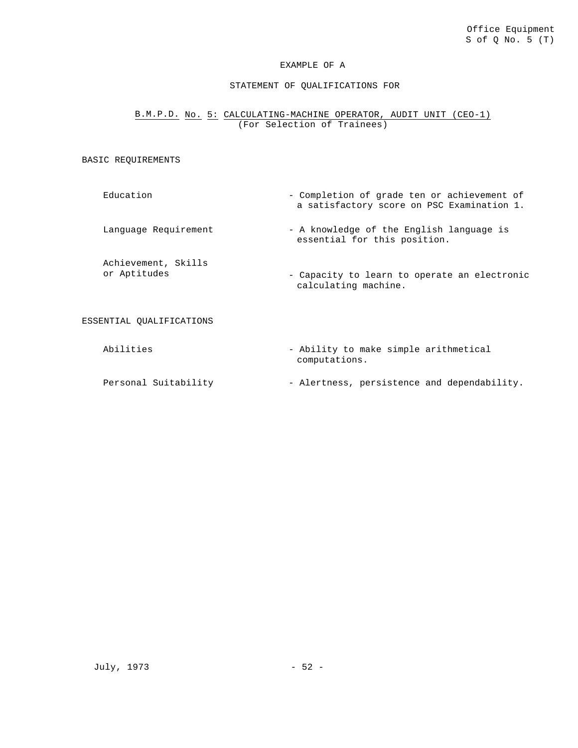Office Equipment
S of Q No. 5 (T)

EXAMPLE OF A

STATEMENT OF QUALIFICATIONS FOR

B.M.P.D. No. 5: CALCULATING-MACHINE OPERATOR, AUDIT UNIT (CEO-1)
(For Selection of Trainees)

## BASIC REQUIREMENTS

| | |
|---|---|
| Education | - Completion of grade ten or achievement of a satisfactory score on PSC Examination 1. |
| Language Requirement | - A knowledge of the English language is essential for this position. |
| Achievement, Skills or Aptitudes | - Capacity to learn to operate an electronic calculating machine. |

## ESSENTIAL QUALIFICATIONS

| | |
|---|---|
| Abilities | - Ability to make simple arithmetical computations. |
| Personal Suitability | - Alertness, persistence and dependability. |

July, 1973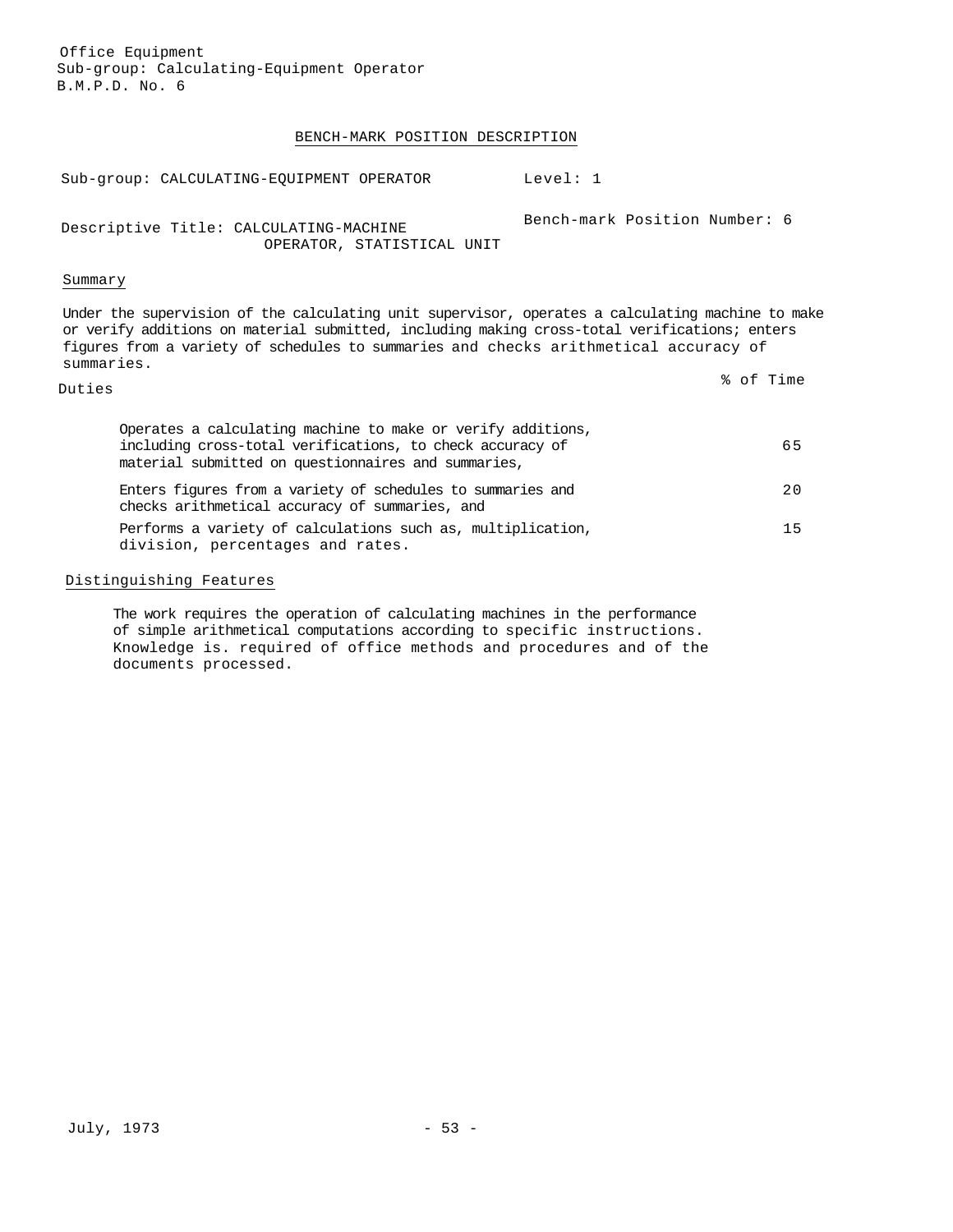Office Equipment
Sub-group: Calculating-Equipment Operator
B.M.P.D. No. 6

## BENCH-MARK POSITION DESCRIPTION

Sub-group: CALCULATING-EQUIPMENT OPERATOR | Level: 1

Descriptive Title: CALCULATING-MACHINE OPERATOR, STATISTICAL UNIT | Bench-mark Position Number: 6

### Summary

Under the supervision of the calculating unit supervisor, operates a calculating machine to make or verify additions on material submitted, including making cross-total verifications; enters figures from a variety of schedules to summaries and checks arithmetical accuracy of summaries.

| Duties | % of Time |
|---|---|
| Operates a calculating machine to make or verify additions, including cross-total verifications, to check accuracy of material submitted on questionnaires and summaries, | 65 |
| Enters figures from a variety of schedules to summaries and checks arithmetical accuracy of summaries, and | 20 |
| Performs a variety of calculations such as, multiplication, division, percentages and rates. | 15 |

### Distinguishing Features

The work requires the operation of calculating machines in the performance of simple arithmetical computations according to specific instructions. Knowledge is. required of office methods and procedures and of the documents processed.

July, 1973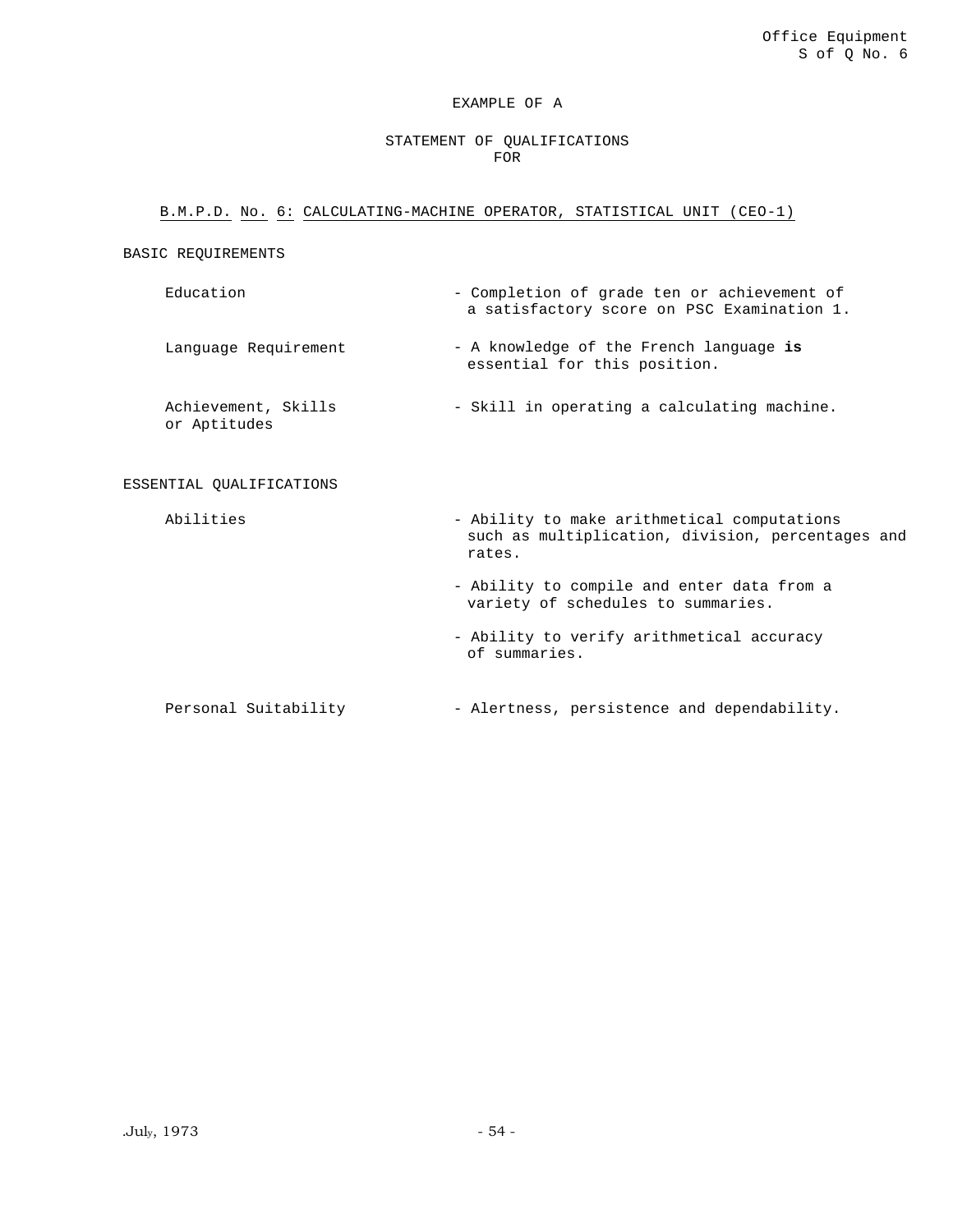EXAMPLE OF A

STATEMENT OF QUALIFICATIONS
FOR

B.M.P.D. No. 6: CALCULATING-MACHINE OPERATOR, STATISTICAL UNIT (CEO-1)

BASIC REQUIREMENTS

| | |
|---|---|
| Education | - Completion of grade ten or achievement of a satisfactory score on PSC Examination 1. |
| Language Requirement | - A knowledge of the French language **is** essential for this position. |
| Achievement, Skills or Aptitudes | - Skill in operating a calculating machine. |

ESSENTIAL QUALIFICATIONS

| | |
|---|---|
| Abilities | - Ability to make arithmetical computations such as multiplication, division, percentages and rates. |
| | - Ability to compile and enter data from a variety of schedules to summaries. |
| | - Ability to verify arithmetical accuracy of summaries. |
| Personal Suitability | - Alertness, persistence and dependability. |

July, 1973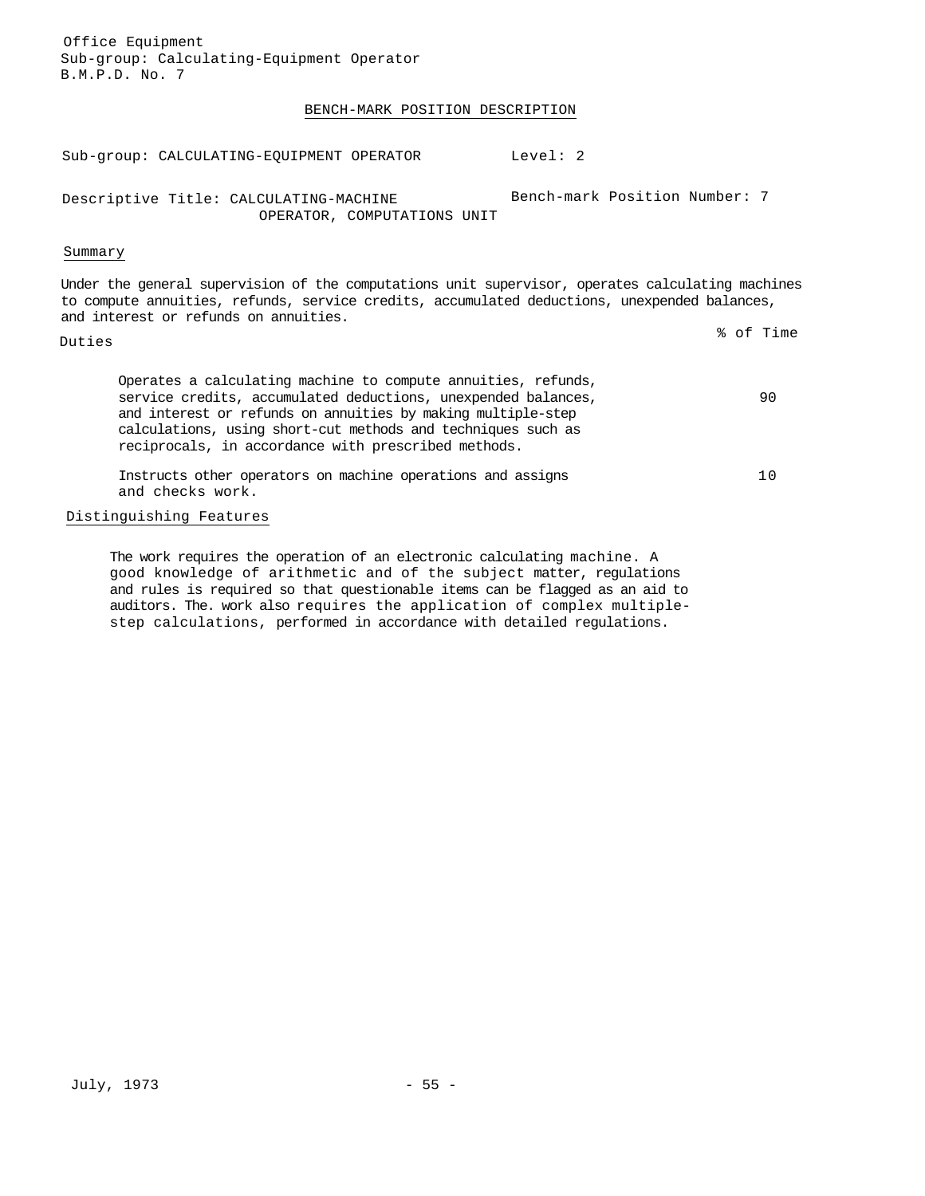Office Equipment
Sub-group: Calculating-Equipment Operator
B.M.P.D. No. 7

## BENCH-MARK POSITION DESCRIPTION

Sub-group: CALCULATING-EQUIPMENT OPERATOR　　　Level: 2

Descriptive Title: CALCULATING-MACHINE OPERATOR, COMPUTATIONS UNIT　　　Bench-mark Position Number: 7

### Summary

Under the general supervision of the computations unit supervisor, operates calculating machines to compute annuities, refunds, service credits, accumulated deductions, unexpended balances, and interest or refunds on annuities.

### Duties

| Duties | % of Time |
|---|---|
| Operates a calculating machine to compute annuities, refunds, service credits, accumulated deductions, unexpended balances, and interest or refunds on annuities by making multiple-step calculations, using short-cut methods and techniques such as reciprocals, in accordance with prescribed methods. | 90 |
| Instructs other operators on machine operations and assigns and checks work. | 10 |

### Distinguishing Features

The work requires the operation of an electronic calculating machine. A good knowledge of arithmetic and of the subject matter, regulations and rules is required so that questionable items can be flagged as an aid to auditors. The. work also requires the application of complex multiple-step calculations, performed in accordance with detailed regulations.

July, 1973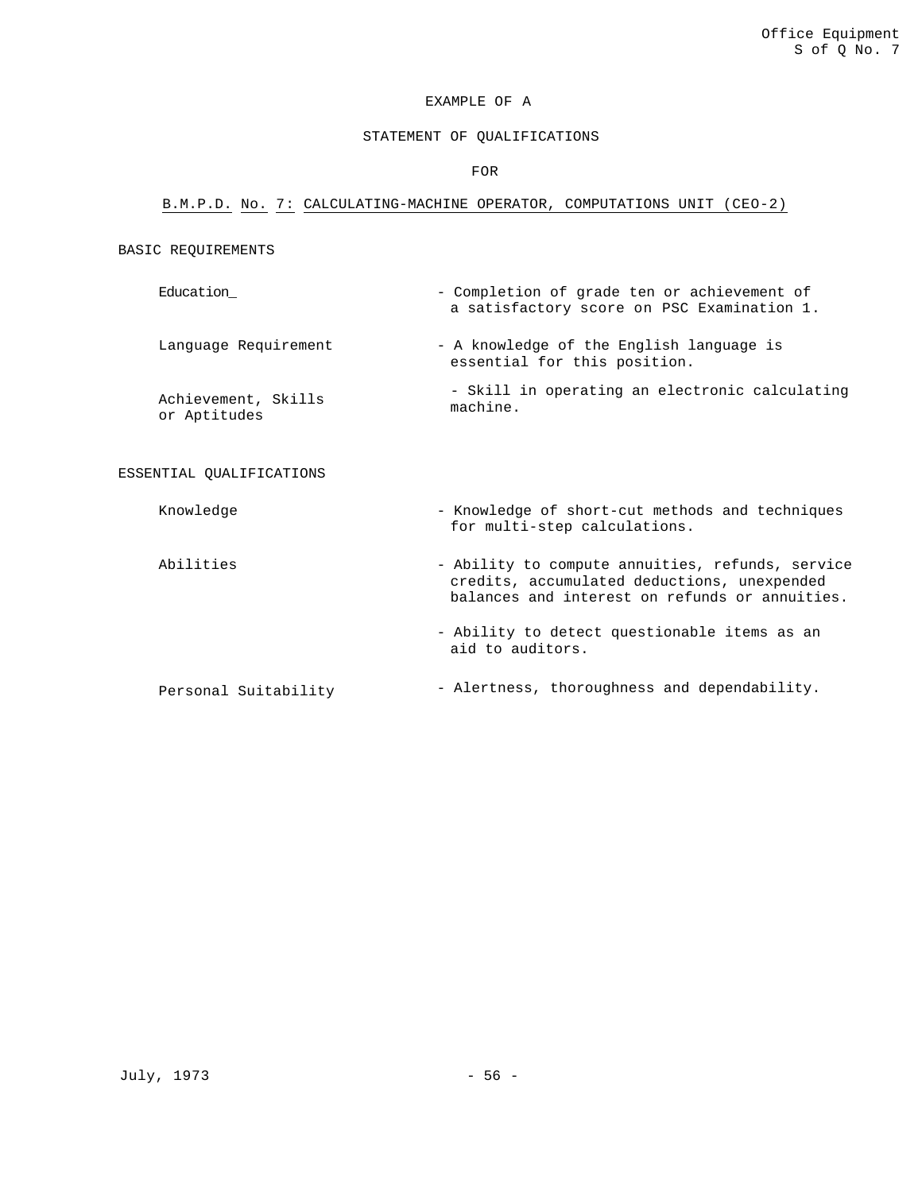EXAMPLE OF A

STATEMENT OF QUALIFICATIONS

FOR

B.M.P.D. No. 7: CALCULATING-MACHINE OPERATOR, COMPUTATIONS UNIT (CEO-2)

## BASIC REQUIREMENTS

| | |
|---|---|
| Education | - Completion of grade ten or achievement of a satisfactory score on PSC Examination 1. |
| Language Requirement | - A knowledge of the English language is essential for this position. |
| Achievement, Skills or Aptitudes | - Skill in operating an electronic calculating machine. |

## ESSENTIAL QUALIFICATIONS

| | |
|---|---|
| Knowledge | - Knowledge of short-cut methods and techniques for multi-step calculations. |
| Abilities | - Ability to compute annuities, refunds, service credits, accumulated deductions, unexpended balances and interest on refunds or annuities. |
| | - Ability to detect questionable items as an aid to auditors. |
| Personal Suitability | - Alertness, thoroughness and dependability. |

July, 1973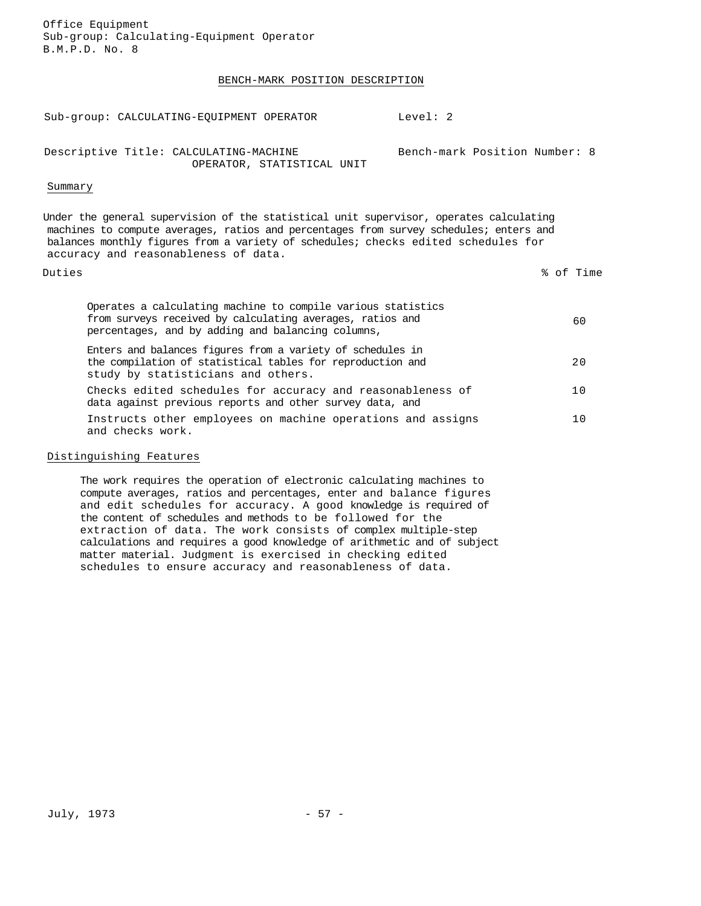Office Equipment
Sub-group: Calculating-Equipment Operator
B.M.P.D. No. 8

## BENCH-MARK POSITION DESCRIPTION

Sub-group: CALCULATING-EQUIPMENT OPERATOR — Level: 2

Descriptive Title: CALCULATING-MACHINE OPERATOR, STATISTICAL UNIT — Bench-mark Position Number: 8

### Summary

Under the general supervision of the statistical unit supervisor, operates calculating machines to compute averages, ratios and percentages from survey schedules; enters and balances monthly figures from a variety of schedules; checks edited schedules for accuracy and reasonableness of data.

| Duties | % of Time |
| --- | --- |
| Operates a calculating machine to compile various statistics from surveys received by calculating averages, ratios and percentages, and by adding and balancing columns, | 60 |
| Enters and balances figures from a variety of schedules in the compilation of statistical tables for reproduction and study by statisticians and others. | 20 |
| Checks edited schedules for accuracy and reasonableness of data against previous reports and other survey data, and | 10 |
| Instructs other employees on machine operations and assigns and checks work. | 10 |

### Distinguishing Features

The work requires the operation of electronic calculating machines to compute averages, ratios and percentages, enter and balance figures and edit schedules for accuracy. A good knowledge is required of the content of schedules and methods to be followed for the extraction of data. The work consists of complex multiple-step calculations and requires a good knowledge of arithmetic and of subject matter material. Judgment is exercised in checking edited schedules to ensure accuracy and reasonableness of data.

July, 1973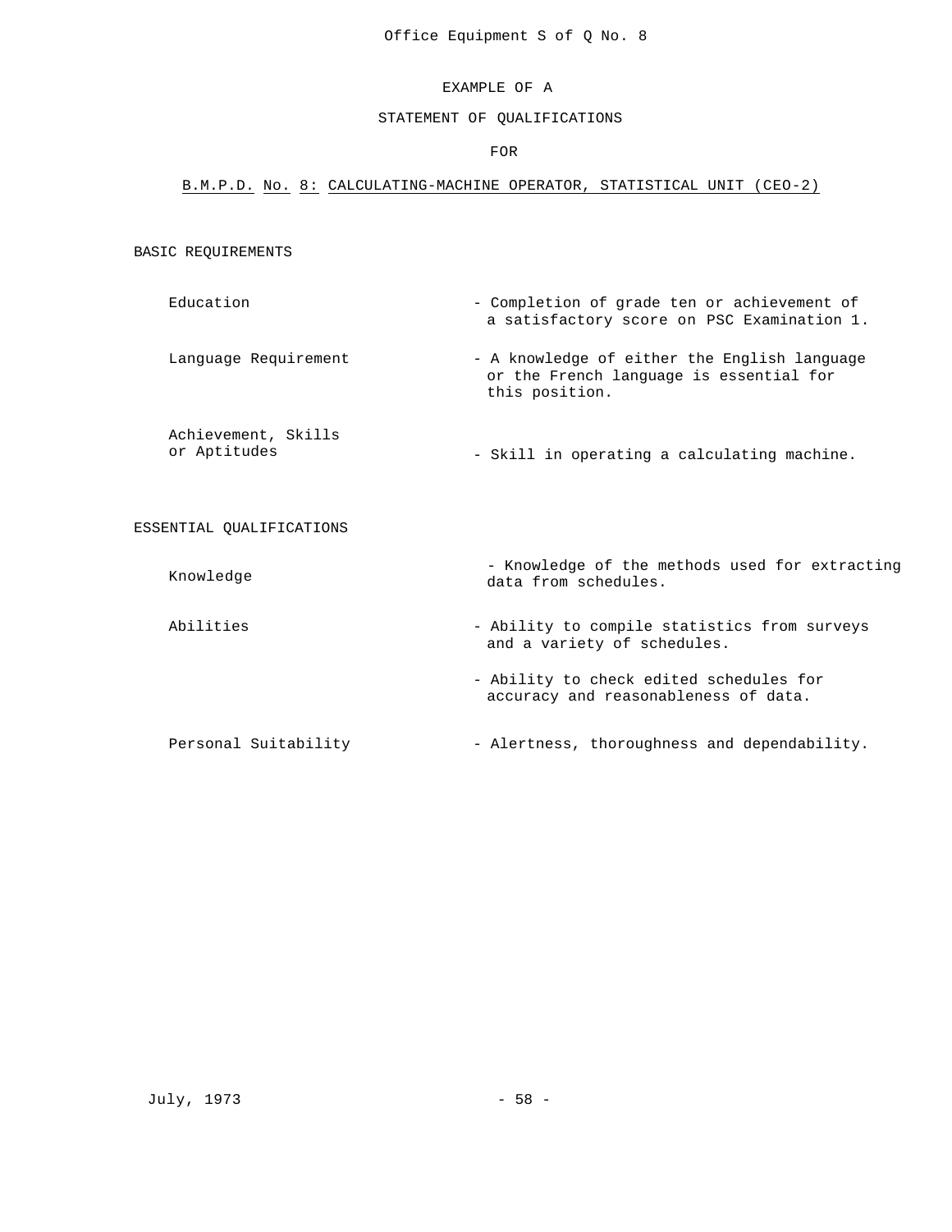Office Equipment S of Q No. 8

EXAMPLE OF A

STATEMENT OF QUALIFICATIONS

FOR

B.M.P.D. No. 8: CALCULATING-MACHINE OPERATOR, STATISTICAL UNIT (CEO-2)

## BASIC REQUIREMENTS

| | |
|---|---|
| Education | - Completion of grade ten or achievement of a satisfactory score on PSC Examination 1. |
| Language Requirement | - A knowledge of either the English language or the French language is essential for this position. |
| Achievement, Skills or Aptitudes | - Skill in operating a calculating machine. |

## ESSENTIAL QUALIFICATIONS

| | |
|---|---|
| Knowledge | - Knowledge of the methods used for extracting data from schedules. |
| Abilities | - Ability to compile statistics from surveys and a variety of schedules. |
| | - Ability to check edited schedules for accuracy and reasonableness of data. |
| Personal Suitability | - Alertness, thoroughness and dependability. |

July, 1973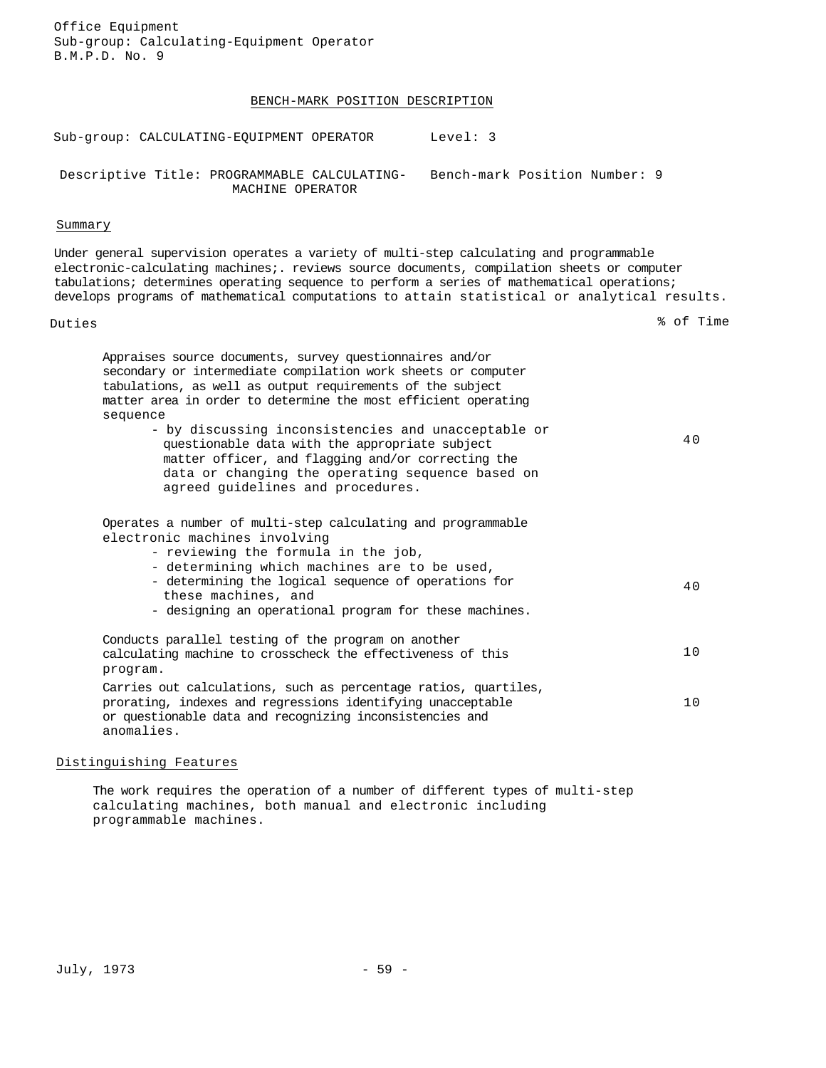Office Equipment
Sub-group: Calculating-Equipment Operator
B.M.P.D. No. 9

## BENCH-MARK POSITION DESCRIPTION

Sub-group: CALCULATING-EQUIPMENT OPERATOR — Level: 3

Descriptive Title: PROGRAMMABLE CALCULATING-MACHINE OPERATOR — Bench-mark Position Number: 9

### Summary

Under general supervision operates a variety of multi-step calculating and programmable electronic-calculating machines;. reviews source documents, compilation sheets or computer tabulations; determines operating sequence to perform a series of mathematical operations; develops programs of mathematical computations to attain statistical or analytical results.

### Duties

| Duties | % of Time |
|---|---|
| Appraises source documents, survey questionnaires and/or secondary or intermediate compilation work sheets or computer tabulations, as well as output requirements of the subject matter area in order to determine the most efficient operating sequence<br>- by discussing inconsistencies and unacceptable or questionable data with the appropriate subject matter officer, and flagging and/or correcting the data or changing the operating sequence based on agreed guidelines and procedures. | 40 |
| Operates a number of multi-step calculating and programmable electronic machines involving<br>- reviewing the formula in the job,<br>- determining which machines are to be used,<br>- determining the logical sequence of operations for these machines, and<br>- designing an operational program for these machines. | 40 |
| Conducts parallel testing of the program on another calculating machine to crosscheck the effectiveness of this program. | 10 |
| Carries out calculations, such as percentage ratios, quartiles, prorating, indexes and regressions identifying unacceptable or questionable data and recognizing inconsistencies and anomalies. | 10 |

### Distinguishing Features

The work requires the operation of a number of different types of multi-step calculating machines, both manual and electronic including programmable machines.

July, 1973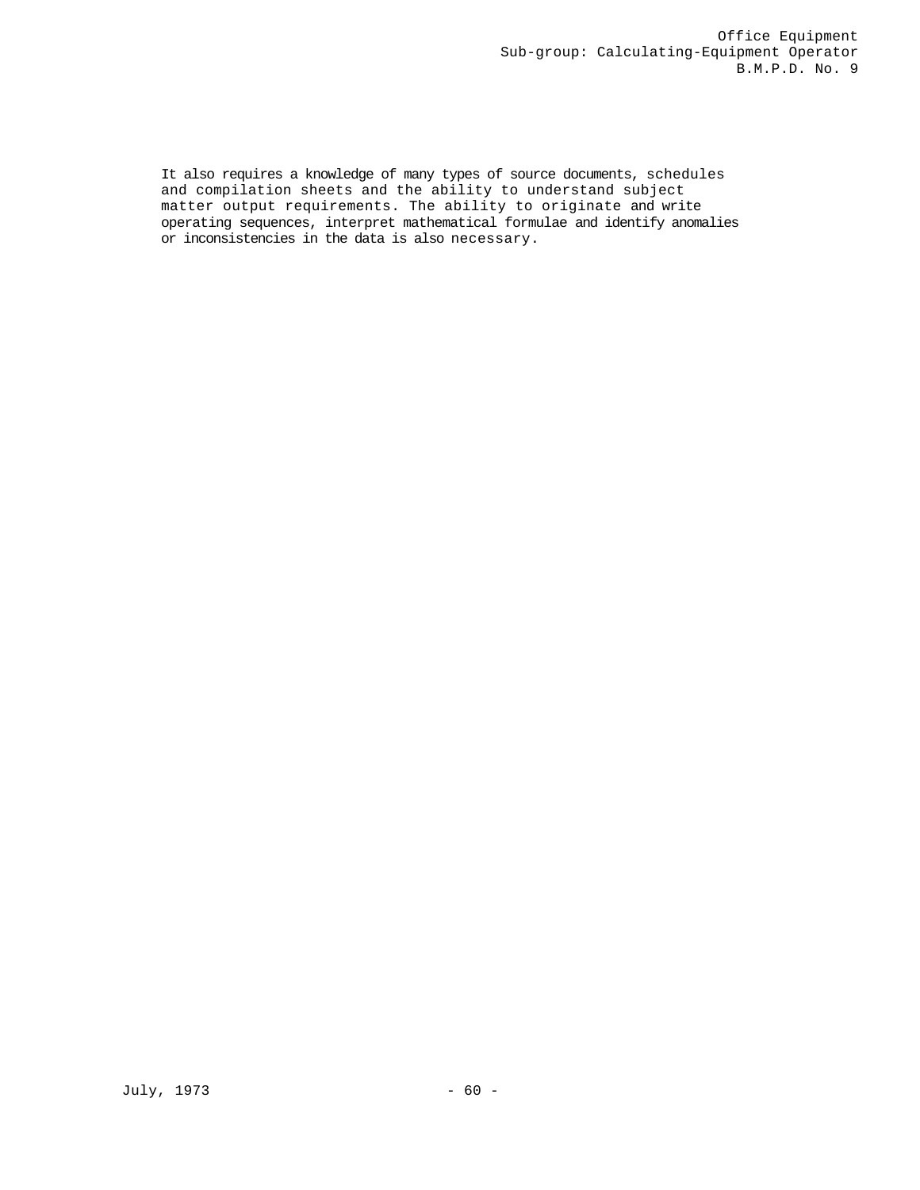It also requires a knowledge of many types of source documents, schedules and compilation sheets and the ability to understand subject matter output requirements. The ability to originate and write operating sequences, interpret mathematical formulae and identify anomalies or inconsistencies in the data is also necessary.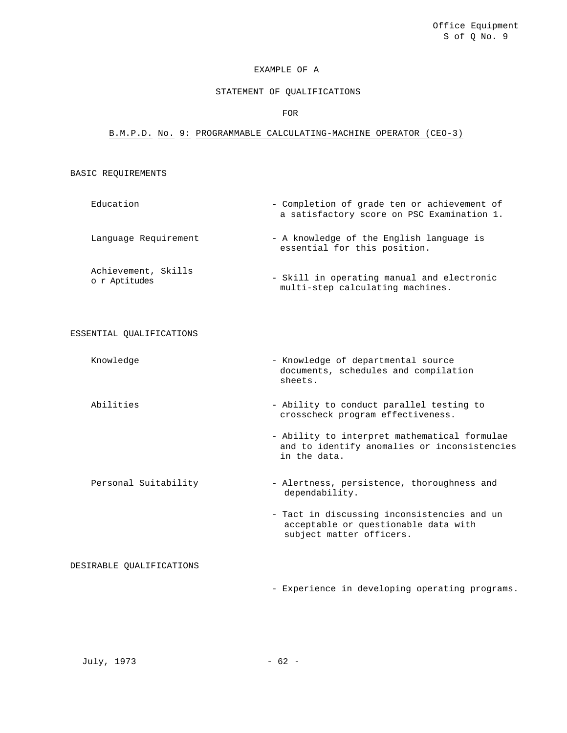Office Equipment
S of Q No. 9

EXAMPLE OF A

STATEMENT OF QUALIFICATIONS

FOR

B.M.P.D. No. 9: PROGRAMMABLE CALCULATING-MACHINE OPERATOR (CEO-3)

## BASIC REQUIREMENTS

| | |
|---|---|
| Education | - Completion of grade ten or achievement of a satisfactory score on PSC Examination 1. |
| Language Requirement | - A knowledge of the English language is essential for this position. |
| Achievement, Skills or Aptitudes | - Skill in operating manual and electronic multi-step calculating machines. |

## ESSENTIAL QUALIFICATIONS

| | |
|---|---|
| Knowledge | - Knowledge of departmental source documents, schedules and compilation sheets. |
| Abilities | - Ability to conduct parallel testing to crosscheck program effectiveness. |
| | - Ability to interpret mathematical formulae and to identify anomalies or inconsistencies in the data. |
| Personal Suitability | - Alertness, persistence, thoroughness and dependability. |
| | - Tact in discussing inconsistencies and un acceptable or questionable data with subject matter officers. |

## DESIRABLE QUALIFICATIONS

- Experience in developing operating programs.

July, 1973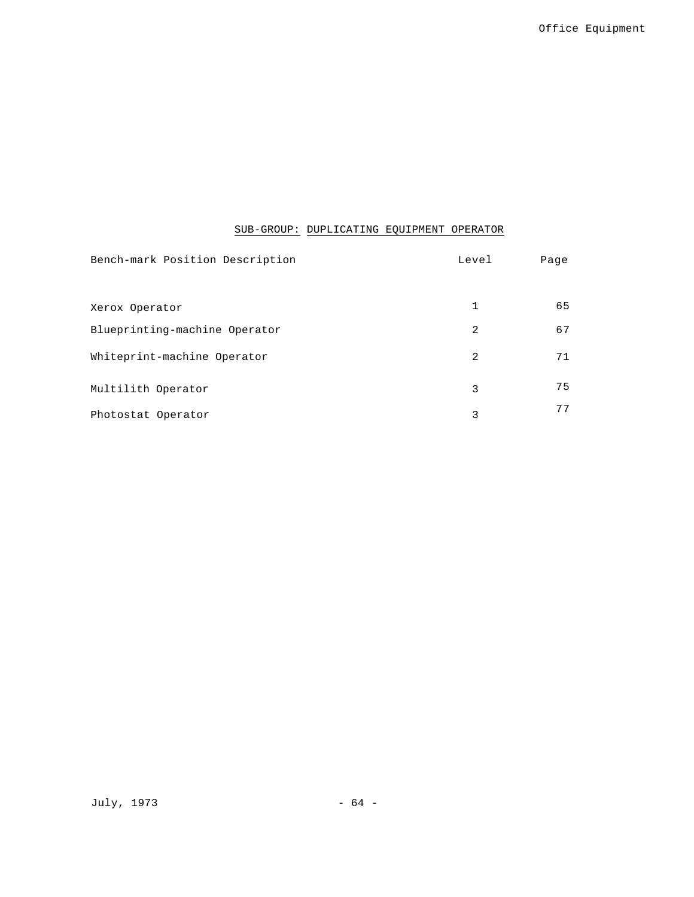## SUB-GROUP: DUPLICATING EQUIPMENT OPERATOR

| Bench-mark Position Description | Level | Page |
|---|---|---|
| Xerox Operator | 1 | 65 |
| Blueprinting-machine Operator | 2 | 67 |
| Whiteprint-machine Operator | 2 | 71 |
| Multilith Operator | 3 | 75 |
| Photostat Operator | 3 | 77 |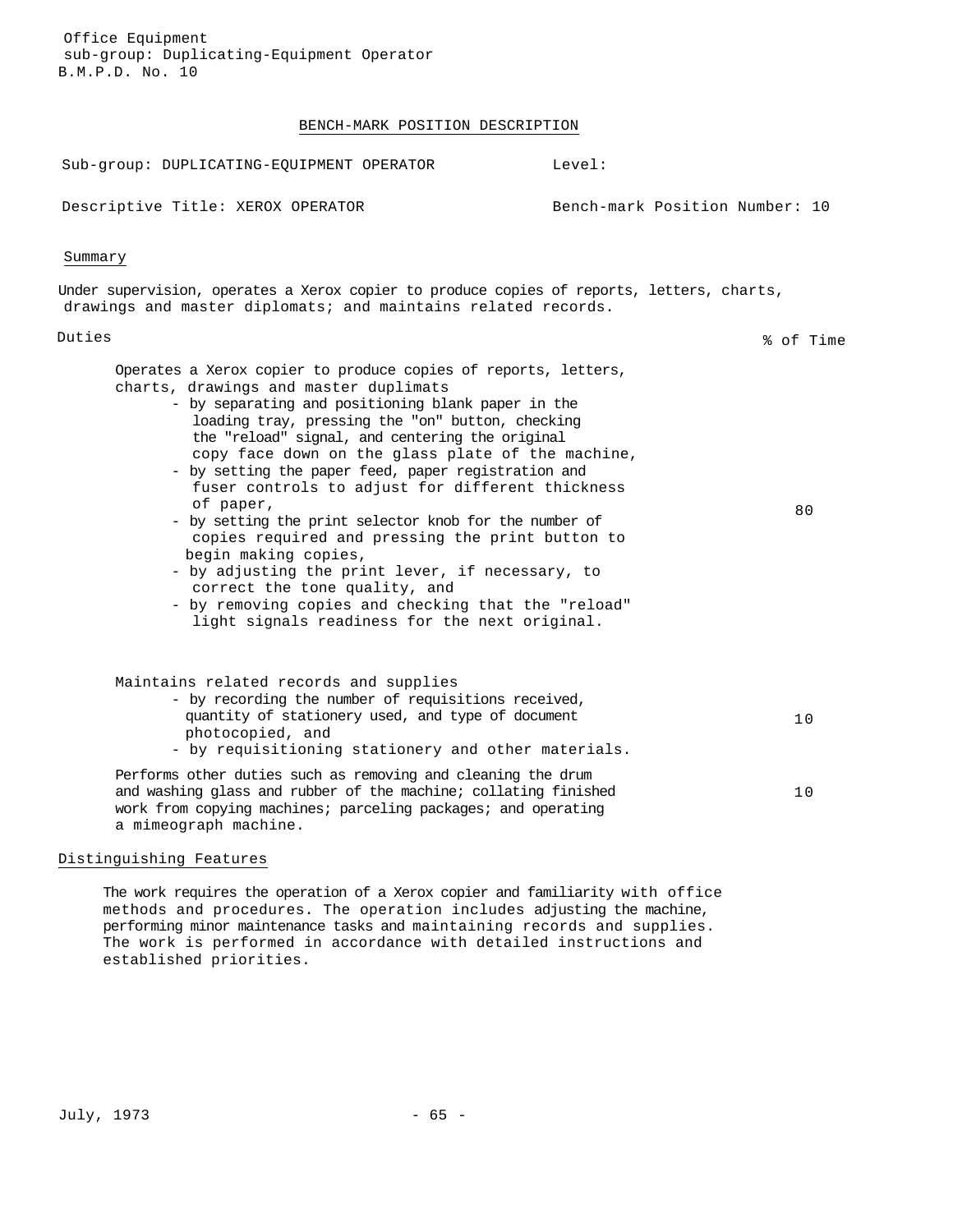Office Equipment
sub-group: Duplicating-Equipment Operator
B.M.P.D. No. 10

## BENCH-MARK POSITION DESCRIPTION

Sub-group: DUPLICATING-EQUIPMENT OPERATOR | Level:

Descriptive Title: XEROX OPERATOR | Bench-mark Position Number: 10

### Summary

Under supervision, operates a Xerox copier to produce copies of reports, letters, charts, drawings and master diplomats; and maintains related records.

| Duties | % of Time |
|---|---|
| Operates a Xerox copier to produce copies of reports, letters, charts, drawings and master duplimats<br>- by separating and positioning blank paper in the loading tray, pressing the "on" button, checking the "reload" signal, and centering the original copy face down on the glass plate of the machine,<br>- by setting the paper feed, paper registration and fuser controls to adjust for different thickness of paper,<br>- by setting the print selector knob for the number of copies required and pressing the print button to begin making copies,<br>- by adjusting the print lever, if necessary, to correct the tone quality, and<br>- by removing copies and checking that the "reload" light signals readiness for the next original. | 80 |
| Maintains related records and supplies<br>- by recording the number of requisitions received, quantity of stationery used, and type of document photocopied, and<br>- by requisitioning stationery and other materials. | 10 |
| Performs other duties such as removing and cleaning the drum and washing glass and rubber of the machine; collating finished work from copying machines; parceling packages; and operating a mimeograph machine. | 10 |

### Distinguishing Features

The work requires the operation of a Xerox copier and familiarity with office methods and procedures. The operation includes adjusting the machine, performing minor maintenance tasks and maintaining records and supplies. The work is performed in accordance with detailed instructions and established priorities.

July, 1973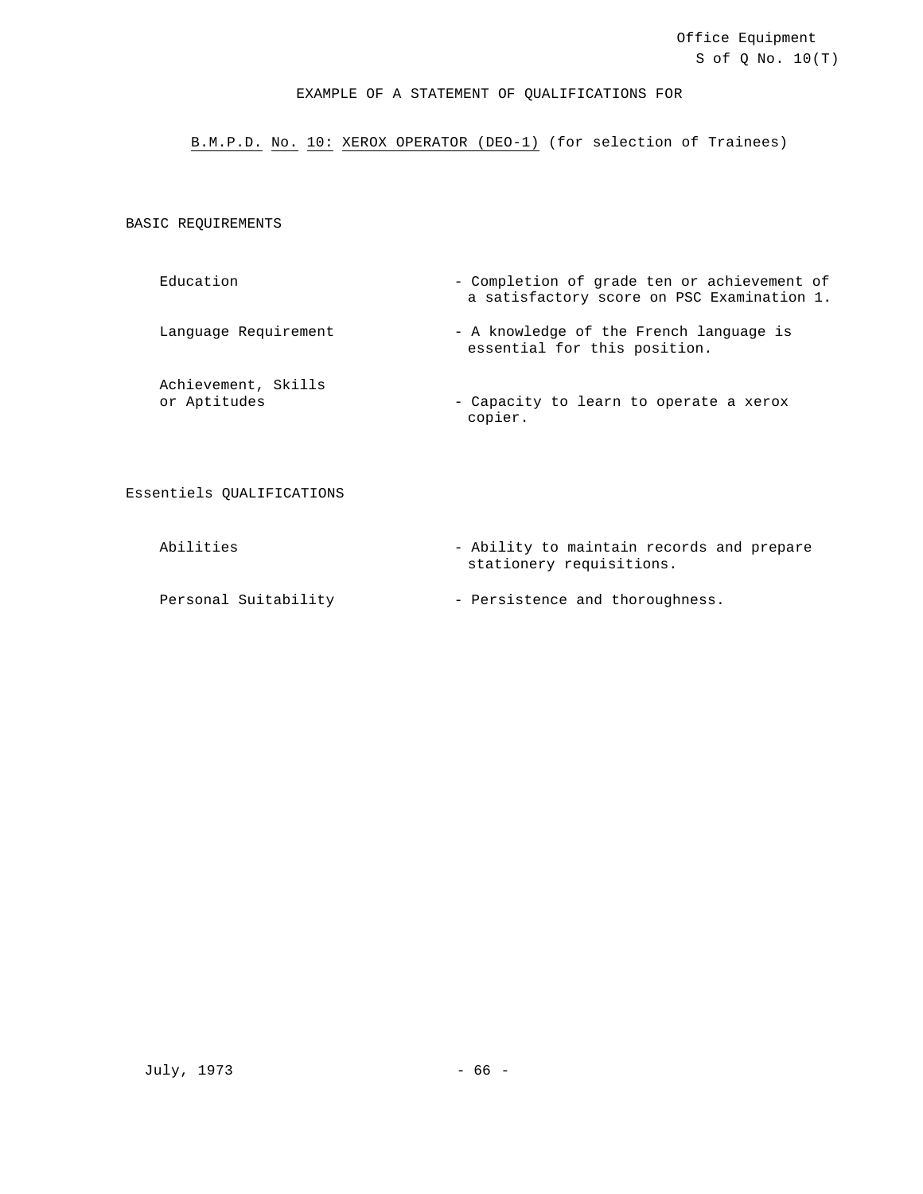Office Equipment
S of Q No. 10(T)

EXAMPLE OF A STATEMENT OF QUALIFICATIONS FOR

B.M.P.D. No. 10: XEROX OPERATOR (DEO-1) (for selection of Trainees)

BASIC REQUIREMENTS

| | |
|---|---|
| Education | - Completion of grade ten or achievement of a satisfactory score on PSC Examination 1. |
| Language Requirement | - A knowledge of the French language is essential for this position. |
| Achievement, Skills or Aptitudes | - Capacity to learn to operate a xerox copier. |

Essentiels QUALIFICATIONS

| | |
|---|---|
| Abilities | - Ability to maintain records and prepare stationery requisitions. |
| Personal Suitability | - Persistence and thoroughness. |

July, 1973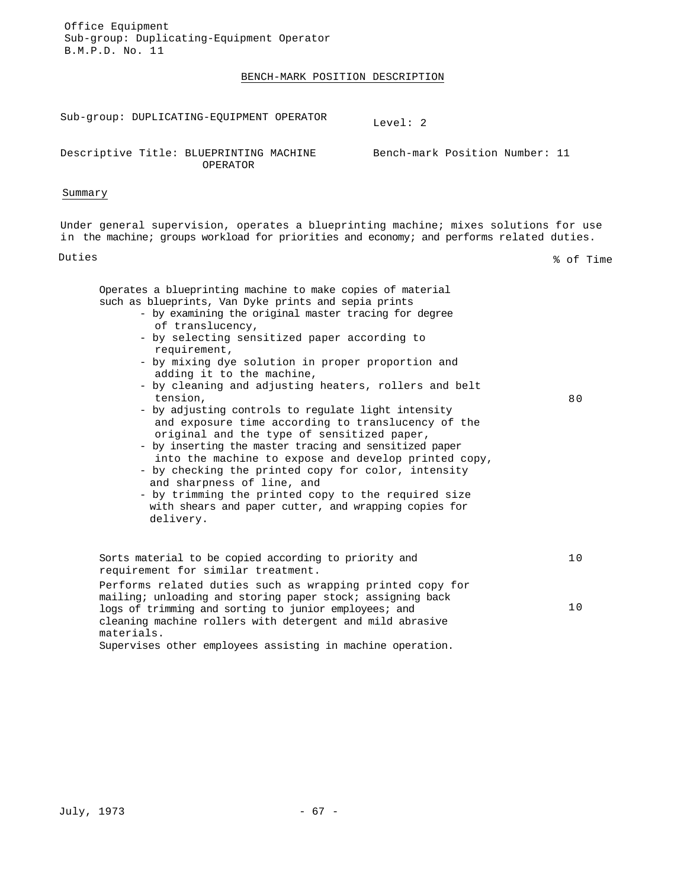Office Equipment
Sub-group: Duplicating-Equipment Operator
B.M.P.D. No. 11

## BENCH-MARK POSITION DESCRIPTION

Sub-group: DUPLICATING-EQUIPMENT OPERATOR

Level: 2

Descriptive Title: BLUEPRINTING MACHINE OPERATOR

Bench-mark Position Number: 11

### Summary

Under general supervision, operates a blueprinting machine; mixes solutions for use in the machine; groups workload for priorities and economy; and performs related duties.

| Duties | % of Time |
|---|---|
| Operates a blueprinting machine to make copies of material such as blueprints, Van Dyke prints and sepia prints<br>- by examining the original master tracing for degree of translucency,<br>- by selecting sensitized paper according to requirement,<br>- by mixing dye solution in proper proportion and adding it to the machine,<br>- by cleaning and adjusting heaters, rollers and belt tension,<br>- by adjusting controls to regulate light intensity and exposure time according to translucency of the original and the type of sensitized paper,<br>- by inserting the master tracing and sensitized paper into the machine to expose and develop printed copy,<br>- by checking the printed copy for color, intensity and sharpness of line, and<br>- by trimming the printed copy to the required size with shears and paper cutter, and wrapping copies for delivery. | 80 |
| Sorts material to be copied according to priority and requirement for similar treatment. | 10 |
| Performs related duties such as wrapping printed copy for mailing; unloading and storing paper stock; assigning back logs of trimming and sorting to junior employees; and cleaning machine rollers with detergent and mild abrasive materials.<br>Supervises other employees assisting in machine operation. | 10 |

July, 1973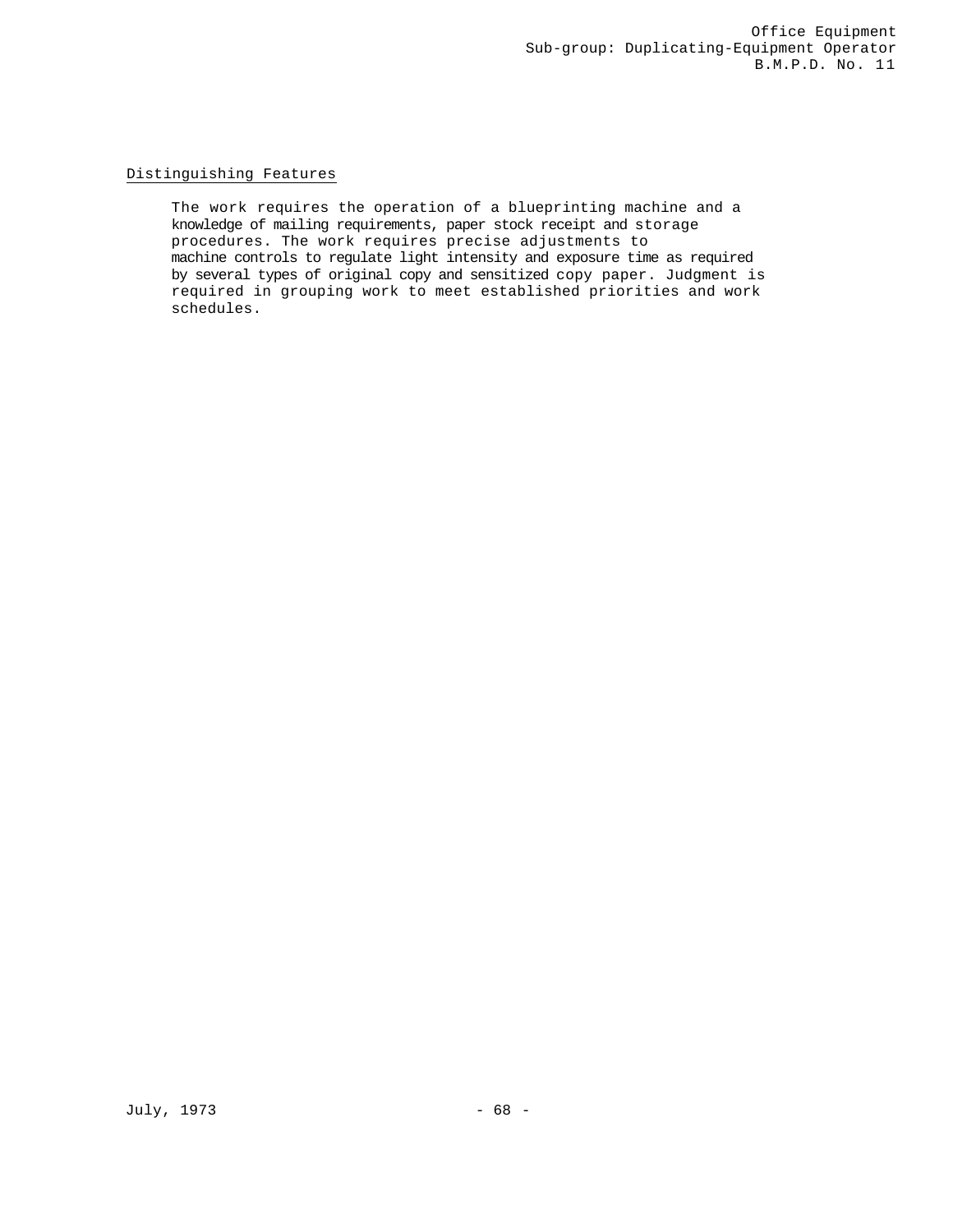## Distinguishing Features

The work requires the operation of a blueprinting machine and a knowledge of mailing requirements, paper stock receipt and storage procedures. The work requires precise adjustments to machine controls to regulate light intensity and exposure time as required by several types of original copy and sensitized copy paper. Judgment is required in grouping work to meet established priorities and work schedules.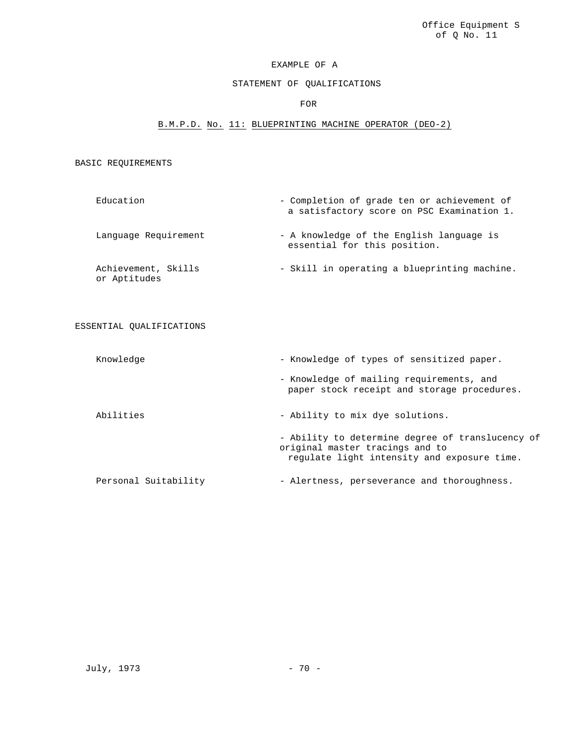Office Equipment S of Q No. 11

EXAMPLE OF A

STATEMENT OF QUALIFICATIONS

FOR

B.M.P.D. No. 11: BLUEPRINTING MACHINE OPERATOR (DEO-2)

## BASIC REQUIREMENTS

| | |
|---|---|
| Education | - Completion of grade ten or achievement of a satisfactory score on PSC Examination 1. |
| Language Requirement | - A knowledge of the English language is essential for this position. |
| Achievement, Skills or Aptitudes | - Skill in operating a blueprinting machine. |

## ESSENTIAL QUALIFICATIONS

| | |
|---|---|
| Knowledge | - Knowledge of types of sensitized paper. |
| | - Knowledge of mailing requirements, and paper stock receipt and storage procedures. |
| Abilities | - Ability to mix dye solutions. |
| | - Ability to determine degree of translucency of original master tracings and to regulate light intensity and exposure time. |
| Personal Suitability | - Alertness, perseverance and thoroughness. |

July, 1973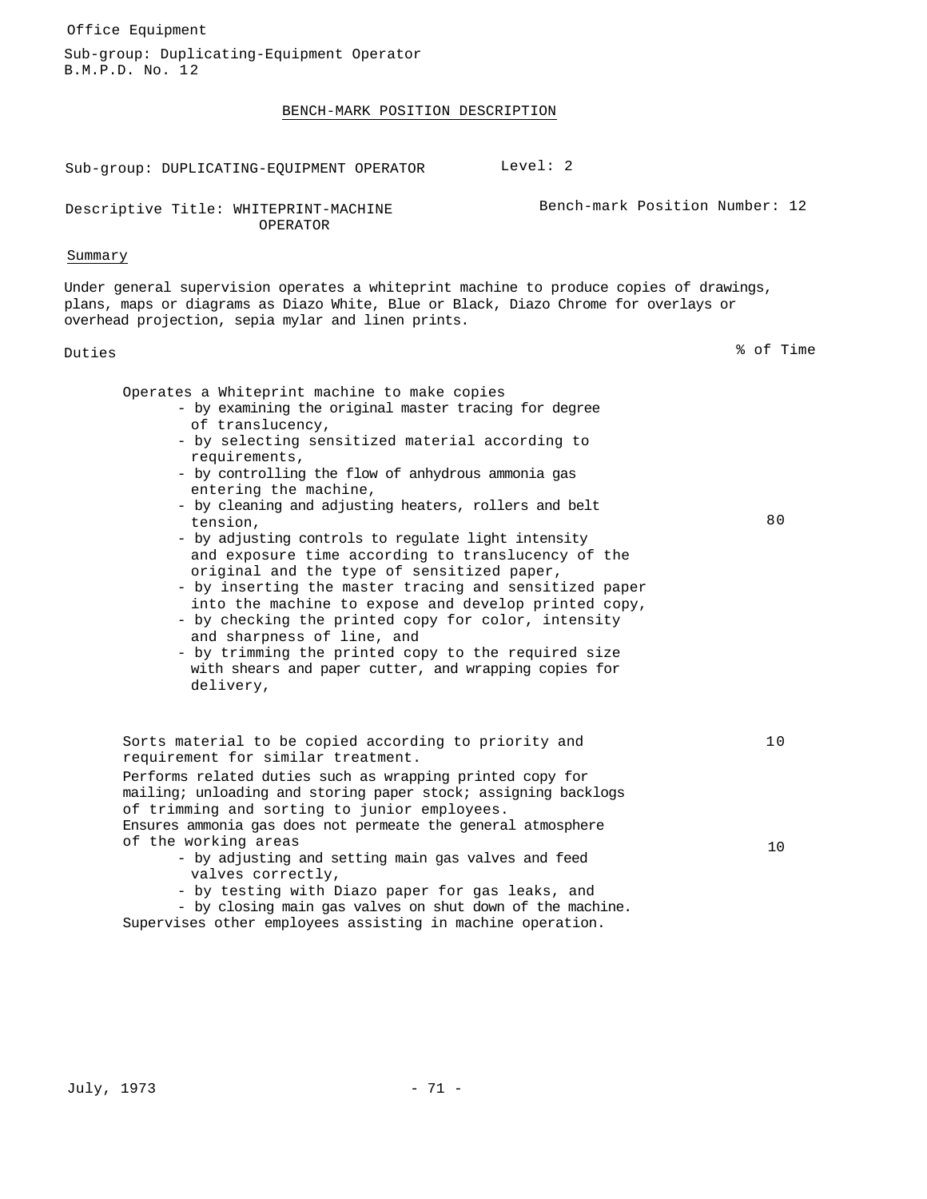Office Equipment

Sub-group: Duplicating-Equipment Operator
B.M.P.D. No. 12

## BENCH-MARK POSITION DESCRIPTION

Sub-group: DUPLICATING-EQUIPMENT OPERATOR — Level: 2

Descriptive Title: WHITEPRINT-MACHINE OPERATOR — Bench-mark Position Number: 12

### Summary

Under general supervision operates a whiteprint machine to produce copies of drawings, plans, maps or diagrams as Diazo White, Blue or Black, Diazo Chrome for overlays or overhead projection, sepia mylar and linen prints.

| Duties | % of Time |
|---|---|
| Operates a Whiteprint machine to make copies<br>- by examining the original master tracing for degree of translucency,<br>- by selecting sensitized material according to requirements,<br>- by controlling the flow of anhydrous ammonia gas entering the machine,<br>- by cleaning and adjusting heaters, rollers and belt tension,<br>- by adjusting controls to regulate light intensity and exposure time according to translucency of the original and the type of sensitized paper,<br>- by inserting the master tracing and sensitized paper into the machine to expose and develop printed copy,<br>- by checking the printed copy for color, intensity and sharpness of line, and<br>- by trimming the printed copy to the required size with shears and paper cutter, and wrapping copies for delivery, | 80 |
| Sorts material to be copied according to priority and requirement for similar treatment. | 10 |
| Performs related duties such as wrapping printed copy for mailing; unloading and storing paper stock; assigning backlogs of trimming and sorting to junior employees.<br>Ensures ammonia gas does not permeate the general atmosphere of the working areas<br>- by adjusting and setting main gas valves and feed valves correctly,<br>- by testing with Diazo paper for gas leaks, and<br>- by closing main gas valves on shut down of the machine.<br>Supervises other employees assisting in machine operation. | 10 |

July, 1973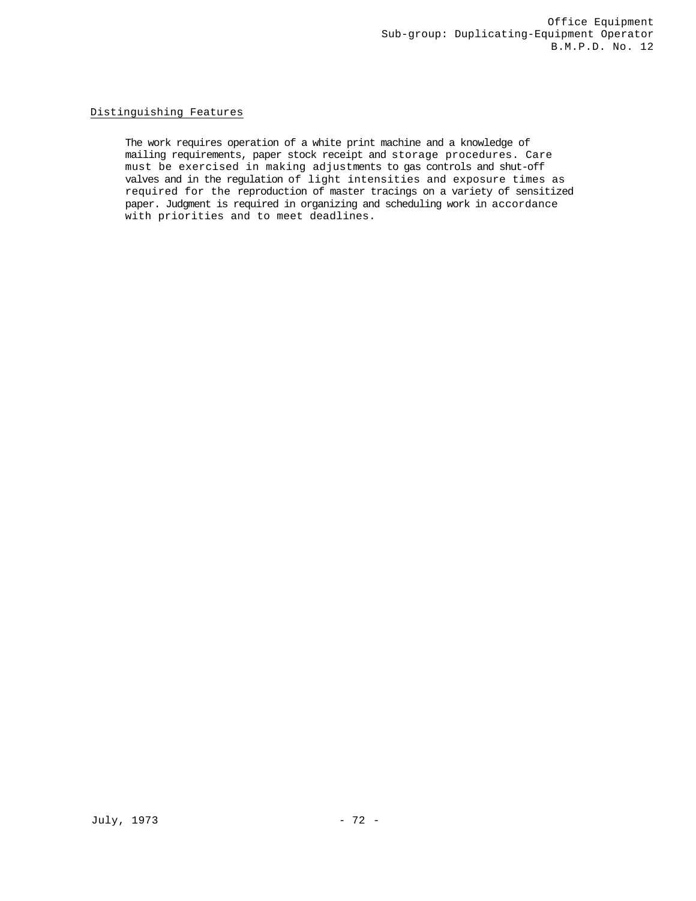## Distinguishing Features

The work requires operation of a white print machine and a knowledge of mailing requirements, paper stock receipt and storage procedures. Care must be exercised in making adjustments to gas controls and shut-off valves and in the regulation of light intensities and exposure times as required for the reproduction of master tracings on a variety of sensitized paper. Judgment is required in organizing and scheduling work in accordance with priorities and to meet deadlines.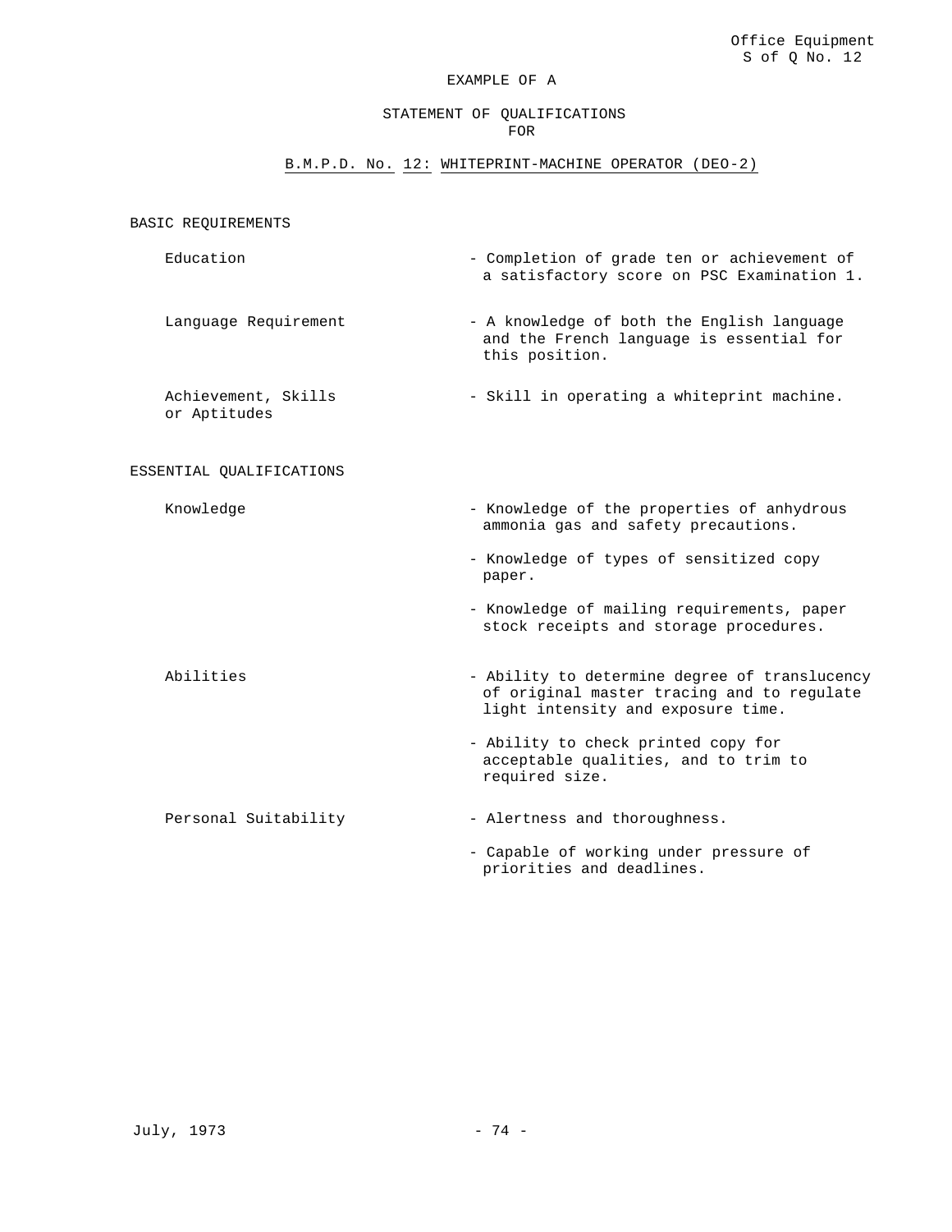Office Equipment
S of Q No. 12

EXAMPLE OF A

# STATEMENT OF QUALIFICATIONS FOR

## B.M.P.D. No. 12: WHITEPRINT-MACHINE OPERATOR (DEO-2)

### BASIC REQUIREMENTS

| | |
|---|---|
| Education | - Completion of grade ten or achievement of a satisfactory score on PSC Examination 1. |
| Language Requirement | - A knowledge of both the English language and the French language is essential for this position. |
| Achievement, Skills or Aptitudes | - Skill in operating a whiteprint machine. |

### ESSENTIAL QUALIFICATIONS

| | |
|---|---|
| Knowledge | - Knowledge of the properties of anhydrous ammonia gas and safety precautions.<br>- Knowledge of types of sensitized copy paper.<br>- Knowledge of mailing requirements, paper stock receipts and storage procedures. |
| Abilities | - Ability to determine degree of translucency of original master tracing and to regulate light intensity and exposure time.<br>- Ability to check printed copy for acceptable qualities, and to trim to required size. |
| Personal Suitability | - Alertness and thoroughness.<br>- Capable of working under pressure of priorities and deadlines. |

July, 1973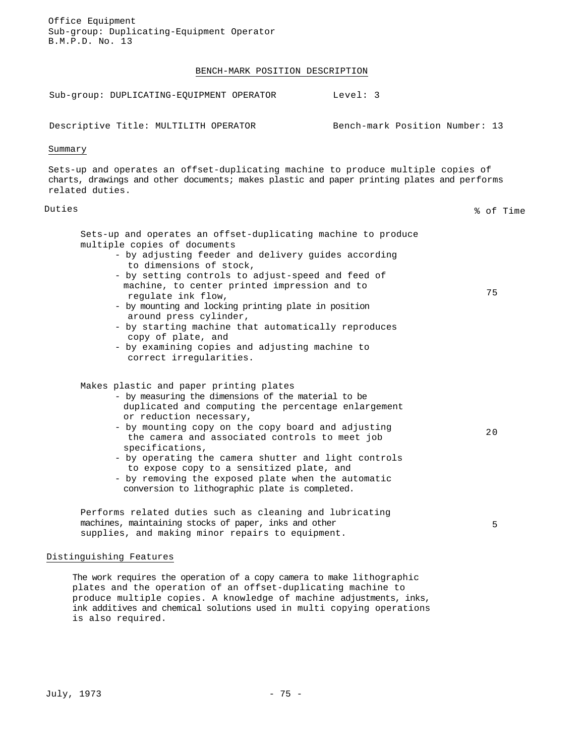Office Equipment
Sub-group: Duplicating-Equipment Operator
B.M.P.D. No. 13

## BENCH-MARK POSITION DESCRIPTION

Sub-group: DUPLICATING-EQUIPMENT OPERATOR  Level: 3

Descriptive Title: MULTILITH OPERATOR  Bench-mark Position Number: 13

### Summary

Sets-up and operates an offset-duplicating machine to produce multiple copies of charts, drawings and other documents; makes plastic and paper printing plates and performs related duties.

| Duties | % of Time |
|---|---|
| Sets-up and operates an offset-duplicating machine to produce multiple copies of documents<br>- by adjusting feeder and delivery guides according to dimensions of stock,<br>- by setting controls to adjust-speed and feed of machine, to center printed impression and to regulate ink flow,<br>- by mounting and locking printing plate in position around press cylinder,<br>- by starting machine that automatically reproduces copy of plate, and<br>- by examining copies and adjusting machine to correct irregularities. | 75 |
| Makes plastic and paper printing plates<br>- by measuring the dimensions of the material to be duplicated and computing the percentage enlargement or reduction necessary,<br>- by mounting copy on the copy board and adjusting the camera and associated controls to meet job specifications,<br>- by operating the camera shutter and light controls to expose copy to a sensitized plate, and<br>- by removing the exposed plate when the automatic conversion to lithographic plate is completed. | 20 |
| Performs related duties such as cleaning and lubricating machines, maintaining stocks of paper, inks and other supplies, and making minor repairs to equipment. | 5 |

### Distinguishing Features

The work requires the operation of a copy camera to make lithographic plates and the operation of an offset-duplicating machine to produce multiple copies. A knowledge of machine adjustments, inks, ink additives and chemical solutions used in multi copying operations is also required.

July, 1973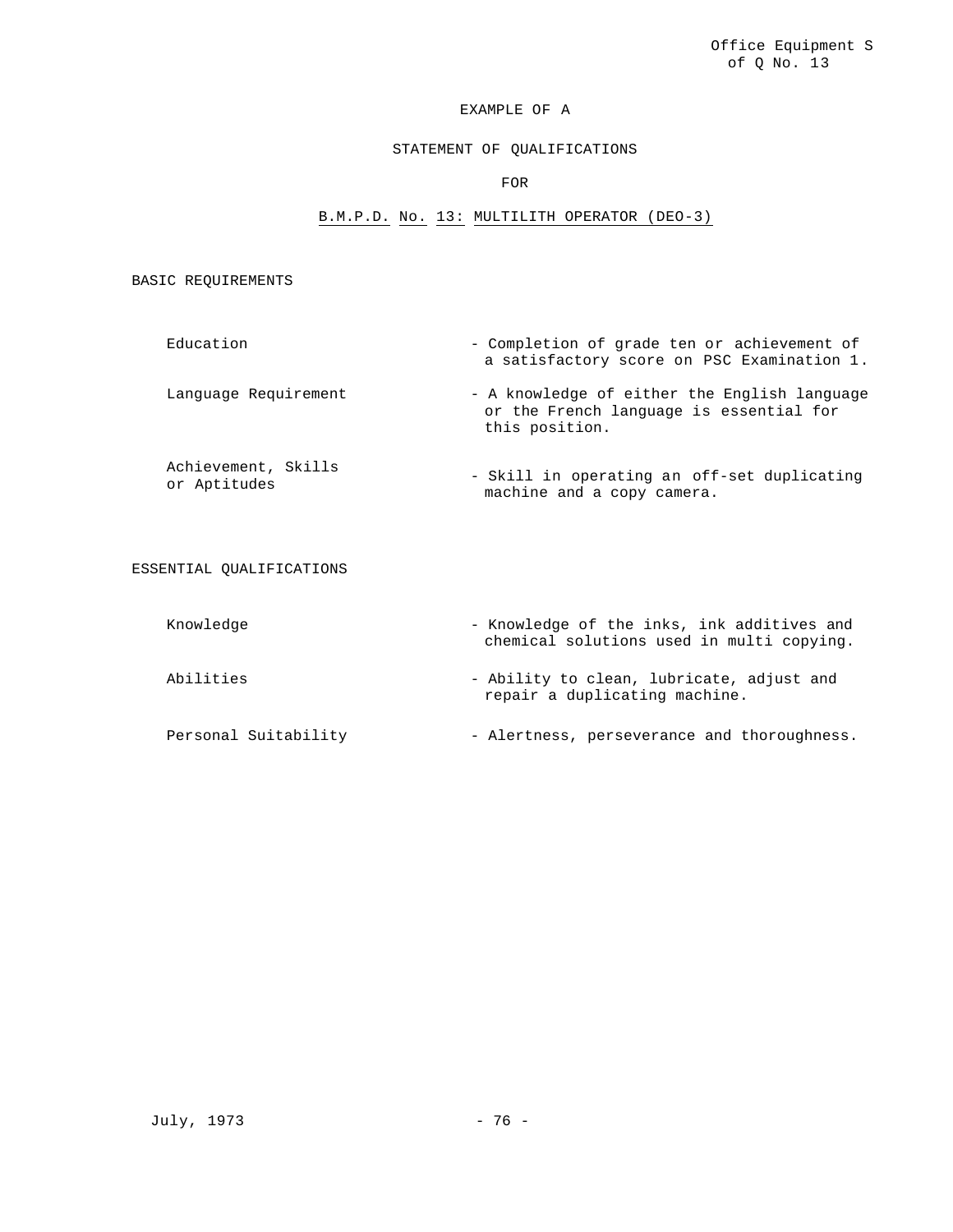EXAMPLE OF A

STATEMENT OF QUALIFICATIONS

FOR

B.M.P.D. No. 13: MULTILITH OPERATOR (DEO-3)

BASIC REQUIREMENTS

| | |
|---|---|
| Education | - Completion of grade ten or achievement of a satisfactory score on PSC Examination 1. |
| Language Requirement | - A knowledge of either the English language or the French language is essential for this position. |
| Achievement, Skills or Aptitudes | - Skill in operating an off-set duplicating machine and a copy camera. |

ESSENTIAL QUALIFICATIONS

| | |
|---|---|
| Knowledge | - Knowledge of the inks, ink additives and chemical solutions used in multi copying. |
| Abilities | - Ability to clean, lubricate, adjust and repair a duplicating machine. |
| Personal Suitability | - Alertness, perseverance and thoroughness. |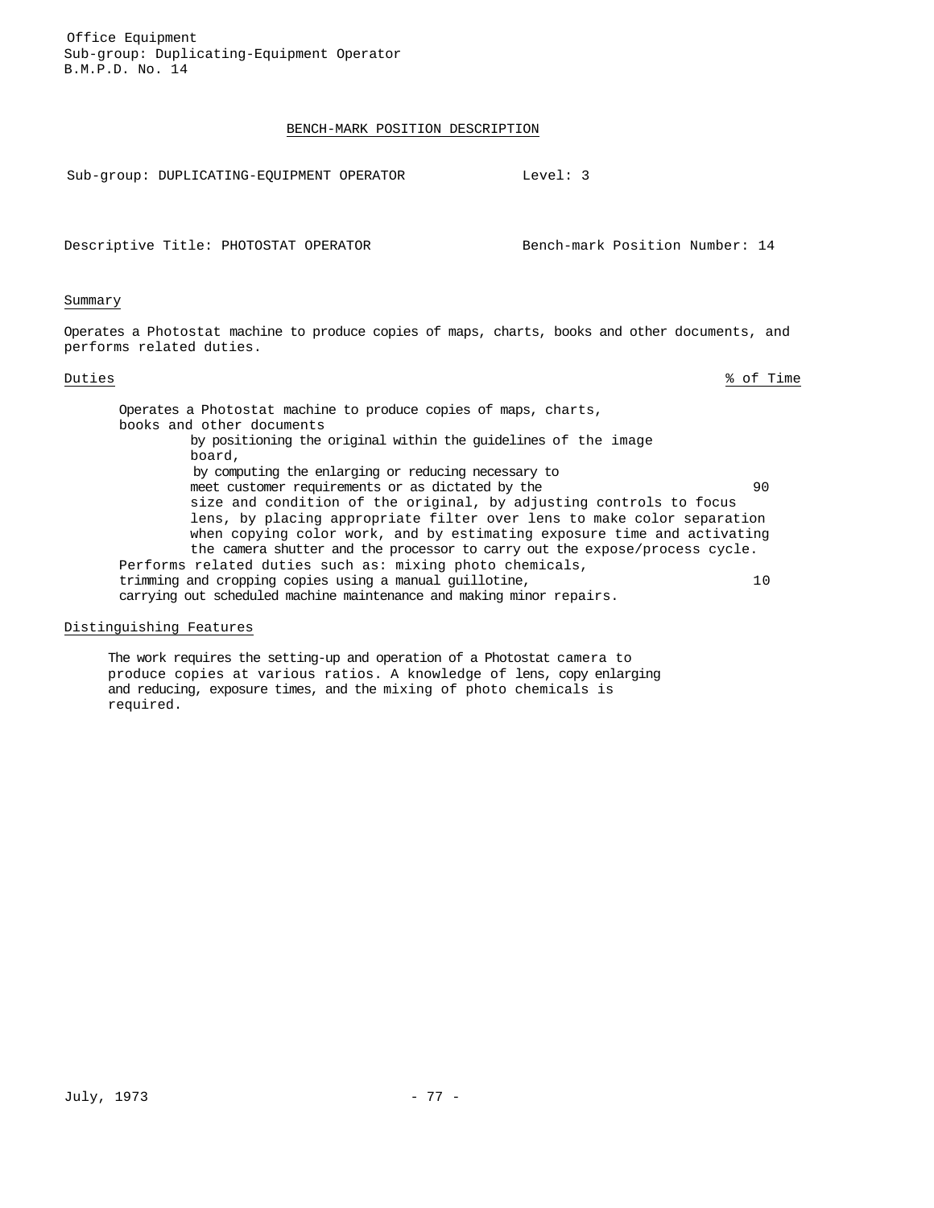Office Equipment
Sub-group: Duplicating-Equipment Operator
B.M.P.D. No. 14

## BENCH-MARK POSITION DESCRIPTION

Sub-group: DUPLICATING-EQUIPMENT OPERATOR Level: 3

Descriptive Title: PHOTOSTAT OPERATOR Bench-mark Position Number: 14

### Summary

Operates a Photostat machine to produce copies of maps, charts, books and other documents, and performs related duties.

### Duties

| Duties | % of Time |
|---|---|
| Operates a Photostat machine to produce copies of maps, charts, books and other documents by positioning the original within the guidelines of the image board, by computing the enlarging or reducing necessary to meet customer requirements or as dictated by the size and condition of the original, by adjusting controls to focus lens, by placing appropriate filter over lens to make color separation when copying color work, and by estimating exposure time and activating the camera shutter and the processor to carry out the expose/process cycle. | 90 |
| Performs related duties such as: mixing photo chemicals, trimming and cropping copies using a manual guillotine, carrying out scheduled machine maintenance and making minor repairs. | 10 |

### Distinguishing Features

The work requires the setting-up and operation of a Photostat camera to produce copies at various ratios. A knowledge of lens, copy enlarging and reducing, exposure times, and the mixing of photo chemicals is required.

July, 1973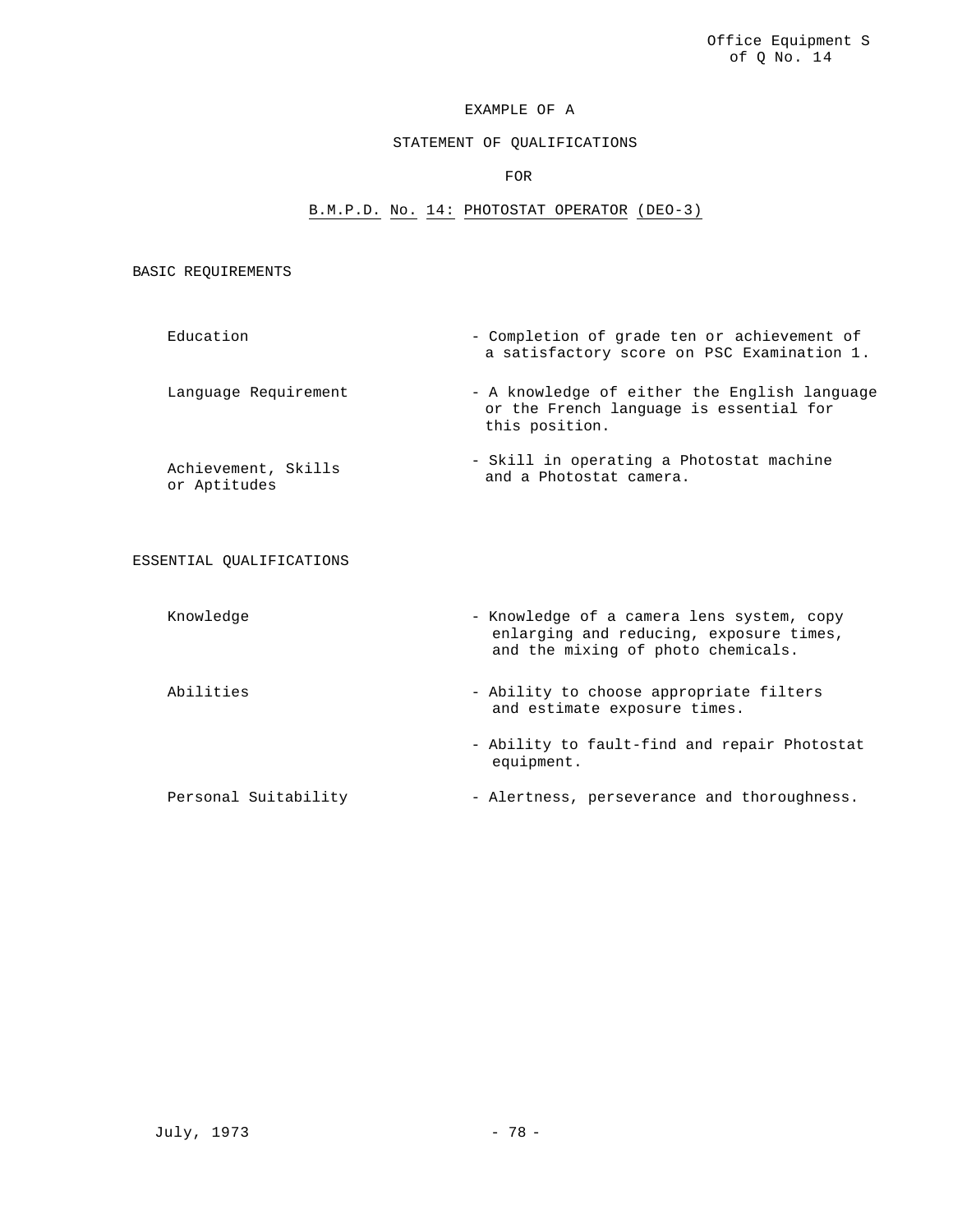EXAMPLE OF A

STATEMENT OF QUALIFICATIONS

FOR

B.M.P.D. No. 14: PHOTOSTAT OPERATOR (DEO-3)

BASIC REQUIREMENTS

| | |
|---|---|
| Education | - Completion of grade ten or achievement of a satisfactory score on PSC Examination 1. |
| Language Requirement | - A knowledge of either the English language or the French language is essential for this position. |
| Achievement, Skills or Aptitudes | - Skill in operating a Photostat machine and a Photostat camera. |

ESSENTIAL QUALIFICATIONS

| | |
|---|---|
| Knowledge | - Knowledge of a camera lens system, copy enlarging and reducing, exposure times, and the mixing of photo chemicals. |
| Abilities | - Ability to choose appropriate filters and estimate exposure times. |
| | - Ability to fault-find and repair Photostat equipment. |
| Personal Suitability | - Alertness, perseverance and thoroughness. |

July, 1973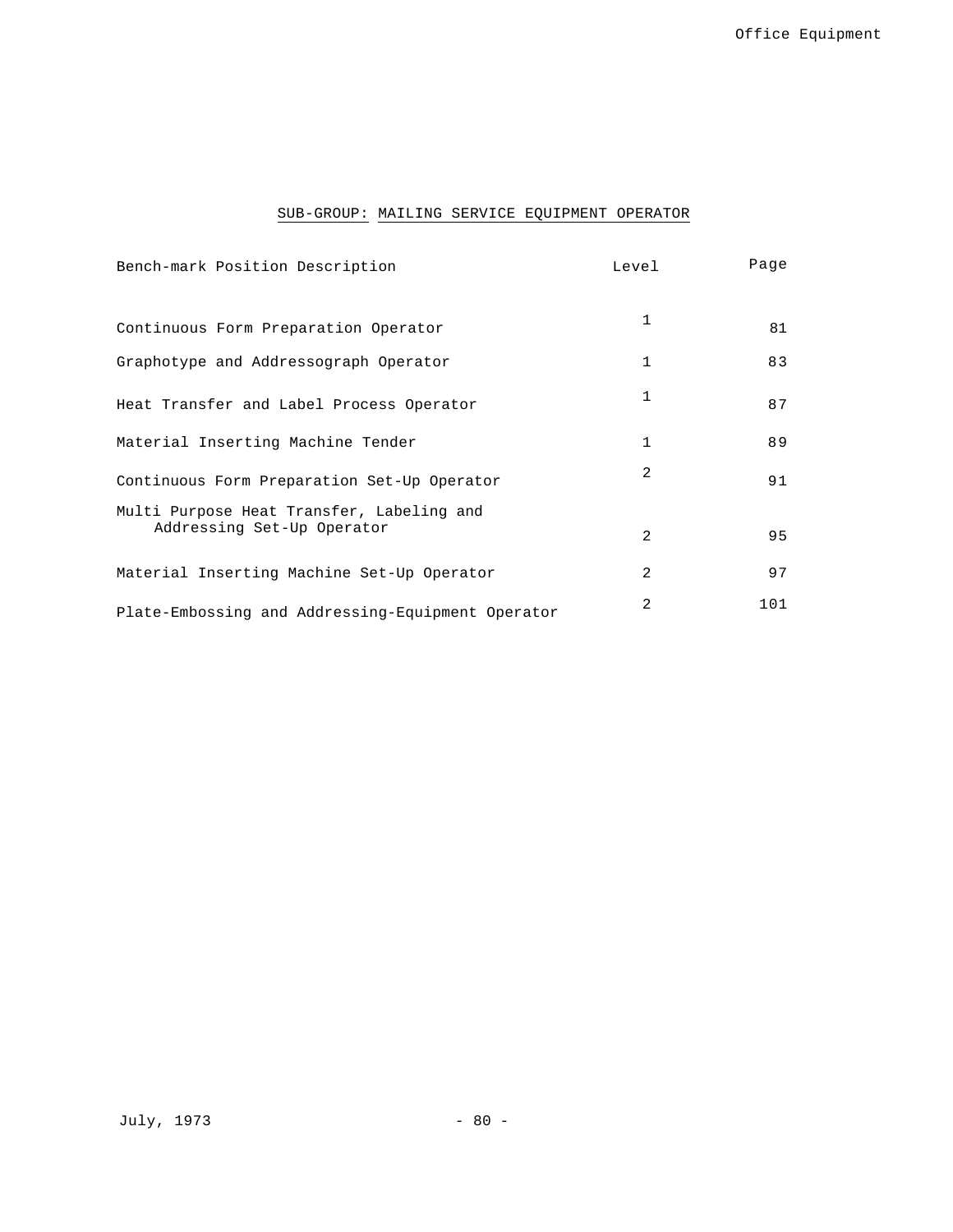## SUB-GROUP: MAILING SERVICE EQUIPMENT OPERATOR

| Bench-mark Position Description | Level | Page |
|---|---|---|
| Continuous Form Preparation Operator | 1 | 81 |
| Graphotype and Addressograph Operator | 1 | 83 |
| Heat Transfer and Label Process Operator | 1 | 87 |
| Material Inserting Machine Tender | 1 | 89 |
| Continuous Form Preparation Set-Up Operator | 2 | 91 |
| Multi Purpose Heat Transfer, Labeling and Addressing Set-Up Operator | 2 | 95 |
| Material Inserting Machine Set-Up Operator | 2 | 97 |
| Plate-Embossing and Addressing-Equipment Operator | 2 | 101 |

July, 1973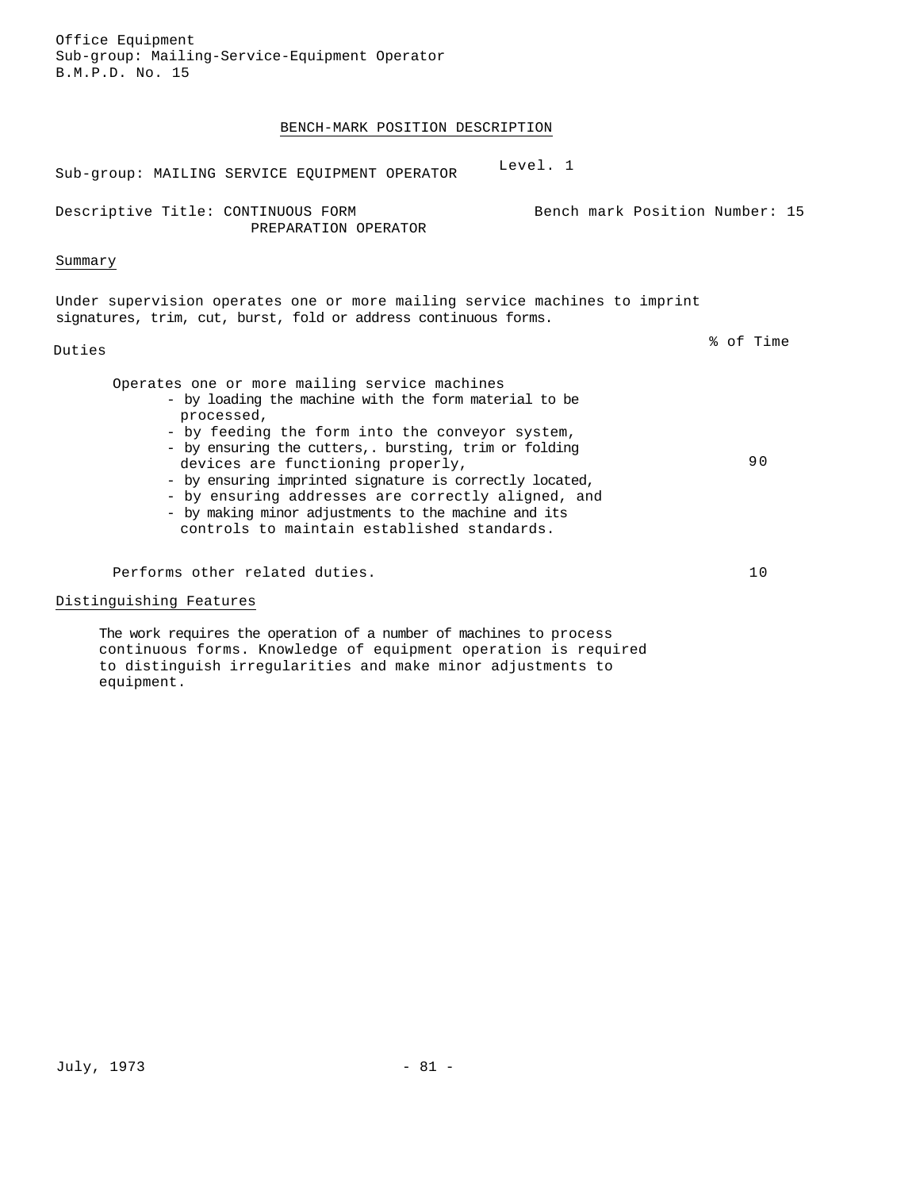Office Equipment
Sub-group: Mailing-Service-Equipment Operator
B.M.P.D. No. 15

## BENCH-MARK POSITION DESCRIPTION

Sub-group: MAILING SERVICE EQUIPMENT OPERATOR — Level. 1

Descriptive Title: CONTINUOUS FORM PREPARATION OPERATOR — Bench mark Position Number: 15

### Summary

Under supervision operates one or more mailing service machines to imprint signatures, trim, cut, burst, fold or address continuous forms.

| Duties | % of Time |
|---|---|
| Operates one or more mailing service machines<br>- by loading the machine with the form material to be processed,<br>- by feeding the form into the conveyor system,<br>- by ensuring the cutters,. bursting, trim or folding devices are functioning properly,<br>- by ensuring imprinted signature is correctly located,<br>- by ensuring addresses are correctly aligned, and<br>- by making minor adjustments to the machine and its controls to maintain established standards. | 90 |
| Performs other related duties. | 10 |

### Distinguishing Features

The work requires the operation of a number of machines to process continuous forms. Knowledge of equipment operation is required to distinguish irregularities and make minor adjustments to equipment.

July, 1973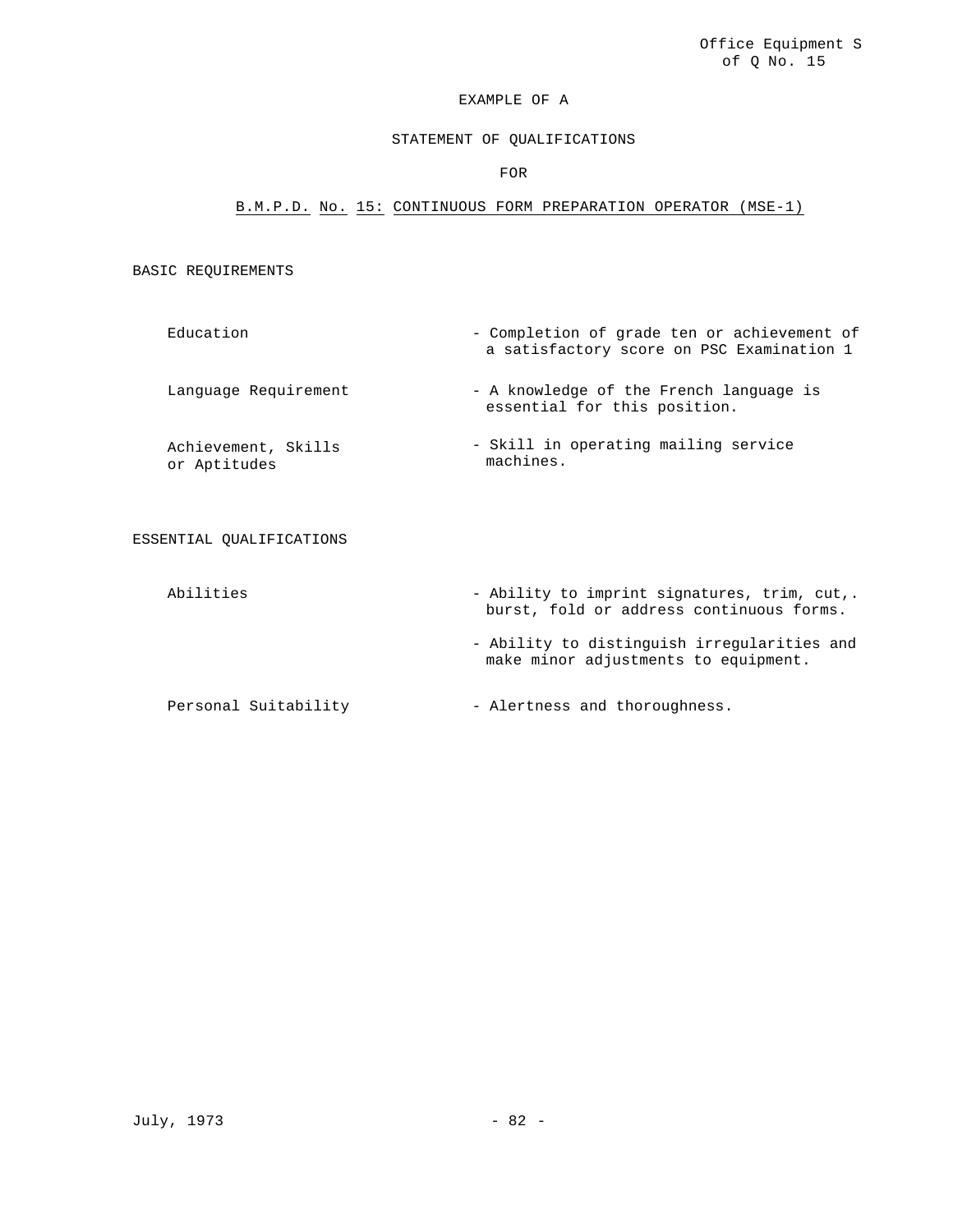Office Equipment S of Q No. 15

EXAMPLE OF A

STATEMENT OF QUALIFICATIONS

FOR

B.M.P.D. No. 15: CONTINUOUS FORM PREPARATION OPERATOR (MSE-1)

## BASIC REQUIREMENTS

| | |
|---|---|
| Education | - Completion of grade ten or achievement of a satisfactory score on PSC Examination 1 |
| Language Requirement | - A knowledge of the French language is essential for this position. |
| Achievement, Skills or Aptitudes | - Skill in operating mailing service machines. |

## ESSENTIAL QUALIFICATIONS

| | |
|---|---|
| Abilities | - Ability to imprint signatures, trim, cut,. burst, fold or address continuous forms. |
| | - Ability to distinguish irregularities and make minor adjustments to equipment. |
| Personal Suitability | - Alertness and thoroughness. |

July, 1973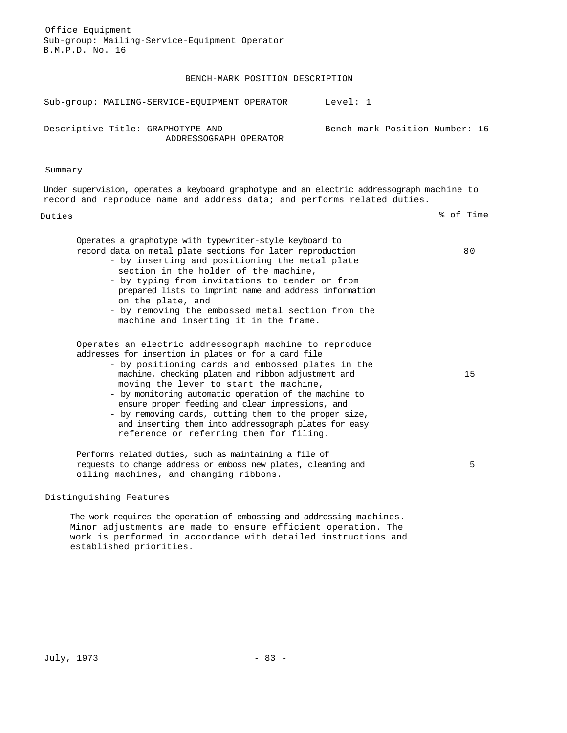Office Equipment
Sub-group: Mailing-Service-Equipment Operator
B.M.P.D. No. 16

## BENCH-MARK POSITION DESCRIPTION

Sub-group: MAILING-SERVICE-EQUIPMENT OPERATOR — Level: 1

Descriptive Title: GRAPHOTYPE AND ADDRESSOGRAPH OPERATOR — Bench-mark Position Number: 16

### Summary

Under supervision, operates a keyboard graphotype and an electric addressograph machine to record and reproduce name and address data; and performs related duties.

| Duties | % of Time |
|---|---|
| Operates a graphotype with typewriter-style keyboard to record data on metal plate sections for later reproduction<br>- by inserting and positioning the metal plate section in the holder of the machine,<br>- by typing from invitations to tender or from prepared lists to imprint name and address information on the plate, and<br>- by removing the embossed metal section from the machine and inserting it in the frame. | 80 |
| Operates an electric addressograph machine to reproduce addresses for insertion in plates or for a card file<br>- by positioning cards and embossed plates in the machine, checking platen and ribbon adjustment and moving the lever to start the machine,<br>- by monitoring automatic operation of the machine to ensure proper feeding and clear impressions, and<br>- by removing cards, cutting them to the proper size, and inserting them into addressograph plates for easy reference or referring them for filing. | 15 |
| Performs related duties, such as maintaining a file of requests to change address or emboss new plates, cleaning and oiling machines, and changing ribbons. | 5 |

### Distinguishing Features

The work requires the operation of embossing and addressing machines. Minor adjustments are made to ensure efficient operation. The work is performed in accordance with detailed instructions and established priorities.

July, 1973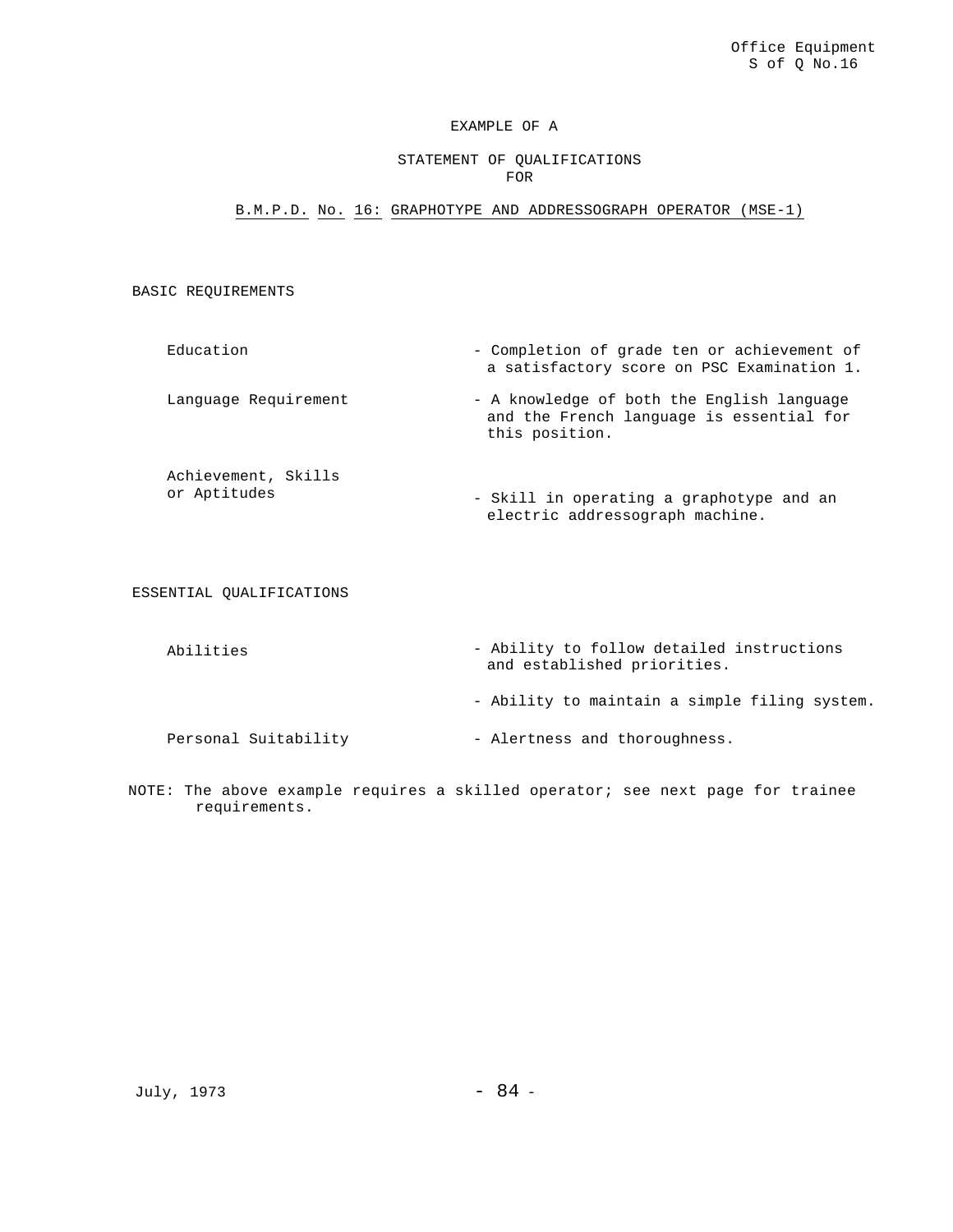Office Equipment
S of Q No.16

EXAMPLE OF A

STATEMENT OF QUALIFICATIONS
FOR

B.M.P.D. No. 16: GRAPHOTYPE AND ADDRESSOGRAPH OPERATOR (MSE-1)

BASIC REQUIREMENTS

| | |
|---|---|
| Education | - Completion of grade ten or achievement of a satisfactory score on PSC Examination 1. |
| Language Requirement | - A knowledge of both the English language and the French language is essential for this position. |
| Achievement, Skills or Aptitudes | - Skill in operating a graphotype and an electric addressograph machine. |

ESSENTIAL QUALIFICATIONS

| | |
|---|---|
| Abilities | - Ability to follow detailed instructions and established priorities. |
| | - Ability to maintain a simple filing system. |
| Personal Suitability | - Alertness and thoroughness. |

NOTE: The above example requires a skilled operator; see next page for trainee requirements.

July, 1973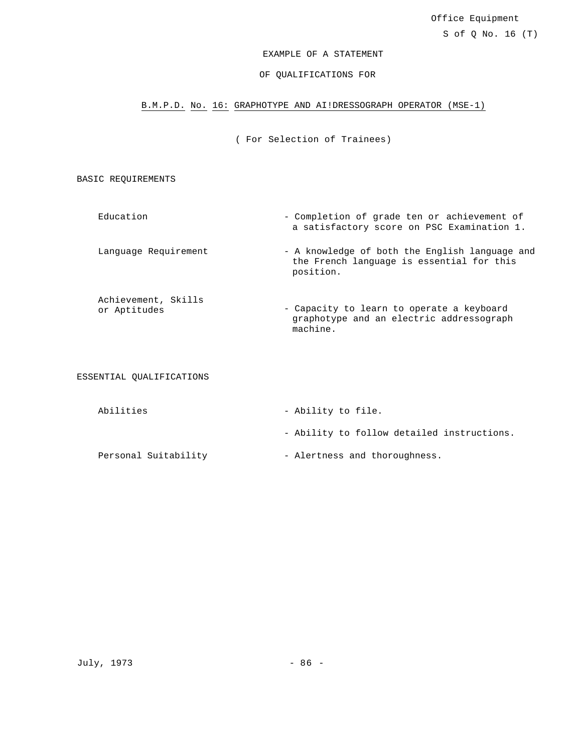Office Equipment

S of Q No. 16 (T)

EXAMPLE OF A STATEMENT

OF QUALIFICATIONS FOR

## B.M.P.D. No. 16: GRAPHOTYPE AND AI!DRESSOGRAPH OPERATOR (MSE-1)

( For Selection of Trainees)

### BASIC REQUIREMENTS

| | |
|---|---|
| Education | - Completion of grade ten or achievement of a satisfactory score on PSC Examination 1. |
| Language Requirement | - A knowledge of both the English language and the French language is essential for this position. |
| Achievement, Skills or Aptitudes | - Capacity to learn to operate a keyboard graphotype and an electric addressograph machine. |

### ESSENTIAL QUALIFICATIONS

| | |
|---|---|
| Abilities | - Ability to file. |
| | - Ability to follow detailed instructions. |
| Personal Suitability | - Alertness and thoroughness. |

July, 1973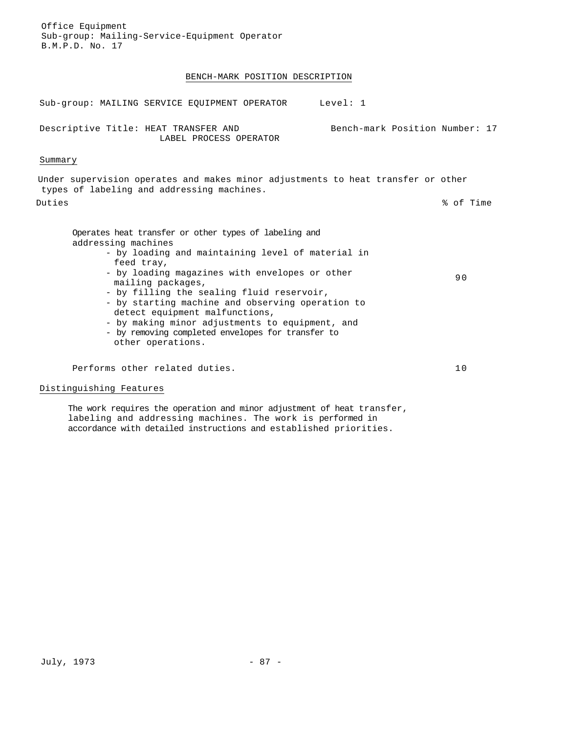Office Equipment
Sub-group: Mailing-Service-Equipment Operator
B.M.P.D. No. 17

## BENCH-MARK POSITION DESCRIPTION

Sub-group: MAILING SERVICE EQUIPMENT OPERATOR Level: 1

Descriptive Title: HEAT TRANSFER AND LABEL PROCESS OPERATOR Bench-mark Position Number: 17

### Summary

Under supervision operates and makes minor adjustments to heat transfer or other types of labeling and addressing machines.

| Duties | % of Time |
|---|---|
| Operates heat transfer or other types of labeling and addressing machines<br>- by loading and maintaining level of material in feed tray,<br>- by loading magazines with envelopes or other mailing packages,<br>- by filling the sealing fluid reservoir,<br>- by starting machine and observing operation to detect equipment malfunctions,<br>- by making minor adjustments to equipment, and<br>- by removing completed envelopes for transfer to other operations. | 90 |
| Performs other related duties. | 10 |

### Distinguishing Features

The work requires the operation and minor adjustment of heat transfer, labeling and addressing machines. The work is performed in accordance with detailed instructions and established priorities.

July, 1973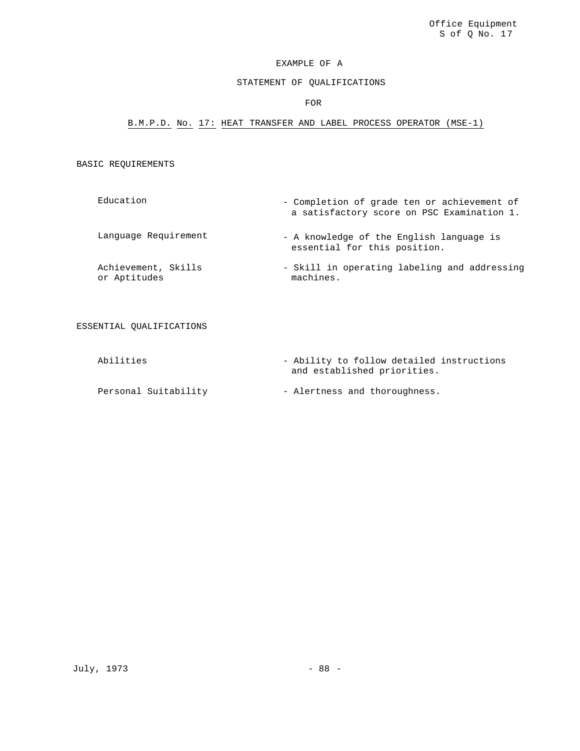Office Equipment
S of Q No. 17

# EXAMPLE OF A

# STATEMENT OF QUALIFICATIONS

# FOR

## B.M.P.D. No. 17: HEAT TRANSFER AND LABEL PROCESS OPERATOR (MSE-1)

### BASIC REQUIREMENTS

| | |
|---|---|
| Education | - Completion of grade ten or achievement of a satisfactory score on PSC Examination 1. |
| Language Requirement | - A knowledge of the English language is essential for this position. |
| Achievement, Skills or Aptitudes | - Skill in operating labeling and addressing machines. |

### ESSENTIAL QUALIFICATIONS

| | |
|---|---|
| Abilities | - Ability to follow detailed instructions and established priorities. |
| Personal Suitability | - Alertness and thoroughness. |

July, 1973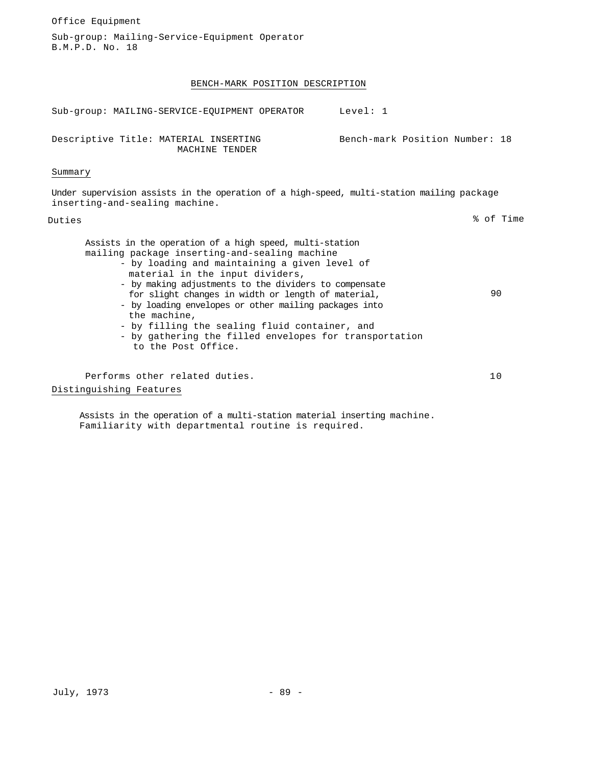Office Equipment

Sub-group: Mailing-Service-Equipment Operator
B.M.P.D. No. 18

## BENCH-MARK POSITION DESCRIPTION

Sub-group: MAILING-SERVICE-EQUIPMENT OPERATOR    Level: 1

Descriptive Title: MATERIAL INSERTING MACHINE TENDER    Bench-mark Position Number: 18

Summary

Under supervision assists in the operation of a high-speed, multi-station mailing package inserting-and-sealing machine.

| Duties | % of Time |
|---|---|
| Assists in the operation of a high speed, multi-station mailing package inserting-and-sealing machine<br>- by loading and maintaining a given level of material in the input dividers,<br>- by making adjustments to the dividers to compensate for slight changes in width or length of material,<br>- by loading envelopes or other mailing packages into the machine,<br>- by filling the sealing fluid container, and<br>- by gathering the filled envelopes for transportation to the Post Office. | 90 |
| Performs other related duties. | 10 |

Distinguishing Features

Assists in the operation of a multi-station material inserting machine. Familiarity with departmental routine is required.

July, 1973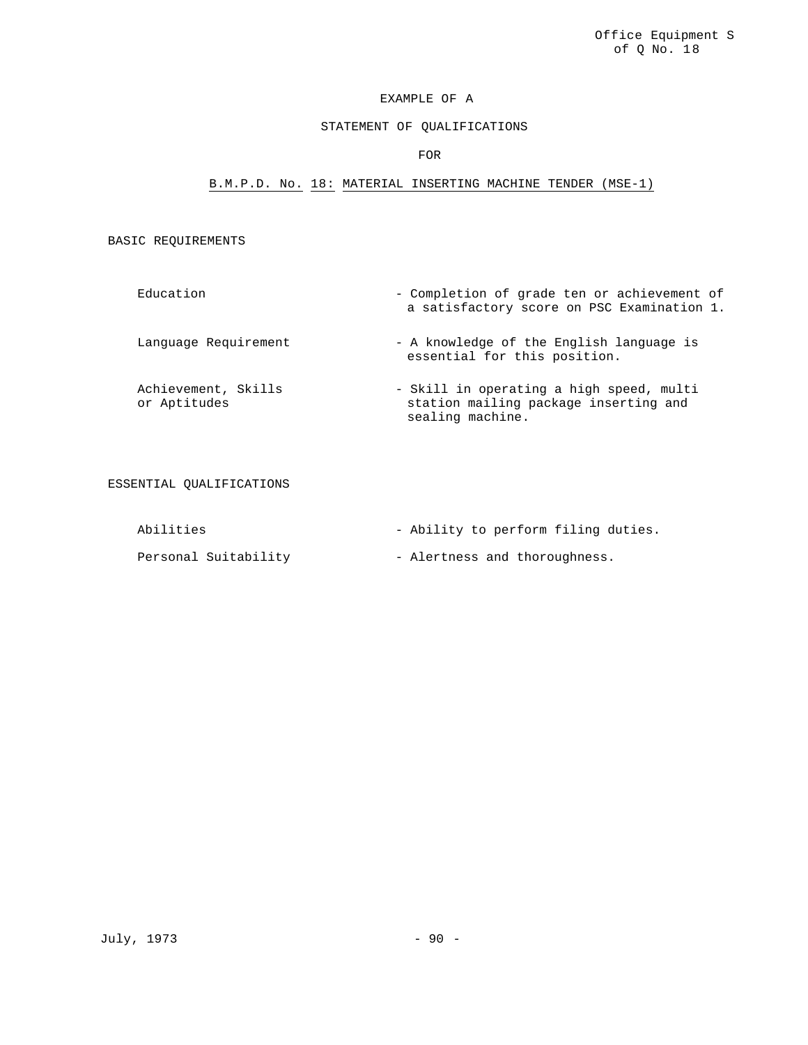EXAMPLE OF A

STATEMENT OF QUALIFICATIONS

FOR

B.M.P.D. No. 18: MATERIAL INSERTING MACHINE TENDER (MSE-1)

## BASIC REQUIREMENTS

| | |
|---|---|
| Education | - Completion of grade ten or achievement of a satisfactory score on PSC Examination 1. |
| Language Requirement | - A knowledge of the English language is essential for this position. |
| Achievement, Skills or Aptitudes | - Skill in operating a high speed, multi station mailing package inserting and sealing machine. |

## ESSENTIAL QUALIFICATIONS

| | |
|---|---|
| Abilities | - Ability to perform filing duties. |
| Personal Suitability | - Alertness and thoroughness. |

July, 1973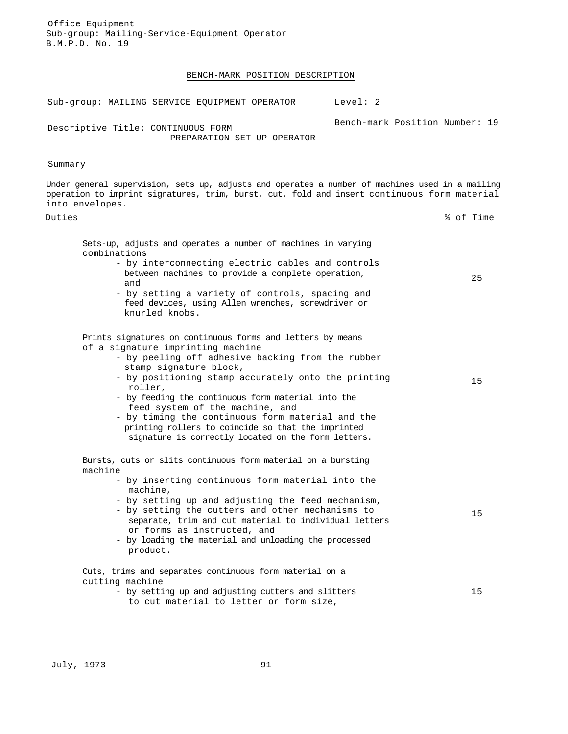Office Equipment
Sub-group: Mailing-Service-Equipment Operator
B.M.P.D. No. 19

## BENCH-MARK POSITION DESCRIPTION

Sub-group: MAILING SERVICE EQUIPMENT OPERATOR — Level: 2

Descriptive Title: CONTINUOUS FORM PREPARATION SET-UP OPERATOR — Bench-mark Position Number: 19

### Summary

Under general supervision, sets up, adjusts and operates a number of machines used in a mailing operation to imprint signatures, trim, burst, cut, fold and insert continuous form material into envelopes.

| Duties | % of Time |
|---|---|
| Sets-up, adjusts and operates a number of machines in varying combinations<br>- by interconnecting electric cables and controls between machines to provide a complete operation, and<br>- by setting a variety of controls, spacing and feed devices, using Allen wrenches, screwdriver or knurled knobs. | 25 |
| Prints signatures on continuous forms and letters by means of a signature imprinting machine<br>- by peeling off adhesive backing from the rubber stamp signature block,<br>- by positioning stamp accurately onto the printing roller,<br>- by feeding the continuous form material into the feed system of the machine, and<br>- by timing the continuous form material and the printing rollers to coincide so that the imprinted signature is correctly located on the form letters. | 15 |
| Bursts, cuts or slits continuous form material on a bursting machine<br>- by inserting continuous form material into the machine,<br>- by setting up and adjusting the feed mechanism,<br>- by setting the cutters and other mechanisms to separate, trim and cut material to individual letters or forms as instructed, and<br>- by loading the material and unloading the processed product. | 15 |
| Cuts, trims and separates continuous form material on a cutting machine<br>- by setting up and adjusting cutters and slitters to cut material to letter or form size, | 15 |

July, 1973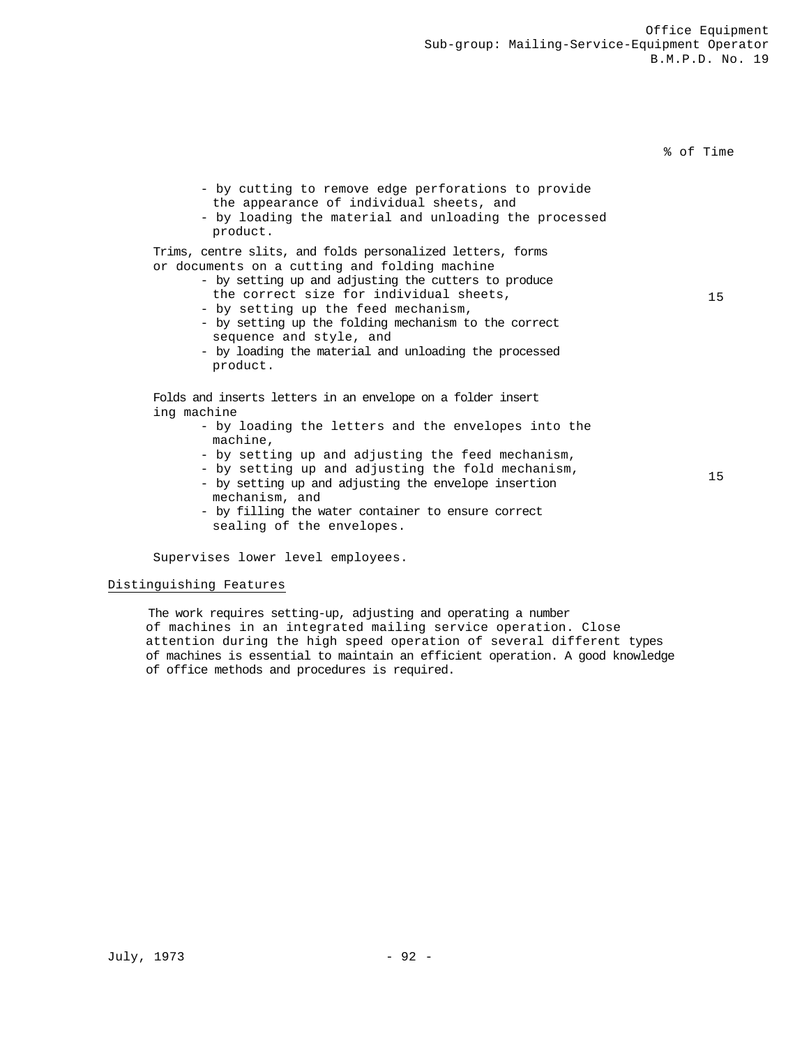| | % of Time |
|---|---|
| - by cutting to remove edge perforations to provide the appearance of individual sheets, and<br>- by loading the material and unloading the processed product. | |
| Trims, centre slits, and folds personalized letters, forms or documents on a cutting and folding machine<br>- by setting up and adjusting the cutters to produce the correct size for individual sheets,<br>- by setting up the feed mechanism,<br>- by setting up the folding mechanism to the correct sequence and style, and<br>- by loading the material and unloading the processed product. | 15 |
| Folds and inserts letters in an envelope on a folder inserting machine<br>- by loading the letters and the envelopes into the machine,<br>- by setting up and adjusting the feed mechanism,<br>- by setting up and adjusting the fold mechanism,<br>- by setting up and adjusting the envelope insertion mechanism, and<br>- by filling the water container to ensure correct sealing of the envelopes. | 15 |
| Supervises lower level employees. | |

## Distinguishing Features

The work requires setting-up, adjusting and operating a number of machines in an integrated mailing service operation. Close attention during the high speed operation of several different types of machines is essential to maintain an efficient operation. A good knowledge of office methods and procedures is required.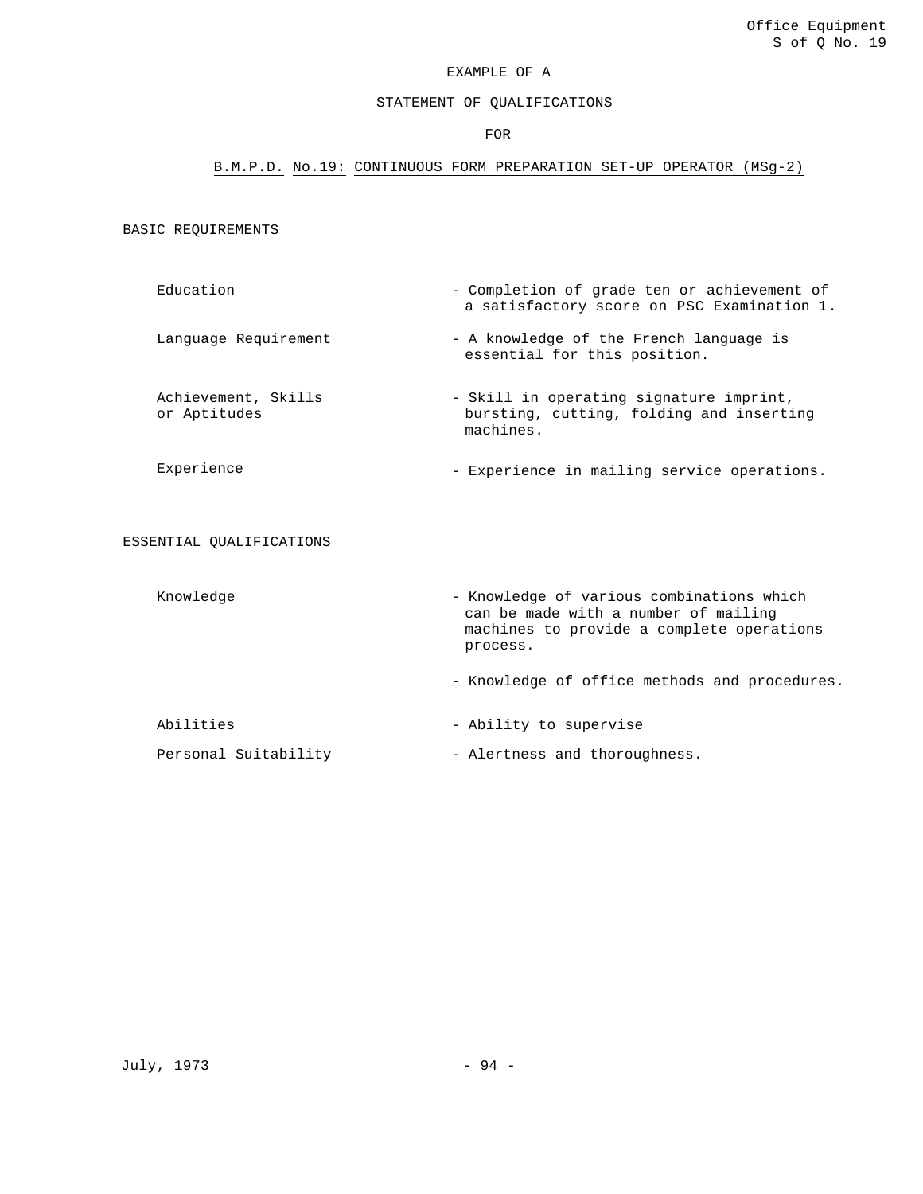Office Equipment
S of Q No. 19

EXAMPLE OF A

STATEMENT OF QUALIFICATIONS

FOR

B.M.P.D. No.19: CONTINUOUS FORM PREPARATION SET-UP OPERATOR (MSg-2)

## BASIC REQUIREMENTS

| | |
|---|---|
| Education | - Completion of grade ten or achievement of a satisfactory score on PSC Examination 1. |
| Language Requirement | - A knowledge of the French language is essential for this position. |
| Achievement, Skills or Aptitudes | - Skill in operating signature imprint, bursting, cutting, folding and inserting machines. |
| Experience | - Experience in mailing service operations. |

## ESSENTIAL QUALIFICATIONS

| | |
|---|---|
| Knowledge | - Knowledge of various combinations which can be made with a number of mailing machines to provide a complete operations process. |
| | - Knowledge of office methods and procedures. |
| Abilities | - Ability to supervise |
| Personal Suitability | - Alertness and thoroughness. |

July, 1973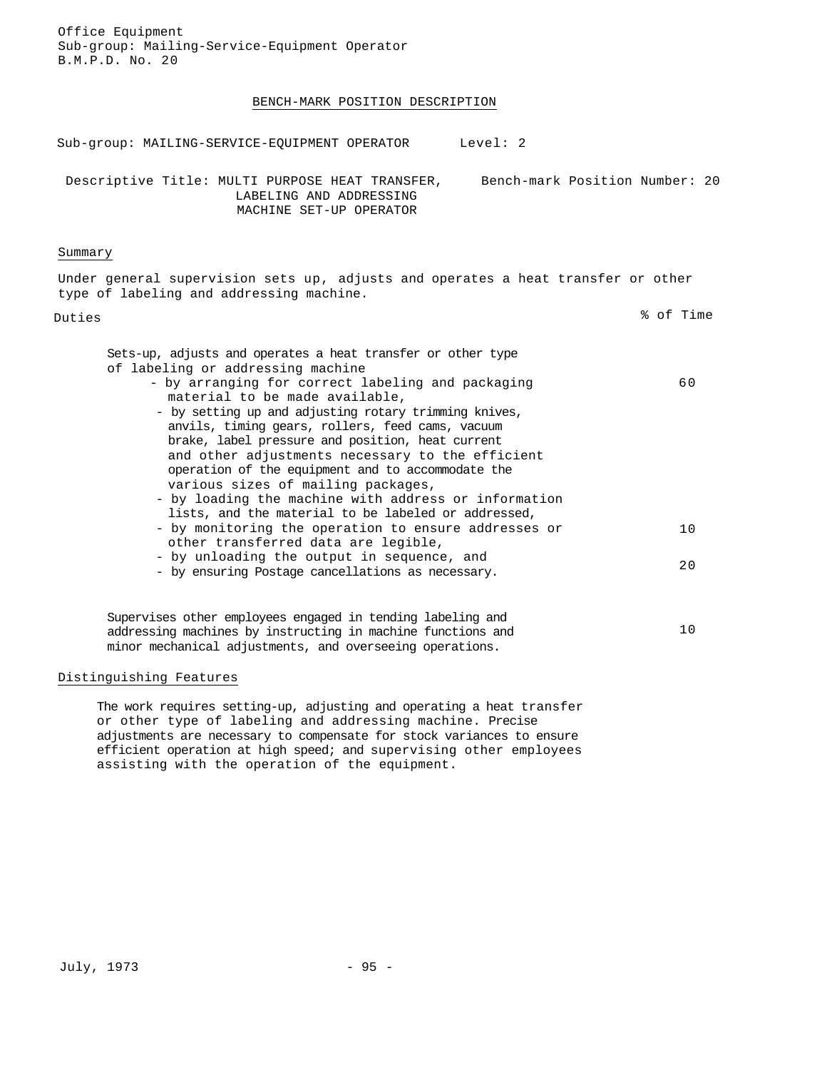Office Equipment
Sub-group: Mailing-Service-Equipment Operator
B.M.P.D. No. 20

# BENCH-MARK POSITION DESCRIPTION

Sub-group: MAILING-SERVICE-EQUIPMENT OPERATOR    Level: 2

Descriptive Title: MULTI PURPOSE HEAT TRANSFER, LABELING AND ADDRESSING MACHINE SET-UP OPERATOR    Bench-mark Position Number: 20

## Summary

Under general supervision sets up, adjusts and operates a heat transfer or other type of labeling and addressing machine.

| Duties | % of Time |
|---|---|
| Sets-up, adjusts and operates a heat transfer or other type of labeling or addressing machine<br>- by arranging for correct labeling and packaging material to be made available,<br>- by setting up and adjusting rotary trimming knives, anvils, timing gears, rollers, feed cams, vacuum brake, label pressure and position, heat current and other adjustments necessary to the efficient operation of the equipment and to accommodate the various sizes of mailing packages,<br>- by loading the machine with address or information lists, and the material to be labeled or addressed, | 60 |
| - by monitoring the operation to ensure addresses or other transferred data are legible, | 10 |
| - by unloading the output in sequence, and<br>- by ensuring Postage cancellations as necessary. | 20 |
| Supervises other employees engaged in tending labeling and addressing machines by instructing in machine functions and minor mechanical adjustments, and overseeing operations. | 10 |

## Distinguishing Features

The work requires setting-up, adjusting and operating a heat transfer or other type of labeling and addressing machine. Precise adjustments are necessary to compensate for stock variances to ensure efficient operation at high speed; and supervising other employees assisting with the operation of the equipment.

July, 1973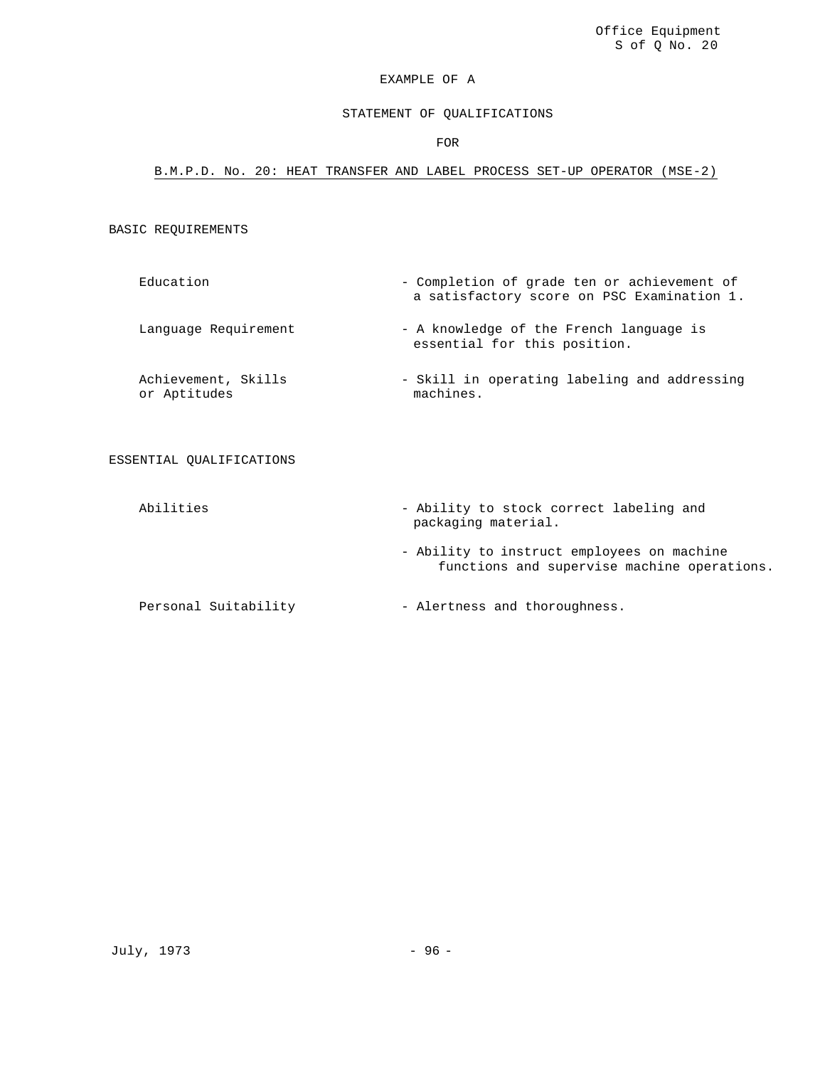Office Equipment
S of Q No. 20

# EXAMPLE OF A

## STATEMENT OF QUALIFICATIONS

FOR

**B.M.P.D. No. 20: HEAT TRANSFER AND LABEL PROCESS SET-UP OPERATOR (MSE-2)**

### BASIC REQUIREMENTS

| | |
|---|---|
| Education | - Completion of grade ten or achievement of a satisfactory score on PSC Examination 1. |
| Language Requirement | - A knowledge of the French language is essential for this position. |
| Achievement, Skills or Aptitudes | - Skill in operating labeling and addressing machines. |

### ESSENTIAL QUALIFICATIONS

| | |
|---|---|
| Abilities | - Ability to stock correct labeling and packaging material. |
| | - Ability to instruct employees on machine functions and supervise machine operations. |
| Personal Suitability | - Alertness and thoroughness. |

July, 1973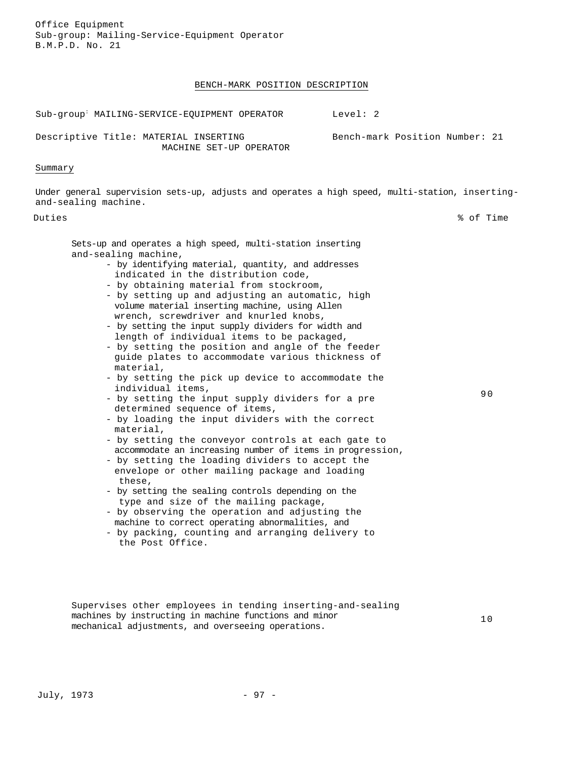Office Equipment
Sub-group: Mailing-Service-Equipment Operator
B.M.P.D. No. 21

## BENCH-MARK POSITION DESCRIPTION

Sub-group: MAILING-SERVICE-EQUIPMENT OPERATOR — Level: 2

Descriptive Title: MATERIAL INSERTING MACHINE SET-UP OPERATOR — Bench-mark Position Number: 21

### Summary

Under general supervision sets-up, adjusts and operates a high speed, multi-station, inserting-and-sealing machine.

| Duties | % of Time |
|---|---|
| Sets-up and operates a high speed, multi-station inserting and-sealing machine,<br>- by identifying material, quantity, and addresses indicated in the distribution code,<br>- by obtaining material from stockroom,<br>- by setting up and adjusting an automatic, high volume material inserting machine, using Allen wrench, screwdriver and knurled knobs,<br>- by setting the input supply dividers for width and length of individual items to be packaged,<br>- by setting the position and angle of the feeder guide plates to accommodate various thickness of material,<br>- by setting the pick up device to accommodate the individual items,<br>- by setting the input supply dividers for a pre determined sequence of items,<br>- by loading the input dividers with the correct material,<br>- by setting the conveyor controls at each gate to accommodate an increasing number of items in progression,<br>- by setting the loading dividers to accept the envelope or other mailing package and loading these,<br>- by setting the sealing controls depending on the type and size of the mailing package,<br>- by observing the operation and adjusting the machine to correct operating abnormalities, and<br>- by packing, counting and arranging delivery to the Post Office. | 90 |
| Supervises other employees in tending inserting-and-sealing machines by instructing in machine functions and minor mechanical adjustments, and overseeing operations. | 10 |

July, 1973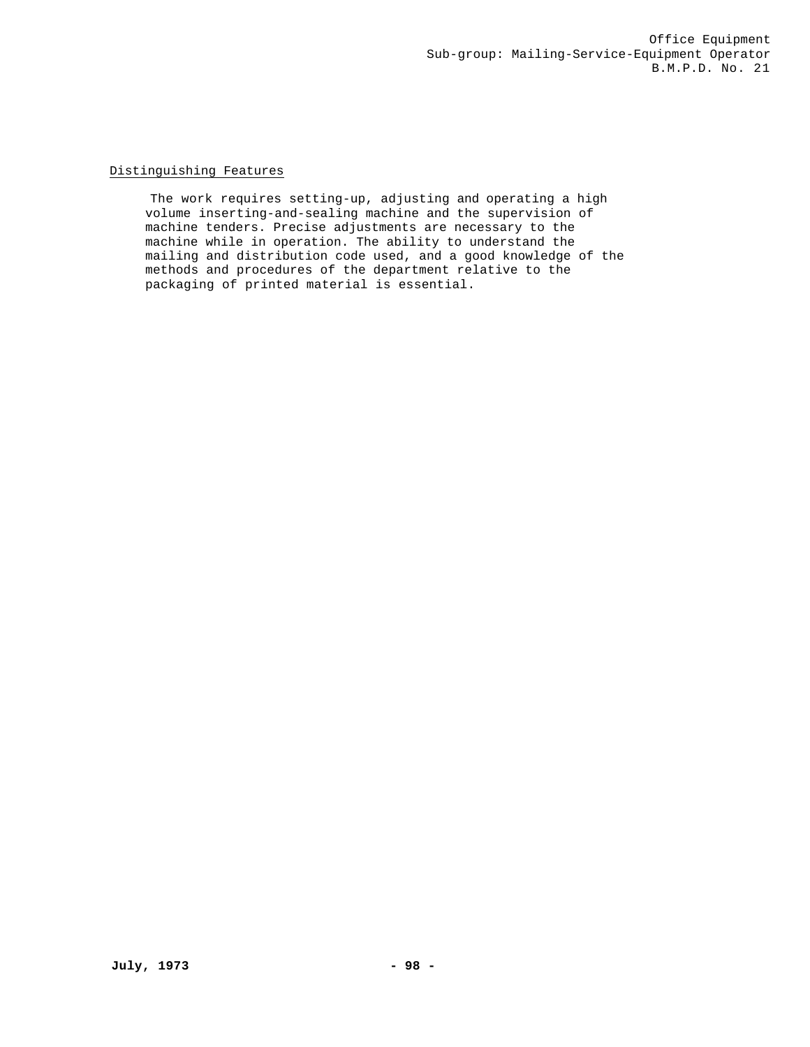## Distinguishing Features

The work requires setting-up, adjusting and operating a high volume inserting-and-sealing machine and the supervision of machine tenders. Precise adjustments are necessary to the machine while in operation. The ability to understand the mailing and distribution code used, and a good knowledge of the methods and procedures of the department relative to the packaging of printed material is essential.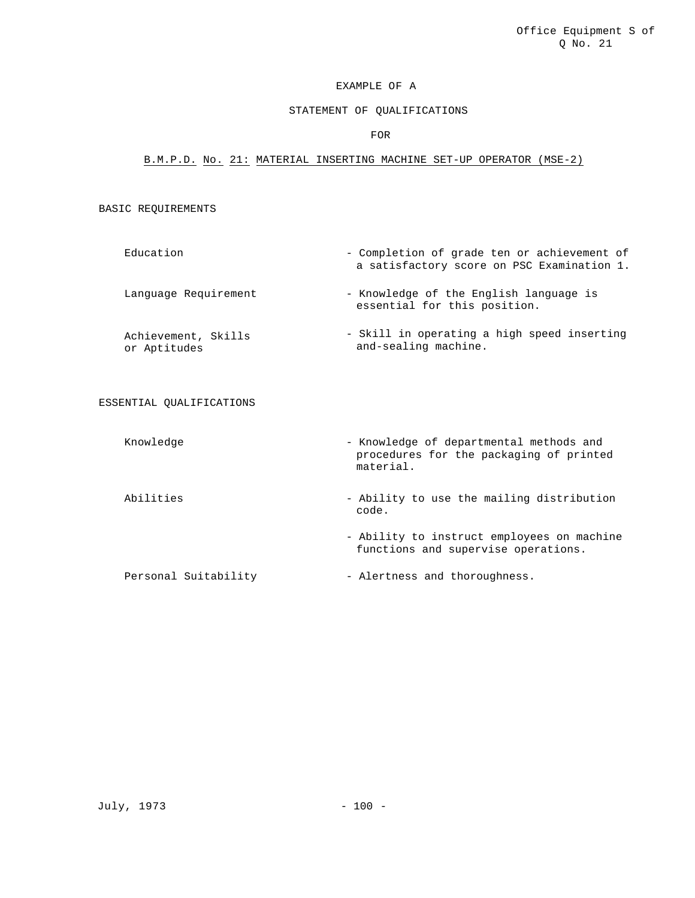EXAMPLE OF A

STATEMENT OF QUALIFICATIONS

FOR

B.M.P.D. No. 21: MATERIAL INSERTING MACHINE SET-UP OPERATOR (MSE-2)

## BASIC REQUIREMENTS

| | |
|---|---|
| Education | - Completion of grade ten or achievement of a satisfactory score on PSC Examination 1. |
| Language Requirement | - Knowledge of the English language is essential for this position. |
| Achievement, Skills or Aptitudes | - Skill in operating a high speed inserting and-sealing machine. |

## ESSENTIAL QUALIFICATIONS

| | |
|---|---|
| Knowledge | - Knowledge of departmental methods and procedures for the packaging of printed material. |
| Abilities | - Ability to use the mailing distribution code. |
| | - Ability to instruct employees on machine functions and supervise operations. |
| Personal Suitability | - Alertness and thoroughness. |

July, 1973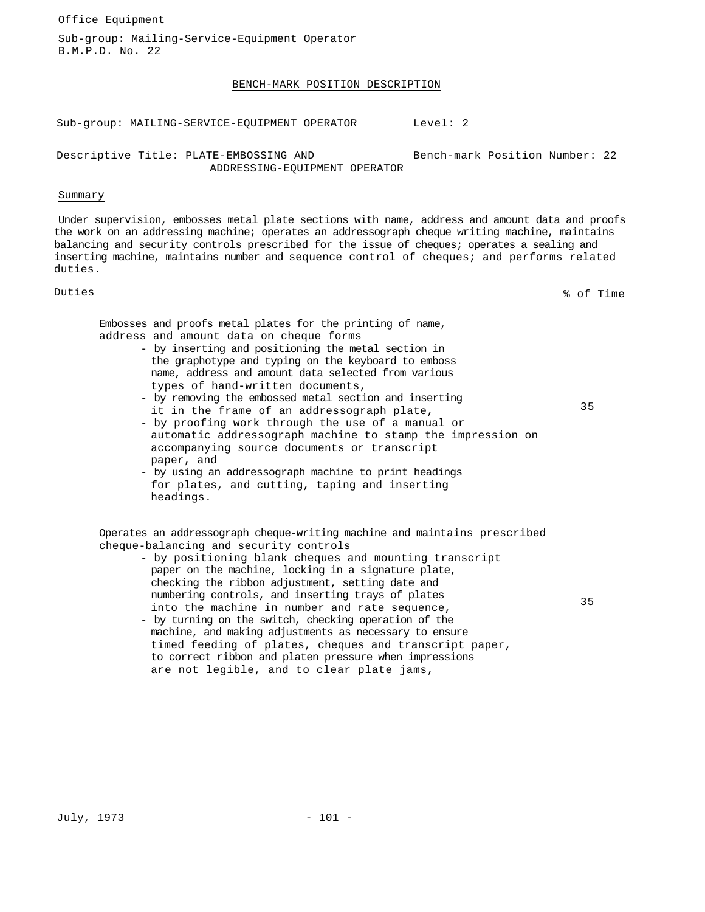Office Equipment

Sub-group: Mailing-Service-Equipment Operator
B.M.P.D. No. 22

## BENCH-MARK POSITION DESCRIPTION

Sub-group: MAILING-SERVICE-EQUIPMENT OPERATOR    Level: 2

Descriptive Title: PLATE-EMBOSSING AND ADDRESSING-EQUIPMENT OPERATOR    Bench-mark Position Number: 22

### Summary

Under supervision, embosses metal plate sections with name, address and amount data and proofs the work on an addressing machine; operates an addressograph cheque writing machine, maintains balancing and security controls prescribed for the issue of cheques; operates a sealing and inserting machine, maintains number and sequence control of cheques; and performs related duties.

| Duties | % of Time |
|---|---|
| Embosses and proofs metal plates for the printing of name, address and amount data on cheque forms<br>- by inserting and positioning the metal section in the graphotype and typing on the keyboard to emboss name, address and amount data selected from various types of hand-written documents,<br>- by removing the embossed metal section and inserting it in the frame of an addressograph plate,<br>- by proofing work through the use of a manual or automatic addressograph machine to stamp the impression on accompanying source documents or transcript paper, and<br>- by using an addressograph machine to print headings for plates, and cutting, taping and inserting headings. | 35 |
| Operates an addressograph cheque-writing machine and maintains prescribed cheque-balancing and security controls<br>- by positioning blank cheques and mounting transcript paper on the machine, locking in a signature plate, checking the ribbon adjustment, setting date and numbering controls, and inserting trays of plates into the machine in number and rate sequence,<br>- by turning on the switch, checking operation of the machine, and making adjustments as necessary to ensure timed feeding of plates, cheques and transcript paper, to correct ribbon and platen pressure when impressions are not legible, and to clear plate jams, | 35 |

July, 1973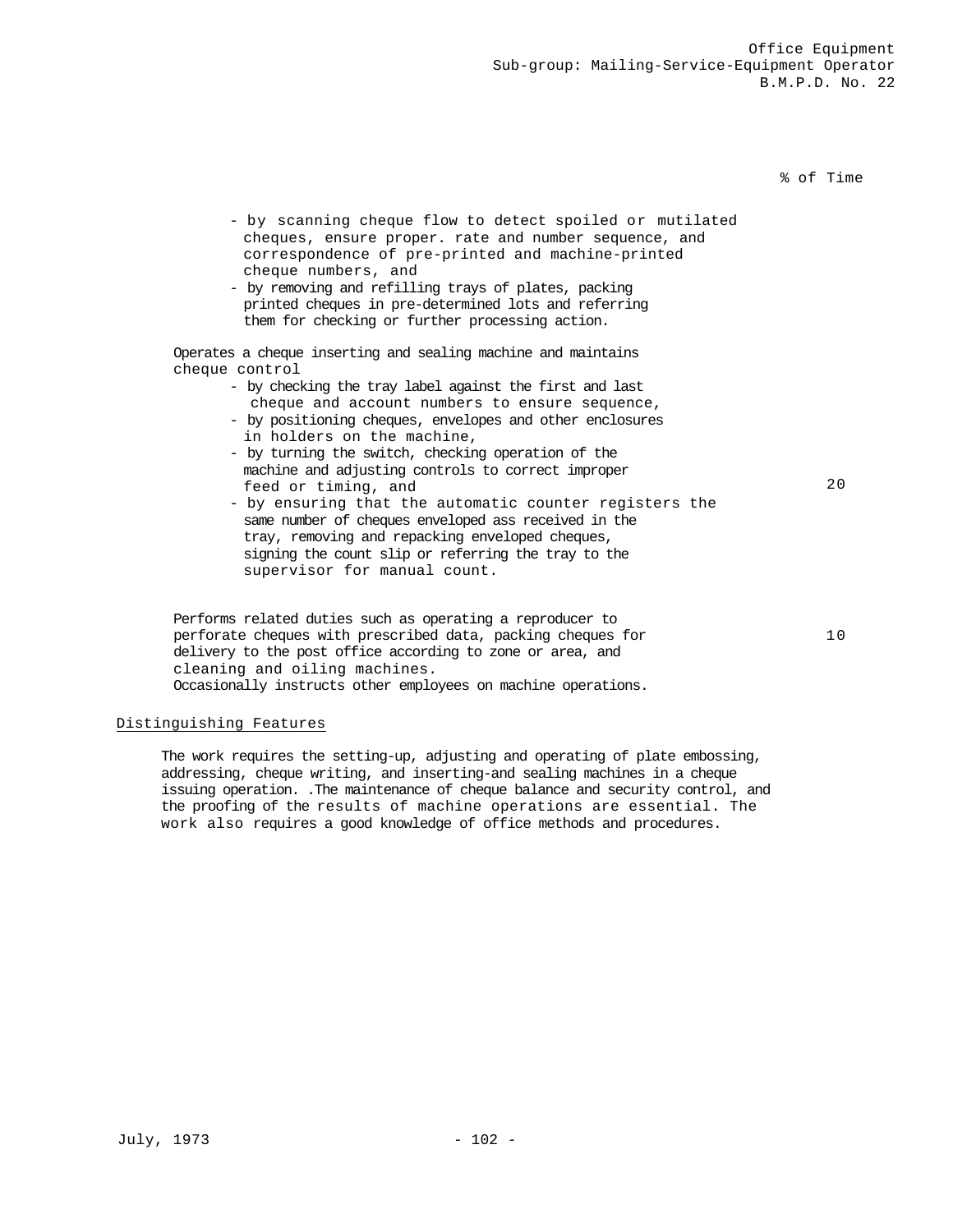% of Time

- by scanning cheque flow to detect spoiled or mutilated cheques, ensure proper. rate and number sequence, and correspondence of pre-printed and machine-printed cheque numbers, and
- by removing and refilling trays of plates, packing printed cheques in pre-determined lots and referring them for checking or further processing action.

Operates a cheque inserting and sealing machine and maintains cheque control — 20

- by checking the tray label against the first and last cheque and account numbers to ensure sequence,
- by positioning cheques, envelopes and other enclosures in holders on the machine,
- by turning the switch, checking operation of the machine and adjusting controls to correct improper feed or timing, and
- by ensuring that the automatic counter registers the same number of cheques enveloped ass received in the tray, removing and repacking enveloped cheques, signing the count slip or referring the tray to the supervisor for manual count.

Performs related duties such as operating a reproducer to perforate cheques with prescribed data, packing cheques for delivery to the post office according to zone or area, and cleaning and oiling machines. — 10

Occasionally instructs other employees on machine operations.

## Distinguishing Features

The work requires the setting-up, adjusting and operating of plate embossing, addressing, cheque writing, and inserting-and sealing machines in a cheque issuing operation. .The maintenance of cheque balance and security control, and the proofing of the results of machine operations are essential. The work also requires a good knowledge of office methods and procedures.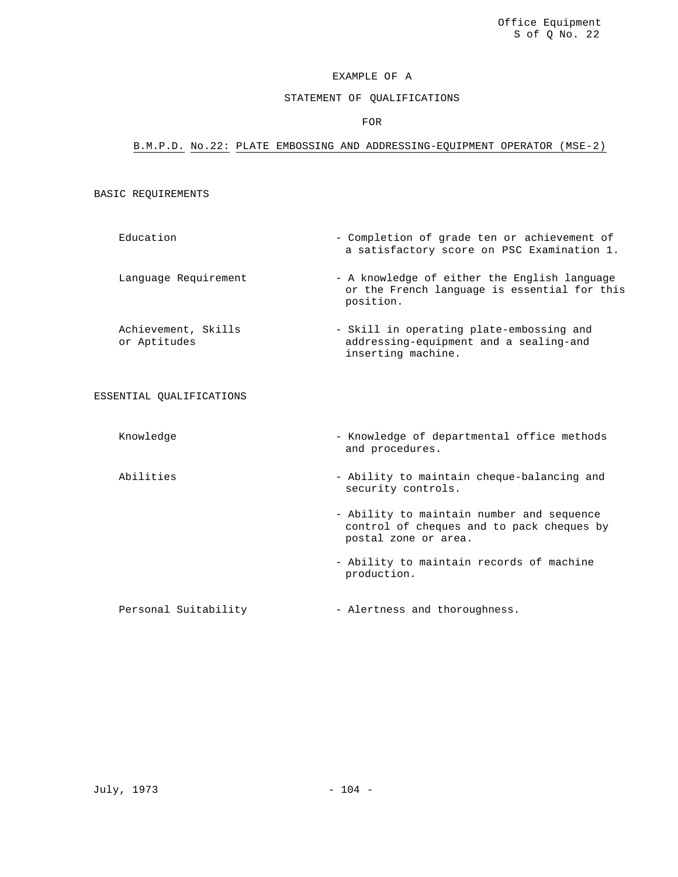Office Equipment
S of Q No. 22

# EXAMPLE OF A

# STATEMENT OF QUALIFICATIONS

# FOR

## B.M.P.D. No.22: PLATE EMBOSSING AND ADDRESSING-EQUIPMENT OPERATOR (MSE-2)

### BASIC REQUIREMENTS

| | |
|---|---|
| Education | - Completion of grade ten or achievement of a satisfactory score on PSC Examination 1. |
| Language Requirement | - A knowledge of either the English language or the French language is essential for this position. |
| Achievement, Skills or Aptitudes | - Skill in operating plate-embossing and addressing-equipment and a sealing-and inserting machine. |

### ESSENTIAL QUALIFICATIONS

| | |
|---|---|
| Knowledge | - Knowledge of departmental office methods and procedures. |
| Abilities | - Ability to maintain cheque-balancing and security controls. |
| | - Ability to maintain number and sequence control of cheques and to pack cheques by postal zone or area. |
| | - Ability to maintain records of machine production. |
| Personal Suitability | - Alertness and thoroughness. |

July, 1973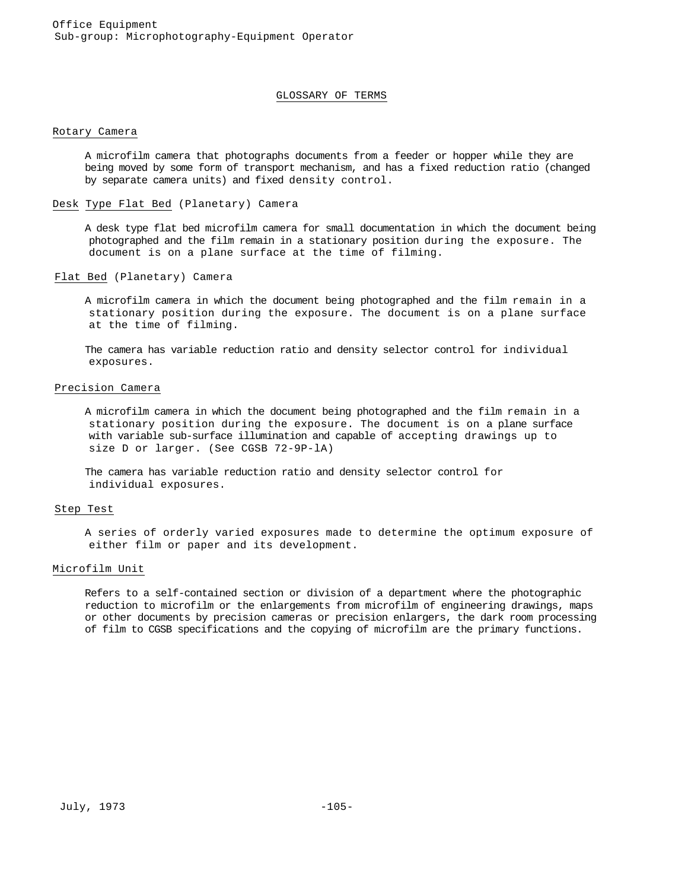## GLOSSARY OF TERMS

### Rotary Camera

A microfilm camera that photographs documents from a feeder or hopper while they are being moved by some form of transport mechanism, and has a fixed reduction ratio (changed by separate camera units) and fixed density control.

### Desk Type Flat Bed (Planetary) Camera

A desk type flat bed microfilm camera for small documentation in which the document being photographed and the film remain in a stationary position during the exposure. The document is on a plane surface at the time of filming.

### Flat Bed (Planetary) Camera

A microfilm camera in which the document being photographed and the film remain in a stationary position during the exposure. The document is on a plane surface at the time of filming.

The camera has variable reduction ratio and density selector control for individual exposures.

### Precision Camera

A microfilm camera in which the document being photographed and the film remain in a stationary position during the exposure. The document is on a plane surface with variable sub-surface illumination and capable of accepting drawings up to size D or larger. (See CGSB 72-9P-lA)

The camera has variable reduction ratio and density selector control for individual exposures.

### Step Test

A series of orderly varied exposures made to determine the optimum exposure of either film or paper and its development.

### Microfilm Unit

Refers to a self-contained section or division of a department where the photographic reduction to microfilm or the enlargements from microfilm of engineering drawings, maps or other documents by precision cameras or precision enlargers, the dark room processing of film to CGSB specifications and the copying of microfilm are the primary functions.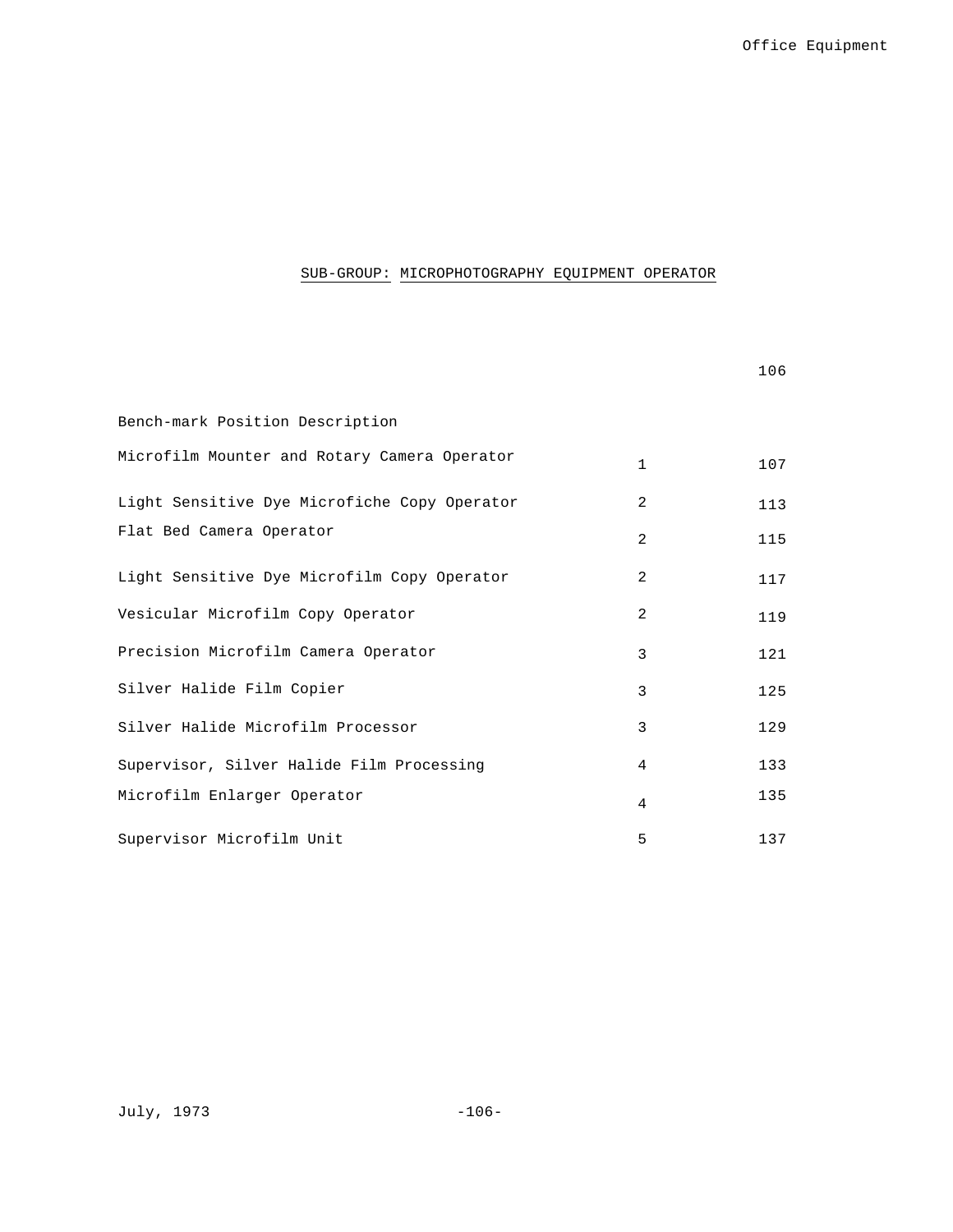## SUB-GROUP: MICROPHOTOGRAPHY EQUIPMENT OPERATOR

| | | 106 |
|---|---|---|
| Bench-mark Position Description | | |
| Microfilm Mounter and Rotary Camera Operator | 1 | 107 |
| Light Sensitive Dye Microfiche Copy Operator | 2 | 113 |
| Flat Bed Camera Operator | 2 | 115 |
| Light Sensitive Dye Microfilm Copy Operator | 2 | 117 |
| Vesicular Microfilm Copy Operator | 2 | 119 |
| Precision Microfilm Camera Operator | 3 | 121 |
| Silver Halide Film Copier | 3 | 125 |
| Silver Halide Microfilm Processor | 3 | 129 |
| Supervisor, Silver Halide Film Processing | 4 | 133 |
| Microfilm Enlarger Operator | 4 | 135 |
| Supervisor Microfilm Unit | 5 | 137 |

July, 1973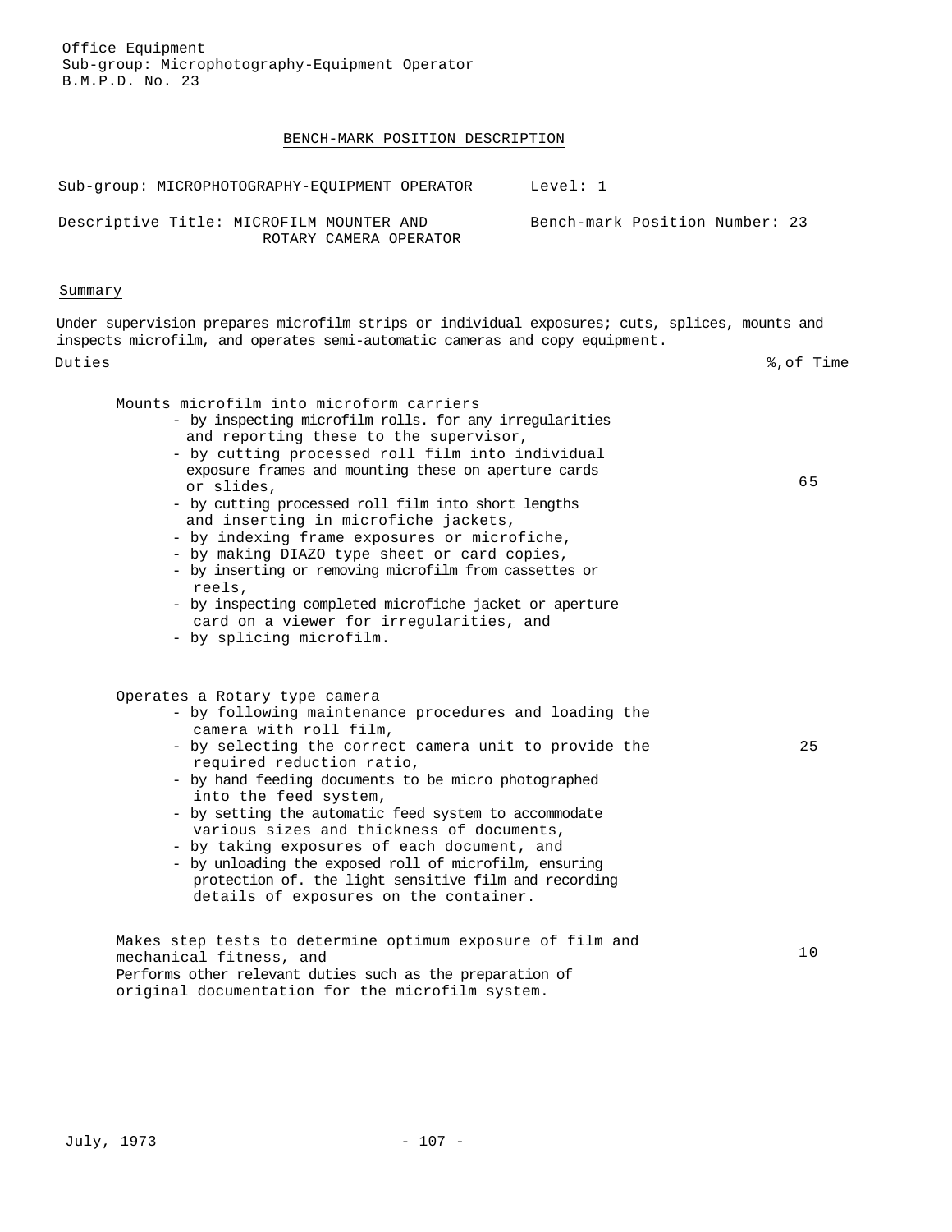Office Equipment
Sub-group: Microphotography-Equipment Operator
B.M.P.D. No. 23

## BENCH-MARK POSITION DESCRIPTION

Sub-group: MICROPHOTOGRAPHY-EQUIPMENT OPERATOR    Level: 1

Descriptive Title: MICROFILM MOUNTER AND ROTARY CAMERA OPERATOR    Bench-mark Position Number: 23

### Summary

Under supervision prepares microfilm strips or individual exposures; cuts, splices, mounts and inspects microfilm, and operates semi-automatic cameras and copy equipment.

| Duties | %,of Time |
|---|---|
| Mounts microfilm into microform carriers<br>- by inspecting microfilm rolls. for any irregularities and reporting these to the supervisor,<br>- by cutting processed roll film into individual exposure frames and mounting these on aperture cards or slides,<br>- by cutting processed roll film into short lengths and inserting in microfiche jackets,<br>- by indexing frame exposures or microfiche,<br>- by making DIAZO type sheet or card copies,<br>- by inserting or removing microfilm from cassettes or reels,<br>- by inspecting completed microfiche jacket or aperture card on a viewer for irregularities, and<br>- by splicing microfilm. | 65 |
| Operates a Rotary type camera<br>- by following maintenance procedures and loading the camera with roll film,<br>- by selecting the correct camera unit to provide the required reduction ratio,<br>- by hand feeding documents to be micro photographed into the feed system,<br>- by setting the automatic feed system to accommodate various sizes and thickness of documents,<br>- by taking exposures of each document, and<br>- by unloading the exposed roll of microfilm, ensuring protection of. the light sensitive film and recording details of exposures on the container. | 25 |
| Makes step tests to determine optimum exposure of film and mechanical fitness, and<br>Performs other relevant duties such as the preparation of original documentation for the microfilm system. | 10 |

July, 1973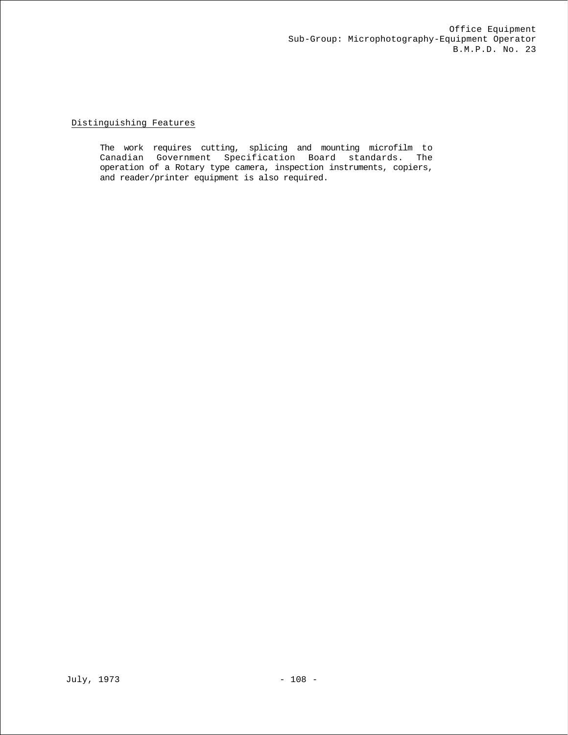Office Equipment
Sub-Group: Microphotography-Equipment Operator
B.M.P.D. No. 23

## Distinguishing Features

The work requires cutting, splicing and mounting microfilm to Canadian Government Specification Board standards. The operation of a Rotary type camera, inspection instruments, copiers, and reader/printer equipment is also required.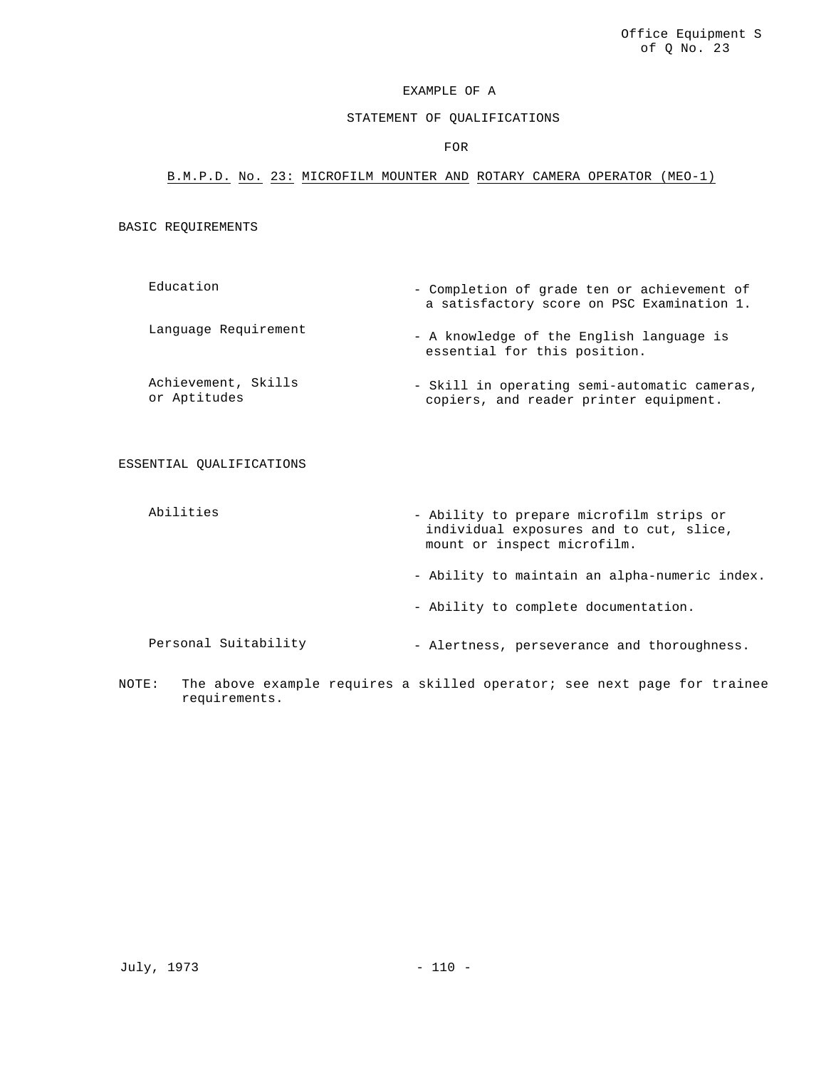Office Equipment S of Q No. 23

EXAMPLE OF A

STATEMENT OF QUALIFICATIONS

FOR

B.M.P.D. No. 23: MICROFILM MOUNTER AND ROTARY CAMERA OPERATOR (MEO-1)

## BASIC REQUIREMENTS

| | |
|---|---|
| Education | - Completion of grade ten or achievement of a satisfactory score on PSC Examination 1. |
| Language Requirement | - A knowledge of the English language is essential for this position. |
| Achievement, Skills or Aptitudes | - Skill in operating semi-automatic cameras, copiers, and reader printer equipment. |

## ESSENTIAL QUALIFICATIONS

| | |
|---|---|
| Abilities | - Ability to prepare microfilm strips or individual exposures and to cut, slice, mount or inspect microfilm. |
| | - Ability to maintain an alpha-numeric index. |
| | - Ability to complete documentation. |
| Personal Suitability | - Alertness, perseverance and thoroughness. |

NOTE: The above example requires a skilled operator; see next page for trainee requirements.

July, 1973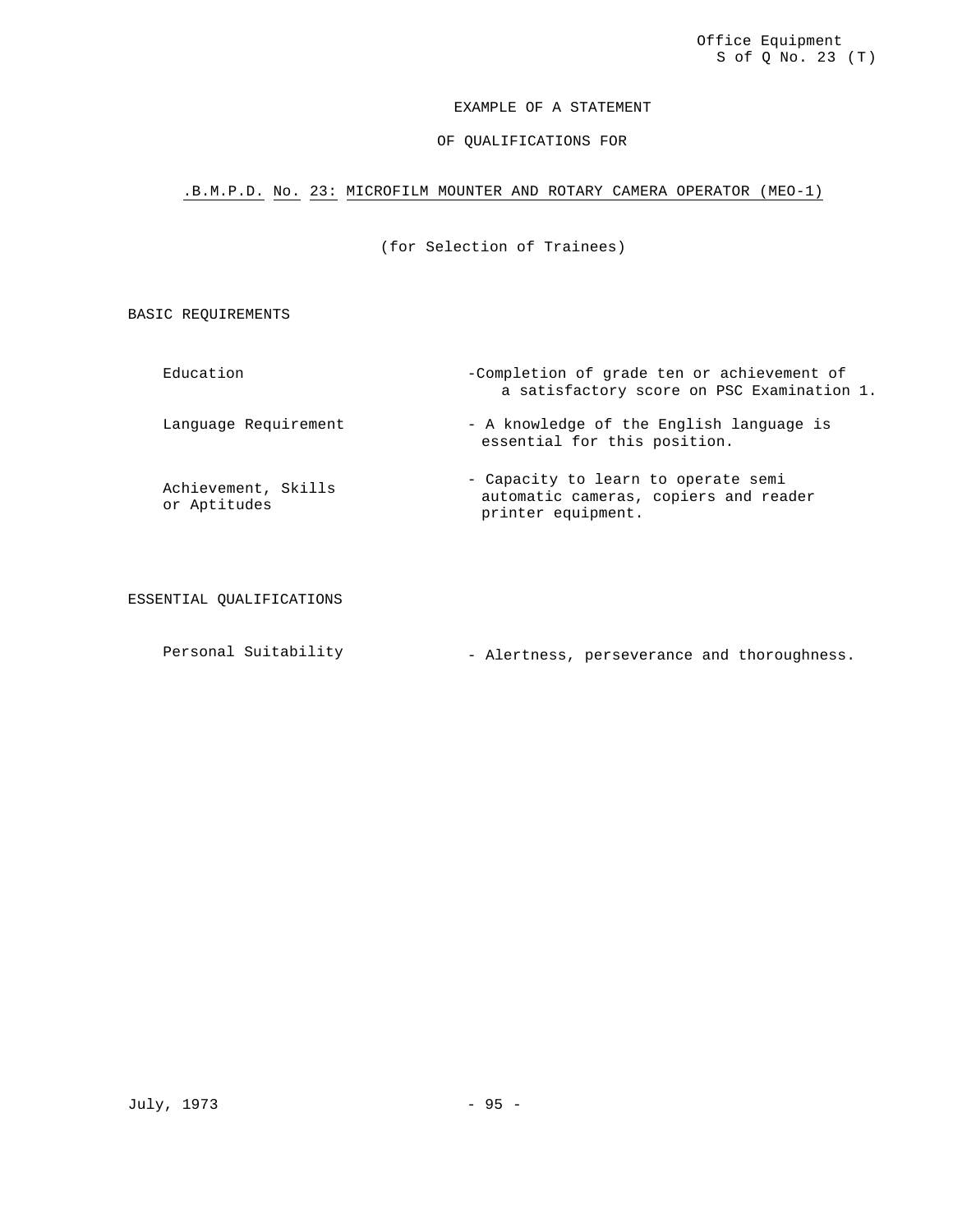Office Equipment
S of Q No. 23 (T)

EXAMPLE OF A STATEMENT

OF QUALIFICATIONS FOR

.B.M.P.D. No. 23: MICROFILM MOUNTER AND ROTARY CAMERA OPERATOR (MEO-1)

(for Selection of Trainees)

BASIC REQUIREMENTS

| | |
|---|---|
| Education | -Completion of grade ten or achievement of a satisfactory score on PSC Examination 1. |
| Language Requirement | - A knowledge of the English language is essential for this position. |
| Achievement, Skills or Aptitudes | - Capacity to learn to operate semi automatic cameras, copiers and reader printer equipment. |

ESSENTIAL QUALIFICATIONS

| | |
|---|---|
| Personal Suitability | - Alertness, perseverance and thoroughness. |

July, 1973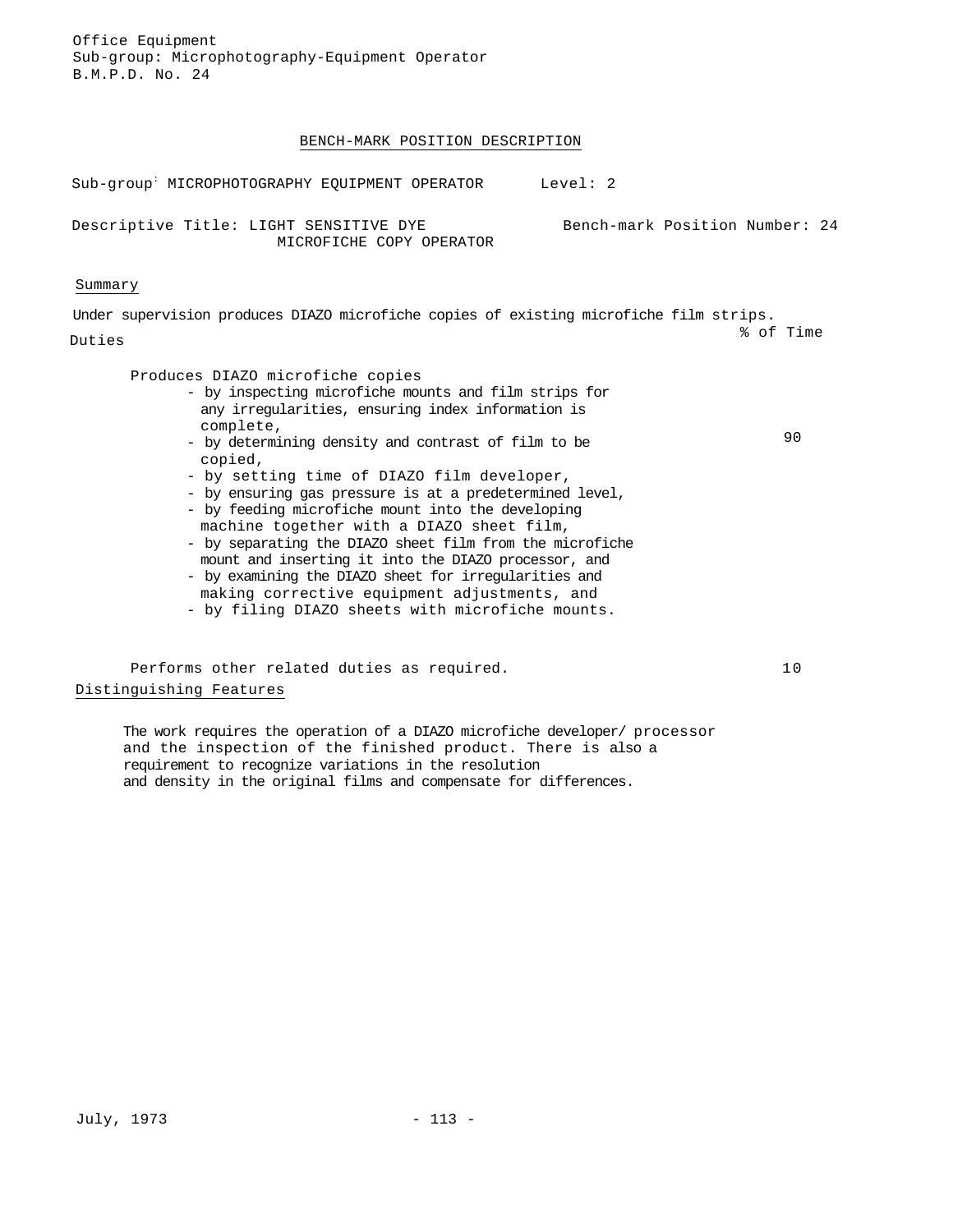Office Equipment
Sub-group: Microphotography-Equipment Operator
B.M.P.D. No. 24

## BENCH-MARK POSITION DESCRIPTION

Sub-group: MICROPHOTOGRAPHY EQUIPMENT OPERATOR    Level: 2

Descriptive Title: LIGHT SENSITIVE DYE MICROFICHE COPY OPERATOR    Bench-mark Position Number: 24

### Summary

Under supervision produces DIAZO microfiche copies of existing microfiche film strips.

### Duties

| Duties | % of Time |
|---|---|
| Produces DIAZO microfiche copies<br>- by inspecting microfiche mounts and film strips for any irregularities, ensuring index information is complete,<br>- by determining density and contrast of film to be copied,<br>- by setting time of DIAZO film developer,<br>- by ensuring gas pressure is at a predetermined level,<br>- by feeding microfiche mount into the developing machine together with a DIAZO sheet film,<br>- by separating the DIAZO sheet film from the microfiche mount and inserting it into the DIAZO processor, and<br>- by examining the DIAZO sheet for irregularities and making corrective equipment adjustments, and<br>- by filing DIAZO sheets with microfiche mounts. | 90 |
| Performs other related duties as required. | 10 |

### Distinguishing Features

The work requires the operation of a DIAZO microfiche developer/ processor and the inspection of the finished product. There is also a requirement to recognize variations in the resolution and density in the original films and compensate for differences.

July, 1973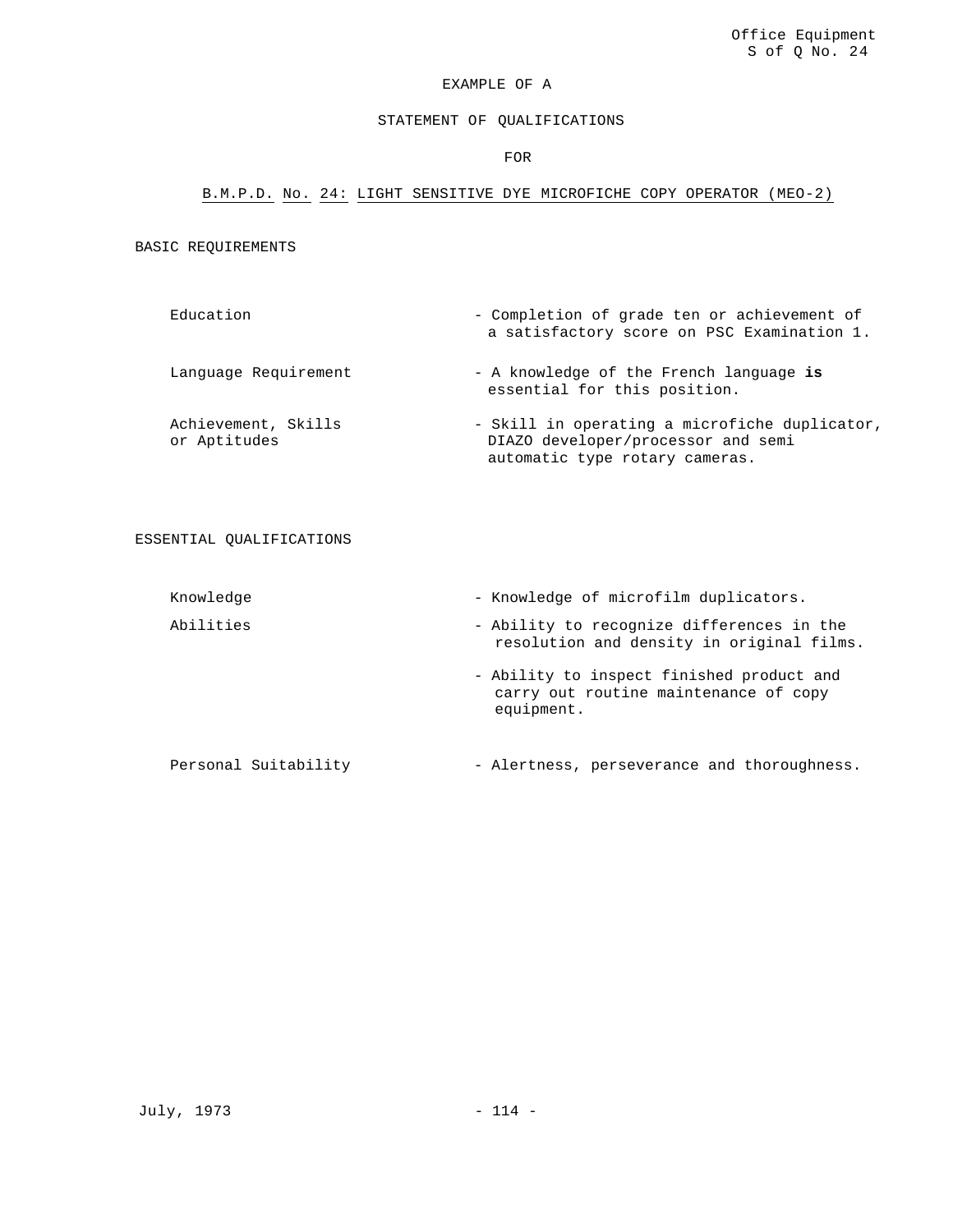Office Equipment
S of Q No. 24

EXAMPLE OF A

STATEMENT OF QUALIFICATIONS

FOR

B.M.P.D. No. 24: LIGHT SENSITIVE DYE MICROFICHE COPY OPERATOR (MEO-2)

## BASIC REQUIREMENTS

| | |
|---|---|
| Education | - Completion of grade ten or achievement of a satisfactory score on PSC Examination 1. |
| Language Requirement | - A knowledge of the French language **is** essential for this position. |
| Achievement, Skills or Aptitudes | - Skill in operating a microfiche duplicator, DIAZO developer/processor and semi automatic type rotary cameras. |

## ESSENTIAL QUALIFICATIONS

| | |
|---|---|
| Knowledge | - Knowledge of microfilm duplicators. |
| Abilities | - Ability to recognize differences in the resolution and density in original films. |
| | - Ability to inspect finished product and carry out routine maintenance of copy equipment. |
| Personal Suitability | - Alertness, perseverance and thoroughness. |

July, 1973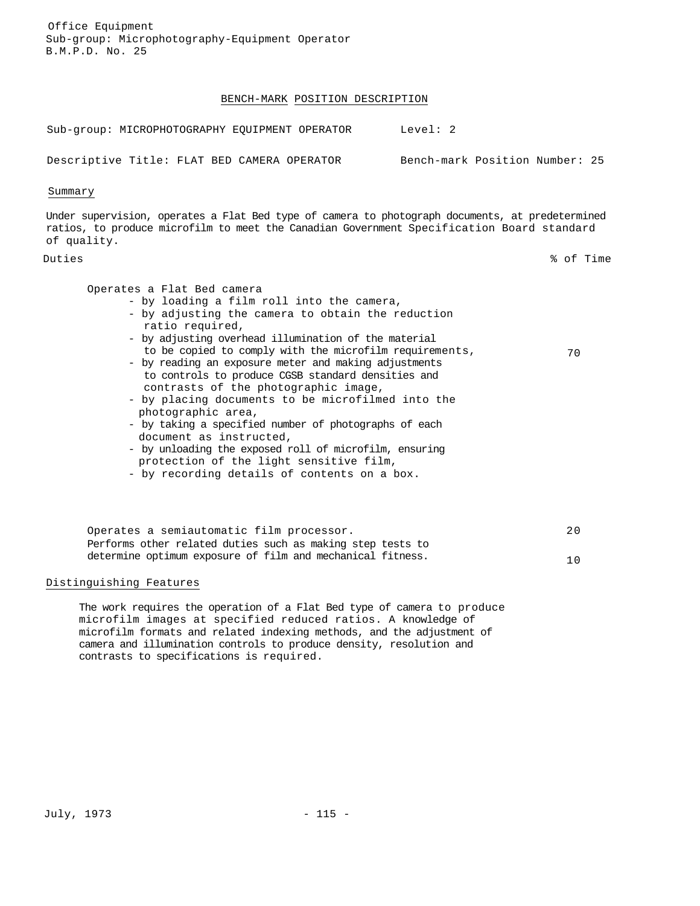Office Equipment
Sub-group: Microphotography-Equipment Operator
B.M.P.D. No. 25

# BENCH-MARK POSITION DESCRIPTION

Sub-group: MICROPHOTOGRAPHY EQUIPMENT OPERATOR    Level: 2

Descriptive Title: FLAT BED CAMERA OPERATOR    Bench-mark Position Number: 25

## Summary

Under supervision, operates a Flat Bed type of camera to photograph documents, at predetermined ratios, to produce microfilm to meet the Canadian Government Specification Board standard of quality.

| Duties | % of Time |
|---|---|
| Operates a Flat Bed camera<br>- by loading a film roll into the camera,<br>- by adjusting the camera to obtain the reduction ratio required,<br>- by adjusting overhead illumination of the material to be copied to comply with the microfilm requirements,<br>- by reading an exposure meter and making adjustments to controls to produce CGSB standard densities and contrasts of the photographic image,<br>- by placing documents to be microfilmed into the photographic area,<br>- by taking a specified number of photographs of each document as instructed,<br>- by unloading the exposed roll of microfilm, ensuring protection of the light sensitive film,<br>- by recording details of contents on a box. | 70 |
| Operates a semiautomatic film processor. | 20 |
| Performs other related duties such as making step tests to determine optimum exposure of film and mechanical fitness. | 10 |

## Distinguishing Features

The work requires the operation of a Flat Bed type of camera to produce microfilm images at specified reduced ratios. A knowledge of microfilm formats and related indexing methods, and the adjustment of camera and illumination controls to produce density, resolution and contrasts to specifications is required.

July, 1973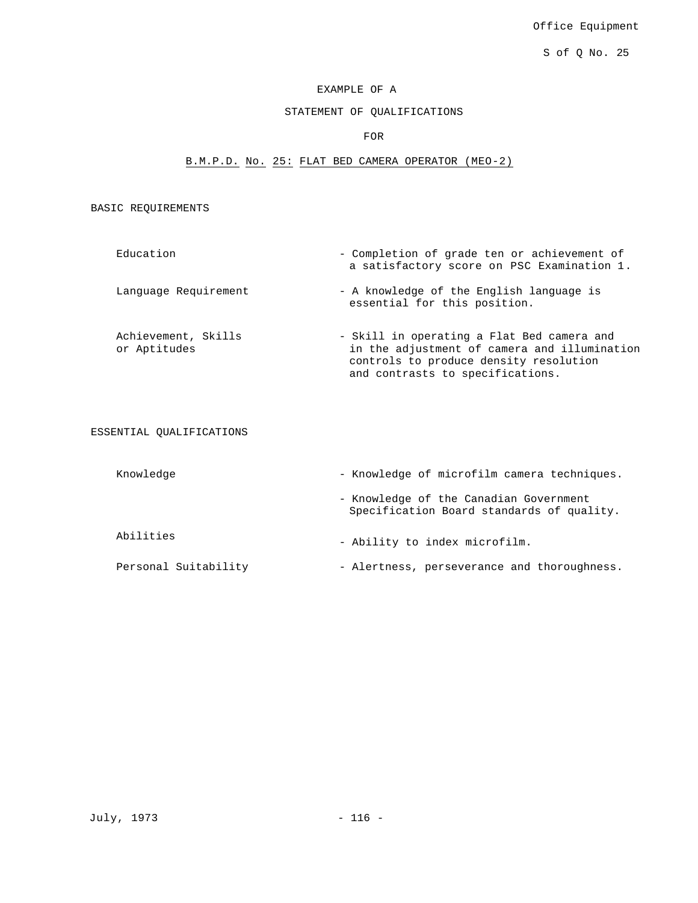Office Equipment

S of Q No. 25

EXAMPLE OF A

STATEMENT OF QUALIFICATIONS

FOR

B.M.P.D. No. 25: FLAT BED CAMERA OPERATOR (MEO-2)

## BASIC REQUIREMENTS

| | |
|---|---|
| Education | - Completion of grade ten or achievement of a satisfactory score on PSC Examination 1. |
| Language Requirement | - A knowledge of the English language is essential for this position. |
| Achievement, Skills or Aptitudes | - Skill in operating a Flat Bed camera and in the adjustment of camera and illumination controls to produce density resolution and contrasts to specifications. |

## ESSENTIAL QUALIFICATIONS

| | |
|---|---|
| Knowledge | - Knowledge of microfilm camera techniques. |
| | - Knowledge of the Canadian Government Specification Board standards of quality. |
| Abilities | - Ability to index microfilm. |
| Personal Suitability | - Alertness, perseverance and thoroughness. |

July, 1973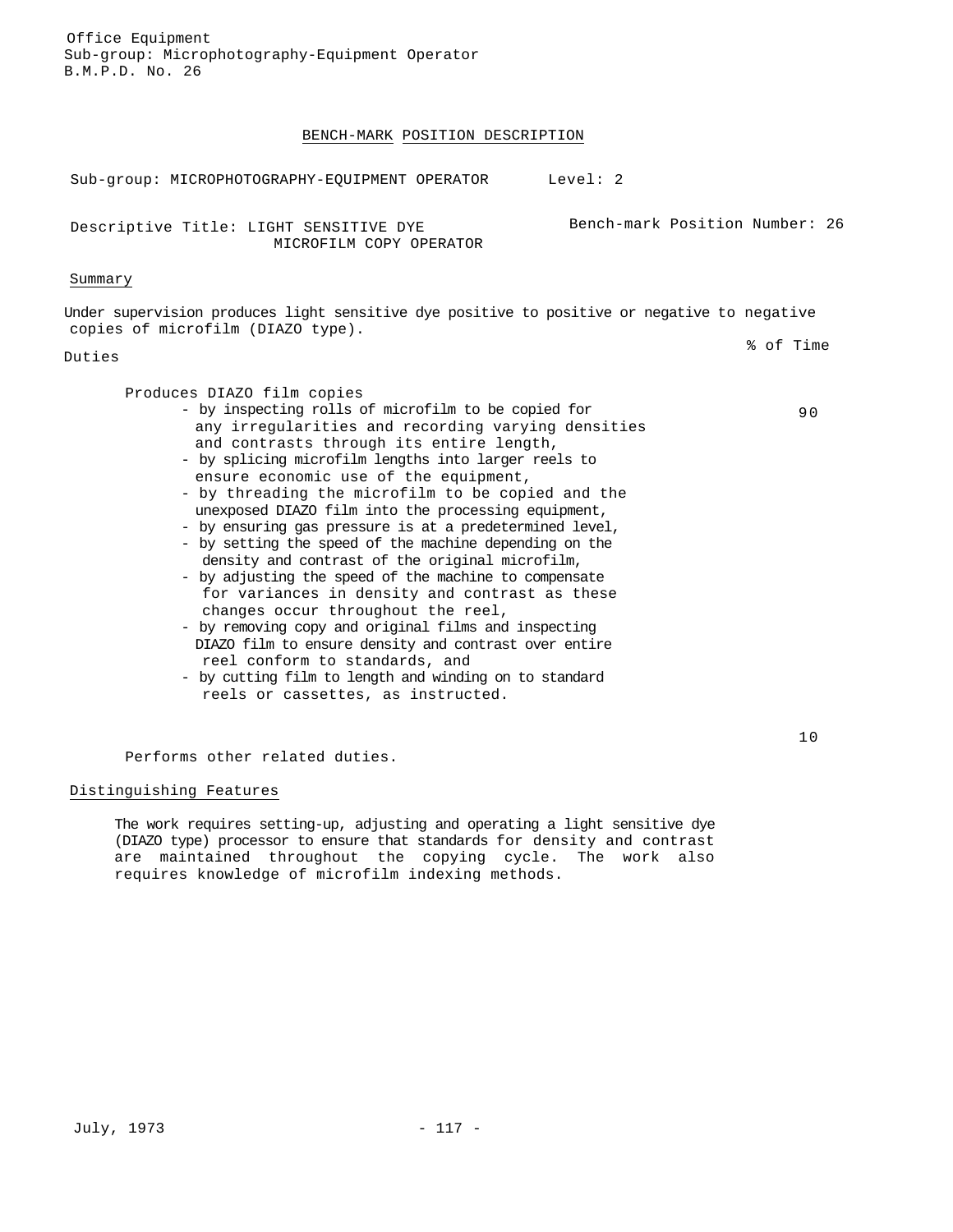Office Equipment
Sub-group: Microphotography-Equipment Operator
B.M.P.D. No. 26

## BENCH-MARK POSITION DESCRIPTION

Sub-group: MICROPHOTOGRAPHY-EQUIPMENT OPERATOR    Level: 2

Descriptive Title: LIGHT SENSITIVE DYE MICROFILM COPY OPERATOR    Bench-mark Position Number: 26

### Summary

Under supervision produces light sensitive dye positive to positive or negative to negative copies of microfilm (DIAZO type).

### Duties

| Duties | % of Time |
|---|---|
| Produces DIAZO film copies<br>- by inspecting rolls of microfilm to be copied for any irregularities and recording varying densities and contrasts through its entire length,<br>- by splicing microfilm lengths into larger reels to ensure economic use of the equipment,<br>- by threading the microfilm to be copied and the unexposed DIAZO film into the processing equipment,<br>- by ensuring gas pressure is at a predetermined level,<br>- by setting the speed of the machine depending on the density and contrast of the original microfilm,<br>- by adjusting the speed of the machine to compensate for variances in density and contrast as these changes occur throughout the reel,<br>- by removing copy and original films and inspecting DIAZO film to ensure density and contrast over entire reel conform to standards, and<br>- by cutting film to length and winding on to standard reels or cassettes, as instructed. | 90 |
| Performs other related duties. | 10 |

### Distinguishing Features

The work requires setting-up, adjusting and operating a light sensitive dye (DIAZO type) processor to ensure that standards for density and contrast are maintained throughout the copying cycle. The work also requires knowledge of microfilm indexing methods.

July, 1973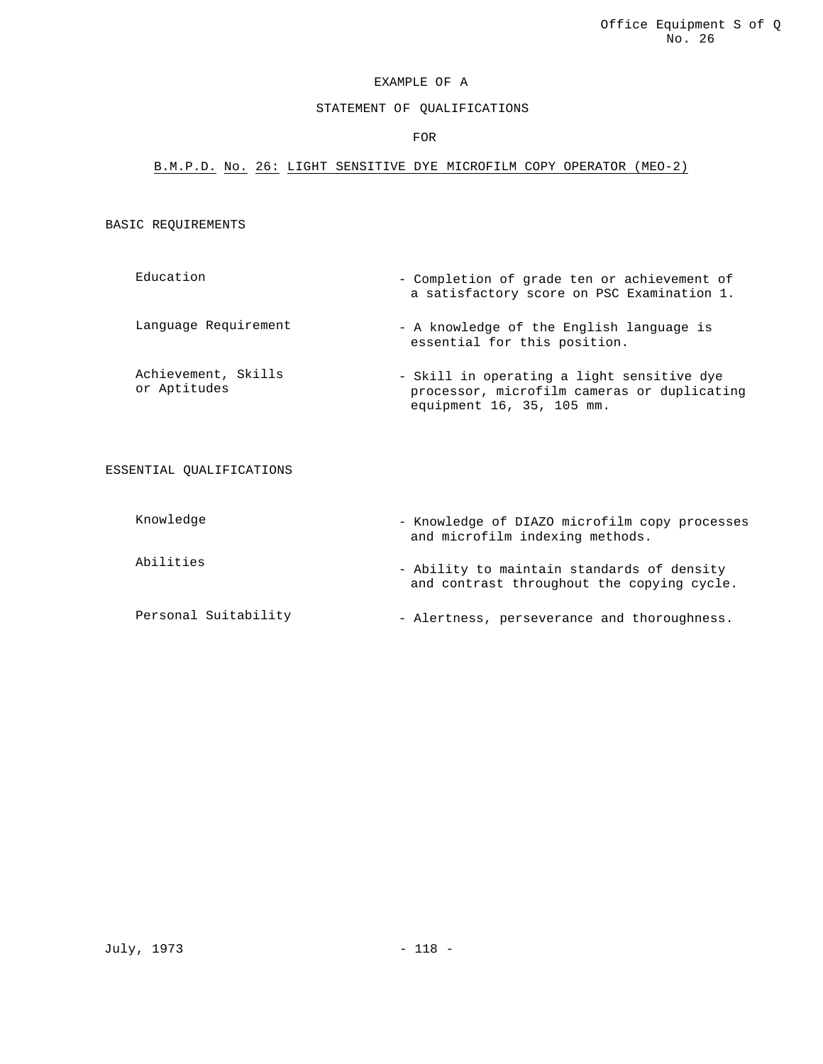EXAMPLE OF A

STATEMENT OF QUALIFICATIONS

FOR

B.M.P.D. No. 26: LIGHT SENSITIVE DYE MICROFILM COPY OPERATOR (MEO-2)

## BASIC REQUIREMENTS

| | |
|---|---|
| Education | - Completion of grade ten or achievement of a satisfactory score on PSC Examination 1. |
| Language Requirement | - A knowledge of the English language is essential for this position. |
| Achievement, Skills or Aptitudes | - Skill in operating a light sensitive dye processor, microfilm cameras or duplicating equipment 16, 35, 105 mm. |

## ESSENTIAL QUALIFICATIONS

| | |
|---|---|
| Knowledge | - Knowledge of DIAZO microfilm copy processes and microfilm indexing methods. |
| Abilities | - Ability to maintain standards of density and contrast throughout the copying cycle. |
| Personal Suitability | - Alertness, perseverance and thoroughness. |

July, 1973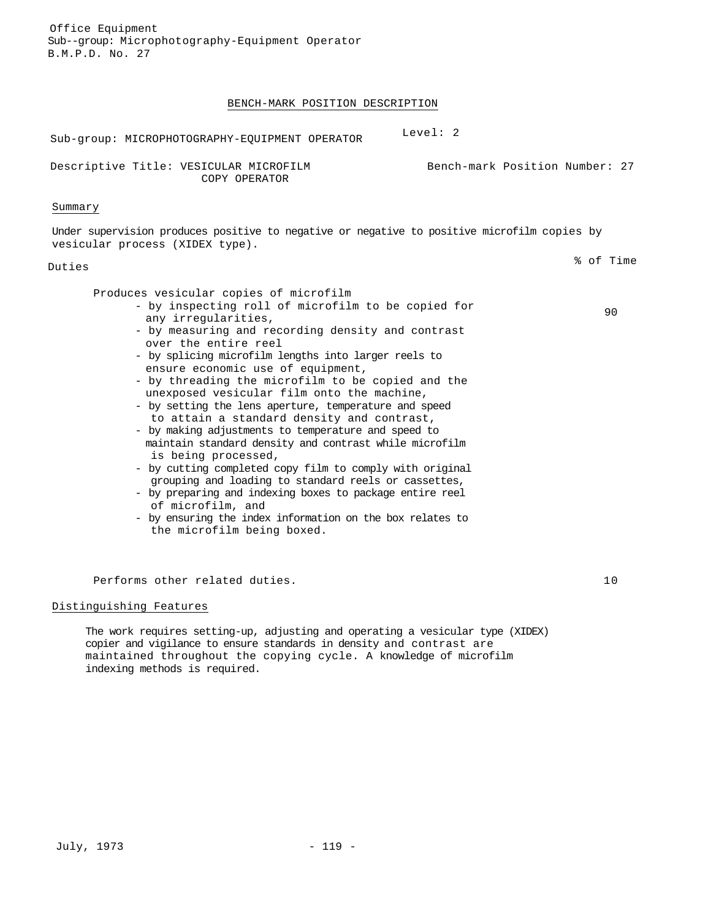Office Equipment
Sub--group: Microphotography-Equipment Operator
B.M.P.D. No. 27

# BENCH-MARK POSITION DESCRIPTION

Sub-group: MICROPHOTOGRAPHY-EQUIPMENT OPERATOR

Level: 2

Descriptive Title: VESICULAR MICROFILM COPY OPERATOR

Bench-mark Position Number: 27

## Summary

Under supervision produces positive to negative or negative to positive microfilm copies by vesicular process (XIDEX type).

| Duties | % of Time |
|---|---|
| Produces vesicular copies of microfilm<br>- by inspecting roll of microfilm to be copied for any irregularities,<br>- by measuring and recording density and contrast over the entire reel<br>- by splicing microfilm lengths into larger reels to ensure economic use of equipment,<br>- by threading the microfilm to be copied and the unexposed vesicular film onto the machine,<br>- by setting the lens aperture, temperature and speed to attain a standard density and contrast,<br>- by making adjustments to temperature and speed to maintain standard density and contrast while microfilm is being processed,<br>- by cutting completed copy film to comply with original grouping and loading to standard reels or cassettes,<br>- by preparing and indexing boxes to package entire reel of microfilm, and<br>- by ensuring the index information on the box relates to the microfilm being boxed. | 90 |
| Performs other related duties. | 10 |

## Distinguishing Features

The work requires setting-up, adjusting and operating a vesicular type (XIDEX) copier and vigilance to ensure standards in density and contrast are maintained throughout the copying cycle. A knowledge of microfilm indexing methods is required.

July, 1973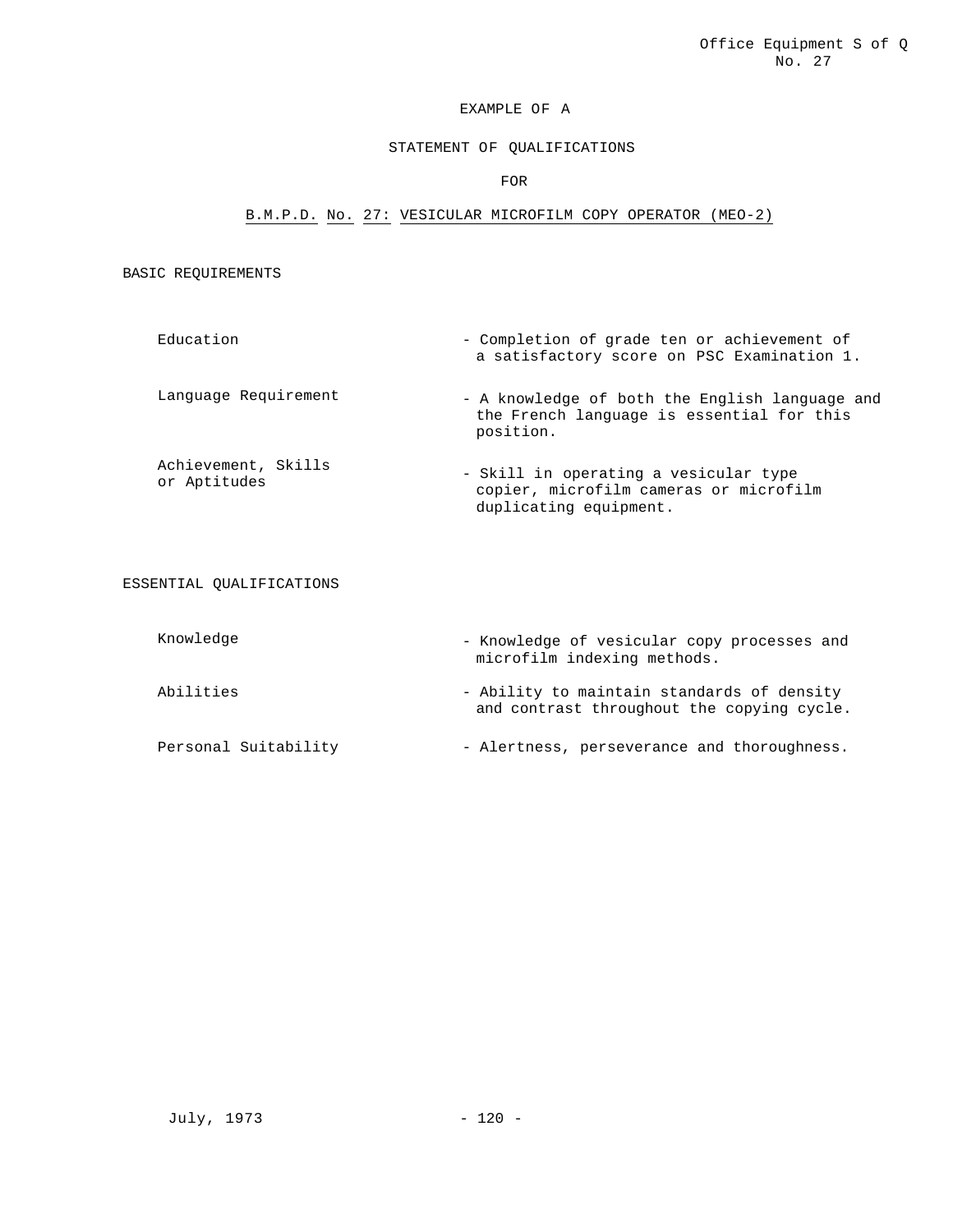EXAMPLE OF A

STATEMENT OF QUALIFICATIONS

FOR

B.M.P.D. No. 27: VESICULAR MICROFILM COPY OPERATOR (MEO-2)

BASIC REQUIREMENTS

| | |
|---|---|
| Education | - Completion of grade ten or achievement of a satisfactory score on PSC Examination 1. |
| Language Requirement | - A knowledge of both the English language and the French language is essential for this position. |
| Achievement, Skills or Aptitudes | - Skill in operating a vesicular type copier, microfilm cameras or microfilm duplicating equipment. |

ESSENTIAL QUALIFICATIONS

| | |
|---|---|
| Knowledge | - Knowledge of vesicular copy processes and microfilm indexing methods. |
| Abilities | - Ability to maintain standards of density and contrast throughout the copying cycle. |
| Personal Suitability | - Alertness, perseverance and thoroughness. |

July, 1973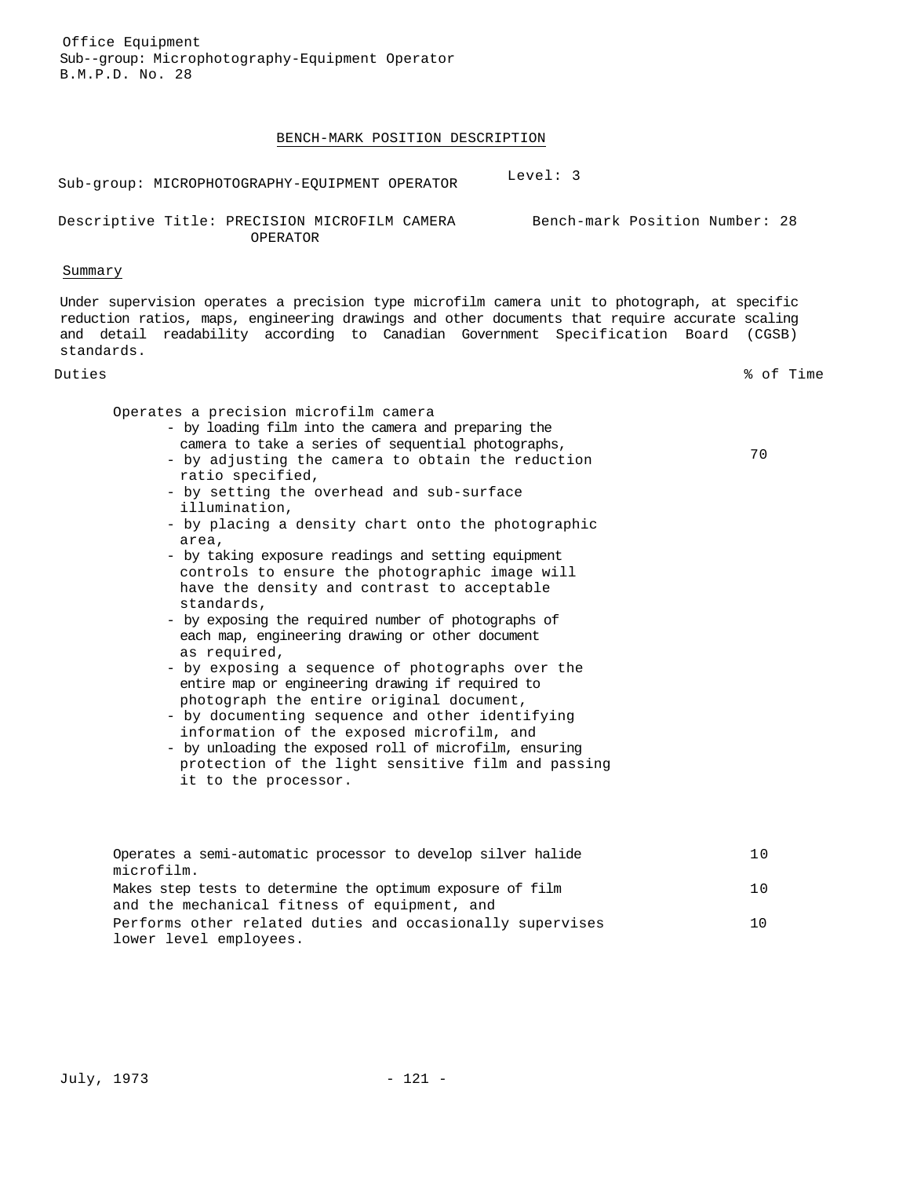Office Equipment
Sub--group: Microphotography-Equipment Operator
B.M.P.D. No. 28

## BENCH-MARK POSITION DESCRIPTION

Sub-group: MICROPHOTOGRAPHY-EQUIPMENT OPERATOR — Level: 3

Descriptive Title: PRECISION MICROFILM CAMERA OPERATOR — Bench-mark Position Number: 28

### Summary

Under supervision operates a precision type microfilm camera unit to photograph, at specific reduction ratios, maps, engineering drawings and other documents that require accurate scaling and detail readability according to Canadian Government Specification Board (CGSB) standards.

| Duties | % of Time |
|---|---|
| Operates a precision microfilm camera<br>- by loading film into the camera and preparing the camera to take a series of sequential photographs,<br>- by adjusting the camera to obtain the reduction ratio specified,<br>- by setting the overhead and sub-surface illumination,<br>- by placing a density chart onto the photographic area,<br>- by taking exposure readings and setting equipment controls to ensure the photographic image will have the density and contrast to acceptable standards,<br>- by exposing the required number of photographs of each map, engineering drawing or other document as required,<br>- by exposing a sequence of photographs over the entire map or engineering drawing if required to photograph the entire original document,<br>- by documenting sequence and other identifying information of the exposed microfilm, and<br>- by unloading the exposed roll of microfilm, ensuring protection of the light sensitive film and passing it to the processor. | 70 |
| Operates a semi-automatic processor to develop silver halide microfilm. | 10 |
| Makes step tests to determine the optimum exposure of film and the mechanical fitness of equipment, and | 10 |
| Performs other related duties and occasionally supervises lower level employees. | 10 |

July, 1973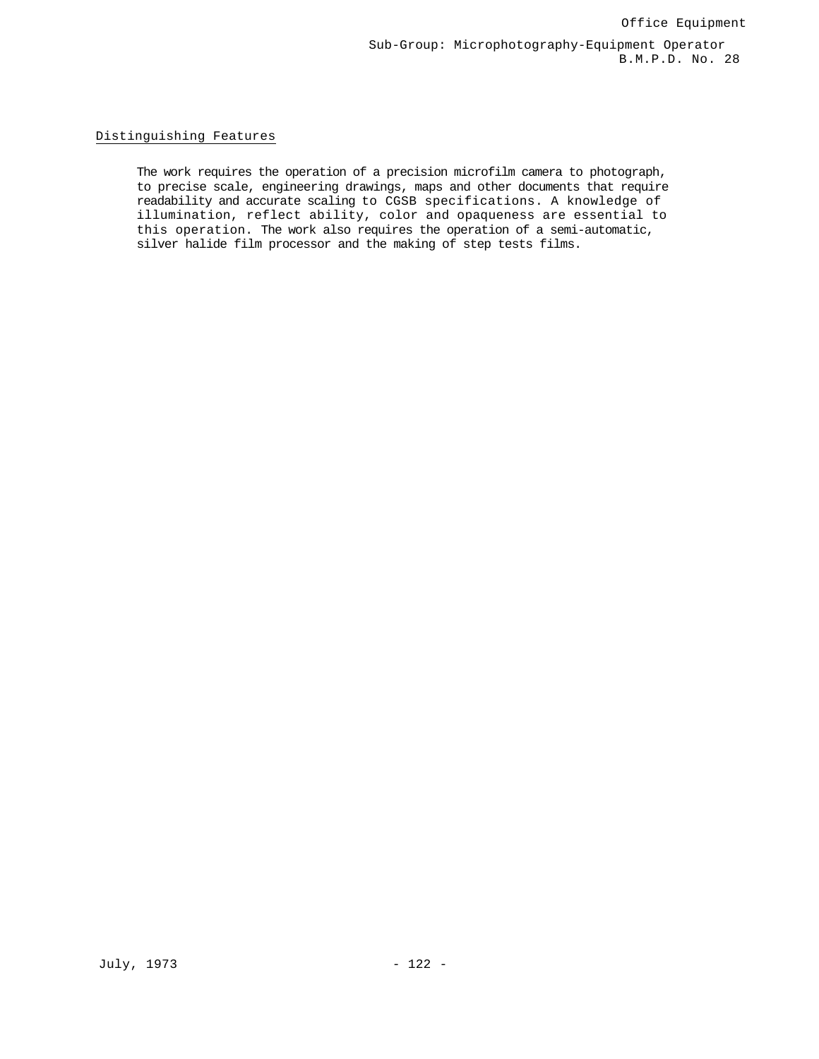## Distinguishing Features

The work requires the operation of a precision microfilm camera to photograph, to precise scale, engineering drawings, maps and other documents that require readability and accurate scaling to CGSB specifications. A knowledge of illumination, reflect ability, color and opaqueness are essential to this operation. The work also requires the operation of a semi-automatic, silver halide film processor and the making of step tests films.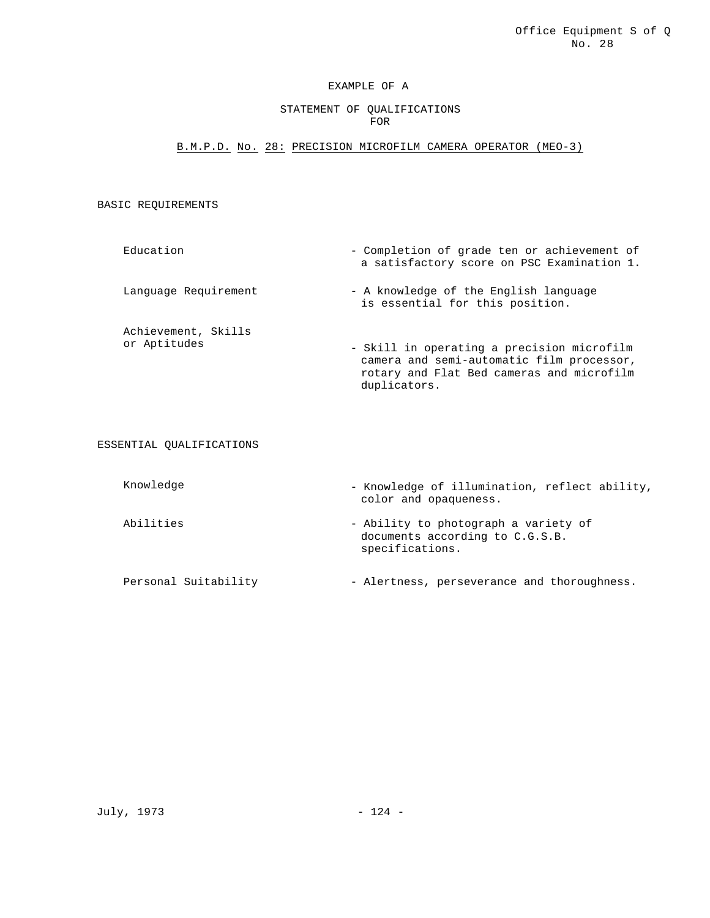EXAMPLE OF A

STATEMENT OF QUALIFICATIONS
FOR

B.M.P.D. No. 28: PRECISION MICROFILM CAMERA OPERATOR (MEO-3)

## BASIC REQUIREMENTS

| | |
|---|---|
| Education | - Completion of grade ten or achievement of a satisfactory score on PSC Examination 1. |
| Language Requirement | - A knowledge of the English language is essential for this position. |
| Achievement, Skills or Aptitudes | - Skill in operating a precision microfilm camera and semi-automatic film processor, rotary and Flat Bed cameras and microfilm duplicators. |

## ESSENTIAL QUALIFICATIONS

| | |
|---|---|
| Knowledge | - Knowledge of illumination, reflect ability, color and opaqueness. |
| Abilities | - Ability to photograph a variety of documents according to C.G.S.B. specifications. |
| Personal Suitability | - Alertness, perseverance and thoroughness. |

July, 1973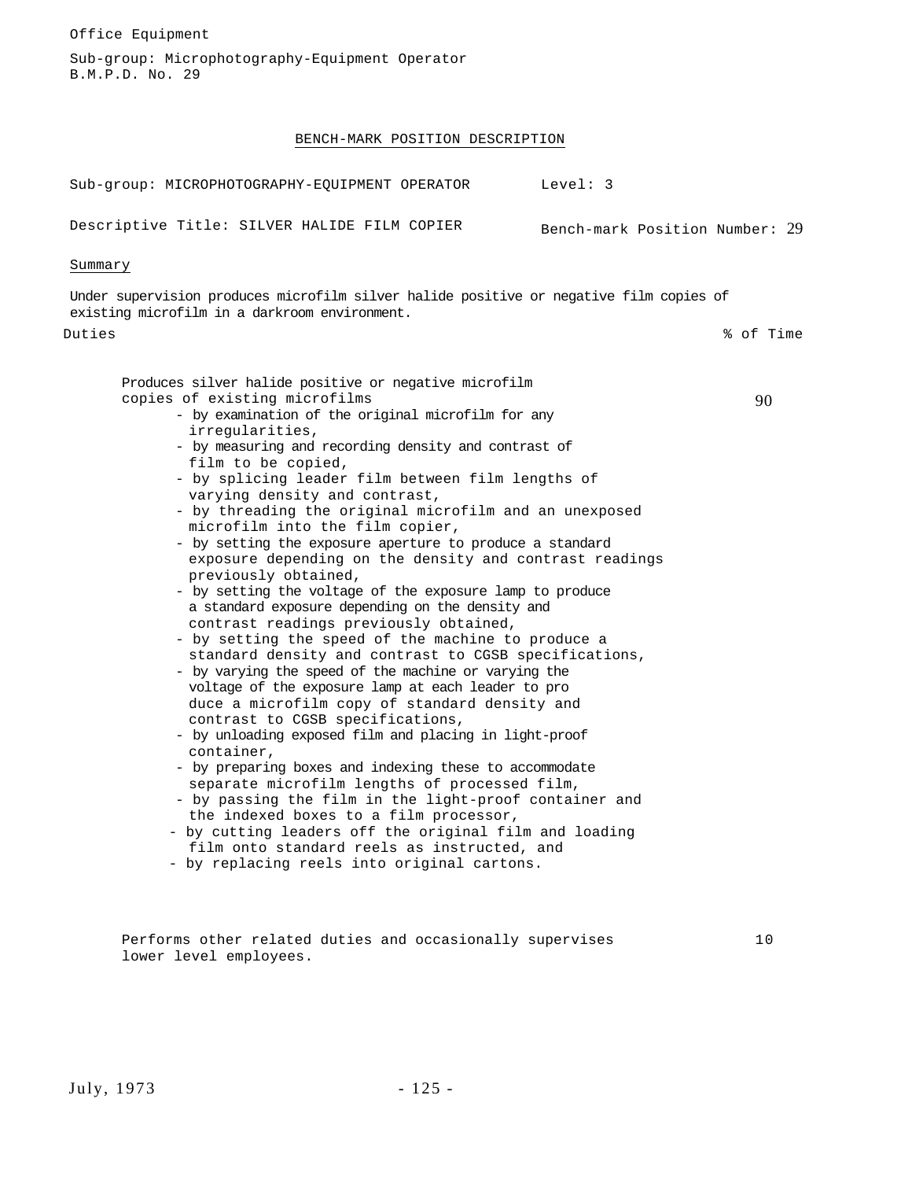Office Equipment

Sub-group: Microphotography-Equipment Operator
B.M.P.D. No. 29

## BENCH-MARK POSITION DESCRIPTION

Sub-group: MICROPHOTOGRAPHY-EQUIPMENT OPERATOR — Level: 3

Descriptive Title: SILVER HALIDE FILM COPIER — Bench-mark Position Number: 29

### Summary

Under supervision produces microfilm silver halide positive or negative film copies of existing microfilm in a darkroom environment.

| Duties | % of Time |
|---|---|
| Produces silver halide positive or negative microfilm copies of existing microfilms<br>- by examination of the original microfilm for any irregularities,<br>- by measuring and recording density and contrast of film to be copied,<br>- by splicing leader film between film lengths of varying density and contrast,<br>- by threading the original microfilm and an unexposed microfilm into the film copier,<br>- by setting the exposure aperture to produce a standard exposure depending on the density and contrast readings previously obtained,<br>- by setting the voltage of the exposure lamp to produce a standard exposure depending on the density and contrast readings previously obtained,<br>- by setting the speed of the machine to produce a standard density and contrast to CGSB specifications,<br>- by varying the speed of the machine or varying the voltage of the exposure lamp at each leader to pro duce a microfilm copy of standard density and contrast to CGSB specifications,<br>- by unloading exposed film and placing in light-proof container,<br>- by preparing boxes and indexing these to accommodate separate microfilm lengths of processed film,<br>- by passing the film in the light-proof container and the indexed boxes to a film processor,<br>- by cutting leaders off the original film and loading film onto standard reels as instructed, and<br>- by replacing reels into original cartons. | 90 |
| Performs other related duties and occasionally supervises lower level employees. | 10 |

July, 1973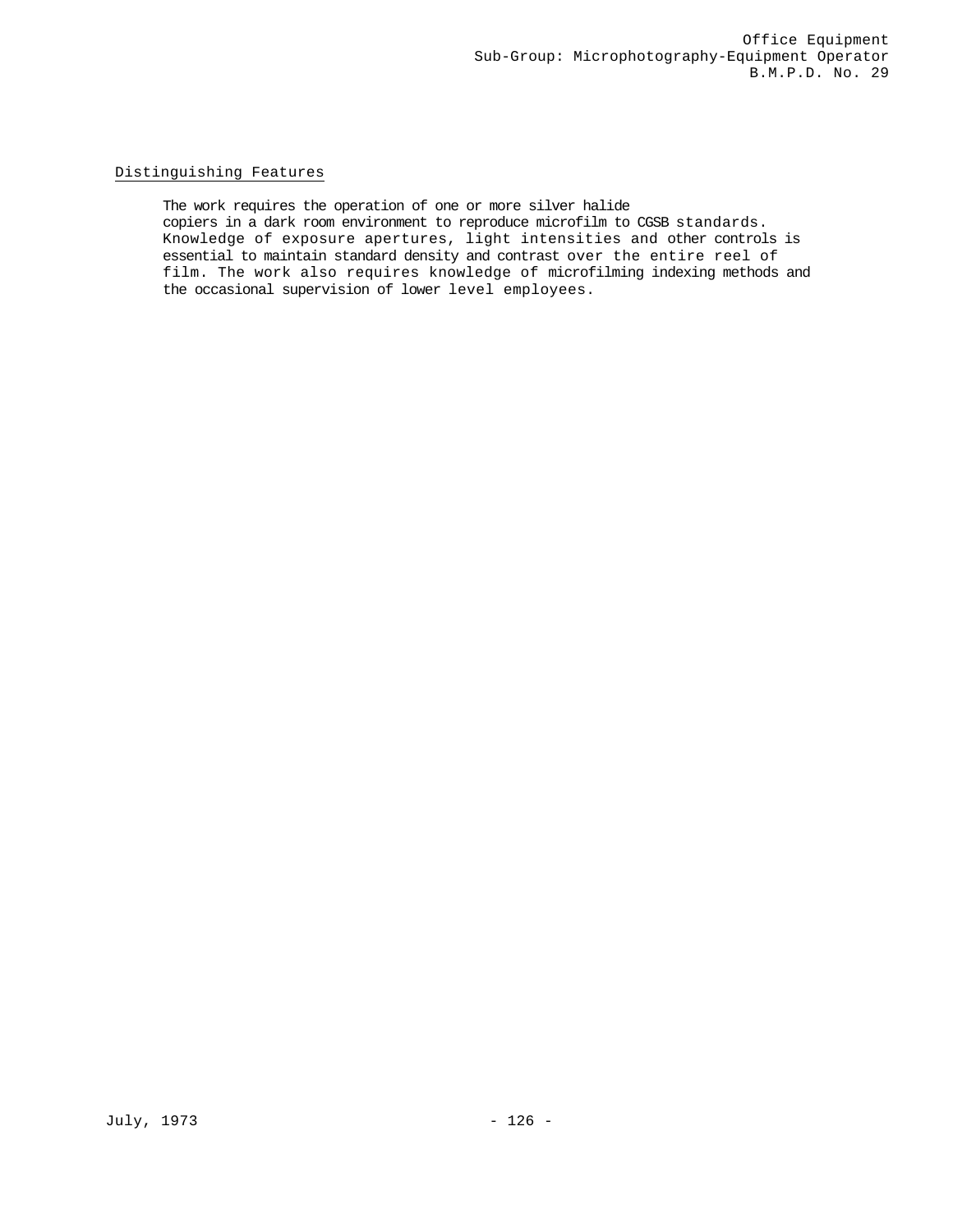## Distinguishing Features

The work requires the operation of one or more silver halide copiers in a dark room environment to reproduce microfilm to CGSB standards. Knowledge of exposure apertures, light intensities and other controls is essential to maintain standard density and contrast over the entire reel of film. The work also requires knowledge of microfilming indexing methods and the occasional supervision of lower level employees.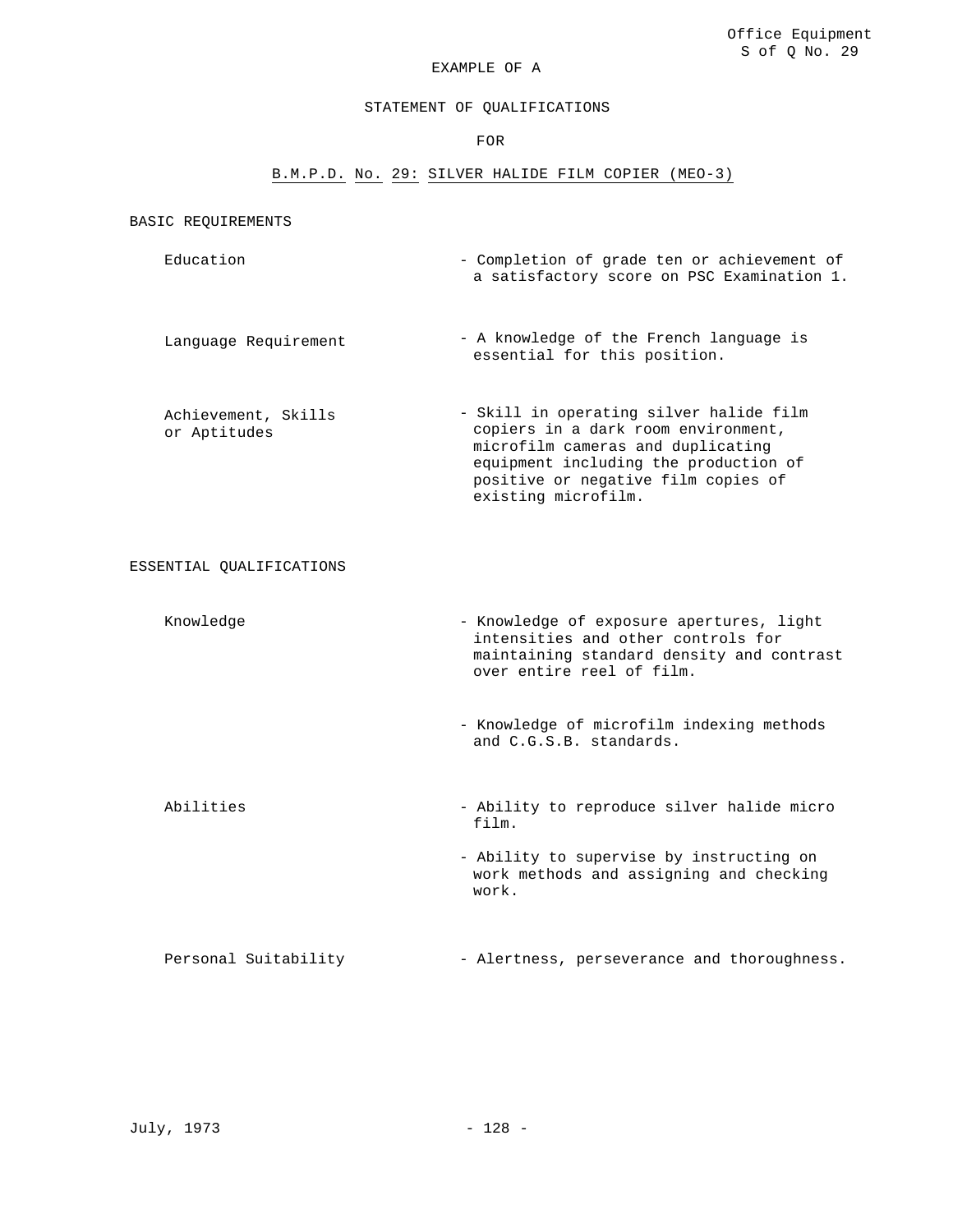Office Equipment
S of Q No. 29

EXAMPLE OF A

STATEMENT OF QUALIFICATIONS

FOR

B.M.P.D. No. 29: SILVER HALIDE FILM COPIER (MEO-3)

## BASIC REQUIREMENTS

| | |
|---|---|
| Education | - Completion of grade ten or achievement of a satisfactory score on PSC Examination 1. |
| Language Requirement | - A knowledge of the French language is essential for this position. |
| Achievement, Skills or Aptitudes | - Skill in operating silver halide film copiers in a dark room environment, microfilm cameras and duplicating equipment including the production of positive or negative film copies of existing microfilm. |

## ESSENTIAL QUALIFICATIONS

| | |
|---|---|
| Knowledge | - Knowledge of exposure apertures, light intensities and other controls for maintaining standard density and contrast over entire reel of film. |
| | - Knowledge of microfilm indexing methods and C.G.S.B. standards. |
| Abilities | - Ability to reproduce silver halide micro film. |
| | - Ability to supervise by instructing on work methods and assigning and checking work. |
| Personal Suitability | - Alertness, perseverance and thoroughness. |

July, 1973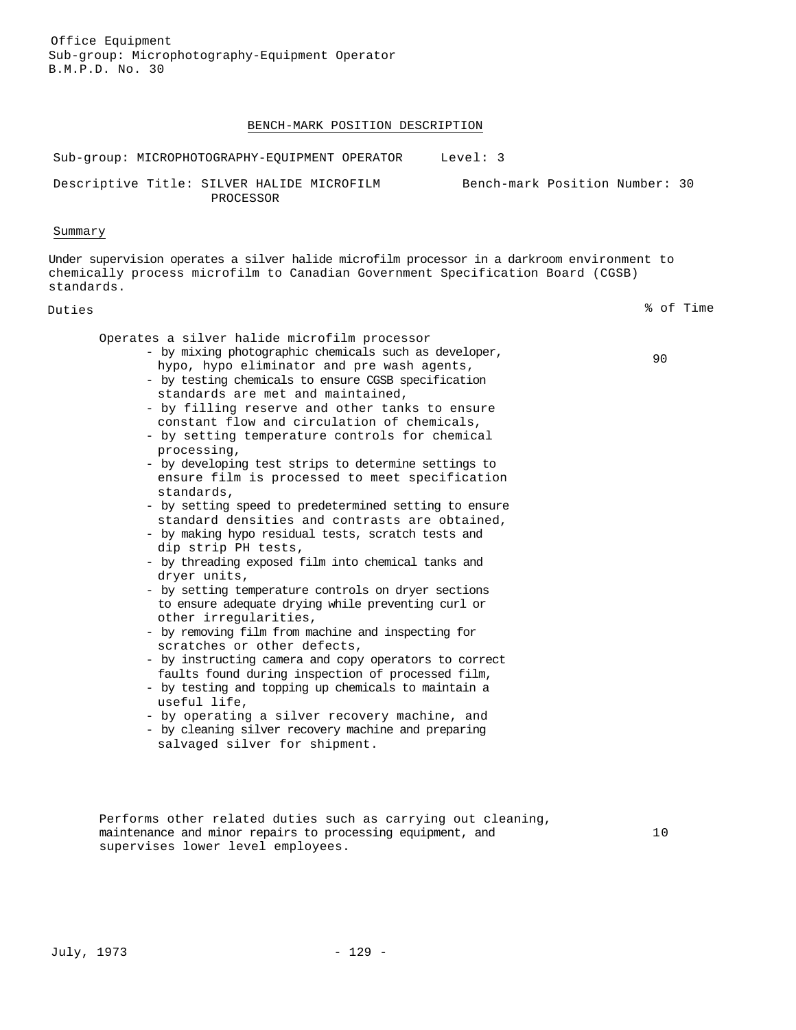Office Equipment
Sub-group: Microphotography-Equipment Operator
B.M.P.D. No. 30

## BENCH-MARK POSITION DESCRIPTION

Sub-group: MICROPHOTOGRAPHY-EQUIPMENT OPERATOR     Level: 3

Descriptive Title: SILVER HALIDE MICROFILM PROCESSOR     Bench-mark Position Number: 30

### Summary

Under supervision operates a silver halide microfilm processor in a darkroom environment to chemically process microfilm to Canadian Government Specification Board (CGSB) standards.

| Duties | % of Time |
|---|---|
| Operates a silver halide microfilm processor<br>- by mixing photographic chemicals such as developer, hypo, hypo eliminator and pre wash agents,<br>- by testing chemicals to ensure CGSB specification standards are met and maintained,<br>- by filling reserve and other tanks to ensure constant flow and circulation of chemicals,<br>- by setting temperature controls for chemical processing,<br>- by developing test strips to determine settings to ensure film is processed to meet specification standards,<br>- by setting speed to predetermined setting to ensure standard densities and contrasts are obtained,<br>- by making hypo residual tests, scratch tests and dip strip PH tests,<br>- by threading exposed film into chemical tanks and dryer units,<br>- by setting temperature controls on dryer sections to ensure adequate drying while preventing curl or other irregularities,<br>- by removing film from machine and inspecting for scratches or other defects,<br>- by instructing camera and copy operators to correct faults found during inspection of processed film,<br>- by testing and topping up chemicals to maintain a useful life,<br>- by operating a silver recovery machine, and<br>- by cleaning silver recovery machine and preparing salvaged silver for shipment. | 90 |
| Performs other related duties such as carrying out cleaning, maintenance and minor repairs to processing equipment, and supervises lower level employees. | 10 |

July, 1973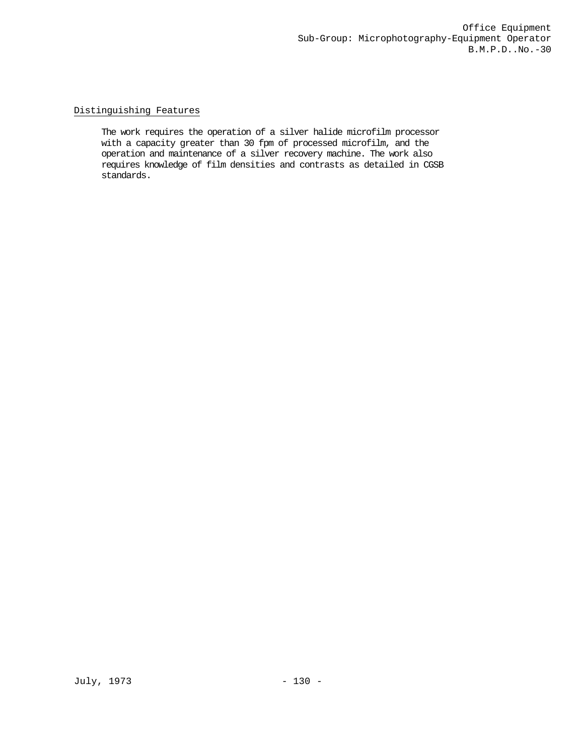## Distinguishing Features

The work requires the operation of a silver halide microfilm processor with a capacity greater than 30 fpm of processed microfilm, and the operation and maintenance of a silver recovery machine. The work also requires knowledge of film densities and contrasts as detailed in CGSB standards.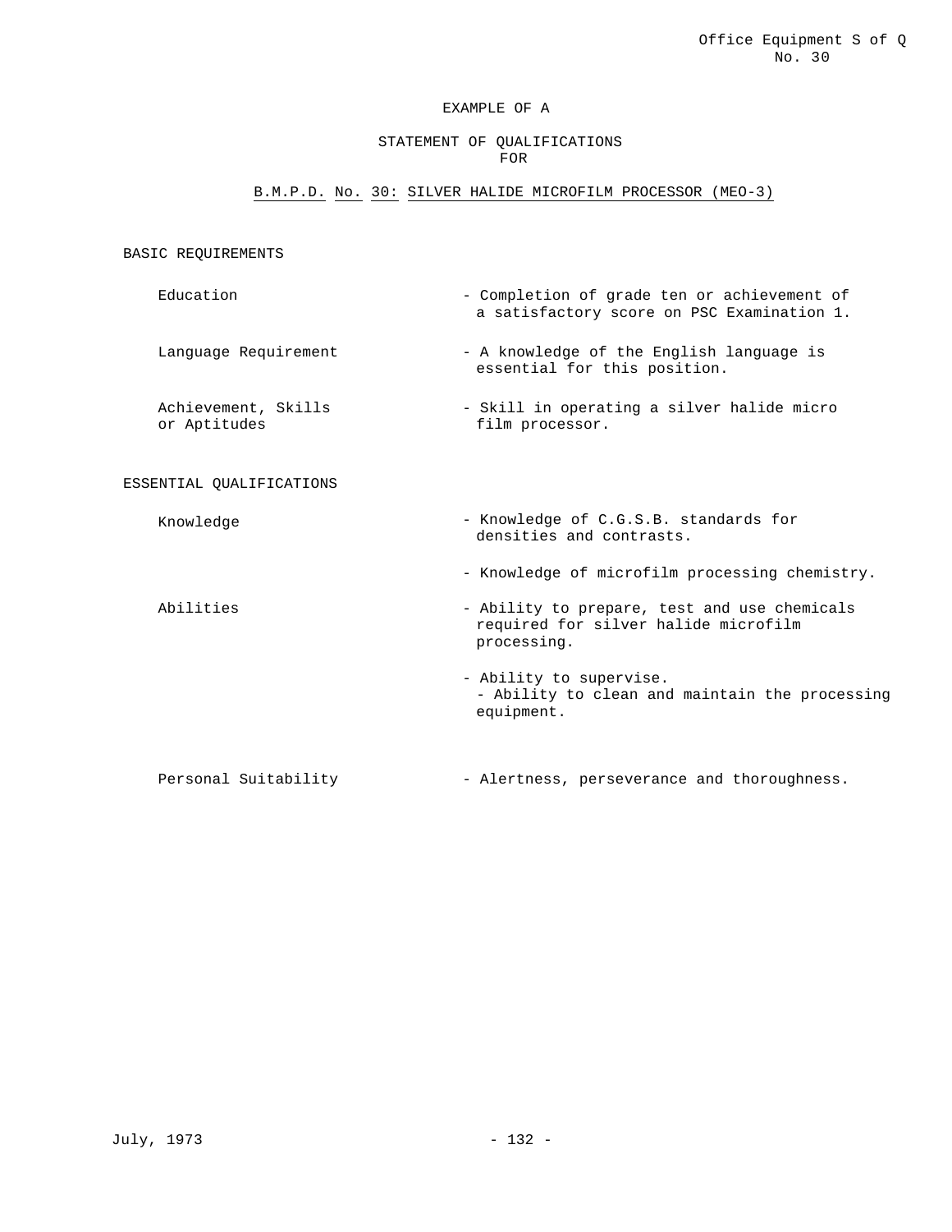EXAMPLE OF A

STATEMENT OF QUALIFICATIONS
FOR

B.M.P.D. No. 30: SILVER HALIDE MICROFILM PROCESSOR (MEO-3)

BASIC REQUIREMENTS

| | |
|---|---|
| Education | - Completion of grade ten or achievement of a satisfactory score on PSC Examination 1. |
| Language Requirement | - A knowledge of the English language is essential for this position. |
| Achievement, Skills or Aptitudes | - Skill in operating a silver halide micro film processor. |

ESSENTIAL QUALIFICATIONS

| | |
|---|---|
| Knowledge | - Knowledge of C.G.S.B. standards for densities and contrasts. |
| | - Knowledge of microfilm processing chemistry. |
| Abilities | - Ability to prepare, test and use chemicals required for silver halide microfilm processing. |
| | - Ability to supervise. |
| | - Ability to clean and maintain the processing equipment. |
| Personal Suitability | - Alertness, perseverance and thoroughness. |

July, 1973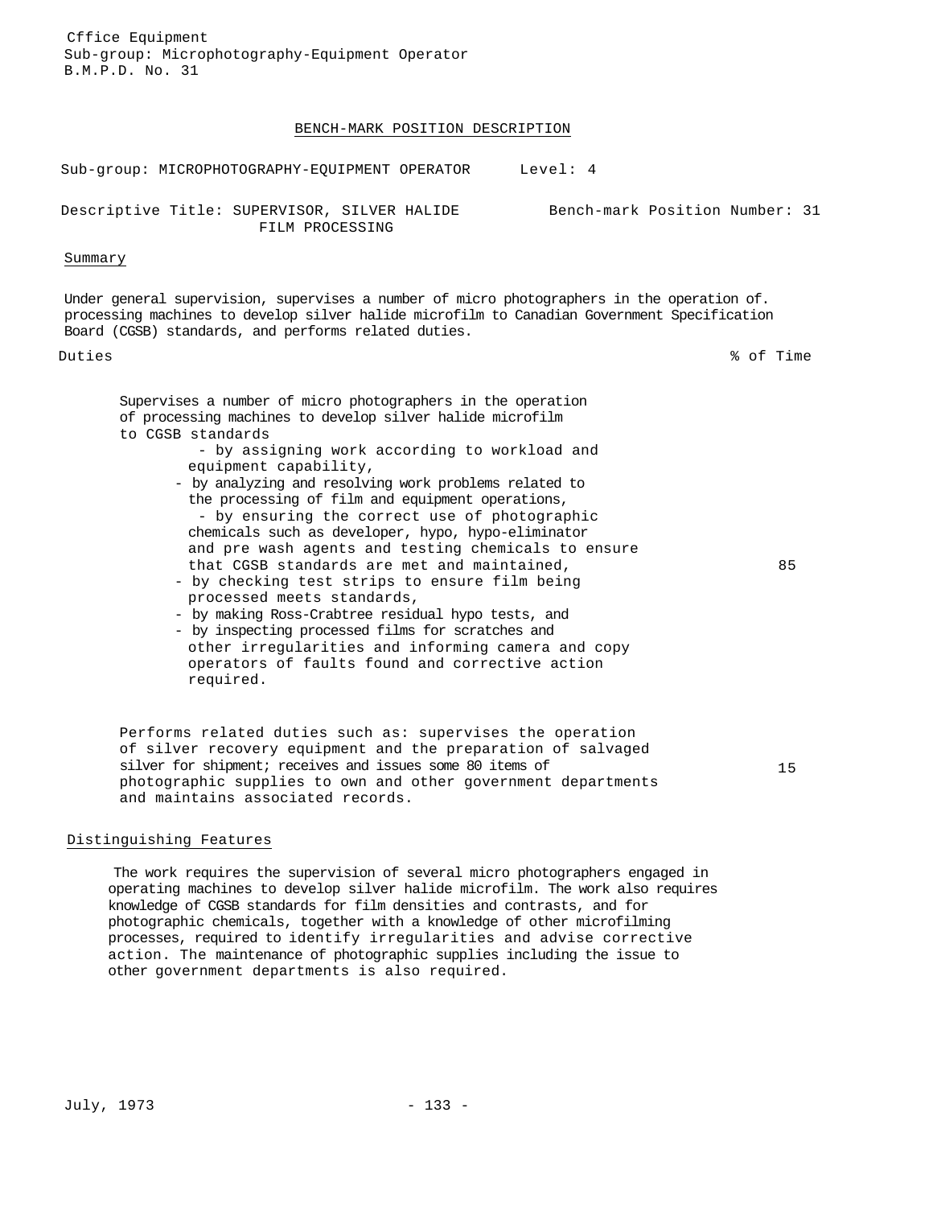Cffice Equipment
Sub-group: Microphotography-Equipment Operator
B.M.P.D. No. 31

## BENCH-MARK POSITION DESCRIPTION

Sub-group: MICROPHOTOGRAPHY-EQUIPMENT OPERATOR     Level: 4

Descriptive Title: SUPERVISOR, SILVER HALIDE FILM PROCESSING     Bench-mark Position Number: 31

### Summary

Under general supervision, supervises a number of micro photographers in the operation of. processing machines to develop silver halide microfilm to Canadian Government Specification Board (CGSB) standards, and performs related duties.

| Duties | % of Time |
|---|---|
| Supervises a number of micro photographers in the operation of processing machines to develop silver halide microfilm to CGSB standards<br>- by assigning work according to workload and equipment capability,<br>- by analyzing and resolving work problems related to the processing of film and equipment operations,<br>- by ensuring the correct use of photographic chemicals such as developer, hypo, hypo-eliminator and pre wash agents and testing chemicals to ensure that CGSB standards are met and maintained,<br>- by checking test strips to ensure film being processed meets standards,<br>- by making Ross-Crabtree residual hypo tests, and<br>- by inspecting processed films for scratches and other irregularities and informing camera and copy operators of faults found and corrective action required. | 85 |
| Performs related duties such as: supervises the operation of silver recovery equipment and the preparation of salvaged silver for shipment; receives and issues some 80 items of photographic supplies to own and other government departments and maintains associated records. | 15 |

### Distinguishing Features

The work requires the supervision of several micro photographers engaged in operating machines to develop silver halide microfilm. The work also requires knowledge of CGSB standards for film densities and contrasts, and for photographic chemicals, together with a knowledge of other microfilming processes, required to identify irregularities and advise corrective action. The maintenance of photographic supplies including the issue to other government departments is also required.

July, 1973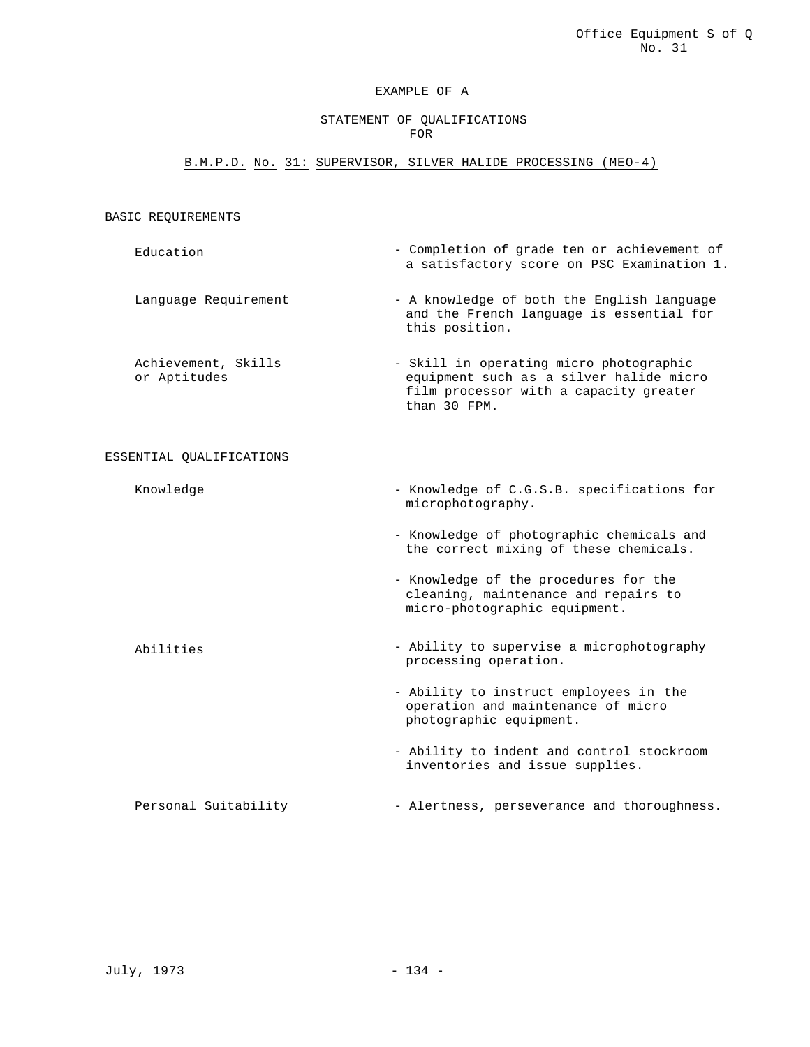EXAMPLE OF A

STATEMENT OF QUALIFICATIONS
FOR

B.M.P.D. No. 31: SUPERVISOR, SILVER HALIDE PROCESSING (MEO-4)

## BASIC REQUIREMENTS

| | |
|---|---|
| Education | - Completion of grade ten or achievement of a satisfactory score on PSC Examination 1. |
| Language Requirement | - A knowledge of both the English language and the French language is essential for this position. |
| Achievement, Skills or Aptitudes | - Skill in operating micro photographic equipment such as a silver halide micro film processor with a capacity greater than 30 FPM. |

## ESSENTIAL QUALIFICATIONS

| | |
|---|---|
| Knowledge | - Knowledge of C.G.S.B. specifications for microphotography. |
| | - Knowledge of photographic chemicals and the correct mixing of these chemicals. |
| | - Knowledge of the procedures for the cleaning, maintenance and repairs to micro-photographic equipment. |
| Abilities | - Ability to supervise a microphotography processing operation. |
| | - Ability to instruct employees in the operation and maintenance of micro photographic equipment. |
| | - Ability to indent and control stockroom inventories and issue supplies. |
| Personal Suitability | - Alertness, perseverance and thoroughness. |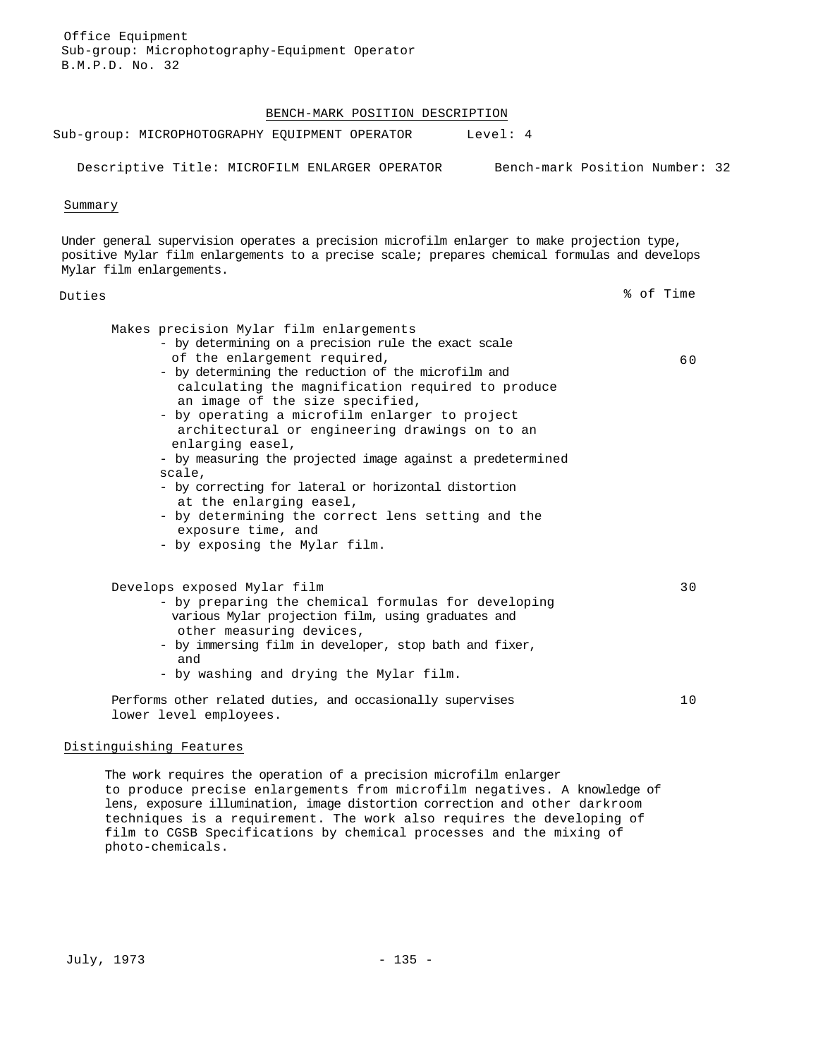Office Equipment
Sub-group: Microphotography-Equipment Operator
B.M.P.D. No. 32

# BENCH-MARK POSITION DESCRIPTION

Sub-group: MICROPHOTOGRAPHY EQUIPMENT OPERATOR    Level: 4

Descriptive Title: MICROFILM ENLARGER OPERATOR    Bench-mark Position Number: 32

## Summary

Under general supervision operates a precision microfilm enlarger to make projection type, positive Mylar film enlargements to a precise scale; prepares chemical formulas and develops Mylar film enlargements.

| Duties | % of Time |
|---|---|
| Makes precision Mylar film enlargements<br>- by determining on a precision rule the exact scale of the enlargement required,<br>- by determining the reduction of the microfilm and calculating the magnification required to produce an image of the size specified,<br>- by operating a microfilm enlarger to project architectural or engineering drawings on to an enlarging easel,<br>- by measuring the projected image against a predetermined scale,<br>- by correcting for lateral or horizontal distortion at the enlarging easel,<br>- by determining the correct lens setting and the exposure time, and<br>- by exposing the Mylar film. | 60 |
| Develops exposed Mylar film<br>- by preparing the chemical formulas for developing various Mylar projection film, using graduates and other measuring devices,<br>- by immersing film in developer, stop bath and fixer, and<br>- by washing and drying the Mylar film. | 30 |
| Performs other related duties, and occasionally supervises lower level employees. | 10 |

## Distinguishing Features

The work requires the operation of a precision microfilm enlarger to produce precise enlargements from microfilm negatives. A knowledge of lens, exposure illumination, image distortion correction and other darkroom techniques is a requirement. The work also requires the developing of film to CGSB Specifications by chemical processes and the mixing of photo-chemicals.

July, 1973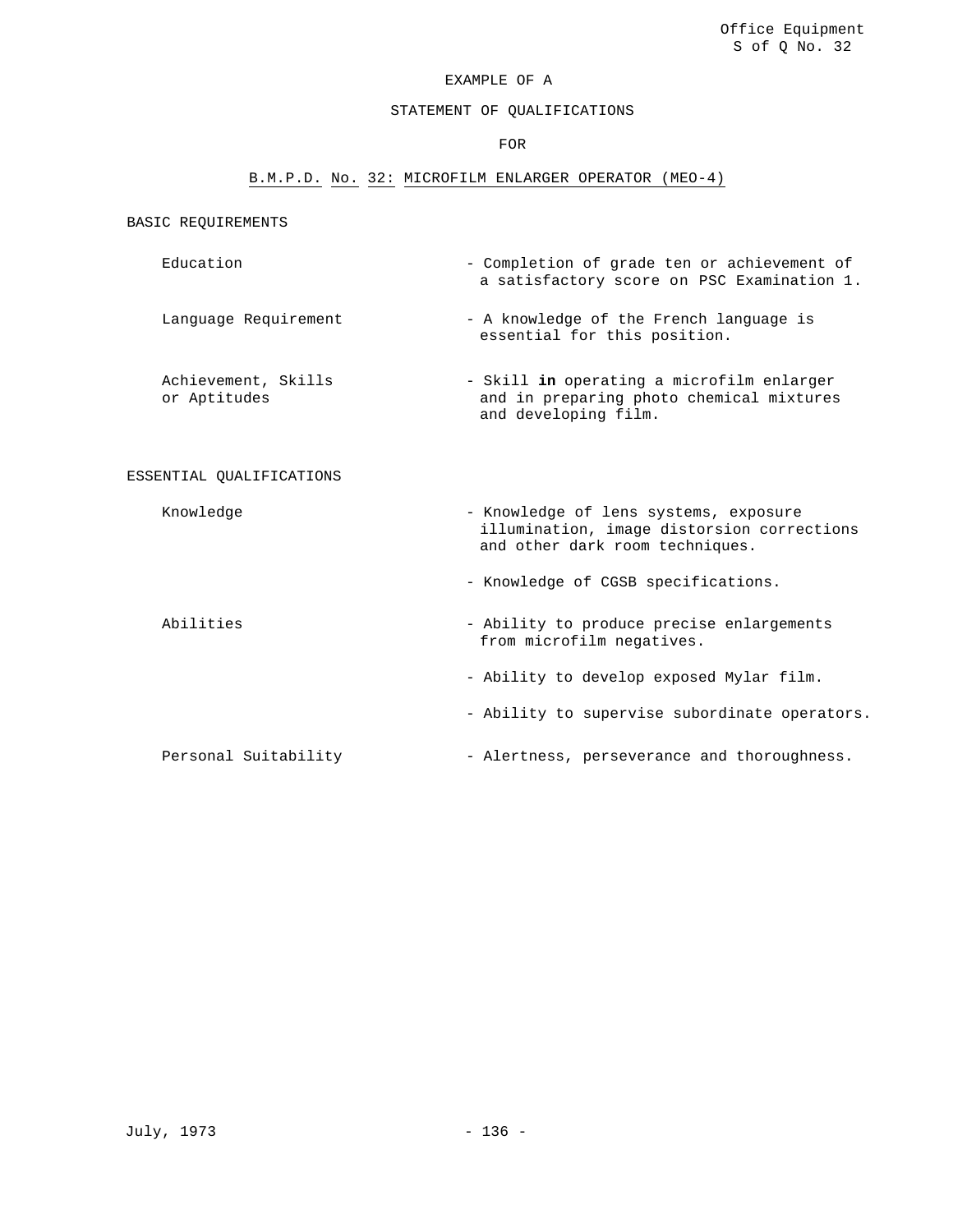Office Equipment
S of Q No. 32

# EXAMPLE OF A

## STATEMENT OF QUALIFICATIONS

## FOR

## B.M.P.D. No. 32: MICROFILM ENLARGER OPERATOR (MEO-4)

### BASIC REQUIREMENTS

| | |
|---|---|
| Education | - Completion of grade ten or achievement of a satisfactory score on PSC Examination 1. |
| Language Requirement | - A knowledge of the French language is essential for this position. |
| Achievement, Skills or Aptitudes | - Skill **in** operating a microfilm enlarger and in preparing photo chemical mixtures and developing film. |

### ESSENTIAL QUALIFICATIONS

| | |
|---|---|
| Knowledge | - Knowledge of lens systems, exposure illumination, image distorsion corrections and other dark room techniques. |
| | - Knowledge of CGSB specifications. |
| Abilities | - Ability to produce precise enlargements from microfilm negatives. |
| | - Ability to develop exposed Mylar film. |
| | - Ability to supervise subordinate operators. |
| Personal Suitability | - Alertness, perseverance and thoroughness. |

July, 1973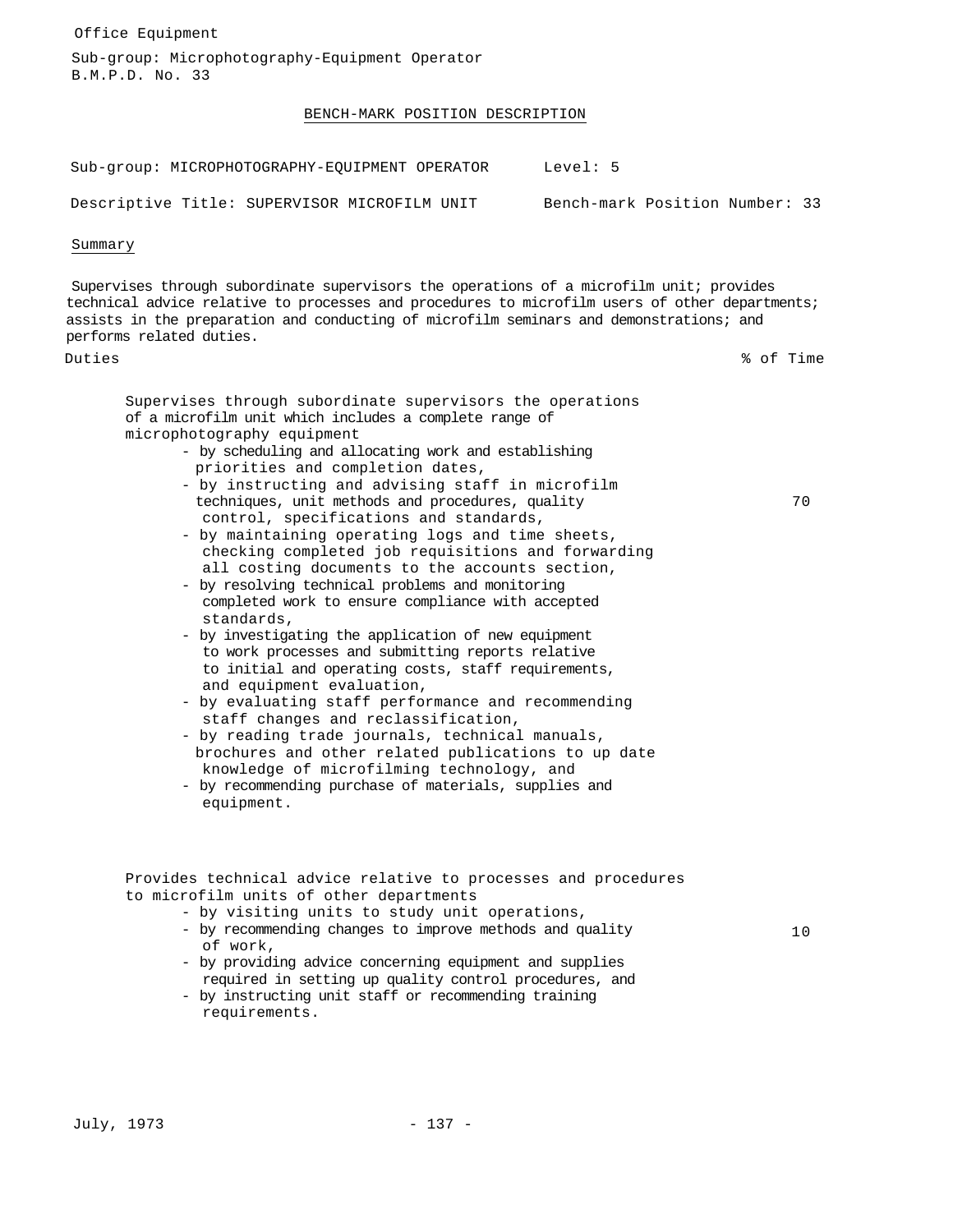Office Equipment

Sub-group: Microphotography-Equipment Operator
B.M.P.D. No. 33

# BENCH-MARK POSITION DESCRIPTION

Sub-group: MICROPHOTOGRAPHY-EQUIPMENT OPERATOR    Level: 5

Descriptive Title: SUPERVISOR MICROFILM UNIT    Bench-mark Position Number: 33

## Summary

Supervises through subordinate supervisors the operations of a microfilm unit; provides technical advice relative to processes and procedures to microfilm users of other departments; assists in the preparation and conducting of microfilm seminars and demonstrations; and performs related duties.

| Duties | % of Time |
|---|---|
| Supervises through subordinate supervisors the operations of a microfilm unit which includes a complete range of microphotography equipment<br>- by scheduling and allocating work and establishing priorities and completion dates,<br>- by instructing and advising staff in microfilm techniques, unit methods and procedures, quality control, specifications and standards,<br>- by maintaining operating logs and time sheets, checking completed job requisitions and forwarding all costing documents to the accounts section,<br>- by resolving technical problems and monitoring completed work to ensure compliance with accepted standards,<br>- by investigating the application of new equipment to work processes and submitting reports relative to initial and operating costs, staff requirements, and equipment evaluation,<br>- by evaluating staff performance and recommending staff changes and reclassification,<br>- by reading trade journals, technical manuals, brochures and other related publications to up date knowledge of microfilming technology, and<br>- by recommending purchase of materials, supplies and equipment. | 70 |
| Provides technical advice relative to processes and procedures to microfilm units of other departments<br>- by visiting units to study unit operations,<br>- by recommending changes to improve methods and quality of work,<br>- by providing advice concerning equipment and supplies required in setting up quality control procedures, and<br>- by instructing unit staff or recommending training requirements. | 10 |

July, 1973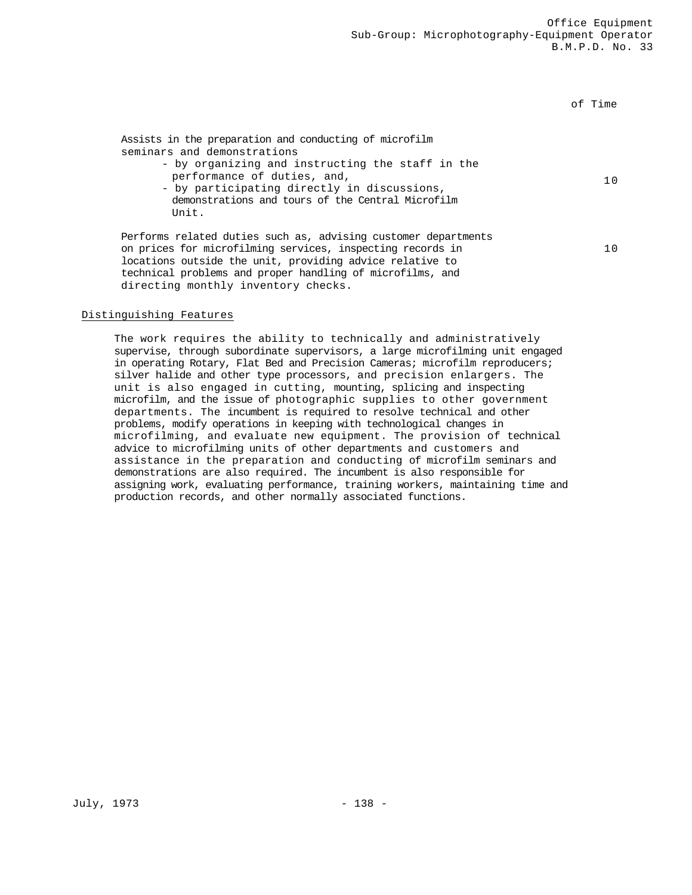| | of Time |
|---|---|
| Assists in the preparation and conducting of microfilm seminars and demonstrations<br>- by organizing and instructing the staff in the performance of duties, and,<br>- by participating directly in discussions, demonstrations and tours of the Central Microfilm Unit. | 10 |
| Performs related duties such as, advising customer departments on prices for microfilming services, inspecting records in locations outside the unit, providing advice relative to technical problems and proper handling of microfilms, and directing monthly inventory checks. | 10 |

## Distinguishing Features

The work requires the ability to technically and administratively supervise, through subordinate supervisors, a large microfilming unit engaged in operating Rotary, Flat Bed and Precision Cameras; microfilm reproducers; silver halide and other type processors, and precision enlargers. The unit is also engaged in cutting, mounting, splicing and inspecting microfilm, and the issue of photographic supplies to other government departments. The incumbent is required to resolve technical and other problems, modify operations in keeping with technological changes in microfilming, and evaluate new equipment. The provision of technical advice to microfilming units of other departments and customers and assistance in the preparation and conducting of microfilm seminars and demonstrations are also required. The incumbent is also responsible for assigning work, evaluating performance, training workers, maintaining time and production records, and other normally associated functions.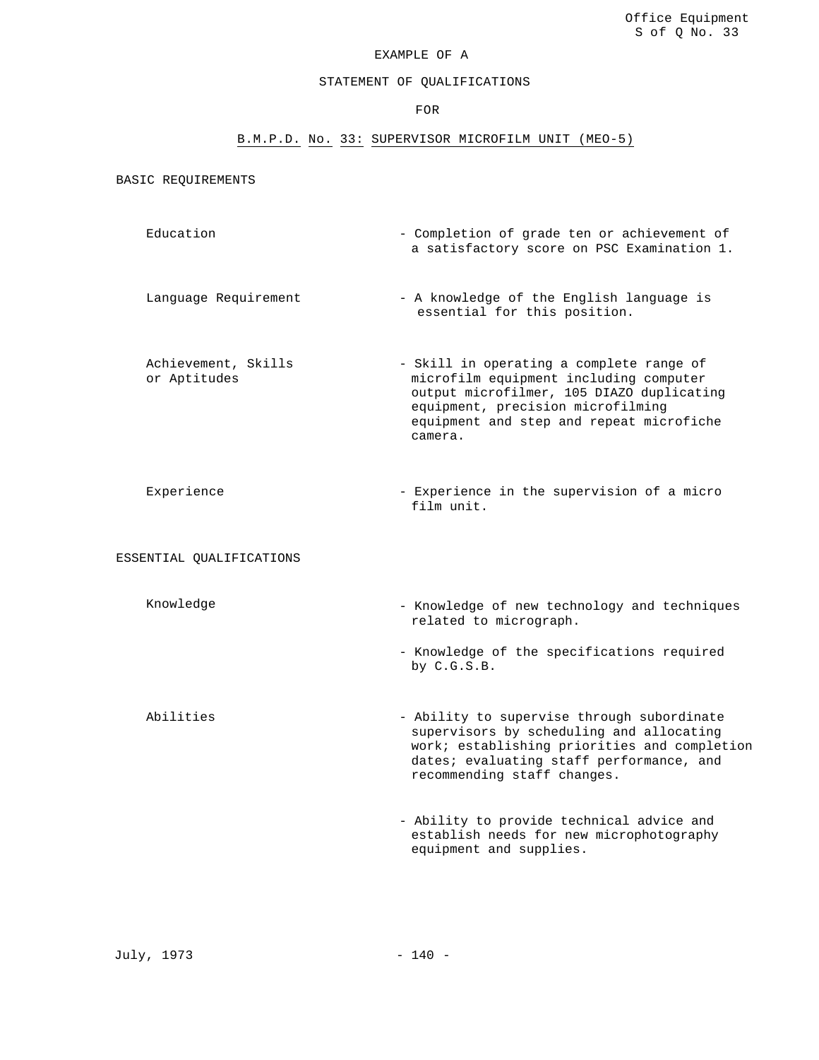Office Equipment
S of Q No. 33

EXAMPLE OF A

STATEMENT OF QUALIFICATIONS

FOR

B.M.P.D. No. 33: SUPERVISOR MICROFILM UNIT (MEO-5)

## BASIC REQUIREMENTS

| | |
|---|---|
| Education | - Completion of grade ten or achievement of a satisfactory score on PSC Examination 1. |
| Language Requirement | - A knowledge of the English language is essential for this position. |
| Achievement, Skills or Aptitudes | - Skill in operating a complete range of microfilm equipment including computer output microfilmer, 105 DIAZO duplicating equipment, precision microfilming equipment and step and repeat microfiche camera. |
| Experience | - Experience in the supervision of a micro film unit. |

## ESSENTIAL QUALIFICATIONS

| | |
|---|---|
| Knowledge | - Knowledge of new technology and techniques related to micrograph. |
| | - Knowledge of the specifications required by C.G.S.B. |
| Abilities | - Ability to supervise through subordinate supervisors by scheduling and allocating work; establishing priorities and completion dates; evaluating staff performance, and recommending staff changes. |
| | - Ability to provide technical advice and establish needs for new microphotography equipment and supplies. |

July, 1973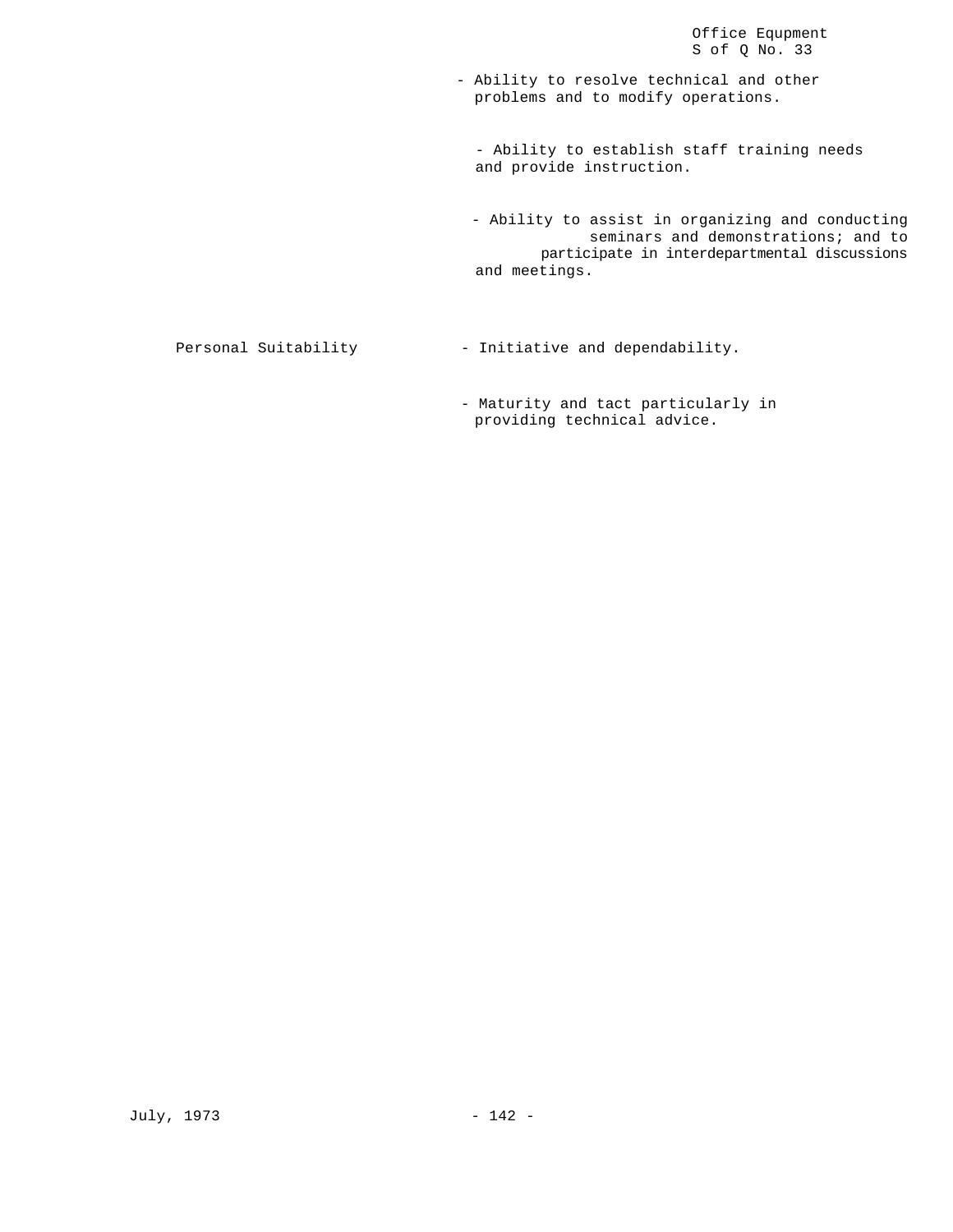- Ability to resolve technical and other problems and to modify operations.

- Ability to establish staff training needs and provide instruction.

- Ability to assist in organizing and conducting seminars and demonstrations; and to participate in interdepartmental discussions and meetings.

| | |
|---|---|
| Personal Suitability | - Initiative and dependability. |
| | - Maturity and tact particularly in providing technical advice. |